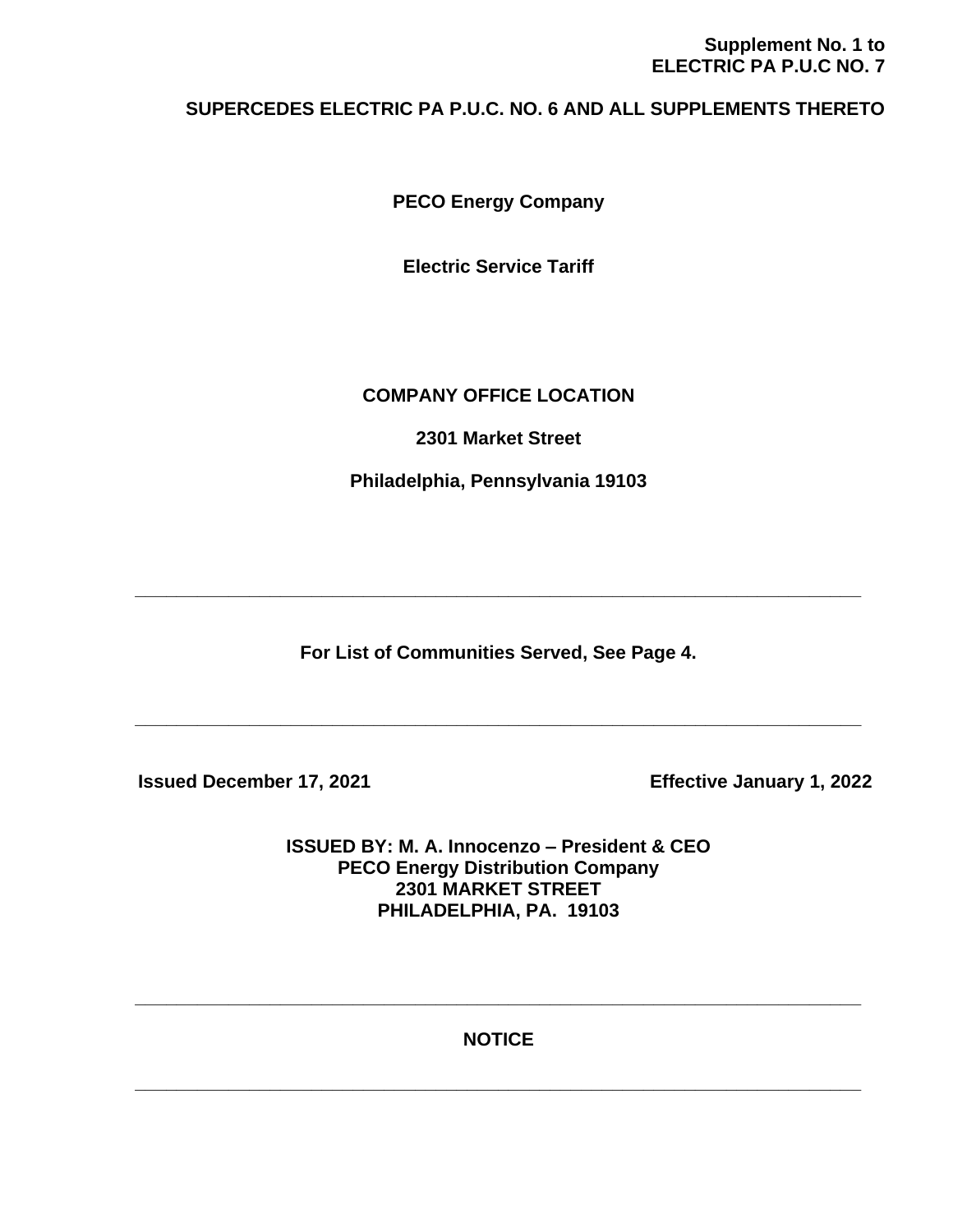**Supplement No. 1 to**
**ELECTRIC PA P.U.C NO. 7**

**SUPERCEDES ELECTRIC PA P.U.C. NO. 6 AND ALL SUPPLEMENTS THERETO**

# PECO Energy Company

## Electric Service Tariff

**COMPANY OFFICE LOCATION**

**2301 Market Street**

**Philadelphia, Pennsylvania 19103**

---

**For List of Communities Served, See Page 4.**

---

**Issued December 17, 2021** **Effective January 1, 2022**

**ISSUED BY: M. A. Innocenzo – President & CEO**
**PECO Energy Distribution Company**
**2301 MARKET STREET**
**PHILADELPHIA, PA. 19103**

---

**NOTICE**

---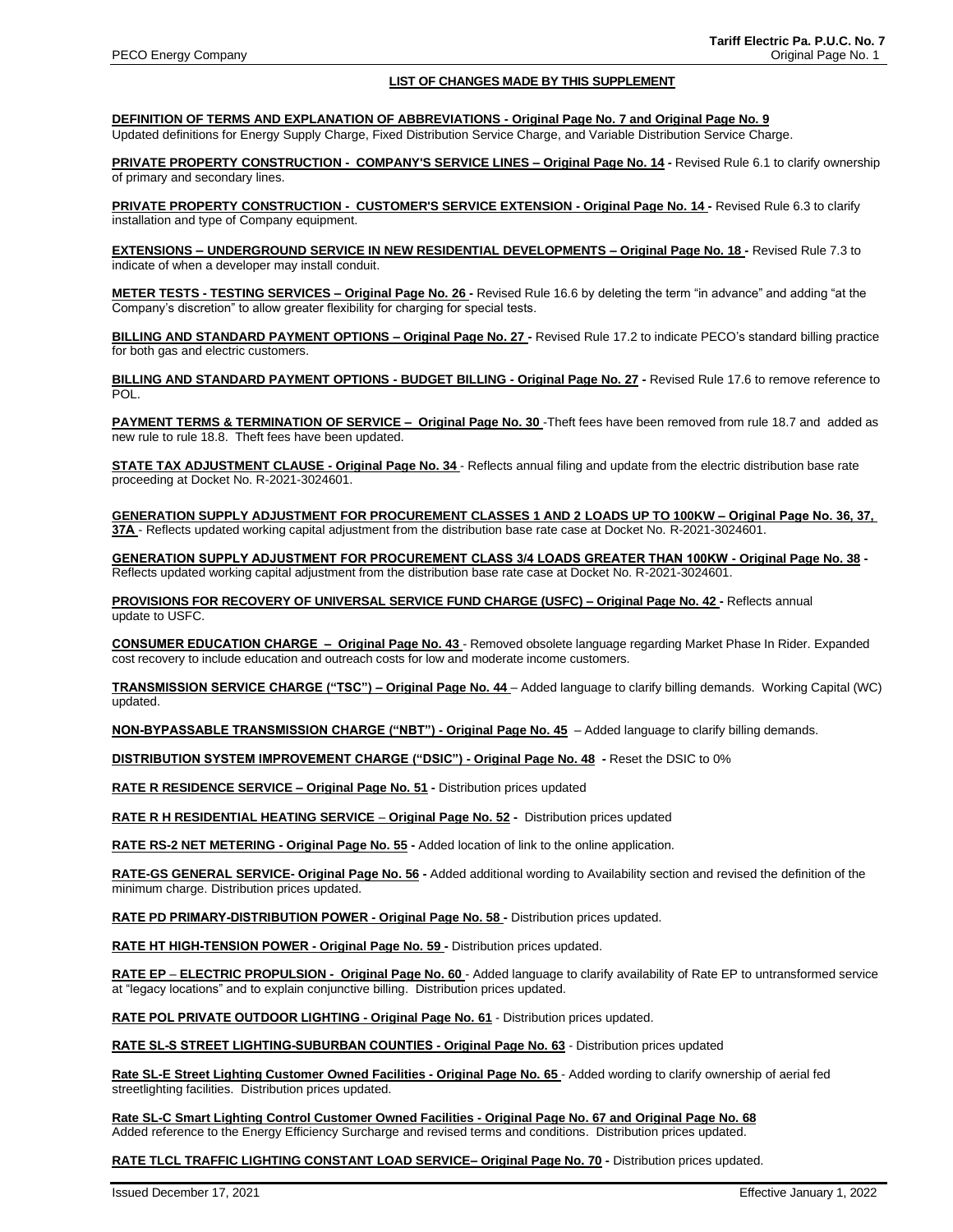## LIST OF CHANGES MADE BY THIS SUPPLEMENT

**DEFINITION OF TERMS AND EXPLANATION OF ABBREVIATIONS - Original Page No. 7 and Original Page No. 9**
Updated definitions for Energy Supply Charge, Fixed Distribution Service Charge, and Variable Distribution Service Charge.

**PRIVATE PROPERTY CONSTRUCTION - COMPANY'S SERVICE LINES – Original Page No. 14 -** Revised Rule 6.1 to clarify ownership of primary and secondary lines.

**PRIVATE PROPERTY CONSTRUCTION - CUSTOMER'S SERVICE EXTENSION - Original Page No. 14 -** Revised Rule 6.3 to clarify installation and type of Company equipment.

**EXTENSIONS – UNDERGROUND SERVICE IN NEW RESIDENTIAL DEVELOPMENTS – Original Page No. 18 -** Revised Rule 7.3 to indicate of when a developer may install conduit.

**METER TESTS - TESTING SERVICES – Original Page No. 26 -** Revised Rule 16.6 by deleting the term "in advance" and adding "at the Company's discretion" to allow greater flexibility for charging for special tests.

**BILLING AND STANDARD PAYMENT OPTIONS – Original Page No. 27 -** Revised Rule 17.2 to indicate PECO's standard billing practice for both gas and electric customers.

**BILLING AND STANDARD PAYMENT OPTIONS - BUDGET BILLING - Original Page No. 27 -** Revised Rule 17.6 to remove reference to POL.

**PAYMENT TERMS & TERMINATION OF SERVICE – Original Page No. 30** -Theft fees have been removed from rule 18.7 and added as new rule to rule 18.8. Theft fees have been updated.

**STATE TAX ADJUSTMENT CLAUSE - Original Page No. 34** - Reflects annual filing and update from the electric distribution base rate proceeding at Docket No. R-2021-3024601.

**GENERATION SUPPLY ADJUSTMENT FOR PROCUREMENT CLASSES 1 AND 2 LOADS UP TO 100KW – Original Page No. 36, 37, 37A** - Reflects updated working capital adjustment from the distribution base rate case at Docket No. R-2021-3024601.

**GENERATION SUPPLY ADJUSTMENT FOR PROCUREMENT CLASS 3/4 LOADS GREATER THAN 100KW - Original Page No. 38 -** Reflects updated working capital adjustment from the distribution base rate case at Docket No. R-2021-3024601.

**PROVISIONS FOR RECOVERY OF UNIVERSAL SERVICE FUND CHARGE (USFC) – Original Page No. 42 -** Reflects annual update to USFC.

**CONSUMER EDUCATION CHARGE – Original Page No. 43** - Removed obsolete language regarding Market Phase In Rider. Expanded cost recovery to include education and outreach costs for low and moderate income customers.

**TRANSMISSION SERVICE CHARGE ("TSC") – Original Page No. 44** – Added language to clarify billing demands. Working Capital (WC) updated.

**NON-BYPASSABLE TRANSMISSION CHARGE ("NBT") - Original Page No. 45** – Added language to clarify billing demands.

**DISTRIBUTION SYSTEM IMPROVEMENT CHARGE ("DSIC") - Original Page No. 48 -** Reset the DSIC to 0%

**RATE R RESIDENCE SERVICE – Original Page No. 51 -** Distribution prices updated

**RATE R H RESIDENTIAL HEATING SERVICE – Original Page No. 52 -** Distribution prices updated

**RATE RS-2 NET METERING - Original Page No. 55 -** Added location of link to the online application.

**RATE-GS GENERAL SERVICE- Original Page No. 56 -** Added additional wording to Availability section and revised the definition of the minimum charge. Distribution prices updated.

**RATE PD PRIMARY-DISTRIBUTION POWER - Original Page No. 58 -** Distribution prices updated.

**RATE HT HIGH-TENSION POWER - Original Page No. 59 -** Distribution prices updated.

**RATE EP – ELECTRIC PROPULSION - Original Page No. 60** - Added language to clarify availability of Rate EP to untransformed service at "legacy locations" and to explain conjunctive billing. Distribution prices updated.

**RATE POL PRIVATE OUTDOOR LIGHTING - Original Page No. 61** - Distribution prices updated.

**RATE SL-S STREET LIGHTING-SUBURBAN COUNTIES - Original Page No. 63** - Distribution prices updated

**Rate SL-E Street Lighting Customer Owned Facilities - Original Page No. 65** - Added wording to clarify ownership of aerial fed streetlighting facilities. Distribution prices updated.

**Rate SL-C Smart Lighting Control Customer Owned Facilities - Original Page No. 67 and Original Page No. 68**
Added reference to the Energy Efficiency Surcharge and revised terms and conditions. Distribution prices updated.

**RATE TLCL TRAFFIC LIGHTING CONSTANT LOAD SERVICE– Original Page No. 70 -** Distribution prices updated.

Issued December 17, 2021 Effective January 1, 2022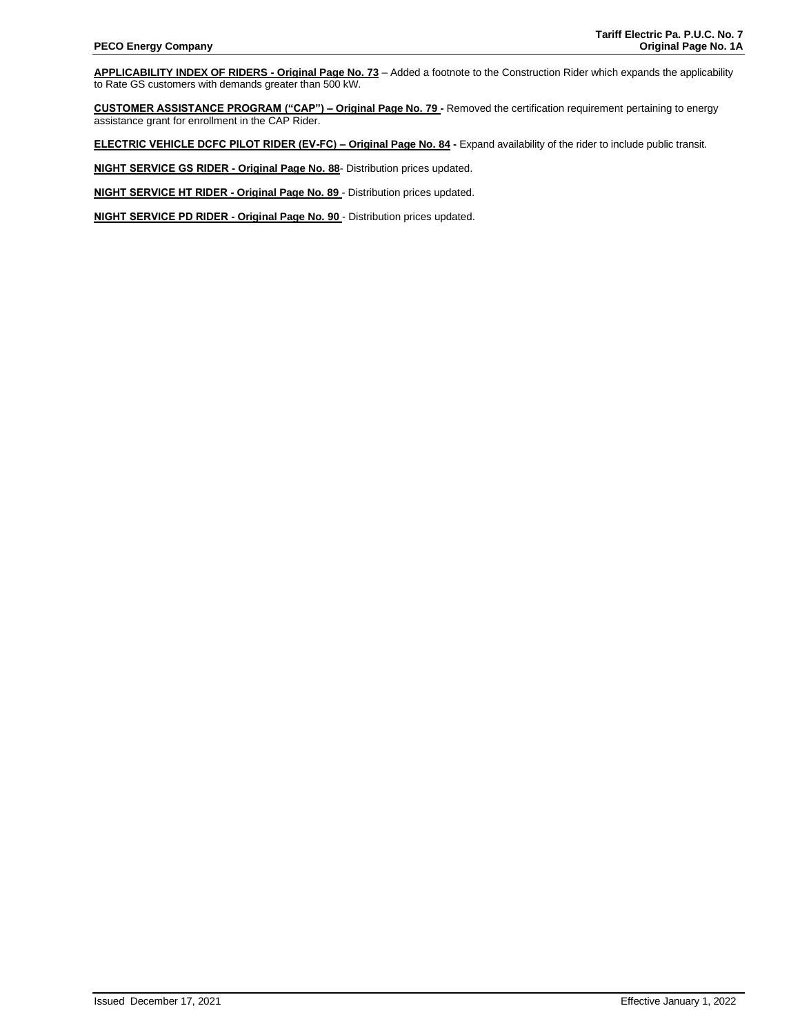**APPLICABILITY INDEX OF RIDERS - Original Page No. 73** – Added a footnote to the Construction Rider which expands the applicability to Rate GS customers with demands greater than 500 kW.

**CUSTOMER ASSISTANCE PROGRAM ("CAP") – Original Page No. 79 -** Removed the certification requirement pertaining to energy assistance grant for enrollment in the CAP Rider.

**ELECTRIC VEHICLE DCFC PILOT RIDER (EV-FC) – Original Page No. 84 -** Expand availability of the rider to include public transit.

**NIGHT SERVICE GS RIDER - Original Page No. 88**- Distribution prices updated.

**NIGHT SERVICE HT RIDER - Original Page No. 89** - Distribution prices updated.

**NIGHT SERVICE PD RIDER - Original Page No. 90** - Distribution prices updated.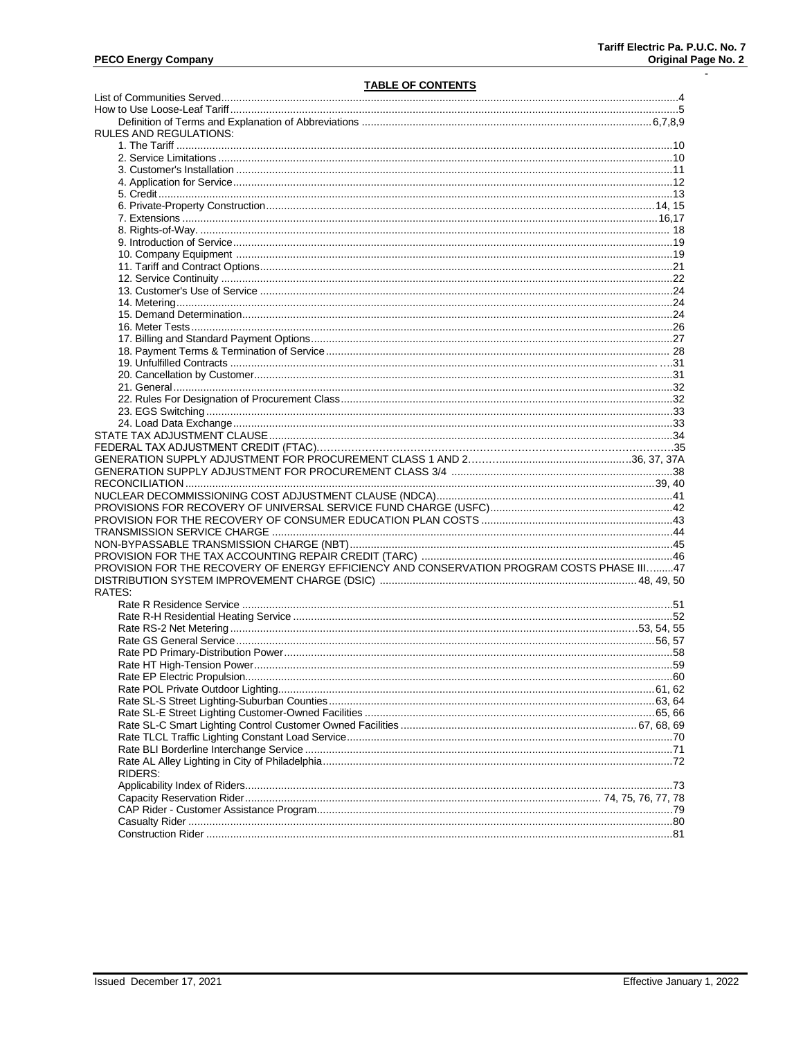## TABLE OF CONTENTS

| | |
|---|---|
| List of Communities Served | 4 |
| How to Use Loose-Leaf Tariff | 5 |
| Definition of Terms and Explanation of Abbreviations | 6,7,8,9 |
| RULES AND REGULATIONS: | |
| 1. The Tariff | 10 |
| 2. Service Limitations | 10 |
| 3. Customer's Installation | 11 |
| 4. Application for Service | 12 |
| 5. Credit | 13 |
| 6. Private-Property Construction | 14, 15 |
| 7. Extensions | 16,17 |
| 8. Rights-of-Way. | 18 |
| 9. Introduction of Service | 19 |
| 10. Company Equipment | 19 |
| 11. Tariff and Contract Options | 21 |
| 12. Service Continuity | 22 |
| 13. Customer's Use of Service | 24 |
| 14. Metering | 24 |
| 15. Demand Determination | 24 |
| 16. Meter Tests | 26 |
| 17. Billing and Standard Payment Options | 27 |
| 18. Payment Terms & Termination of Service | 28 |
| 19. Unfulfilled Contracts | 31 |
| 20. Cancellation by Customer | 31 |
| 21. General | 32 |
| 22. Rules For Designation of Procurement Class | 32 |
| 23. EGS Switching | 33 |
| 24. Load Data Exchange | 33 |
| STATE TAX ADJUSTMENT CLAUSE | 34 |
| FEDERAL TAX ADJUSTMENT CREDIT (FTAC) | 35 |
| GENERATION SUPPLY ADJUSTMENT FOR PROCUREMENT CLASS 1 AND 2 | 36, 37, 37A |
| GENERATION SUPPLY ADJUSTMENT FOR PROCUREMENT CLASS 3/4 | 38 |
| RECONCILIATION | 39, 40 |
| NUCLEAR DECOMMISSIONING COST ADJUSTMENT CLAUSE (NDCA) | 41 |
| PROVISIONS FOR RECOVERY OF UNIVERSAL SERVICE FUND CHARGE (USFC) | 42 |
| PROVISION FOR THE RECOVERY OF CONSUMER EDUCATION PLAN COSTS | 43 |
| TRANSMISSION SERVICE CHARGE | 44 |
| NON-BYPASSABLE TRANSMISSION CHARGE (NBT) | 45 |
| PROVISION FOR THE TAX ACCOUNTING REPAIR CREDIT (TARC) | 46 |
| PROVISION FOR THE RECOVERY OF ENERGY EFFICIENCY AND CONSERVATION PROGRAM COSTS PHASE III | 47 |
| DISTRIBUTION SYSTEM IMPROVEMENT CHARGE (DSIC) | 48, 49, 50 |
| RATES: | |
| Rate R Residence Service | 51 |
| Rate R-H Residential Heating Service | 52 |
| Rate RS-2 Net Metering | 53, 54, 55 |
| Rate GS General Service | 56, 57 |
| Rate PD Primary-Distribution Power | 58 |
| Rate HT High-Tension Power | 59 |
| Rate EP Electric Propulsion | 60 |
| Rate POL Private Outdoor Lighting | 61, 62 |
| Rate SL-S Street Lighting-Suburban Counties | 63, 64 |
| Rate SL-E Street Lighting Customer-Owned Facilities | 65, 66 |
| Rate SL-C Smart Lighting Control Customer Owned Facilities | 67, 68, 69 |
| Rate TLCL Traffic Lighting Constant Load Service | 70 |
| Rate BLI Borderline Interchange Service | 71 |
| Rate AL Alley Lighting in City of Philadelphia | 72 |
| RIDERS: | |
| Applicability Index of Riders | 73 |
| Capacity Reservation Rider | 74, 75, 76, 77, 78 |
| CAP Rider - Customer Assistance Program | 79 |
| Casualty Rider | 80 |
| Construction Rider | 81 |

Issued December 17, 2021 Effective January 1, 2022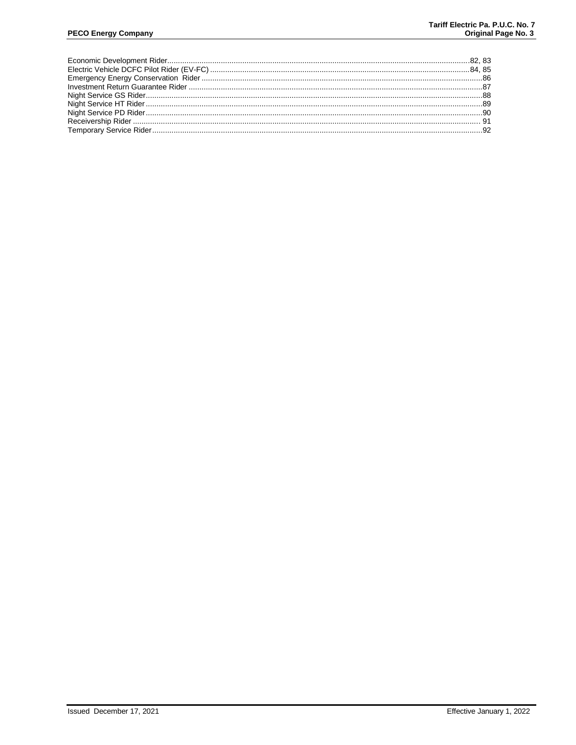Economic Development Rider............................................................................................................................................82, 83
Electric Vehicle DCFC Pilot Rider (EV-FC) ........................................................................................................................84, 85
Emergency Energy Conservation Rider ..................................................................................................................................86
Investment Return Guarantee Rider ........................................................................................................................................87
Night Service GS Rider............................................................................................................................................................88
Night Service HT Rider ............................................................................................................................................................89
Night Service PD Rider.............................................................................................................................................................90
Receivership Rider ................................................................................................................................................................. 91
Temporary Service Rider.........................................................................................................................................................92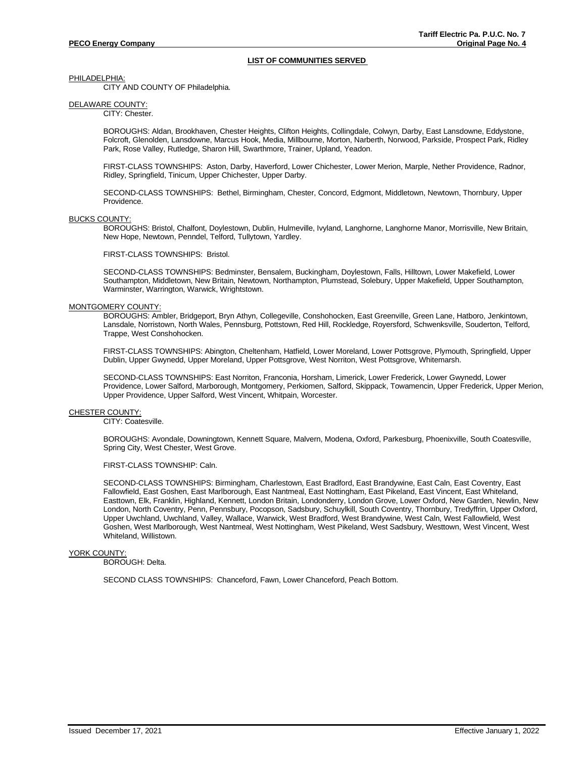## LIST OF COMMUNITIES SERVED

PHILADELPHIA:

CITY AND COUNTY OF Philadelphia.

DELAWARE COUNTY:

CITY: Chester.

BOROUGHS: Aldan, Brookhaven, Chester Heights, Clifton Heights, Collingdale, Colwyn, Darby, East Lansdowne, Eddystone, Folcroft, Glenolden, Lansdowne, Marcus Hook, Media, Millbourne, Morton, Narberth, Norwood, Parkside, Prospect Park, Ridley Park, Rose Valley, Rutledge, Sharon Hill, Swarthmore, Trainer, Upland, Yeadon.

FIRST-CLASS TOWNSHIPS: Aston, Darby, Haverford, Lower Chichester, Lower Merion, Marple, Nether Providence, Radnor, Ridley, Springfield, Tinicum, Upper Chichester, Upper Darby.

SECOND-CLASS TOWNSHIPS: Bethel, Birmingham, Chester, Concord, Edgmont, Middletown, Newtown, Thornbury, Upper Providence.

BUCKS COUNTY:

BOROUGHS: Bristol, Chalfont, Doylestown, Dublin, Hulmeville, Ivyland, Langhorne, Langhorne Manor, Morrisville, New Britain, New Hope, Newtown, Penndel, Telford, Tullytown, Yardley.

FIRST-CLASS TOWNSHIPS: Bristol.

SECOND-CLASS TOWNSHIPS: Bedminster, Bensalem, Buckingham, Doylestown, Falls, Hilltown, Lower Makefield, Lower Southampton, Middletown, New Britain, Newtown, Northampton, Plumstead, Solebury, Upper Makefield, Upper Southampton, Warminster, Warrington, Warwick, Wrightstown.

MONTGOMERY COUNTY:

BOROUGHS: Ambler, Bridgeport, Bryn Athyn, Collegeville, Conshohocken, East Greenville, Green Lane, Hatboro, Jenkintown, Lansdale, Norristown, North Wales, Pennsburg, Pottstown, Red Hill, Rockledge, Royersford, Schwenksville, Souderton, Telford, Trappe, West Conshohocken.

FIRST-CLASS TOWNSHIPS: Abington, Cheltenham, Hatfield, Lower Moreland, Lower Pottsgrove, Plymouth, Springfield, Upper Dublin, Upper Gwynedd, Upper Moreland, Upper Pottsgrove, West Norriton, West Pottsgrove, Whitemarsh.

SECOND-CLASS TOWNSHIPS: East Norriton, Franconia, Horsham, Limerick, Lower Frederick, Lower Gwynedd, Lower Providence, Lower Salford, Marborough, Montgomery, Perkiomen, Salford, Skippack, Towamencin, Upper Frederick, Upper Merion, Upper Providence, Upper Salford, West Vincent, Whitpain, Worcester.

CHESTER COUNTY:

CITY: Coatesville.

BOROUGHS: Avondale, Downingtown, Kennett Square, Malvern, Modena, Oxford, Parkesburg, Phoenixville, South Coatesville, Spring City, West Chester, West Grove.

FIRST-CLASS TOWNSHIP: Caln.

SECOND-CLASS TOWNSHIPS: Birmingham, Charlestown, East Bradford, East Brandywine, East Caln, East Coventry, East Fallowfield, East Goshen, East Marlborough, East Nantmeal, East Nottingham, East Pikeland, East Vincent, East Whiteland, Easttown, Elk, Franklin, Highland, Kennett, London Britain, Londonderry, London Grove, Lower Oxford, New Garden, Newlin, New London, North Coventry, Penn, Pennsbury, Pocopson, Sadsbury, Schuylkill, South Coventry, Thornbury, Tredyffrin, Upper Oxford, Upper Uwchland, Uwchland, Valley, Wallace, Warwick, West Bradford, West Brandywine, West Caln, West Fallowfield, West Goshen, West Marlborough, West Nantmeal, West Nottingham, West Pikeland, West Sadsbury, Westtown, West Vincent, West Whiteland, Willistown.

YORK COUNTY:

BOROUGH: Delta.

SECOND CLASS TOWNSHIPS: Chanceford, Fawn, Lower Chanceford, Peach Bottom.

Issued December 17, 2021 — Effective January 1, 2022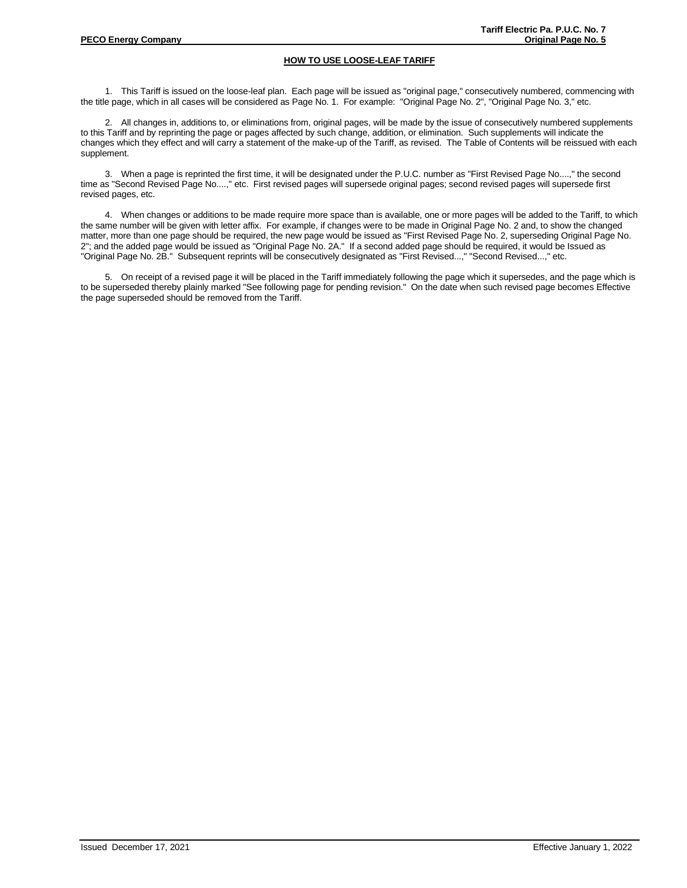## HOW TO USE LOOSE-LEAF TARIFF

1. This Tariff is issued on the loose-leaf plan. Each page will be issued as "original page," consecutively numbered, commencing with the title page, which in all cases will be considered as Page No. 1. For example: "Original Page No. 2", "Original Page No. 3," etc.

2. All changes in, additions to, or eliminations from, original pages, will be made by the issue of consecutively numbered supplements to this Tariff and by reprinting the page or pages affected by such change, addition, or elimination. Such supplements will indicate the changes which they effect and will carry a statement of the make-up of the Tariff, as revised. The Table of Contents will be reissued with each supplement.

3. When a page is reprinted the first time, it will be designated under the P.U.C. number as "First Revised Page No....," the second time as "Second Revised Page No....," etc. First revised pages will supersede original pages; second revised pages will supersede first revised pages, etc.

4. When changes or additions to be made require more space than is available, one or more pages will be added to the Tariff, to which the same number will be given with letter affix. For example, if changes were to be made in Original Page No. 2 and, to show the changed matter, more than one page should be required, the new page would be issued as "First Revised Page No. 2, superseding Original Page No. 2"; and the added page would be issued as "Original Page No. 2A." If a second added page should be required, it would be Issued as "Original Page No. 2B." Subsequent reprints will be consecutively designated as "First Revised...," "Second Revised...," etc.

5. On receipt of a revised page it will be placed in the Tariff immediately following the page which it supersedes, and the page which is to be superseded thereby plainly marked "See following page for pending revision." On the date when such revised page becomes Effective the page superseded should be removed from the Tariff.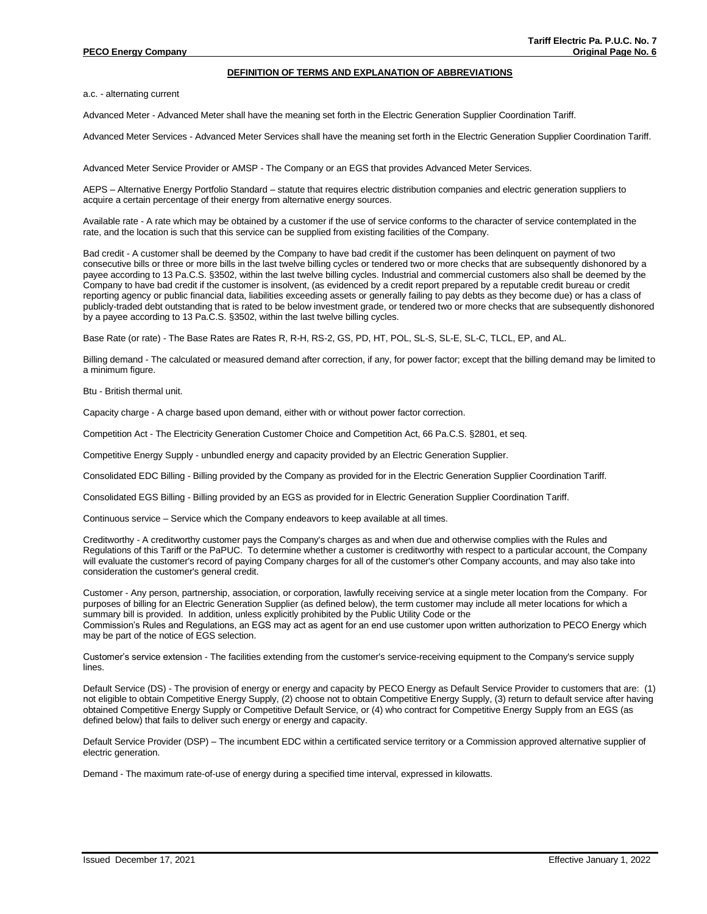## DEFINITION OF TERMS AND EXPLANATION OF ABBREVIATIONS

a.c. - alternating current

Advanced Meter - Advanced Meter shall have the meaning set forth in the Electric Generation Supplier Coordination Tariff.

Advanced Meter Services - Advanced Meter Services shall have the meaning set forth in the Electric Generation Supplier Coordination Tariff.

Advanced Meter Service Provider or AMSP - The Company or an EGS that provides Advanced Meter Services.

AEPS – Alternative Energy Portfolio Standard – statute that requires electric distribution companies and electric generation suppliers to acquire a certain percentage of their energy from alternative energy sources.

Available rate - A rate which may be obtained by a customer if the use of service conforms to the character of service contemplated in the rate, and the location is such that this service can be supplied from existing facilities of the Company.

Bad credit - A customer shall be deemed by the Company to have bad credit if the customer has been delinquent on payment of two consecutive bills or three or more bills in the last twelve billing cycles or tendered two or more checks that are subsequently dishonored by a payee according to 13 Pa.C.S. §3502, within the last twelve billing cycles. Industrial and commercial customers also shall be deemed by the Company to have bad credit if the customer is insolvent, (as evidenced by a credit report prepared by a reputable credit bureau or credit reporting agency or public financial data, liabilities exceeding assets or generally failing to pay debts as they become due) or has a class of publicly-traded debt outstanding that is rated to be below investment grade, or tendered two or more checks that are subsequently dishonored by a payee according to 13 Pa.C.S. §3502, within the last twelve billing cycles.

Base Rate (or rate) - The Base Rates are Rates R, R-H, RS-2, GS, PD, HT, POL, SL-S, SL-E, SL-C, TLCL, EP, and AL.

Billing demand - The calculated or measured demand after correction, if any, for power factor; except that the billing demand may be limited to a minimum figure.

Btu - British thermal unit.

Capacity charge - A charge based upon demand, either with or without power factor correction.

Competition Act - The Electricity Generation Customer Choice and Competition Act, 66 Pa.C.S. §2801, et seq.

Competitive Energy Supply - unbundled energy and capacity provided by an Electric Generation Supplier.

Consolidated EDC Billing - Billing provided by the Company as provided for in the Electric Generation Supplier Coordination Tariff.

Consolidated EGS Billing - Billing provided by an EGS as provided for in Electric Generation Supplier Coordination Tariff.

Continuous service – Service which the Company endeavors to keep available at all times.

Creditworthy - A creditworthy customer pays the Company's charges as and when due and otherwise complies with the Rules and Regulations of this Tariff or the PaPUC. To determine whether a customer is creditworthy with respect to a particular account, the Company will evaluate the customer's record of paying Company charges for all of the customer's other Company accounts, and may also take into consideration the customer's general credit.

Customer - Any person, partnership, association, or corporation, lawfully receiving service at a single meter location from the Company. For purposes of billing for an Electric Generation Supplier (as defined below), the term customer may include all meter locations for which a summary bill is provided. In addition, unless explicitly prohibited by the Public Utility Code or the Commission's Rules and Regulations, an EGS may act as agent for an end use customer upon written authorization to PECO Energy which may be part of the notice of EGS selection.

Customer's service extension - The facilities extending from the customer's service-receiving equipment to the Company's service supply lines.

Default Service (DS) - The provision of energy or energy and capacity by PECO Energy as Default Service Provider to customers that are: (1) not eligible to obtain Competitive Energy Supply, (2) choose not to obtain Competitive Energy Supply, (3) return to default service after having obtained Competitive Energy Supply or Competitive Default Service, or (4) who contract for Competitive Energy Supply from an EGS (as defined below) that fails to deliver such energy or energy and capacity.

Default Service Provider (DSP) – The incumbent EDC within a certificated service territory or a Commission approved alternative supplier of electric generation.

Demand - The maximum rate-of-use of energy during a specified time interval, expressed in kilowatts.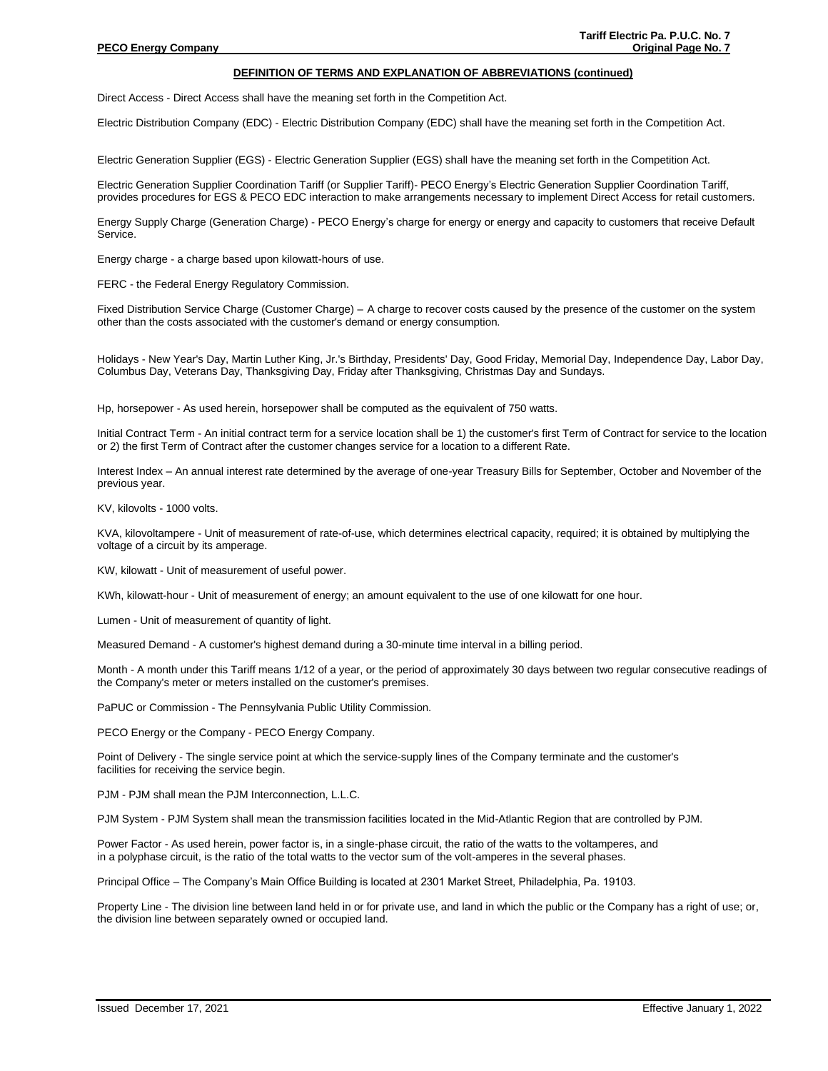## DEFINITION OF TERMS AND EXPLANATION OF ABBREVIATIONS (continued)

Direct Access - Direct Access shall have the meaning set forth in the Competition Act.

Electric Distribution Company (EDC) - Electric Distribution Company (EDC) shall have the meaning set forth in the Competition Act.

Electric Generation Supplier (EGS) - Electric Generation Supplier (EGS) shall have the meaning set forth in the Competition Act.

Electric Generation Supplier Coordination Tariff (or Supplier Tariff)- PECO Energy's Electric Generation Supplier Coordination Tariff, provides procedures for EGS & PECO EDC interaction to make arrangements necessary to implement Direct Access for retail customers.

Energy Supply Charge (Generation Charge) - PECO Energy's charge for energy or energy and capacity to customers that receive Default Service.

Energy charge - a charge based upon kilowatt-hours of use.

FERC - the Federal Energy Regulatory Commission.

Fixed Distribution Service Charge (Customer Charge) – A charge to recover costs caused by the presence of the customer on the system other than the costs associated with the customer's demand or energy consumption.

Holidays - New Year's Day, Martin Luther King, Jr.'s Birthday, Presidents' Day, Good Friday, Memorial Day, Independence Day, Labor Day, Columbus Day, Veterans Day, Thanksgiving Day, Friday after Thanksgiving, Christmas Day and Sundays.

Hp, horsepower - As used herein, horsepower shall be computed as the equivalent of 750 watts.

Initial Contract Term - An initial contract term for a service location shall be 1) the customer's first Term of Contract for service to the location or 2) the first Term of Contract after the customer changes service for a location to a different Rate.

Interest Index – An annual interest rate determined by the average of one-year Treasury Bills for September, October and November of the previous year.

KV, kilovolts - 1000 volts.

KVA, kilovoltampere - Unit of measurement of rate-of-use, which determines electrical capacity, required; it is obtained by multiplying the voltage of a circuit by its amperage.

KW, kilowatt - Unit of measurement of useful power.

KWh, kilowatt-hour - Unit of measurement of energy; an amount equivalent to the use of one kilowatt for one hour.

Lumen - Unit of measurement of quantity of light.

Measured Demand - A customer's highest demand during a 30-minute time interval in a billing period.

Month - A month under this Tariff means 1/12 of a year, or the period of approximately 30 days between two regular consecutive readings of the Company's meter or meters installed on the customer's premises.

PaPUC or Commission - The Pennsylvania Public Utility Commission.

PECO Energy or the Company - PECO Energy Company.

Point of Delivery - The single service point at which the service-supply lines of the Company terminate and the customer's facilities for receiving the service begin.

PJM - PJM shall mean the PJM Interconnection, L.L.C.

PJM System - PJM System shall mean the transmission facilities located in the Mid-Atlantic Region that are controlled by PJM.

Power Factor - As used herein, power factor is, in a single-phase circuit, the ratio of the watts to the voltamperes, and in a polyphase circuit, is the ratio of the total watts to the vector sum of the volt-amperes in the several phases.

Principal Office – The Company's Main Office Building is located at 2301 Market Street, Philadelphia, Pa. 19103.

Property Line - The division line between land held in or for private use, and land in which the public or the Company has a right of use; or, the division line between separately owned or occupied land.

Issued December 17, 2021 Effective January 1, 2022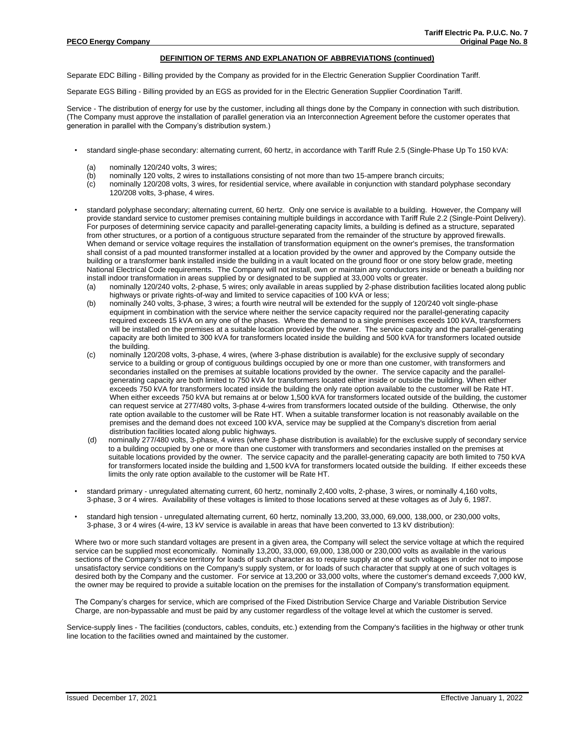## DEFINITION OF TERMS AND EXPLANATION OF ABBREVIATIONS (continued)

Separate EDC Billing - Billing provided by the Company as provided for in the Electric Generation Supplier Coordination Tariff.

Separate EGS Billing - Billing provided by an EGS as provided for in the Electric Generation Supplier Coordination Tariff.

Service - The distribution of energy for use by the customer, including all things done by the Company in connection with such distribution. (The Company must approve the installation of parallel generation via an Interconnection Agreement before the customer operates that generation in parallel with the Company's distribution system.)

- standard single-phase secondary: alternating current, 60 hertz, in accordance with Tariff Rule 2.5 (Single-Phase Up To 150 kVA:
  - (a) nominally 120/240 volts, 3 wires;
  - (b) nominally 120 volts, 2 wires to installations consisting of not more than two 15-ampere branch circuits;
  - (c) nominally 120/208 volts, 3 wires, for residential service, where available in conjunction with standard polyphase secondary 120/208 volts, 3-phase, 4 wires.

- standard polyphase secondary; alternating current, 60 hertz. Only one service is available to a building. However, the Company will provide standard service to customer premises containing multiple buildings in accordance with Tariff Rule 2.2 (Single-Point Delivery). For purposes of determining service capacity and parallel-generating capacity limits, a building is defined as a structure, separated from other structures, or a portion of a contiguous structure separated from the remainder of the structure by approved firewalls. When demand or service voltage requires the installation of transformation equipment on the owner's premises, the transformation shall consist of a pad mounted transformer installed at a location provided by the owner and approved by the Company outside the building or a transformer bank installed inside the building in a vault located on the ground floor or one story below grade, meeting National Electrical Code requirements. The Company will not install, own or maintain any conductors inside or beneath a building nor install indoor transformation in areas supplied by or designated to be supplied at 33,000 volts or greater.
  - (a) nominally 120/240 volts, 2-phase, 5 wires; only available in areas supplied by 2-phase distribution facilities located along public highways or private rights-of-way and limited to service capacities of 100 kVA or less;
  - (b) nominally 240 volts, 3-phase, 3 wires; a fourth wire neutral will be extended for the supply of 120/240 volt single-phase equipment in combination with the service where neither the service capacity required nor the parallel-generating capacity required exceeds 15 kVA on any one of the phases. Where the demand to a single premises exceeds 100 kVA, transformers will be installed on the premises at a suitable location provided by the owner. The service capacity and the parallel-generating capacity are both limited to 300 kVA for transformers located inside the building and 500 kVA for transformers located outside the building.
  - (c) nominally 120/208 volts, 3-phase, 4 wires, (where 3-phase distribution is available) for the exclusive supply of secondary service to a building or group of contiguous buildings occupied by one or more than one customer, with transformers and secondaries installed on the premises at suitable locations provided by the owner. The service capacity and the parallel-generating capacity are both limited to 750 kVA for transformers located either inside or outside the building. When either exceeds 750 kVA for transformers located inside the building the only rate option available to the customer will be Rate HT. When either exceeds 750 kVA but remains at or below 1,500 kVA for transformers located outside of the building, the customer can request service at 277/480 volts, 3-phase 4-wires from transformers located outside of the building. Otherwise, the only rate option available to the customer will be Rate HT. When a suitable transformer location is not reasonably available on the premises and the demand does not exceed 100 kVA, service may be supplied at the Company's discretion from aerial distribution facilities located along public highways.
  - (d) nominally 277/480 volts, 3-phase, 4 wires (where 3-phase distribution is available) for the exclusive supply of secondary service to a building occupied by one or more than one customer with transformers and secondaries installed on the premises at suitable locations provided by the owner. The service capacity and the parallel-generating capacity are both limited to 750 kVA for transformers located inside the building and 1,500 kVA for transformers located outside the building. If either exceeds these limits the only rate option available to the customer will be Rate HT.

- standard primary - unregulated alternating current, 60 hertz, nominally 2,400 volts, 2-phase, 3 wires, or nominally 4,160 volts, 3-phase, 3 or 4 wires. Availability of these voltages is limited to those locations served at these voltages as of July 6, 1987.

- standard high tension - unregulated alternating current, 60 hertz, nominally 13,200, 33,000, 69,000, 138,000, or 230,000 volts, 3-phase, 3 or 4 wires (4-wire, 13 kV service is available in areas that have been converted to 13 kV distribution):

  Where two or more such standard voltages are present in a given area, the Company will select the service voltage at which the required service can be supplied most economically. Nominally 13,200, 33,000, 69,000, 138,000 or 230,000 volts as available in the various sections of the Company's service territory for loads of such character as to require supply at one of such voltages in order not to impose unsatisfactory service conditions on the Company's supply system, or for loads of such character that supply at one of such voltages is desired both by the Company and the customer. For service at 13,200 or 33,000 volts, where the customer's demand exceeds 7,000 kW, the owner may be required to provide a suitable location on the premises for the installation of Company's transformation equipment.

  The Company's charges for service, which are comprised of the Fixed Distribution Service Charge and Variable Distribution Service Charge, are non-bypassable and must be paid by any customer regardless of the voltage level at which the customer is served.

Service-supply lines - The facilities (conductors, cables, conduits, etc.) extending from the Company's facilities in the highway or other trunk line location to the facilities owned and maintained by the customer.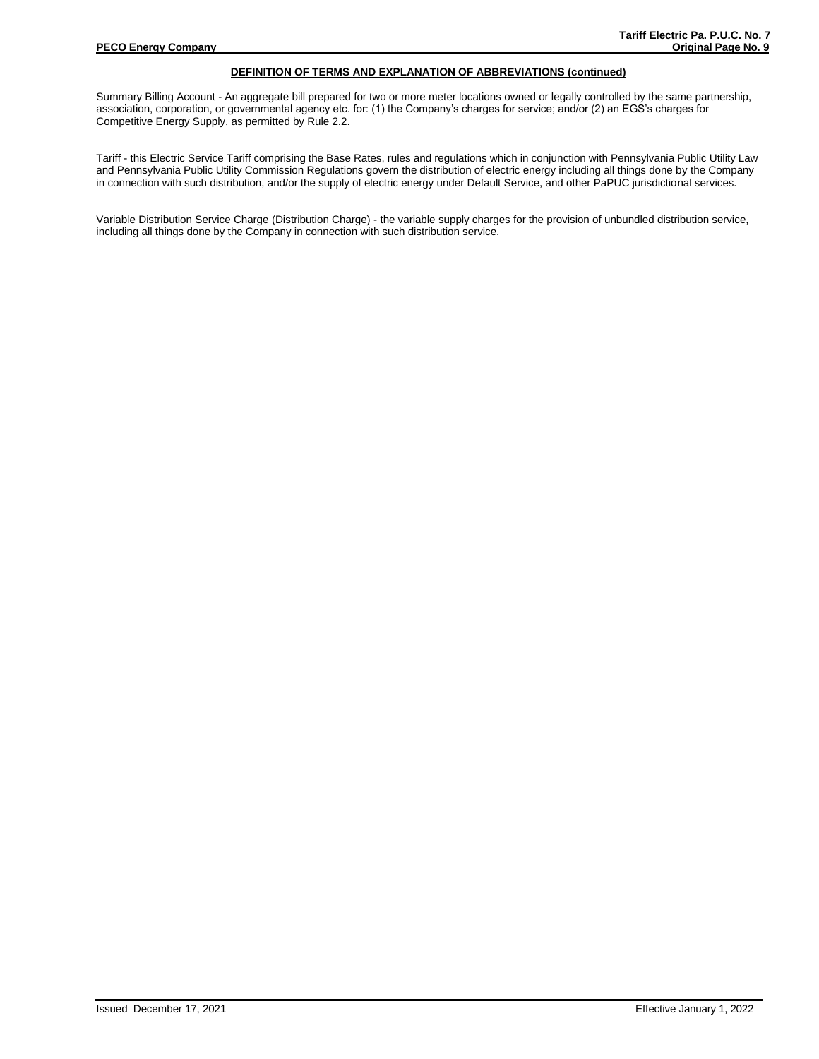## DEFINITION OF TERMS AND EXPLANATION OF ABBREVIATIONS (continued)

Summary Billing Account - An aggregate bill prepared for two or more meter locations owned or legally controlled by the same partnership, association, corporation, or governmental agency etc. for: (1) the Company's charges for service; and/or (2) an EGS's charges for Competitive Energy Supply, as permitted by Rule 2.2.

Tariff - this Electric Service Tariff comprising the Base Rates, rules and regulations which in conjunction with Pennsylvania Public Utility Law and Pennsylvania Public Utility Commission Regulations govern the distribution of electric energy including all things done by the Company in connection with such distribution, and/or the supply of electric energy under Default Service, and other PaPUC jurisdictional services.

Variable Distribution Service Charge (Distribution Charge) - the variable supply charges for the provision of unbundled distribution service, including all things done by the Company in connection with such distribution service.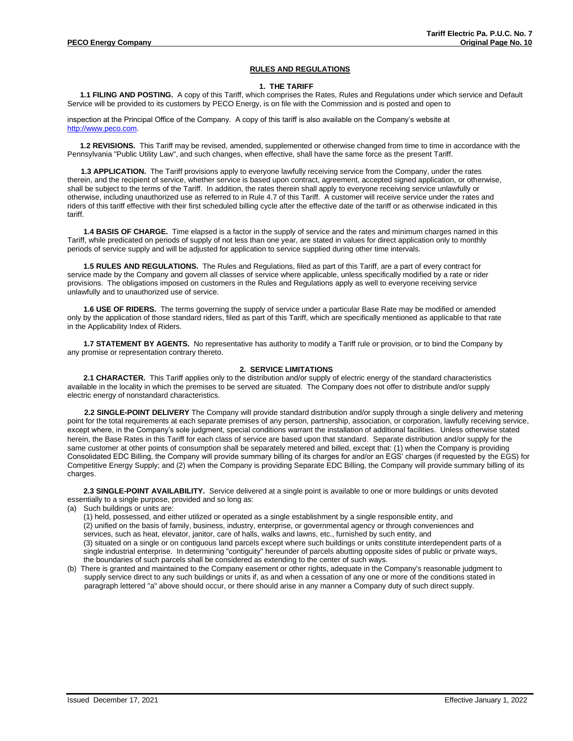# RULES AND REGULATIONS

## 1. THE TARIFF

**1.1 FILING AND POSTING.** A copy of this Tariff, which comprises the Rates, Rules and Regulations under which service and Default Service will be provided to its customers by PECO Energy, is on file with the Commission and is posted and open to inspection at the Principal Office of the Company. A copy of this tariff is also available on the Company's website at http://www.peco.com.

**1.2 REVISIONS.** This Tariff may be revised, amended, supplemented or otherwise changed from time to time in accordance with the Pennsylvania "Public Utility Law", and such changes, when effective, shall have the same force as the present Tariff.

**1.3 APPLICATION.** The Tariff provisions apply to everyone lawfully receiving service from the Company, under the rates therein, and the recipient of service, whether service is based upon contract, agreement, accepted signed application, or otherwise, shall be subject to the terms of the Tariff. In addition, the rates therein shall apply to everyone receiving service unlawfully or otherwise, including unauthorized use as referred to in Rule 4.7 of this Tariff. A customer will receive service under the rates and riders of this tariff effective with their first scheduled billing cycle after the effective date of the tariff or as otherwise indicated in this tariff.

**1.4 BASIS OF CHARGE.** Time elapsed is a factor in the supply of service and the rates and minimum charges named in this Tariff, while predicated on periods of supply of not less than one year, are stated in values for direct application only to monthly periods of service supply and will be adjusted for application to service supplied during other time intervals.

**1.5 RULES AND REGULATIONS.** The Rules and Regulations, filed as part of this Tariff, are a part of every contract for service made by the Company and govern all classes of service where applicable, unless specifically modified by a rate or rider provisions. The obligations imposed on customers in the Rules and Regulations apply as well to everyone receiving service unlawfully and to unauthorized use of service.

**1.6 USE OF RIDERS.** The terms governing the supply of service under a particular Base Rate may be modified or amended only by the application of those standard riders, filed as part of this Tariff, which are specifically mentioned as applicable to that rate in the Applicability Index of Riders.

**1.7 STATEMENT BY AGENTS.** No representative has authority to modify a Tariff rule or provision, or to bind the Company by any promise or representation contrary thereto.

## 2. SERVICE LIMITATIONS

**2.1 CHARACTER.** This Tariff applies only to the distribution and/or supply of electric energy of the standard characteristics available in the locality in which the premises to be served are situated. The Company does not offer to distribute and/or supply electric energy of nonstandard characteristics.

**2.2 SINGLE-POINT DELIVERY** The Company will provide standard distribution and/or supply through a single delivery and metering point for the total requirements at each separate premises of any person, partnership, association, or corporation, lawfully receiving service, except where, in the Company's sole judgment, special conditions warrant the installation of additional facilities. Unless otherwise stated herein, the Base Rates in this Tariff for each class of service are based upon that standard. Separate distribution and/or supply for the same customer at other points of consumption shall be separately metered and billed, except that: (1) when the Company is providing Consolidated EDC Billing, the Company will provide summary billing of its charges for and/or an EGS' charges (if requested by the EGS) for Competitive Energy Supply; and (2) when the Company is providing Separate EDC Billing, the Company will provide summary billing of its charges.

**2.3 SINGLE-POINT AVAILABILITY.** Service delivered at a single point is available to one or more buildings or units devoted essentially to a single purpose, provided and so long as:

(a) Such buildings or units are:
   (1) held, possessed, and either utilized or operated as a single establishment by a single responsible entity, and
   (2) unified on the basis of family, business, industry, enterprise, or governmental agency or through conveniences and services, such as heat, elevator, janitor, care of halls, walks and lawns, etc., furnished by such entity, and
   (3) situated on a single or on contiguous land parcels except where such buildings or units constitute interdependent parts of a single industrial enterprise. In determining "contiguity" hereunder of parcels abutting opposite sides of public or private ways, the boundaries of such parcels shall be considered as extending to the center of such ways.

(b) There is granted and maintained to the Company easement or other rights, adequate in the Company's reasonable judgment to supply service direct to any such buildings or units if, as and when a cessation of any one or more of the conditions stated in paragraph lettered "a" above should occur, or there should arise in any manner a Company duty of such direct supply.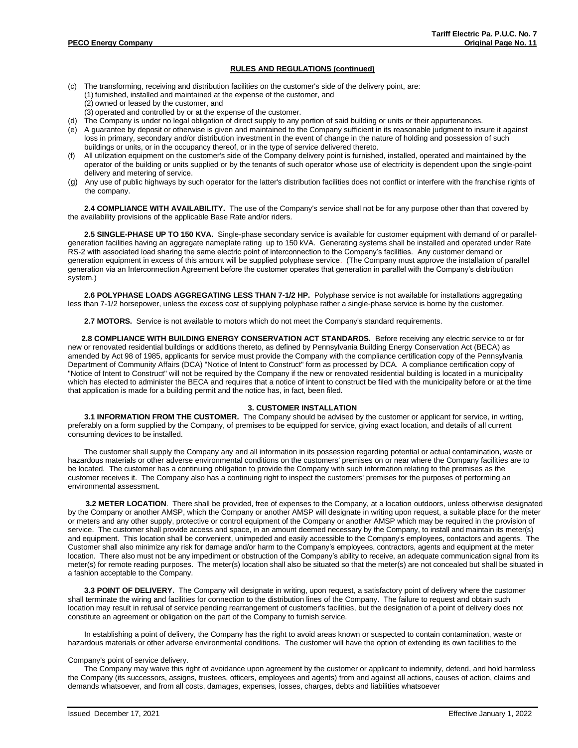## RULES AND REGULATIONS (continued)

(c) The transforming, receiving and distribution facilities on the customer's side of the delivery point, are:
   (1) furnished, installed and maintained at the expense of the customer, and
   (2) owned or leased by the customer, and
   (3) operated and controlled by or at the expense of the customer.

(d) The Company is under no legal obligation of direct supply to any portion of said building or units or their appurtenances.

(e) A guarantee by deposit or otherwise is given and maintained to the Company sufficient in its reasonable judgment to insure it against loss in primary, secondary and/or distribution investment in the event of change in the nature of holding and possession of such buildings or units, or in the occupancy thereof, or in the type of service delivered thereto.

(f) All utilization equipment on the customer's side of the Company delivery point is furnished, installed, operated and maintained by the operator of the building or units supplied or by the tenants of such operator whose use of electricity is dependent upon the single-point delivery and metering of service.

(g) Any use of public highways by such operator for the latter's distribution facilities does not conflict or interfere with the franchise rights of the company.

**2.4 COMPLIANCE WITH AVAILABILITY.** The use of the Company's service shall not be for any purpose other than that covered by the availability provisions of the applicable Base Rate and/or riders.

**2.5 SINGLE-PHASE UP TO 150 KVA.** Single-phase secondary service is available for customer equipment with demand of or parallel-generation facilities having an aggregate nameplate rating up to 150 kVA. Generating systems shall be installed and operated under Rate RS-2 with associated load sharing the same electric point of interconnection to the Company's facilities. Any customer demand or generation equipment in excess of this amount will be supplied polyphase service. (The Company must approve the installation of parallel generation via an Interconnection Agreement before the customer operates that generation in parallel with the Company's distribution system.)

**2.6 POLYPHASE LOADS AGGREGATING LESS THAN 7-1/2 HP.** Polyphase service is not available for installations aggregating less than 7-1/2 horsepower, unless the excess cost of supplying polyphase rather a single-phase service is borne by the customer.

**2.7 MOTORS.** Service is not available to motors which do not meet the Company's standard requirements.

**2.8 COMPLIANCE WITH BUILDING ENERGY CONSERVATION ACT STANDARDS.** Before receiving any electric service to or for new or renovated residential buildings or additions thereto, as defined by Pennsylvania Building Energy Conservation Act (BECA) as amended by Act 98 of 1985, applicants for service must provide the Company with the compliance certification copy of the Pennsylvania Department of Community Affairs (DCA) "Notice of Intent to Construct" form as processed by DCA. A compliance certification copy of "Notice of Intent to Construct" will not be required by the Company if the new or renovated residential building is located in a municipality which has elected to administer the BECA and requires that a notice of intent to construct be filed with the municipality before or at the time that application is made for a building permit and the notice has, in fact, been filed.

### 3. CUSTOMER INSTALLATION

**3.1 INFORMATION FROM THE CUSTOMER.** The Company should be advised by the customer or applicant for service, in writing, preferably on a form supplied by the Company, of premises to be equipped for service, giving exact location, and details of all current consuming devices to be installed.

The customer shall supply the Company any and all information in its possession regarding potential or actual contamination, waste or hazardous materials or other adverse environmental conditions on the customers' premises on or near where the Company facilities are to be located. The customer has a continuing obligation to provide the Company with such information relating to the premises as the customer receives it. The Company also has a continuing right to inspect the customers' premises for the purposes of performing an environmental assessment.

**3.2 METER LOCATION**. There shall be provided, free of expenses to the Company, at a location outdoors, unless otherwise designated by the Company or another AMSP, which the Company or another AMSP will designate in writing upon request, a suitable place for the meter or meters and any other supply, protective or control equipment of the Company or another AMSP which may be required in the provision of service. The customer shall provide access and space, in an amount deemed necessary by the Company, to install and maintain its meter(s) and equipment. This location shall be convenient, unimpeded and easily accessible to the Company's employees, contactors and agents. The Customer shall also minimize any risk for damage and/or harm to the Company's employees, contractors, agents and equipment at the meter location. There also must not be any impediment or obstruction of the Company's ability to receive, an adequate communication signal from its meter(s) for remote reading purposes. The meter(s) location shall also be situated so that the meter(s) are not concealed but shall be situated in a fashion acceptable to the Company.

**3.3 POINT OF DELIVERY.** The Company will designate in writing, upon request, a satisfactory point of delivery where the customer shall terminate the wiring and facilities for connection to the distribution lines of the Company. The failure to request and obtain such location may result in refusal of service pending rearrangement of customer's facilities, but the designation of a point of delivery does not constitute an agreement or obligation on the part of the Company to furnish service.

In establishing a point of delivery, the Company has the right to avoid areas known or suspected to contain contamination, waste or hazardous materials or other adverse environmental conditions. The customer will have the option of extending its own facilities to the

Company's point of service delivery.

The Company may waive this right of avoidance upon agreement by the customer or applicant to indemnify, defend, and hold harmless the Company (its successors, assigns, trustees, officers, employees and agents) from and against all actions, causes of action, claims and demands whatsoever, and from all costs, damages, expenses, losses, charges, debts and liabilities whatsoever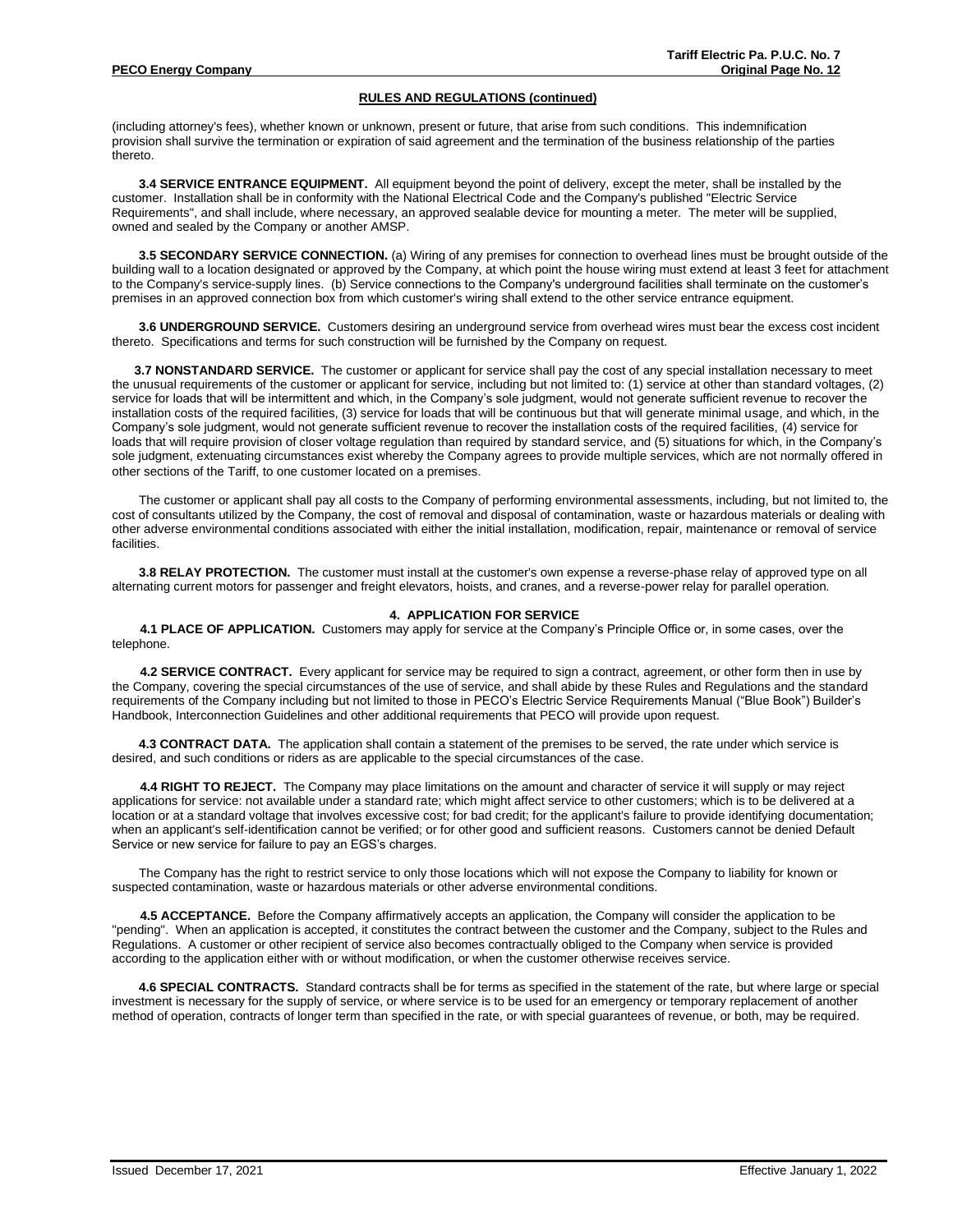## RULES AND REGULATIONS (continued)

(including attorney's fees), whether known or unknown, present or future, that arise from such conditions. This indemnification provision shall survive the termination or expiration of said agreement and the termination of the business relationship of the parties thereto.

**3.4 SERVICE ENTRANCE EQUIPMENT.** All equipment beyond the point of delivery, except the meter, shall be installed by the customer. Installation shall be in conformity with the National Electrical Code and the Company's published "Electric Service Requirements", and shall include, where necessary, an approved sealable device for mounting a meter. The meter will be supplied, owned and sealed by the Company or another AMSP.

**3.5 SECONDARY SERVICE CONNECTION.** (a) Wiring of any premises for connection to overhead lines must be brought outside of the building wall to a location designated or approved by the Company, at which point the house wiring must extend at least 3 feet for attachment to the Company's service-supply lines. (b) Service connections to the Company's underground facilities shall terminate on the customer's premises in an approved connection box from which customer's wiring shall extend to the other service entrance equipment.

**3.6 UNDERGROUND SERVICE.** Customers desiring an underground service from overhead wires must bear the excess cost incident thereto. Specifications and terms for such construction will be furnished by the Company on request.

**3.7 NONSTANDARD SERVICE.** The customer or applicant for service shall pay the cost of any special installation necessary to meet the unusual requirements of the customer or applicant for service, including but not limited to: (1) service at other than standard voltages, (2) service for loads that will be intermittent and which, in the Company's sole judgment, would not generate sufficient revenue to recover the installation costs of the required facilities, (3) service for loads that will be continuous but that will generate minimal usage, and which, in the Company's sole judgment, would not generate sufficient revenue to recover the installation costs of the required facilities, (4) service for loads that will require provision of closer voltage regulation than required by standard service, and (5) situations for which, in the Company's sole judgment, extenuating circumstances exist whereby the Company agrees to provide multiple services, which are not normally offered in other sections of the Tariff, to one customer located on a premises.

The customer or applicant shall pay all costs to the Company of performing environmental assessments, including, but not limited to, the cost of consultants utilized by the Company, the cost of removal and disposal of contamination, waste or hazardous materials or dealing with other adverse environmental conditions associated with either the initial installation, modification, repair, maintenance or removal of service facilities.

**3.8 RELAY PROTECTION.** The customer must install at the customer's own expense a reverse-phase relay of approved type on all alternating current motors for passenger and freight elevators, hoists, and cranes, and a reverse-power relay for parallel operation.

### 4. APPLICATION FOR SERVICE

**4.1 PLACE OF APPLICATION.** Customers may apply for service at the Company's Principle Office or, in some cases, over the telephone.

**4.2 SERVICE CONTRACT.** Every applicant for service may be required to sign a contract, agreement, or other form then in use by the Company, covering the special circumstances of the use of service, and shall abide by these Rules and Regulations and the standard requirements of the Company including but not limited to those in PECO's Electric Service Requirements Manual ("Blue Book") Builder's Handbook, Interconnection Guidelines and other additional requirements that PECO will provide upon request.

**4.3 CONTRACT DATA.** The application shall contain a statement of the premises to be served, the rate under which service is desired, and such conditions or riders as are applicable to the special circumstances of the case.

**4.4 RIGHT TO REJECT.** The Company may place limitations on the amount and character of service it will supply or may reject applications for service: not available under a standard rate; which might affect service to other customers; which is to be delivered at a location or at a standard voltage that involves excessive cost; for bad credit; for the applicant's failure to provide identifying documentation; when an applicant's self-identification cannot be verified; or for other good and sufficient reasons. Customers cannot be denied Default Service or new service for failure to pay an EGS's charges.

The Company has the right to restrict service to only those locations which will not expose the Company to liability for known or suspected contamination, waste or hazardous materials or other adverse environmental conditions.

**4.5 ACCEPTANCE.** Before the Company affirmatively accepts an application, the Company will consider the application to be "pending". When an application is accepted, it constitutes the contract between the customer and the Company, subject to the Rules and Regulations. A customer or other recipient of service also becomes contractually obliged to the Company when service is provided according to the application either with or without modification, or when the customer otherwise receives service.

**4.6 SPECIAL CONTRACTS.** Standard contracts shall be for terms as specified in the statement of the rate, but where large or special investment is necessary for the supply of service, or where service is to be used for an emergency or temporary replacement of another method of operation, contracts of longer term than specified in the rate, or with special guarantees of revenue, or both, may be required.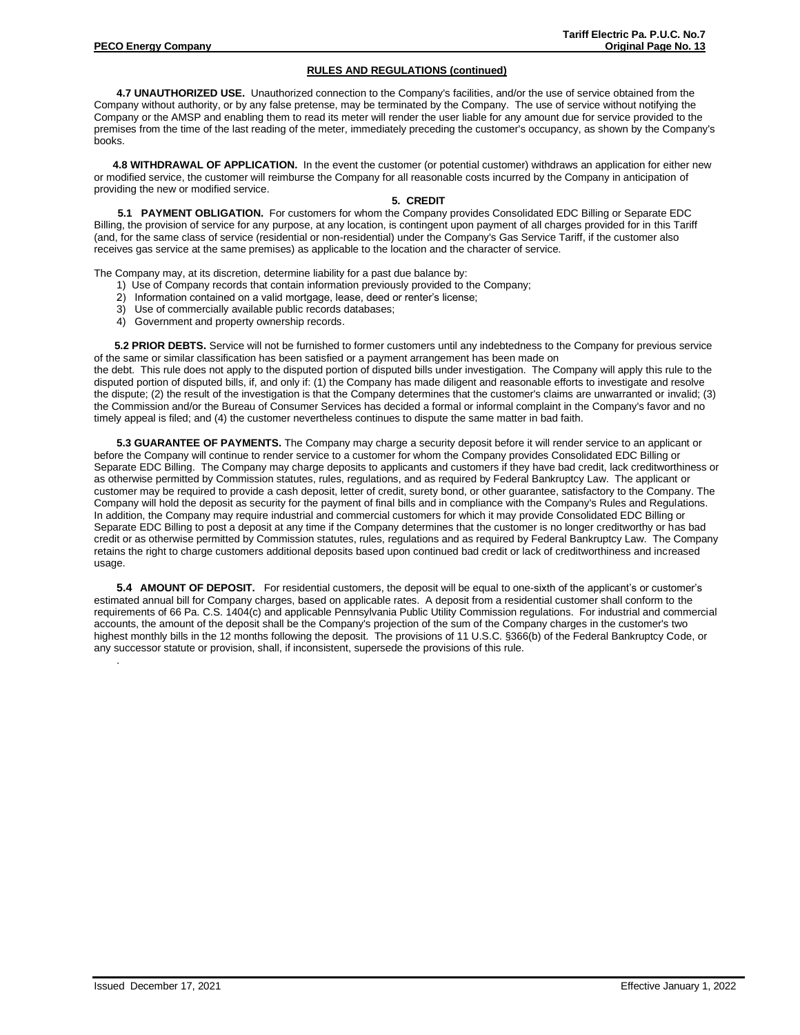## RULES AND REGULATIONS (continued)

**4.7 UNAUTHORIZED USE.** Unauthorized connection to the Company's facilities, and/or the use of service obtained from the Company without authority, or by any false pretense, may be terminated by the Company. The use of service without notifying the Company or the AMSP and enabling them to read its meter will render the user liable for any amount due for service provided to the premises from the time of the last reading of the meter, immediately preceding the customer's occupancy, as shown by the Company's books.

**4.8 WITHDRAWAL OF APPLICATION.** In the event the customer (or potential customer) withdraws an application for either new or modified service, the customer will reimburse the Company for all reasonable costs incurred by the Company in anticipation of providing the new or modified service.

### 5. CREDIT

**5.1 PAYMENT OBLIGATION.** For customers for whom the Company provides Consolidated EDC Billing or Separate EDC Billing, the provision of service for any purpose, at any location, is contingent upon payment of all charges provided for in this Tariff (and, for the same class of service (residential or non-residential) under the Company's Gas Service Tariff, if the customer also receives gas service at the same premises) as applicable to the location and the character of service.

The Company may, at its discretion, determine liability for a past due balance by:

1) Use of Company records that contain information previously provided to the Company;
2) Information contained on a valid mortgage, lease, deed or renter's license;
3) Use of commercially available public records databases;
4) Government and property ownership records.

**5.2 PRIOR DEBTS.** Service will not be furnished to former customers until any indebtedness to the Company for previous service of the same or similar classification has been satisfied or a payment arrangement has been made on the debt. This rule does not apply to the disputed portion of disputed bills under investigation. The Company will apply this rule to the disputed portion of disputed bills, if, and only if: (1) the Company has made diligent and reasonable efforts to investigate and resolve the dispute; (2) the result of the investigation is that the Company determines that the customer's claims are unwarranted or invalid; (3) the Commission and/or the Bureau of Consumer Services has decided a formal or informal complaint in the Company's favor and no timely appeal is filed; and (4) the customer nevertheless continues to dispute the same matter in bad faith.

**5.3 GUARANTEE OF PAYMENTS.** The Company may charge a security deposit before it will render service to an applicant or before the Company will continue to render service to a customer for whom the Company provides Consolidated EDC Billing or Separate EDC Billing. The Company may charge deposits to applicants and customers if they have bad credit, lack creditworthiness or as otherwise permitted by Commission statutes, rules, regulations, and as required by Federal Bankruptcy Law. The applicant or customer may be required to provide a cash deposit, letter of credit, surety bond, or other guarantee, satisfactory to the Company. The Company will hold the deposit as security for the payment of final bills and in compliance with the Company's Rules and Regulations. In addition, the Company may require industrial and commercial customers for which it may provide Consolidated EDC Billing or Separate EDC Billing to post a deposit at any time if the Company determines that the customer is no longer creditworthy or has bad credit or as otherwise permitted by Commission statutes, rules, regulations and as required by Federal Bankruptcy Law. The Company retains the right to charge customers additional deposits based upon continued bad credit or lack of creditworthiness and increased usage.

**5.4 AMOUNT OF DEPOSIT.** For residential customers, the deposit will be equal to one-sixth of the applicant's or customer's estimated annual bill for Company charges, based on applicable rates. A deposit from a residential customer shall conform to the requirements of 66 Pa. C.S. 1404(c) and applicable Pennsylvania Public Utility Commission regulations. For industrial and commercial accounts, the amount of the deposit shall be the Company's projection of the sum of the Company charges in the customer's two highest monthly bills in the 12 months following the deposit. The provisions of 11 U.S.C. §366(b) of the Federal Bankruptcy Code, or any successor statute or provision, shall, if inconsistent, supersede the provisions of this rule.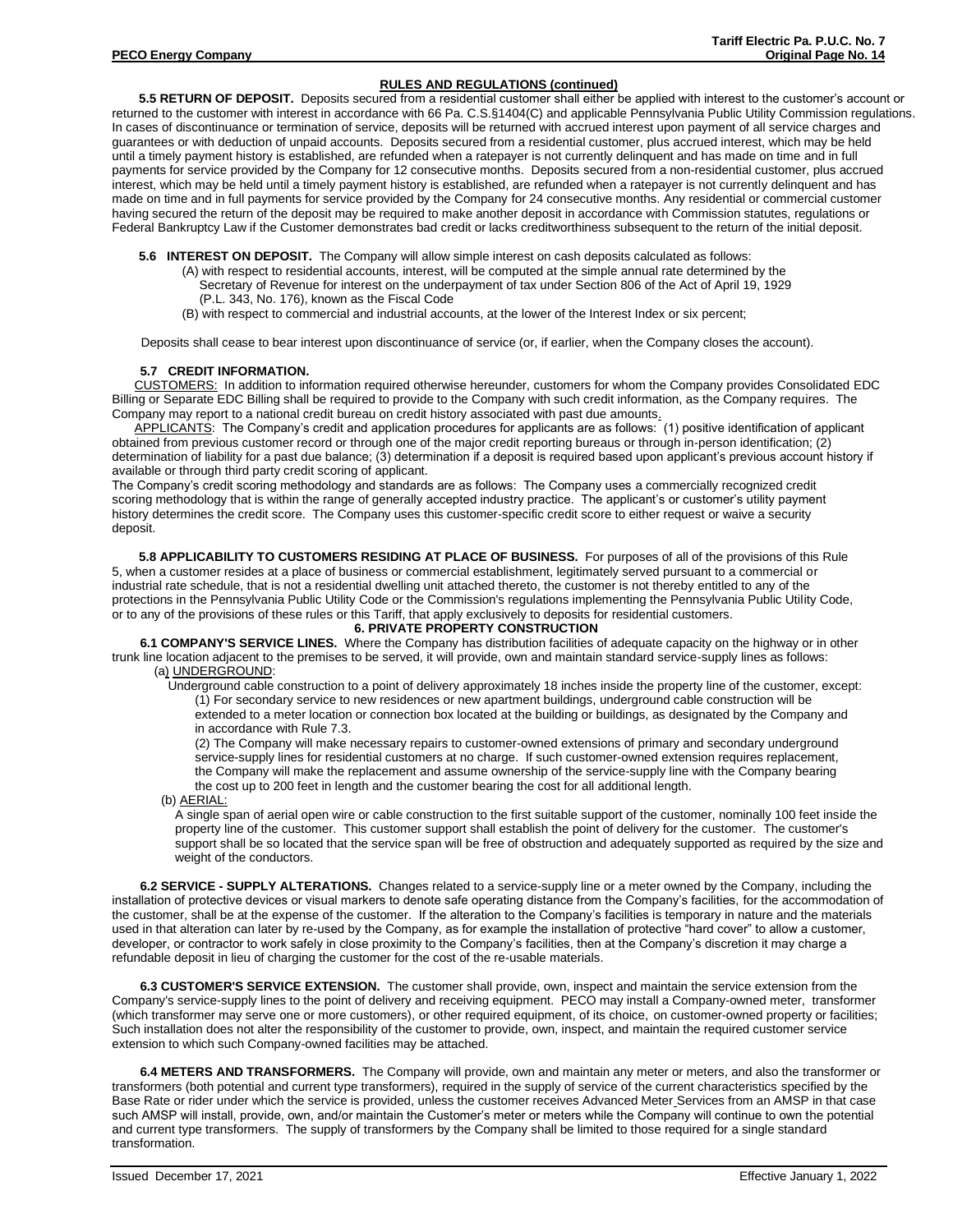## RULES AND REGULATIONS (continued)

**5.5 RETURN OF DEPOSIT.** Deposits secured from a residential customer shall either be applied with interest to the customer's account or returned to the customer with interest in accordance with 66 Pa. C.S.§1404(C) and applicable Pennsylvania Public Utility Commission regulations. In cases of discontinuance or termination of service, deposits will be returned with accrued interest upon payment of all service charges and guarantees or with deduction of unpaid accounts. Deposits secured from a residential customer, plus accrued interest, which may be held until a timely payment history is established, are refunded when a ratepayer is not currently delinquent and has made on time and in full payments for service provided by the Company for 12 consecutive months. Deposits secured from a non-residential customer, plus accrued interest, which may be held until a timely payment history is established, are refunded when a ratepayer is not currently delinquent and has made on time and in full payments for service provided by the Company for 24 consecutive months. Any residential or commercial customer having secured the return of the deposit may be required to make another deposit in accordance with Commission statutes, regulations or Federal Bankruptcy Law if the Customer demonstrates bad credit or lacks creditworthiness subsequent to the return of the initial deposit.

**5.6 INTEREST ON DEPOSIT.** The Company will allow simple interest on cash deposits calculated as follows:

(A) with respect to residential accounts, interest, will be computed at the simple annual rate determined by the Secretary of Revenue for interest on the underpayment of tax under Section 806 of the Act of April 19, 1929 (P.L. 343, No. 176), known as the Fiscal Code

(B) with respect to commercial and industrial accounts, at the lower of the Interest Index or six percent;

Deposits shall cease to bear interest upon discontinuance of service (or, if earlier, when the Company closes the account).

**5.7 CREDIT INFORMATION.**

CUSTOMERS: In addition to information required otherwise hereunder, customers for whom the Company provides Consolidated EDC Billing or Separate EDC Billing shall be required to provide to the Company with such credit information, as the Company requires. The Company may report to a national credit bureau on credit history associated with past due amounts.

APPLICANTS: The Company's credit and application procedures for applicants are as follows: (1) positive identification of applicant obtained from previous customer record or through one of the major credit reporting bureaus or through in-person identification; (2) determination of liability for a past due balance; (3) determination if a deposit is required based upon applicant's previous account history if available or through third party credit scoring of applicant.

The Company's credit scoring methodology and standards are as follows: The Company uses a commercially recognized credit scoring methodology that is within the range of generally accepted industry practice. The applicant's or customer's utility payment history determines the credit score. The Company uses this customer-specific credit score to either request or waive a security deposit.

**5.8 APPLICABILITY TO CUSTOMERS RESIDING AT PLACE OF BUSINESS.** For purposes of all of the provisions of this Rule 5, when a customer resides at a place of business or commercial establishment, legitimately served pursuant to a commercial or industrial rate schedule, that is not a residential dwelling unit attached thereto, the customer is not thereby entitled to any of the protections in the Pennsylvania Public Utility Code or the Commission's regulations implementing the Pennsylvania Public Utility Code, or to any of the provisions of these rules or this Tariff, that apply exclusively to deposits for residential customers.

## 6. PRIVATE PROPERTY CONSTRUCTION

**6.1 COMPANY'S SERVICE LINES.** Where the Company has distribution facilities of adequate capacity on the highway or in other trunk line location adjacent to the premises to be served, it will provide, own and maintain standard service-supply lines as follows:

(a) UNDERGROUND:

Underground cable construction to a point of delivery approximately 18 inches inside the property line of the customer, except:

(1) For secondary service to new residences or new apartment buildings, underground cable construction will be extended to a meter location or connection box located at the building or buildings, as designated by the Company and in accordance with Rule 7.3.

(2) The Company will make necessary repairs to customer-owned extensions of primary and secondary underground service-supply lines for residential customers at no charge. If such customer-owned extension requires replacement, the Company will make the replacement and assume ownership of the service-supply line with the Company bearing the cost up to 200 feet in length and the customer bearing the cost for all additional length.

(b) AERIAL:

A single span of aerial open wire or cable construction to the first suitable support of the customer, nominally 100 feet inside the property line of the customer. This customer support shall establish the point of delivery for the customer. The customer's support shall be so located that the service span will be free of obstruction and adequately supported as required by the size and weight of the conductors.

**6.2 SERVICE - SUPPLY ALTERATIONS.** Changes related to a service-supply line or a meter owned by the Company, including the installation of protective devices or visual markers to denote safe operating distance from the Company's facilities, for the accommodation of the customer, shall be at the expense of the customer. If the alteration to the Company's facilities is temporary in nature and the materials used in that alteration can later by re-used by the Company, as for example the installation of protective "hard cover" to allow a customer, developer, or contractor to work safely in close proximity to the Company's facilities, then at the Company's discretion it may charge a refundable deposit in lieu of charging the customer for the cost of the re-usable materials.

**6.3 CUSTOMER'S SERVICE EXTENSION.** The customer shall provide, own, inspect and maintain the service extension from the Company's service-supply lines to the point of delivery and receiving equipment. PECO may install a Company-owned meter, transformer (which transformer may serve one or more customers), or other required equipment, of its choice, on customer-owned property or facilities; Such installation does not alter the responsibility of the customer to provide, own, inspect, and maintain the required customer service extension to which such Company-owned facilities may be attached.

**6.4 METERS AND TRANSFORMERS.** The Company will provide, own and maintain any meter or meters, and also the transformer or transformers (both potential and current type transformers), required in the supply of service of the current characteristics specified by the Base Rate or rider under which the service is provided, unless the customer receives Advanced Meter Services from an AMSP in that case such AMSP will install, provide, own, and/or maintain the Customer's meter or meters while the Company will continue to own the potential and current type transformers. The supply of transformers by the Company shall be limited to those required for a single standard transformation.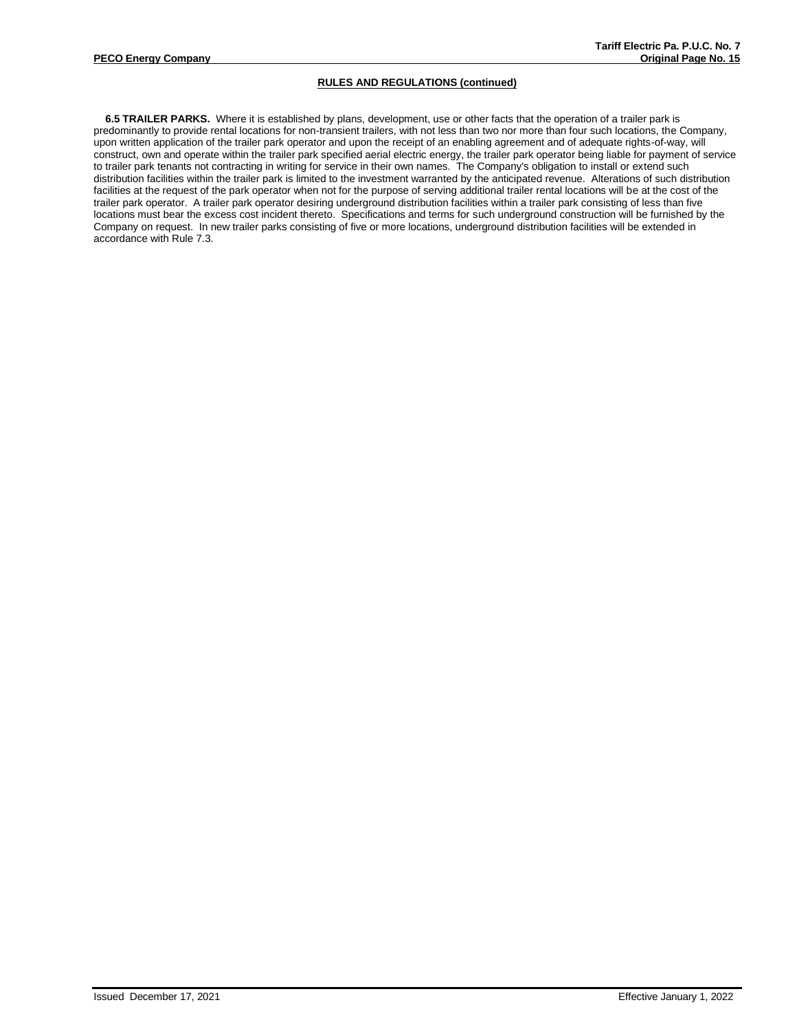## RULES AND REGULATIONS (continued)

**6.5 TRAILER PARKS.** Where it is established by plans, development, use or other facts that the operation of a trailer park is predominantly to provide rental locations for non-transient trailers, with not less than two nor more than four such locations, the Company, upon written application of the trailer park operator and upon the receipt of an enabling agreement and of adequate rights-of-way, will construct, own and operate within the trailer park specified aerial electric energy, the trailer park operator being liable for payment of service to trailer park tenants not contracting in writing for service in their own names. The Company's obligation to install or extend such distribution facilities within the trailer park is limited to the investment warranted by the anticipated revenue. Alterations of such distribution facilities at the request of the park operator when not for the purpose of serving additional trailer rental locations will be at the cost of the trailer park operator. A trailer park operator desiring underground distribution facilities within a trailer park consisting of less than five locations must bear the excess cost incident thereto. Specifications and terms for such underground construction will be furnished by the Company on request. In new trailer parks consisting of five or more locations, underground distribution facilities will be extended in accordance with Rule 7.3.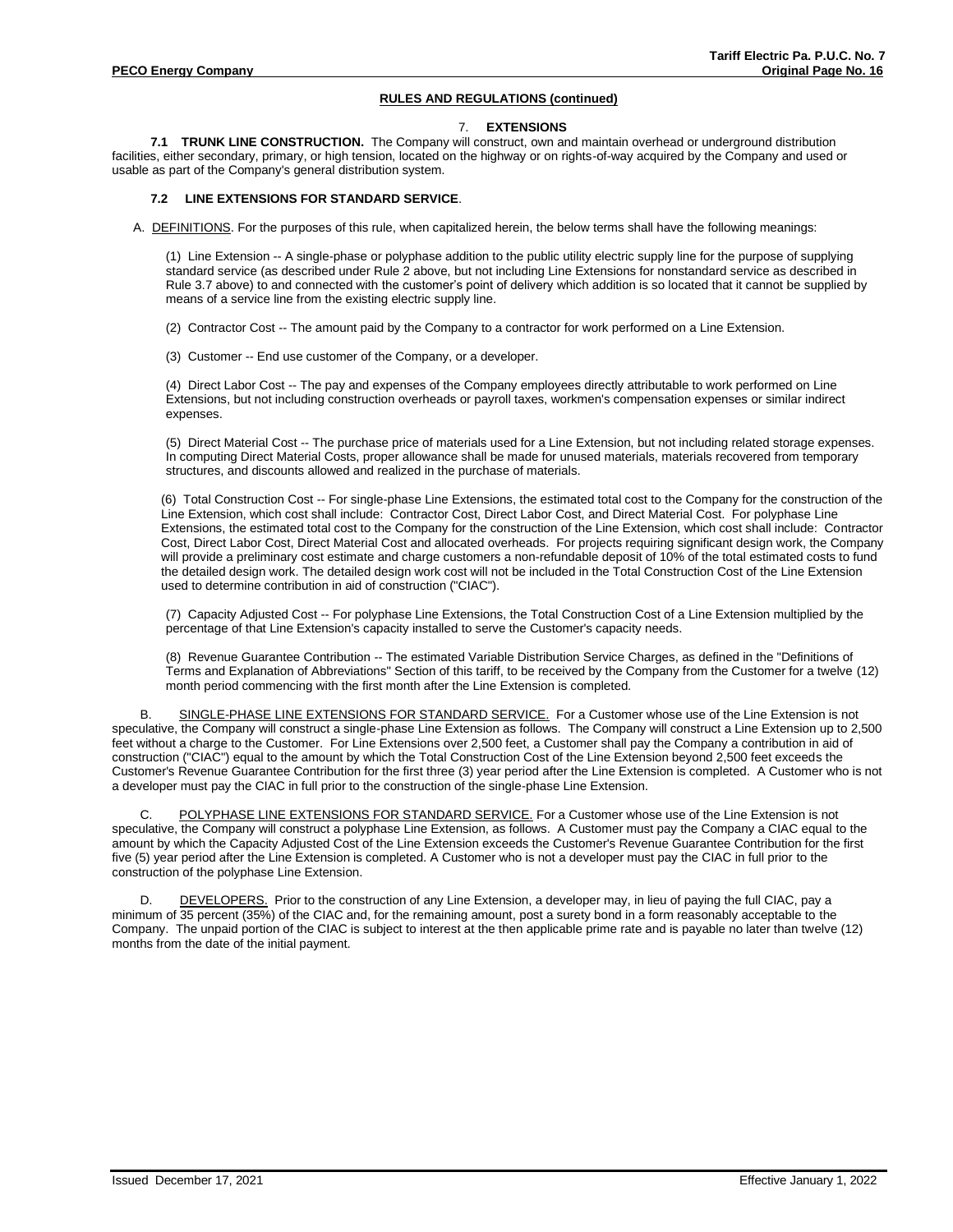## RULES AND REGULATIONS (continued)

### 7. EXTENSIONS

**7.1 TRUNK LINE CONSTRUCTION.** The Company will construct, own and maintain overhead or underground distribution facilities, either secondary, primary, or high tension, located on the highway or on rights-of-way acquired by the Company and used or usable as part of the Company's general distribution system.

**7.2 LINE EXTENSIONS FOR STANDARD SERVICE**.

A. DEFINITIONS. For the purposes of this rule, when capitalized herein, the below terms shall have the following meanings:

(1) Line Extension -- A single-phase or polyphase addition to the public utility electric supply line for the purpose of supplying standard service (as described under Rule 2 above, but not including Line Extensions for nonstandard service as described in Rule 3.7 above) to and connected with the customer's point of delivery which addition is so located that it cannot be supplied by means of a service line from the existing electric supply line.

(2) Contractor Cost -- The amount paid by the Company to a contractor for work performed on a Line Extension.

(3) Customer -- End use customer of the Company, or a developer.

(4) Direct Labor Cost -- The pay and expenses of the Company employees directly attributable to work performed on Line Extensions, but not including construction overheads or payroll taxes, workmen's compensation expenses or similar indirect expenses.

(5) Direct Material Cost -- The purchase price of materials used for a Line Extension, but not including related storage expenses. In computing Direct Material Costs, proper allowance shall be made for unused materials, materials recovered from temporary structures, and discounts allowed and realized in the purchase of materials.

(6) Total Construction Cost -- For single-phase Line Extensions, the estimated total cost to the Company for the construction of the Line Extension, which cost shall include: Contractor Cost, Direct Labor Cost, and Direct Material Cost. For polyphase Line Extensions, the estimated total cost to the Company for the construction of the Line Extension, which cost shall include: Contractor Cost, Direct Labor Cost, Direct Material Cost and allocated overheads. For projects requiring significant design work, the Company will provide a preliminary cost estimate and charge customers a non-refundable deposit of 10% of the total estimated costs to fund the detailed design work. The detailed design work cost will not be included in the Total Construction Cost of the Line Extension used to determine contribution in aid of construction ("CIAC").

(7) Capacity Adjusted Cost -- For polyphase Line Extensions, the Total Construction Cost of a Line Extension multiplied by the percentage of that Line Extension's capacity installed to serve the Customer's capacity needs.

(8) Revenue Guarantee Contribution -- The estimated Variable Distribution Service Charges, as defined in the "Definitions of Terms and Explanation of Abbreviations" Section of this tariff, to be received by the Company from the Customer for a twelve (12) month period commencing with the first month after the Line Extension is completed.

B. SINGLE-PHASE LINE EXTENSIONS FOR STANDARD SERVICE. For a Customer whose use of the Line Extension is not speculative, the Company will construct a single-phase Line Extension as follows. The Company will construct a Line Extension up to 2,500 feet without a charge to the Customer. For Line Extensions over 2,500 feet, a Customer shall pay the Company a contribution in aid of construction ("CIAC") equal to the amount by which the Total Construction Cost of the Line Extension beyond 2,500 feet exceeds the Customer's Revenue Guarantee Contribution for the first three (3) year period after the Line Extension is completed. A Customer who is not a developer must pay the CIAC in full prior to the construction of the single-phase Line Extension.

C. POLYPHASE LINE EXTENSIONS FOR STANDARD SERVICE. For a Customer whose use of the Line Extension is not speculative, the Company will construct a polyphase Line Extension, as follows. A Customer must pay the Company a CIAC equal to the amount by which the Capacity Adjusted Cost of the Line Extension exceeds the Customer's Revenue Guarantee Contribution for the first five (5) year period after the Line Extension is completed. A Customer who is not a developer must pay the CIAC in full prior to the construction of the polyphase Line Extension.

D. DEVELOPERS. Prior to the construction of any Line Extension, a developer may, in lieu of paying the full CIAC, pay a minimum of 35 percent (35%) of the CIAC and, for the remaining amount, post a surety bond in a form reasonably acceptable to the Company. The unpaid portion of the CIAC is subject to interest at the then applicable prime rate and is payable no later than twelve (12) months from the date of the initial payment.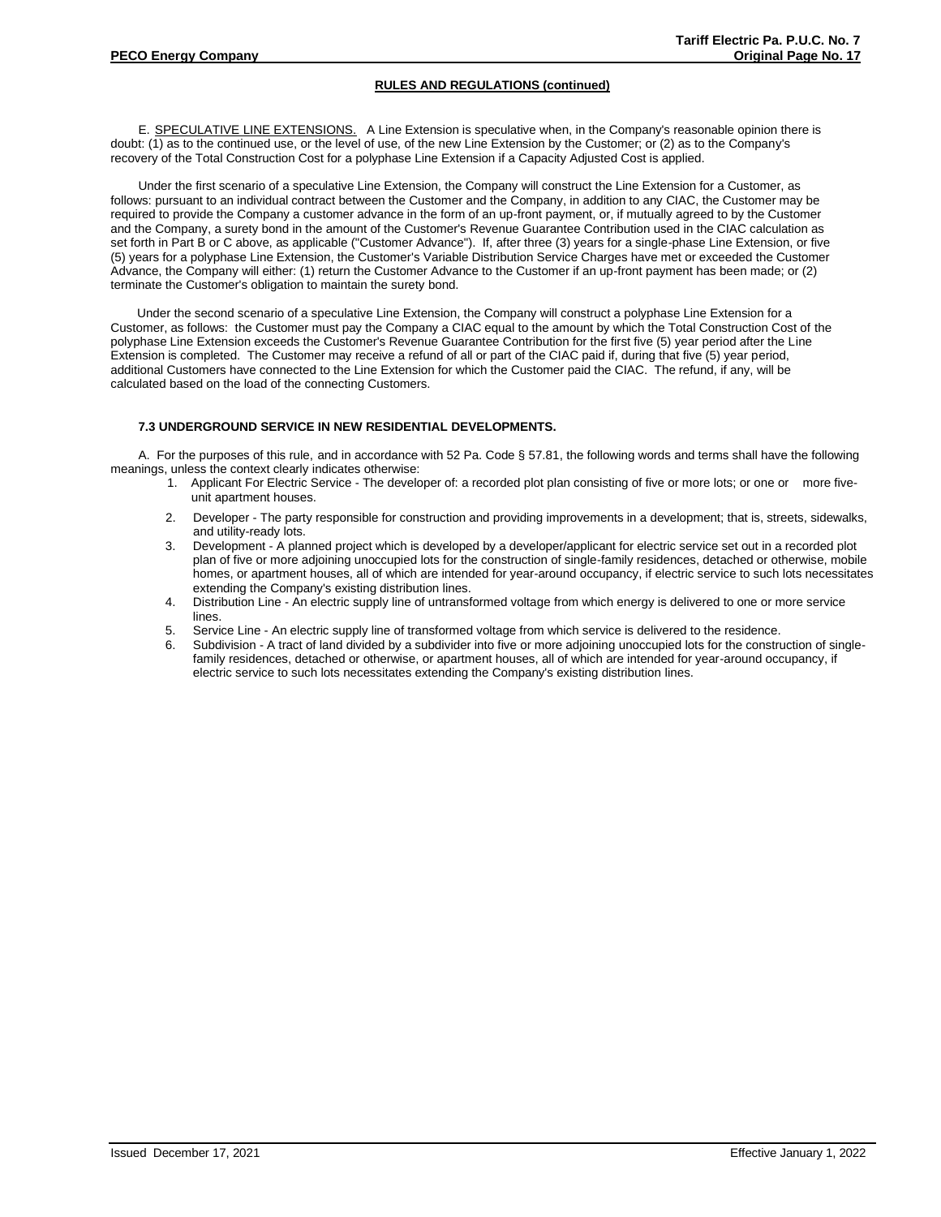**RULES AND REGULATIONS (continued)**

E. SPECULATIVE LINE EXTENSIONS. A Line Extension is speculative when, in the Company's reasonable opinion there is doubt: (1) as to the continued use, or the level of use, of the new Line Extension by the Customer; or (2) as to the Company's recovery of the Total Construction Cost for a polyphase Line Extension if a Capacity Adjusted Cost is applied.

Under the first scenario of a speculative Line Extension, the Company will construct the Line Extension for a Customer, as follows: pursuant to an individual contract between the Customer and the Company, in addition to any CIAC, the Customer may be required to provide the Company a customer advance in the form of an up-front payment, or, if mutually agreed to by the Customer and the Company, a surety bond in the amount of the Customer's Revenue Guarantee Contribution used in the CIAC calculation as set forth in Part B or C above, as applicable ("Customer Advance"). If, after three (3) years for a single-phase Line Extension, or five (5) years for a polyphase Line Extension, the Customer's Variable Distribution Service Charges have met or exceeded the Customer Advance, the Company will either: (1) return the Customer Advance to the Customer if an up-front payment has been made; or (2) terminate the Customer's obligation to maintain the surety bond.

Under the second scenario of a speculative Line Extension, the Company will construct a polyphase Line Extension for a Customer, as follows: the Customer must pay the Company a CIAC equal to the amount by which the Total Construction Cost of the polyphase Line Extension exceeds the Customer's Revenue Guarantee Contribution for the first five (5) year period after the Line Extension is completed. The Customer may receive a refund of all or part of the CIAC paid if, during that five (5) year period, additional Customers have connected to the Line Extension for which the Customer paid the CIAC. The refund, if any, will be calculated based on the load of the connecting Customers.

### 7.3 UNDERGROUND SERVICE IN NEW RESIDENTIAL DEVELOPMENTS.

A. For the purposes of this rule, and in accordance with 52 Pa. Code § 57.81, the following words and terms shall have the following meanings, unless the context clearly indicates otherwise:

1. Applicant For Electric Service - The developer of: a recorded plot plan consisting of five or more lots; or one or more five-unit apartment houses.
2. Developer - The party responsible for construction and providing improvements in a development; that is, streets, sidewalks, and utility-ready lots.
3. Development - A planned project which is developed by a developer/applicant for electric service set out in a recorded plot plan of five or more adjoining unoccupied lots for the construction of single-family residences, detached or otherwise, mobile homes, or apartment houses, all of which are intended for year-around occupancy, if electric service to such lots necessitates extending the Company's existing distribution lines.
4. Distribution Line - An electric supply line of untransformed voltage from which energy is delivered to one or more service lines.
5. Service Line - An electric supply line of transformed voltage from which service is delivered to the residence.
6. Subdivision - A tract of land divided by a subdivider into five or more adjoining unoccupied lots for the construction of single-family residences, detached or otherwise, or apartment houses, all of which are intended for year-around occupancy, if electric service to such lots necessitates extending the Company's existing distribution lines.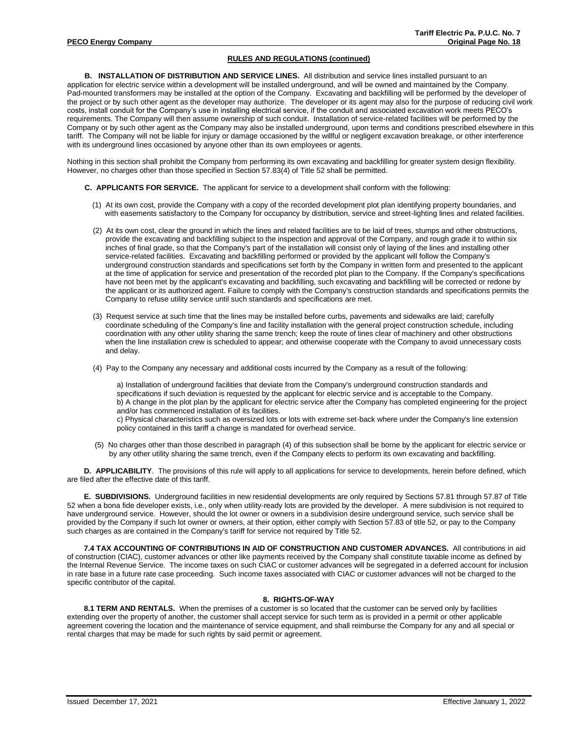## RULES AND REGULATIONS (continued)

**B. INSTALLATION OF DISTRIBUTION AND SERVICE LINES.** All distribution and service lines installed pursuant to an application for electric service within a development will be installed underground, and will be owned and maintained by the Company. Pad-mounted transformers may be installed at the option of the Company. Excavating and backfilling will be performed by the developer of the project or by such other agent as the developer may authorize. The developer or its agent may also for the purpose of reducing civil work costs, install conduit for the Company's use in installing electrical service, if the conduit and associated excavation work meets PECO's requirements. The Company will then assume ownership of such conduit. Installation of service-related facilities will be performed by the Company or by such other agent as the Company may also be installed underground, upon terms and conditions prescribed elsewhere in this tariff. The Company will not be liable for injury or damage occasioned by the willful or negligent excavation breakage, or other interference with its underground lines occasioned by anyone other than its own employees or agents.

Nothing in this section shall prohibit the Company from performing its own excavating and backfilling for greater system design flexibility. However, no charges other than those specified in Section 57.83(4) of Title 52 shall be permitted.

**C. APPLICANTS FOR SERVICE.** The applicant for service to a development shall conform with the following:

(1) At its own cost, provide the Company with a copy of the recorded development plot plan identifying property boundaries, and with easements satisfactory to the Company for occupancy by distribution, service and street-lighting lines and related facilities.

(2) At its own cost, clear the ground in which the lines and related facilities are to be laid of trees, stumps and other obstructions, provide the excavating and backfilling subject to the inspection and approval of the Company, and rough grade it to within six inches of final grade, so that the Company's part of the installation will consist only of laying of the lines and installing other service-related facilities. Excavating and backfilling performed or provided by the applicant will follow the Company's underground construction standards and specifications set forth by the Company in written form and presented to the applicant at the time of application for service and presentation of the recorded plot plan to the Company. If the Company's specifications have not been met by the applicant's excavating and backfilling, such excavating and backfilling will be corrected or redone by the applicant or its authorized agent. Failure to comply with the Company's construction standards and specifications permits the Company to refuse utility service until such standards and specifications are met.

(3) Request service at such time that the lines may be installed before curbs, pavements and sidewalks are laid; carefully coordinate scheduling of the Company's line and facility installation with the general project construction schedule, including coordination with any other utility sharing the same trench; keep the route of lines clear of machinery and other obstructions when the line installation crew is scheduled to appear; and otherwise cooperate with the Company to avoid unnecessary costs and delay.

(4) Pay to the Company any necessary and additional costs incurred by the Company as a result of the following:

a) Installation of underground facilities that deviate from the Company's underground construction standards and specifications if such deviation is requested by the applicant for electric service and is acceptable to the Company.
b) A change in the plot plan by the applicant for electric service after the Company has completed engineering for the project and/or has commenced installation of its facilities.
c) Physical characteristics such as oversized lots or lots with extreme set-back where under the Company's line extension policy contained in this tariff a change is mandated for overhead service.

(5) No charges other than those described in paragraph (4) of this subsection shall be borne by the applicant for electric service or by any other utility sharing the same trench, even if the Company elects to perform its own excavating and backfilling.

**D. APPLICABILITY**. The provisions of this rule will apply to all applications for service to developments, herein before defined, which are filed after the effective date of this tariff.

**E. SUBDIVISIONS.** Underground facilities in new residential developments are only required by Sections 57.81 through 57.87 of Title 52 when a bona fide developer exists, i.e., only when utility-ready lots are provided by the developer. A mere subdivision is not required to have underground service. However, should the lot owner or owners in a subdivision desire underground service, such service shall be provided by the Company if such lot owner or owners, at their option, either comply with Section 57.83 of title 52, or pay to the Company such charges as are contained in the Company's tariff for service not required by Title 52.

**7.4 TAX ACCOUNTING OF CONTRIBUTIONS IN AID OF CONSTRUCTION AND CUSTOMER ADVANCES.** All contributions in aid of construction (CIAC), customer advances or other like payments received by the Company shall constitute taxable income as defined by the Internal Revenue Service. The income taxes on such CIAC or customer advances will be segregated in a deferred account for inclusion in rate base in a future rate case proceeding. Such income taxes associated with CIAC or customer advances will not be charged to the specific contributor of the capital.

## 8. RIGHTS-OF-WAY

**8.1 TERM AND RENTALS.** When the premises of a customer is so located that the customer can be served only by facilities extending over the property of another, the customer shall accept service for such term as is provided in a permit or other applicable agreement covering the location and the maintenance of service equipment, and shall reimburse the Company for any and all special or rental charges that may be made for such rights by said permit or agreement.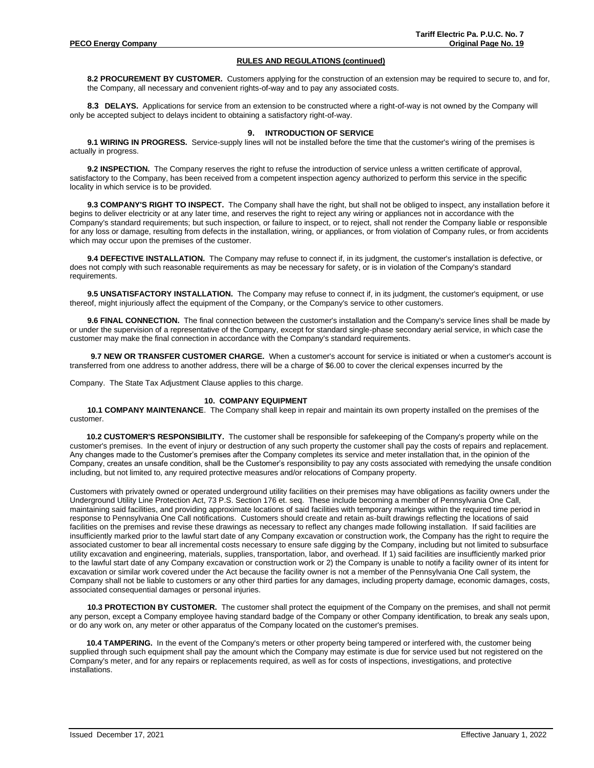## RULES AND REGULATIONS (continued)

**8.2 PROCUREMENT BY CUSTOMER.** Customers applying for the construction of an extension may be required to secure to, and for, the Company, all necessary and convenient rights-of-way and to pay any associated costs.

**8.3 DELAYS.** Applications for service from an extension to be constructed where a right-of-way is not owned by the Company will only be accepted subject to delays incident to obtaining a satisfactory right-of-way.

### 9. INTRODUCTION OF SERVICE

**9.1 WIRING IN PROGRESS.** Service-supply lines will not be installed before the time that the customer's wiring of the premises is actually in progress.

**9.2 INSPECTION.** The Company reserves the right to refuse the introduction of service unless a written certificate of approval, satisfactory to the Company, has been received from a competent inspection agency authorized to perform this service in the specific locality in which service is to be provided.

**9.3 COMPANY'S RIGHT TO INSPECT.** The Company shall have the right, but shall not be obliged to inspect, any installation before it begins to deliver electricity or at any later time, and reserves the right to reject any wiring or appliances not in accordance with the Company's standard requirements; but such inspection, or failure to inspect, or to reject, shall not render the Company liable or responsible for any loss or damage, resulting from defects in the installation, wiring, or appliances, or from violation of Company rules, or from accidents which may occur upon the premises of the customer.

**9.4 DEFECTIVE INSTALLATION.** The Company may refuse to connect if, in its judgment, the customer's installation is defective, or does not comply with such reasonable requirements as may be necessary for safety, or is in violation of the Company's standard requirements.

**9.5 UNSATISFACTORY INSTALLATION.** The Company may refuse to connect if, in its judgment, the customer's equipment, or use thereof, might injuriously affect the equipment of the Company, or the Company's service to other customers.

**9.6 FINAL CONNECTION.** The final connection between the customer's installation and the Company's service lines shall be made by or under the supervision of a representative of the Company, except for standard single-phase secondary aerial service, in which case the customer may make the final connection in accordance with the Company's standard requirements.

**9.7 NEW OR TRANSFER CUSTOMER CHARGE.** When a customer's account for service is initiated or when a customer's account is transferred from one address to another address, there will be a charge of $6.00 to cover the clerical expenses incurred by the Company. The State Tax Adjustment Clause applies to this charge.

### 10. COMPANY EQUIPMENT

**10.1 COMPANY MAINTENANCE**. The Company shall keep in repair and maintain its own property installed on the premises of the customer.

**10.2 CUSTOMER'S RESPONSIBILITY.** The customer shall be responsible for safekeeping of the Company's property while on the customer's premises. In the event of injury or destruction of any such property the customer shall pay the costs of repairs and replacement. Any changes made to the Customer's premises after the Company completes its service and meter installation that, in the opinion of the Company, creates an unsafe condition, shall be the Customer's responsibility to pay any costs associated with remedying the unsafe condition including, but not limited to, any required protective measures and/or relocations of Company property.

Customers with privately owned or operated underground utility facilities on their premises may have obligations as facility owners under the Underground Utility Line Protection Act, 73 P.S. Section 176 et. seq. These include becoming a member of Pennsylvania One Call, maintaining said facilities, and providing approximate locations of said facilities with temporary markings within the required time period in response to Pennsylvania One Call notifications. Customers should create and retain as-built drawings reflecting the locations of said facilities on the premises and revise these drawings as necessary to reflect any changes made following installation. If said facilities are insufficiently marked prior to the lawful start date of any Company excavation or construction work, the Company has the right to require the associated customer to bear all incremental costs necessary to ensure safe digging by the Company, including but not limited to subsurface utility excavation and engineering, materials, supplies, transportation, labor, and overhead. If 1) said facilities are insufficiently marked prior to the lawful start date of any Company excavation or construction work or 2) the Company is unable to notify a facility owner of its intent for excavation or similar work covered under the Act because the facility owner is not a member of the Pennsylvania One Call system, the Company shall not be liable to customers or any other third parties for any damages, including property damage, economic damages, costs, associated consequential damages or personal injuries.

**10.3 PROTECTION BY CUSTOMER.** The customer shall protect the equipment of the Company on the premises, and shall not permit any person, except a Company employee having standard badge of the Company or other Company identification, to break any seals upon, or do any work on, any meter or other apparatus of the Company located on the customer's premises.

**10.4 TAMPERING.** In the event of the Company's meters or other property being tampered or interfered with, the customer being supplied through such equipment shall pay the amount which the Company may estimate is due for service used but not registered on the Company's meter, and for any repairs or replacements required, as well as for costs of inspections, investigations, and protective installations.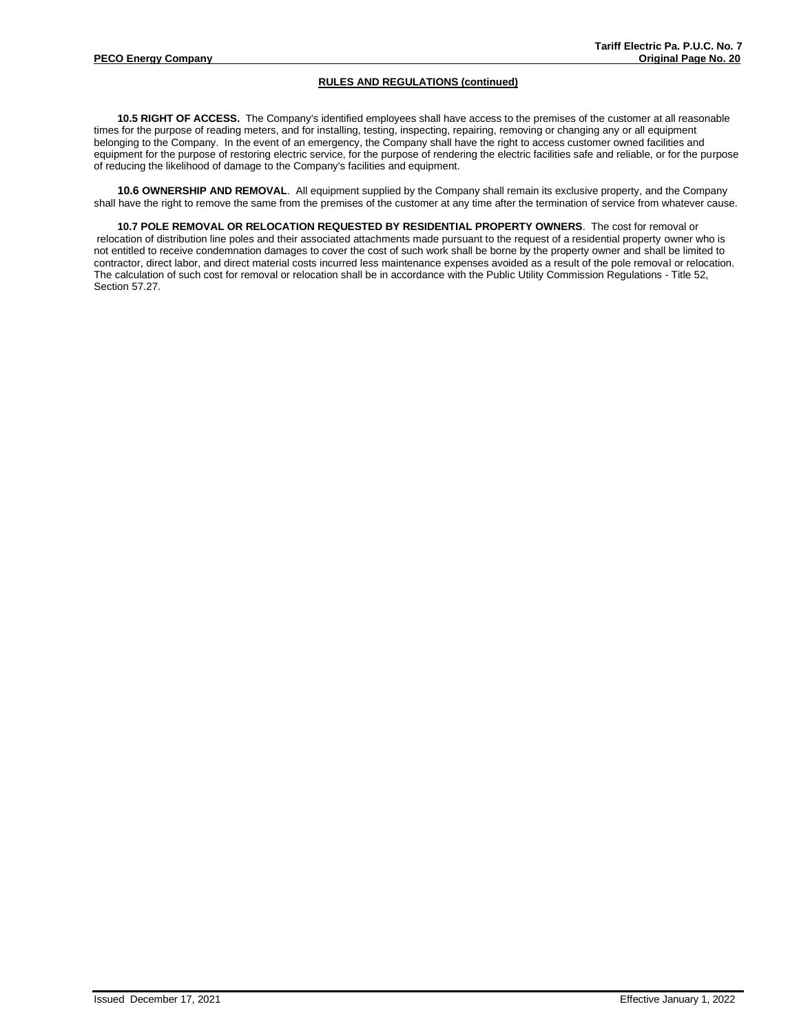## RULES AND REGULATIONS (continued)

**10.5 RIGHT OF ACCESS.** The Company's identified employees shall have access to the premises of the customer at all reasonable times for the purpose of reading meters, and for installing, testing, inspecting, repairing, removing or changing any or all equipment belonging to the Company. In the event of an emergency, the Company shall have the right to access customer owned facilities and equipment for the purpose of restoring electric service, for the purpose of rendering the electric facilities safe and reliable, or for the purpose of reducing the likelihood of damage to the Company's facilities and equipment.

**10.6 OWNERSHIP AND REMOVAL**. All equipment supplied by the Company shall remain its exclusive property, and the Company shall have the right to remove the same from the premises of the customer at any time after the termination of service from whatever cause.

**10.7 POLE REMOVAL OR RELOCATION REQUESTED BY RESIDENTIAL PROPERTY OWNERS**. The cost for removal or relocation of distribution line poles and their associated attachments made pursuant to the request of a residential property owner who is not entitled to receive condemnation damages to cover the cost of such work shall be borne by the property owner and shall be limited to contractor, direct labor, and direct material costs incurred less maintenance expenses avoided as a result of the pole removal or relocation. The calculation of such cost for removal or relocation shall be in accordance with the Public Utility Commission Regulations - Title 52, Section 57.27.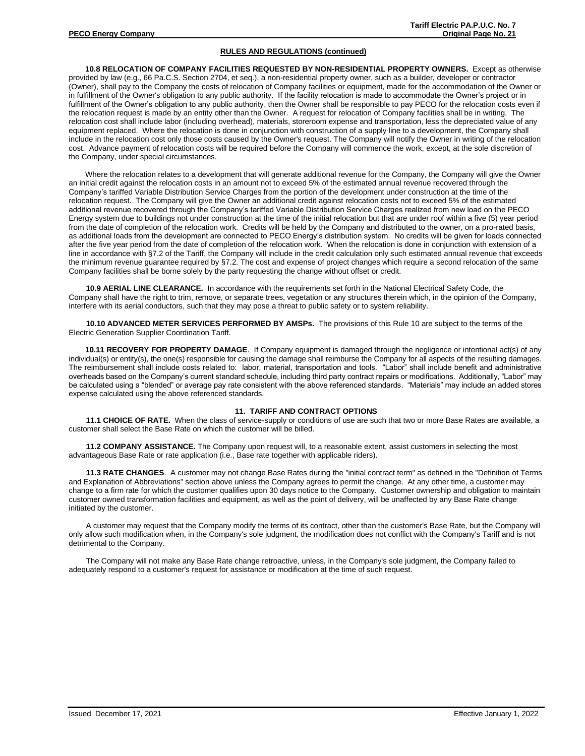## RULES AND REGULATIONS (continued)

**10.8 RELOCATION OF COMPANY FACILITIES REQUESTED BY NON-RESIDENTIAL PROPERTY OWNERS.** Except as otherwise provided by law (e.g., 66 Pa.C.S. Section 2704, et seq.), a non-residential property owner, such as a builder, developer or contractor (Owner), shall pay to the Company the costs of relocation of Company facilities or equipment, made for the accommodation of the Owner or in fulfillment of the Owner's obligation to any public authority. If the facility relocation is made to accommodate the Owner's project or in fulfillment of the Owner's obligation to any public authority, then the Owner shall be responsible to pay PECO for the relocation costs even if the relocation request is made by an entity other than the Owner. A request for relocation of Company facilities shall be in writing. The relocation cost shall include labor (including overhead), materials, storeroom expense and transportation, less the depreciated value of any equipment replaced. Where the relocation is done in conjunction with construction of a supply line to a development, the Company shall include in the relocation cost only those costs caused by the Owner's request. The Company will notify the Owner in writing of the relocation cost. Advance payment of relocation costs will be required before the Company will commence the work, except, at the sole discretion of the Company, under special circumstances.

Where the relocation relates to a development that will generate additional revenue for the Company, the Company will give the Owner an initial credit against the relocation costs in an amount not to exceed 5% of the estimated annual revenue recovered through the Company's tariffed Variable Distribution Service Charges from the portion of the development under construction at the time of the relocation request. The Company will give the Owner an additional credit against relocation costs not to exceed 5% of the estimated additional revenue recovered through the Company's tariffed Variable Distribution Service Charges realized from new load on the PECO Energy system due to buildings not under construction at the time of the initial relocation but that are under roof within a five (5) year period from the date of completion of the relocation work. Credits will be held by the Company and distributed to the owner, on a pro-rated basis, as additional loads from the development are connected to PECO Energy's distribution system. No credits will be given for loads connected after the five year period from the date of completion of the relocation work. When the relocation is done in conjunction with extension of a line in accordance with §7.2 of the Tariff, the Company will include in the credit calculation only such estimated annual revenue that exceeds the minimum revenue guarantee required by §7.2. The cost and expense of project changes which require a second relocation of the same Company facilities shall be borne solely by the party requesting the change without offset or credit.

**10.9 AERIAL LINE CLEARANCE.** In accordance with the requirements set forth in the National Electrical Safety Code, the Company shall have the right to trim, remove, or separate trees, vegetation or any structures therein which, in the opinion of the Company, interfere with its aerial conductors, such that they may pose a threat to public safety or to system reliability.

**10.10 ADVANCED METER SERVICES PERFORMED BY AMSPs.** The provisions of this Rule 10 are subject to the terms of the Electric Generation Supplier Coordination Tariff.

**10.11 RECOVERY FOR PROPERTY DAMAGE**. If Company equipment is damaged through the negligence or intentional act(s) of any individual(s) or entity(s), the one(s) responsible for causing the damage shall reimburse the Company for all aspects of the resulting damages. The reimbursement shall include costs related to: labor, material, transportation and tools. "Labor" shall include benefit and administrative overheads based on the Company's current standard schedule, including third party contract repairs or modifications. Additionally, "Labor" may be calculated using a "blended" or average pay rate consistent with the above referenced standards. "Materials" may include an added stores expense calculated using the above referenced standards.

### 11. TARIFF AND CONTRACT OPTIONS

**11.1 CHOICE OF RATE.** When the class of service-supply or conditions of use are such that two or more Base Rates are available, a customer shall select the Base Rate on which the customer will be billed.

**11.2 COMPANY ASSISTANCE.** The Company upon request will, to a reasonable extent, assist customers in selecting the most advantageous Base Rate or rate application (i.e., Base rate together with applicable riders).

**11.3 RATE CHANGES**. A customer may not change Base Rates during the "initial contract term" as defined in the "Definition of Terms and Explanation of Abbreviations" section above unless the Company agrees to permit the change. At any other time, a customer may change to a firm rate for which the customer qualifies upon 30 days notice to the Company. Customer ownership and obligation to maintain customer owned transformation facilities and equipment, as well as the point of delivery, will be unaffected by any Base Rate change initiated by the customer.

A customer may request that the Company modify the terms of its contract, other than the customer's Base Rate, but the Company will only allow such modification when, in the Company's sole judgment, the modification does not conflict with the Company's Tariff and is not detrimental to the Company.

The Company will not make any Base Rate change retroactive, unless, in the Company's sole judgment, the Company failed to adequately respond to a customer's request for assistance or modification at the time of such request.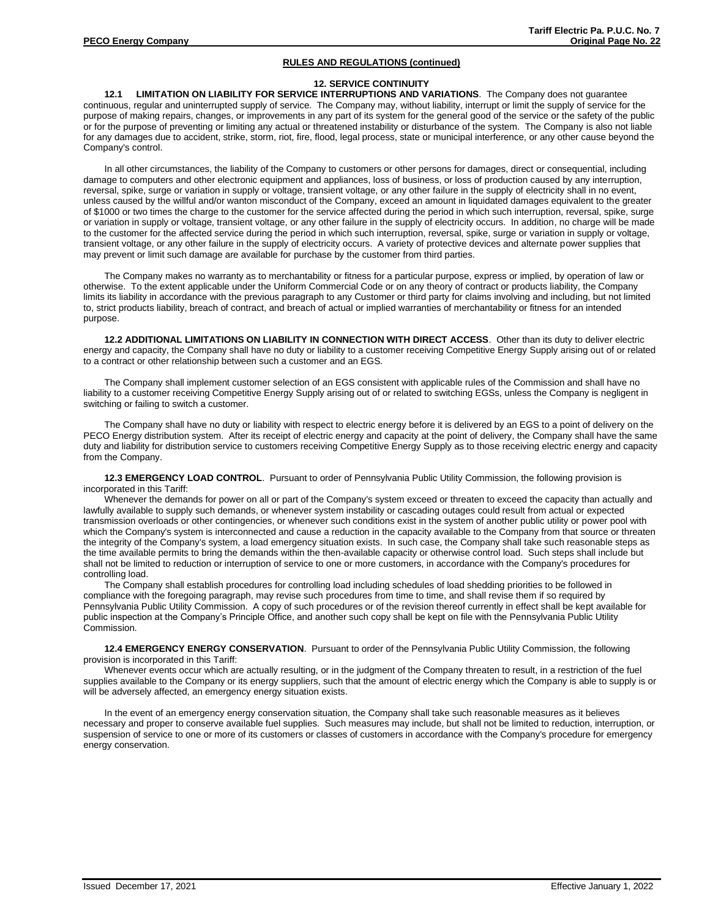## RULES AND REGULATIONS (continued)

### 12. SERVICE CONTINUITY

**12.1 LIMITATION ON LIABILITY FOR SERVICE INTERRUPTIONS AND VARIATIONS**. The Company does not guarantee continuous, regular and uninterrupted supply of service. The Company may, without liability, interrupt or limit the supply of service for the purpose of making repairs, changes, or improvements in any part of its system for the general good of the service or the safety of the public or for the purpose of preventing or limiting any actual or threatened instability or disturbance of the system. The Company is also not liable for any damages due to accident, strike, storm, riot, fire, flood, legal process, state or municipal interference, or any other cause beyond the Company's control.

In all other circumstances, the liability of the Company to customers or other persons for damages, direct or consequential, including damage to computers and other electronic equipment and appliances, loss of business, or loss of production caused by any interruption, reversal, spike, surge or variation in supply or voltage, transient voltage, or any other failure in the supply of electricity shall in no event, unless caused by the willful and/or wanton misconduct of the Company, exceed an amount in liquidated damages equivalent to the greater of $1000 or two times the charge to the customer for the service affected during the period in which such interruption, reversal, spike, surge or variation in supply or voltage, transient voltage, or any other failure in the supply of electricity occurs. In addition, no charge will be made to the customer for the affected service during the period in which such interruption, reversal, spike, surge or variation in supply or voltage, transient voltage, or any other failure in the supply of electricity occurs. A variety of protective devices and alternate power supplies that may prevent or limit such damage are available for purchase by the customer from third parties.

The Company makes no warranty as to merchantability or fitness for a particular purpose, express or implied, by operation of law or otherwise. To the extent applicable under the Uniform Commercial Code or on any theory of contract or products liability, the Company limits its liability in accordance with the previous paragraph to any Customer or third party for claims involving and including, but not limited to, strict products liability, breach of contract, and breach of actual or implied warranties of merchantability or fitness for an intended purpose.

**12.2 ADDITIONAL LIMITATIONS ON LIABILITY IN CONNECTION WITH DIRECT ACCESS**. Other than its duty to deliver electric energy and capacity, the Company shall have no duty or liability to a customer receiving Competitive Energy Supply arising out of or related to a contract or other relationship between such a customer and an EGS.

The Company shall implement customer selection of an EGS consistent with applicable rules of the Commission and shall have no liability to a customer receiving Competitive Energy Supply arising out of or related to switching EGSs, unless the Company is negligent in switching or failing to switch a customer.

The Company shall have no duty or liability with respect to electric energy before it is delivered by an EGS to a point of delivery on the PECO Energy distribution system. After its receipt of electric energy and capacity at the point of delivery, the Company shall have the same duty and liability for distribution service to customers receiving Competitive Energy Supply as to those receiving electric energy and capacity from the Company.

**12.3 EMERGENCY LOAD CONTROL**. Pursuant to order of Pennsylvania Public Utility Commission, the following provision is incorporated in this Tariff:

Whenever the demands for power on all or part of the Company's system exceed or threaten to exceed the capacity than actually and lawfully available to supply such demands, or whenever system instability or cascading outages could result from actual or expected transmission overloads or other contingencies, or whenever such conditions exist in the system of another public utility or power pool with which the Company's system is interconnected and cause a reduction in the capacity available to the Company from that source or threaten the integrity of the Company's system, a load emergency situation exists. In such case, the Company shall take such reasonable steps as the time available permits to bring the demands within the then-available capacity or otherwise control load. Such steps shall include but shall not be limited to reduction or interruption of service to one or more customers, in accordance with the Company's procedures for controlling load.

The Company shall establish procedures for controlling load including schedules of load shedding priorities to be followed in compliance with the foregoing paragraph, may revise such procedures from time to time, and shall revise them if so required by Pennsylvania Public Utility Commission. A copy of such procedures or of the revision thereof currently in effect shall be kept available for public inspection at the Company's Principle Office, and another such copy shall be kept on file with the Pennsylvania Public Utility Commission.

**12.4 EMERGENCY ENERGY CONSERVATION**. Pursuant to order of the Pennsylvania Public Utility Commission, the following provision is incorporated in this Tariff:

Whenever events occur which are actually resulting, or in the judgment of the Company threaten to result, in a restriction of the fuel supplies available to the Company or its energy suppliers, such that the amount of electric energy which the Company is able to supply is or will be adversely affected, an emergency energy situation exists.

In the event of an emergency energy conservation situation, the Company shall take such reasonable measures as it believes necessary and proper to conserve available fuel supplies. Such measures may include, but shall not be limited to reduction, interruption, or suspension of service to one or more of its customers or classes of customers in accordance with the Company's procedure for emergency energy conservation.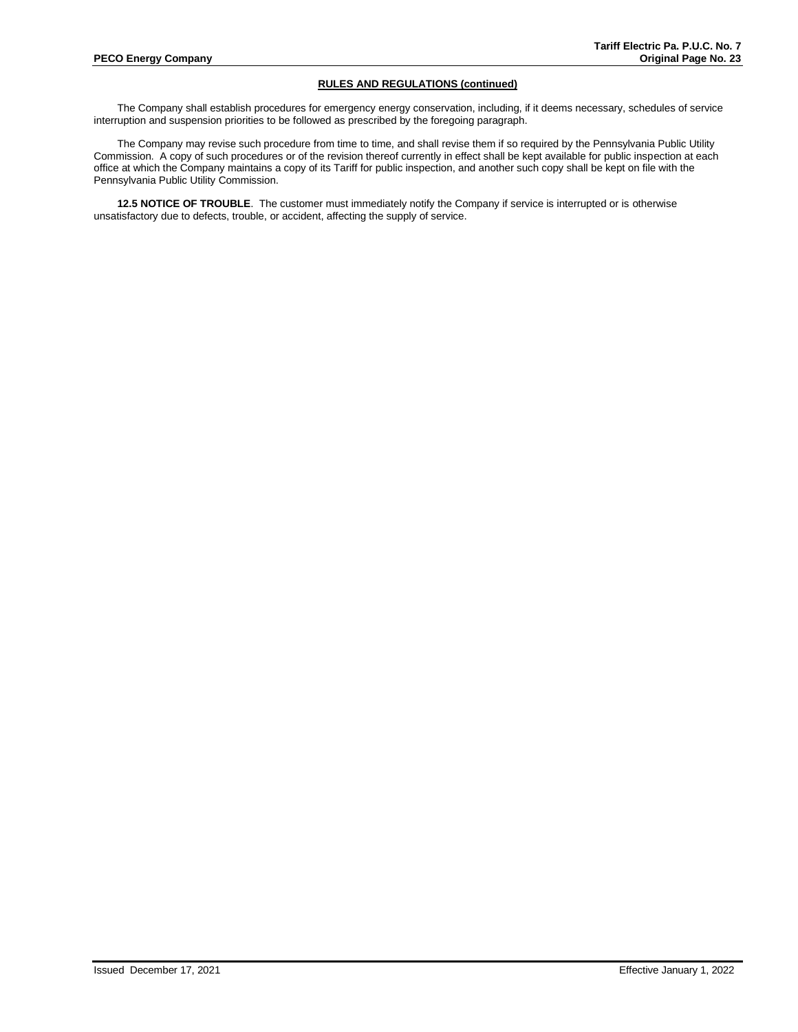## RULES AND REGULATIONS (continued)

The Company shall establish procedures for emergency energy conservation, including, if it deems necessary, schedules of service interruption and suspension priorities to be followed as prescribed by the foregoing paragraph.

The Company may revise such procedure from time to time, and shall revise them if so required by the Pennsylvania Public Utility Commission. A copy of such procedures or of the revision thereof currently in effect shall be kept available for public inspection at each office at which the Company maintains a copy of its Tariff for public inspection, and another such copy shall be kept on file with the Pennsylvania Public Utility Commission.

**12.5 NOTICE OF TROUBLE**. The customer must immediately notify the Company if service is interrupted or is otherwise unsatisfactory due to defects, trouble, or accident, affecting the supply of service.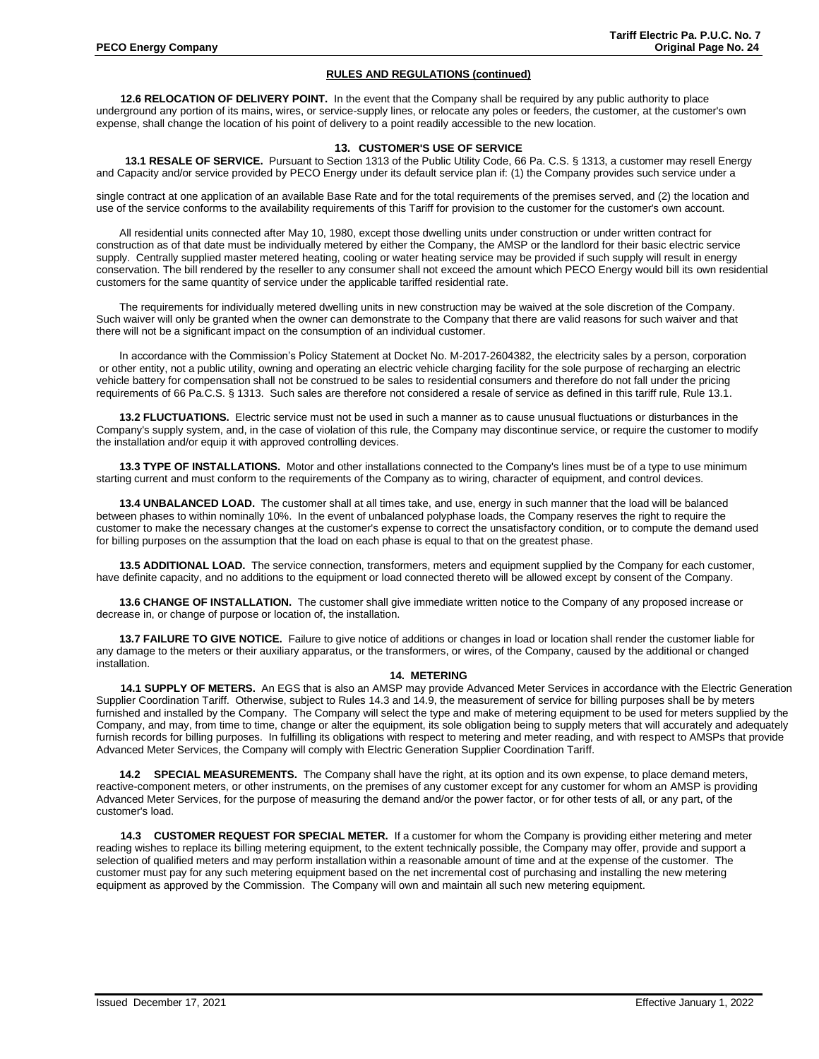## RULES AND REGULATIONS (continued)

**12.6 RELOCATION OF DELIVERY POINT.** In the event that the Company shall be required by any public authority to place underground any portion of its mains, wires, or service-supply lines, or relocate any poles or feeders, the customer, at the customer's own expense, shall change the location of his point of delivery to a point readily accessible to the new location.

### 13. CUSTOMER'S USE OF SERVICE

**13.1 RESALE OF SERVICE.** Pursuant to Section 1313 of the Public Utility Code, 66 Pa. C.S. § 1313, a customer may resell Energy and Capacity and/or service provided by PECO Energy under its default service plan if: (1) the Company provides such service under a single contract at one application of an available Base Rate and for the total requirements of the premises served, and (2) the location and use of the service conforms to the availability requirements of this Tariff for provision to the customer for the customer's own account.

All residential units connected after May 10, 1980, except those dwelling units under construction or under written contract for construction as of that date must be individually metered by either the Company, the AMSP or the landlord for their basic electric service supply. Centrally supplied master metered heating, cooling or water heating service may be provided if such supply will result in energy conservation. The bill rendered by the reseller to any consumer shall not exceed the amount which PECO Energy would bill its own residential customers for the same quantity of service under the applicable tariffed residential rate.

The requirements for individually metered dwelling units in new construction may be waived at the sole discretion of the Company. Such waiver will only be granted when the owner can demonstrate to the Company that there are valid reasons for such waiver and that there will not be a significant impact on the consumption of an individual customer.

In accordance with the Commission's Policy Statement at Docket No. M-2017-2604382, the electricity sales by a person, corporation or other entity, not a public utility, owning and operating an electric vehicle charging facility for the sole purpose of recharging an electric vehicle battery for compensation shall not be construed to be sales to residential consumers and therefore do not fall under the pricing requirements of 66 Pa.C.S. § 1313. Such sales are therefore not considered a resale of service as defined in this tariff rule, Rule 13.1.

**13.2 FLUCTUATIONS.** Electric service must not be used in such a manner as to cause unusual fluctuations or disturbances in the Company's supply system, and, in the case of violation of this rule, the Company may discontinue service, or require the customer to modify the installation and/or equip it with approved controlling devices.

**13.3 TYPE OF INSTALLATIONS.** Motor and other installations connected to the Company's lines must be of a type to use minimum starting current and must conform to the requirements of the Company as to wiring, character of equipment, and control devices.

**13.4 UNBALANCED LOAD.** The customer shall at all times take, and use, energy in such manner that the load will be balanced between phases to within nominally 10%. In the event of unbalanced polyphase loads, the Company reserves the right to require the customer to make the necessary changes at the customer's expense to correct the unsatisfactory condition, or to compute the demand used for billing purposes on the assumption that the load on each phase is equal to that on the greatest phase.

**13.5 ADDITIONAL LOAD.** The service connection, transformers, meters and equipment supplied by the Company for each customer, have definite capacity, and no additions to the equipment or load connected thereto will be allowed except by consent of the Company.

**13.6 CHANGE OF INSTALLATION.** The customer shall give immediate written notice to the Company of any proposed increase or decrease in, or change of purpose or location of, the installation.

**13.7 FAILURE TO GIVE NOTICE.** Failure to give notice of additions or changes in load or location shall render the customer liable for any damage to the meters or their auxiliary apparatus, or the transformers, or wires, of the Company, caused by the additional or changed installation.

### 14. METERING

**14.1 SUPPLY OF METERS.** An EGS that is also an AMSP may provide Advanced Meter Services in accordance with the Electric Generation Supplier Coordination Tariff. Otherwise, subject to Rules 14.3 and 14.9, the measurement of service for billing purposes shall be by meters furnished and installed by the Company. The Company will select the type and make of metering equipment to be used for meters supplied by the Company, and may, from time to time, change or alter the equipment, its sole obligation being to supply meters that will accurately and adequately furnish records for billing purposes. In fulfilling its obligations with respect to metering and meter reading, and with respect to AMSPs that provide Advanced Meter Services, the Company will comply with Electric Generation Supplier Coordination Tariff.

**14.2 SPECIAL MEASUREMENTS.** The Company shall have the right, at its option and its own expense, to place demand meters, reactive-component meters, or other instruments, on the premises of any customer except for any customer for whom an AMSP is providing Advanced Meter Services, for the purpose of measuring the demand and/or the power factor, or for other tests of all, or any part, of the customer's load.

**14.3 CUSTOMER REQUEST FOR SPECIAL METER.** If a customer for whom the Company is providing either metering and meter reading wishes to replace its billing metering equipment, to the extent technically possible, the Company may offer, provide and support a selection of qualified meters and may perform installation within a reasonable amount of time and at the expense of the customer. The customer must pay for any such metering equipment based on the net incremental cost of purchasing and installing the new metering equipment as approved by the Commission. The Company will own and maintain all such new metering equipment.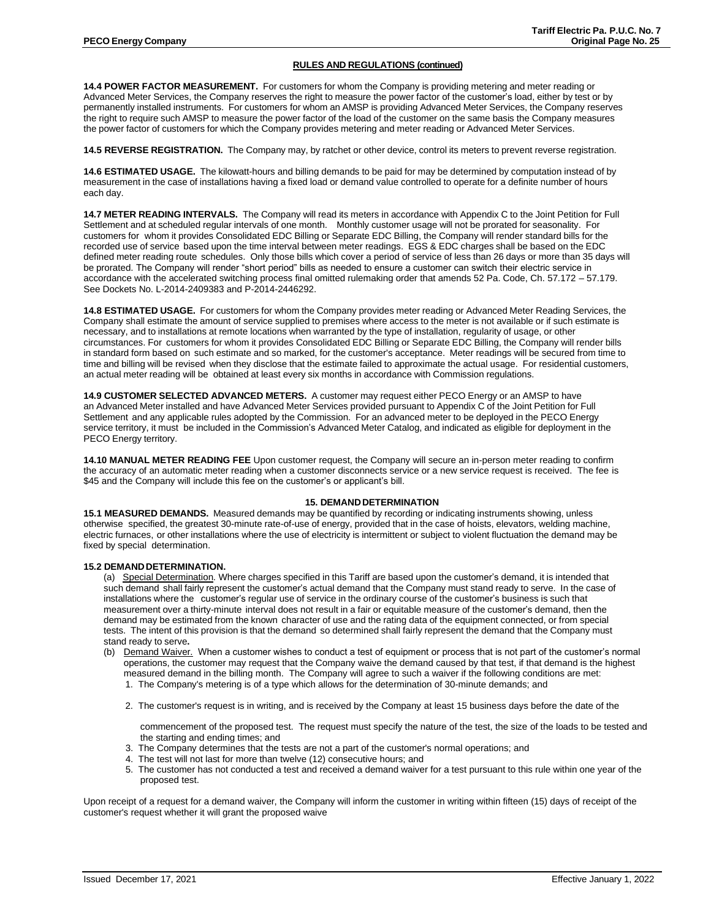## RULES AND REGULATIONS (continued)

**14.4 POWER FACTOR MEASUREMENT.** For customers for whom the Company is providing metering and meter reading or Advanced Meter Services, the Company reserves the right to measure the power factor of the customer's load, either by test or by permanently installed instruments. For customers for whom an AMSP is providing Advanced Meter Services, the Company reserves the right to require such AMSP to measure the power factor of the load of the customer on the same basis the Company measures the power factor of customers for which the Company provides metering and meter reading or Advanced Meter Services.

**14.5 REVERSE REGISTRATION.** The Company may, by ratchet or other device, control its meters to prevent reverse registration.

**14.6 ESTIMATED USAGE.** The kilowatt-hours and billing demands to be paid for may be determined by computation instead of by measurement in the case of installations having a fixed load or demand value controlled to operate for a definite number of hours each day.

**14.7 METER READING INTERVALS.** The Company will read its meters in accordance with Appendix C to the Joint Petition for Full Settlement and at scheduled regular intervals of one month. Monthly customer usage will not be prorated for seasonality. For customers for whom it provides Consolidated EDC Billing or Separate EDC Billing, the Company will render standard bills for the recorded use of service based upon the time interval between meter readings. EGS & EDC charges shall be based on the EDC defined meter reading route schedules. Only those bills which cover a period of service of less than 26 days or more than 35 days will be prorated. The Company will render "short period" bills as needed to ensure a customer can switch their electric service in accordance with the accelerated switching process final omitted rulemaking order that amends 52 Pa. Code, Ch. 57.172 – 57.179. See Dockets No. L-2014-2409383 and P-2014-2446292.

**14.8 ESTIMATED USAGE.** For customers for whom the Company provides meter reading or Advanced Meter Reading Services, the Company shall estimate the amount of service supplied to premises where access to the meter is not available or if such estimate is necessary, and to installations at remote locations when warranted by the type of installation, regularity of usage, or other circumstances. For customers for whom it provides Consolidated EDC Billing or Separate EDC Billing, the Company will render bills in standard form based on such estimate and so marked, for the customer's acceptance. Meter readings will be secured from time to time and billing will be revised when they disclose that the estimate failed to approximate the actual usage. For residential customers, an actual meter reading will be obtained at least every six months in accordance with Commission regulations.

**14.9 CUSTOMER SELECTED ADVANCED METERS.** A customer may request either PECO Energy or an AMSP to have an Advanced Meter installed and have Advanced Meter Services provided pursuant to Appendix C of the Joint Petition for Full Settlement and any applicable rules adopted by the Commission. For an advanced meter to be deployed in the PECO Energy service territory, it must be included in the Commission's Advanced Meter Catalog, and indicated as eligible for deployment in the PECO Energy territory.

**14.10 MANUAL METER READING FEE** Upon customer request, the Company will secure an in-person meter reading to confirm the accuracy of an automatic meter reading when a customer disconnects service or a new service request is received. The fee is $45 and the Company will include this fee on the customer's or applicant's bill.

### 15. DEMAND DETERMINATION

**15.1 MEASURED DEMANDS.** Measured demands may be quantified by recording or indicating instruments showing, unless otherwise specified, the greatest 30-minute rate-of-use of energy, provided that in the case of hoists, elevators, welding machine, electric furnaces, or other installations where the use of electricity is intermittent or subject to violent fluctuation the demand may be fixed by special determination.

**15.2 DEMAND DETERMINATION.**

(a) Special Determination. Where charges specified in this Tariff are based upon the customer's demand, it is intended that such demand shall fairly represent the customer's actual demand that the Company must stand ready to serve. In the case of installations where the customer's regular use of service in the ordinary course of the customer's business is such that measurement over a thirty-minute interval does not result in a fair or equitable measure of the customer's demand, then the demand may be estimated from the known character of use and the rating data of the equipment connected, or from special tests. The intent of this provision is that the demand so determined shall fairly represent the demand that the Company must stand ready to serve**.**

(b) Demand Waiver. When a customer wishes to conduct a test of equipment or process that is not part of the customer's normal operations, the customer may request that the Company waive the demand caused by that test, if that demand is the highest measured demand in the billing month. The Company will agree to such a waiver if the following conditions are met:

1. The Company's metering is of a type which allows for the determination of 30-minute demands; and
2. The customer's request is in writing, and is received by the Company at least 15 business days before the date of the commencement of the proposed test. The request must specify the nature of the test, the size of the loads to be tested and the starting and ending times; and
3. The Company determines that the tests are not a part of the customer's normal operations; and
4. The test will not last for more than twelve (12) consecutive hours; and
5. The customer has not conducted a test and received a demand waiver for a test pursuant to this rule within one year of the proposed test.

Upon receipt of a request for a demand waiver, the Company will inform the customer in writing within fifteen (15) days of receipt of the customer's request whether it will grant the proposed waive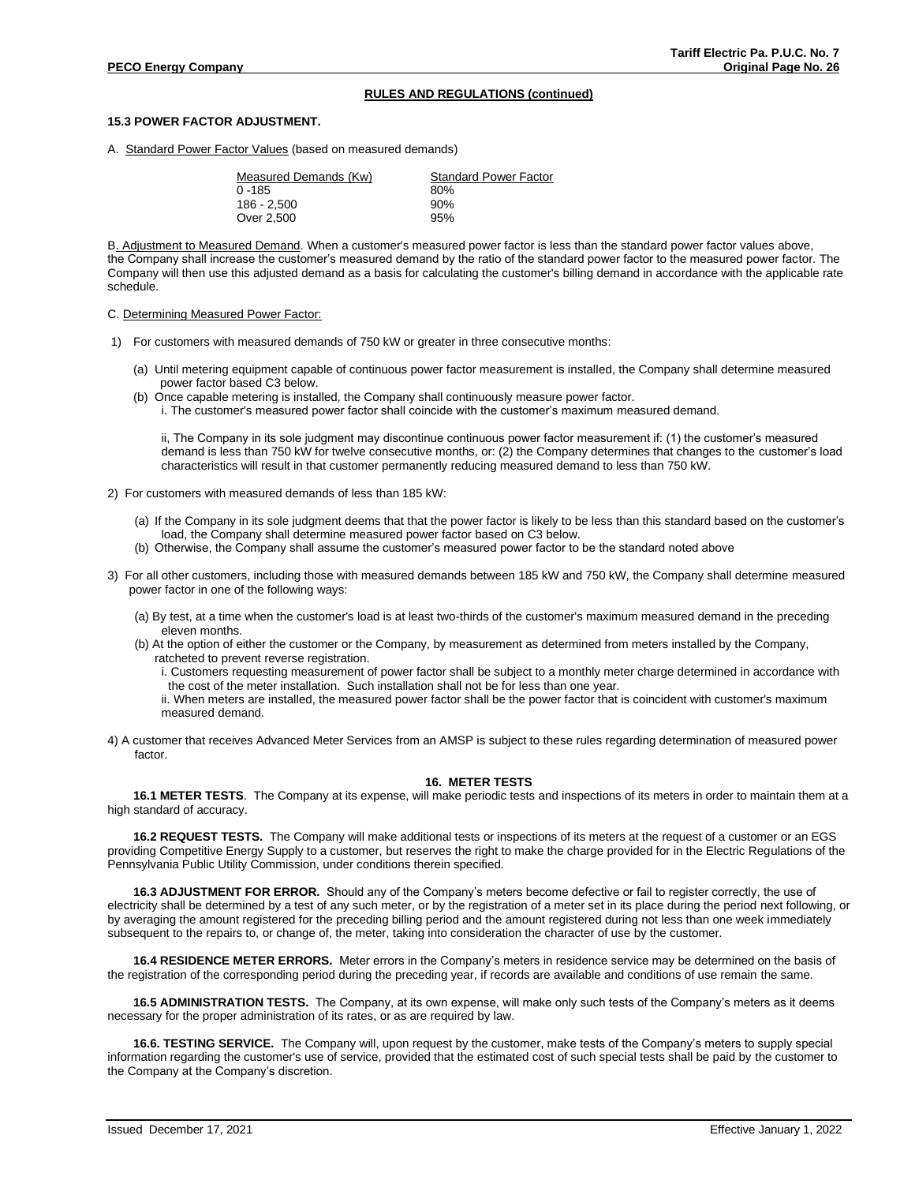## RULES AND REGULATIONS (continued)

### 15.3 POWER FACTOR ADJUSTMENT.

A. Standard Power Factor Values (based on measured demands)

| Measured Demands (Kw) | Standard Power Factor |
|---|---|
| 0 -185 | 80% |
| 186 - 2,500 | 90% |
| Over 2,500 | 95% |

B. Adjustment to Measured Demand. When a customer's measured power factor is less than the standard power factor values above, the Company shall increase the customer's measured demand by the ratio of the standard power factor to the measured power factor. The Company will then use this adjusted demand as a basis for calculating the customer's billing demand in accordance with the applicable rate schedule.

C. Determining Measured Power Factor:

1) For customers with measured demands of 750 kW or greater in three consecutive months:

   (a) Until metering equipment capable of continuous power factor measurement is installed, the Company shall determine measured power factor based C3 below.

   (b) Once capable metering is installed, the Company shall continuously measure power factor.

      i. The customer's measured power factor shall coincide with the customer's maximum measured demand.

      ii, The Company in its sole judgment may discontinue continuous power factor measurement if: (1) the customer's measured demand is less than 750 kW for twelve consecutive months, or: (2) the Company determines that changes to the customer's load characteristics will result in that customer permanently reducing measured demand to less than 750 kW.

2) For customers with measured demands of less than 185 kW:

   (a) If the Company in its sole judgment deems that that the power factor is likely to be less than this standard based on the customer's load, the Company shall determine measured power factor based on C3 below.

   (b) Otherwise, the Company shall assume the customer's measured power factor to be the standard noted above

3) For all other customers, including those with measured demands between 185 kW and 750 kW, the Company shall determine measured power factor in one of the following ways:

   (a) By test, at a time when the customer's load is at least two-thirds of the customer's maximum measured demand in the preceding eleven months.

   (b) At the option of either the customer or the Company, by measurement as determined from meters installed by the Company, ratcheted to prevent reverse registration.

      i. Customers requesting measurement of power factor shall be subject to a monthly meter charge determined in accordance with the cost of the meter installation. Such installation shall not be for less than one year.

      ii. When meters are installed, the measured power factor shall be the power factor that is coincident with customer's maximum measured demand.

4) A customer that receives Advanced Meter Services from an AMSP is subject to these rules regarding determination of measured power factor.

## 16. METER TESTS

**16.1 METER TESTS**. The Company at its expense, will make periodic tests and inspections of its meters in order to maintain them at a high standard of accuracy.

**16.2 REQUEST TESTS.** The Company will make additional tests or inspections of its meters at the request of a customer or an EGS providing Competitive Energy Supply to a customer, but reserves the right to make the charge provided for in the Electric Regulations of the Pennsylvania Public Utility Commission, under conditions therein specified.

**16.3 ADJUSTMENT FOR ERROR.** Should any of the Company's meters become defective or fail to register correctly, the use of electricity shall be determined by a test of any such meter, or by the registration of a meter set in its place during the period next following, or by averaging the amount registered for the preceding billing period and the amount registered during not less than one week immediately subsequent to the repairs to, or change of, the meter, taking into consideration the character of use by the customer.

**16.4 RESIDENCE METER ERRORS.** Meter errors in the Company's meters in residence service may be determined on the basis of the registration of the corresponding period during the preceding year, if records are available and conditions of use remain the same.

**16.5 ADMINISTRATION TESTS.** The Company, at its own expense, will make only such tests of the Company's meters as it deems necessary for the proper administration of its rates, or as are required by law.

**16.6. TESTING SERVICE.** The Company will, upon request by the customer, make tests of the Company's meters to supply special information regarding the customer's use of service, provided that the estimated cost of such special tests shall be paid by the customer to the Company at the Company's discretion.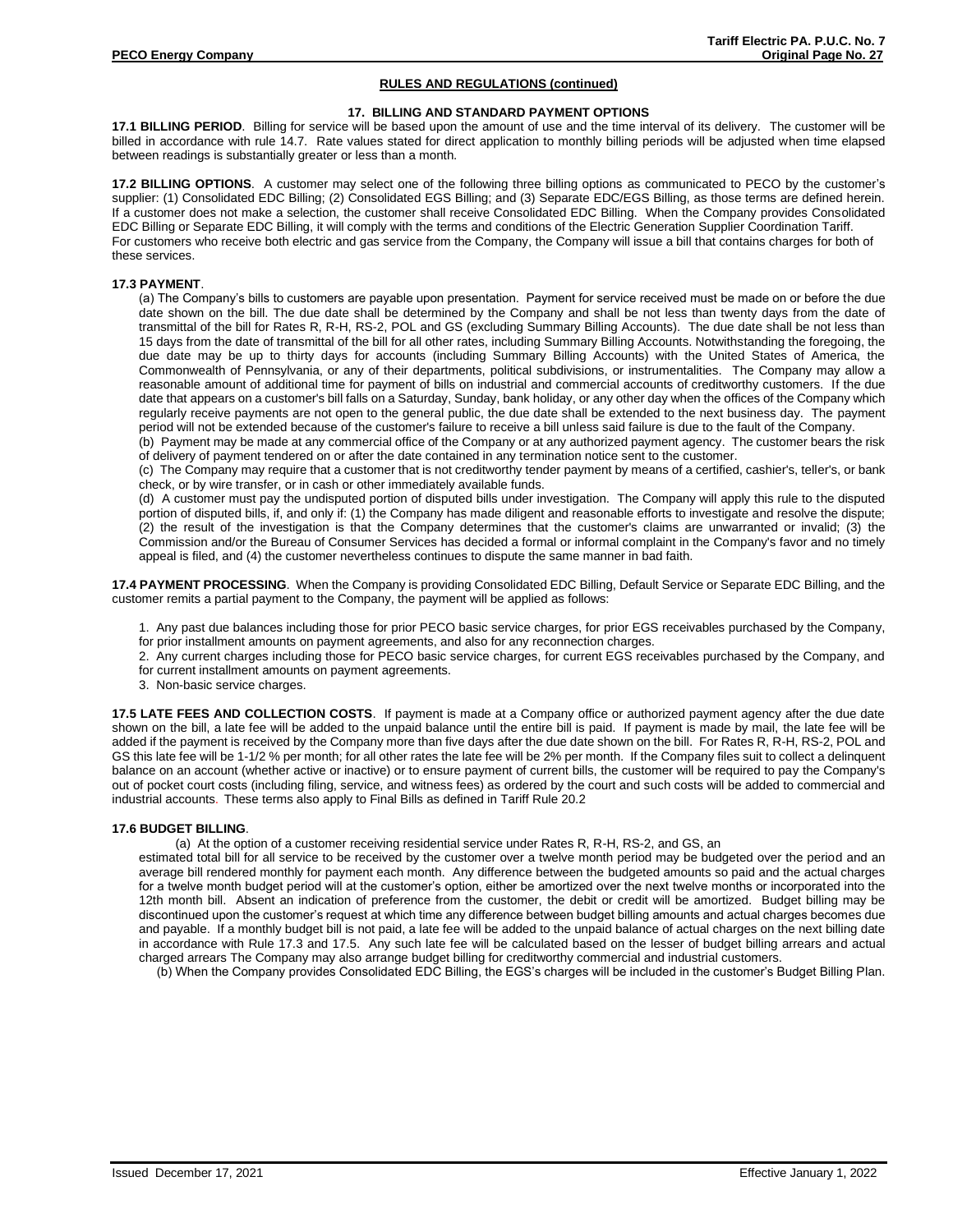## RULES AND REGULATIONS (continued)

### 17. BILLING AND STANDARD PAYMENT OPTIONS

**17.1 BILLING PERIOD**. Billing for service will be based upon the amount of use and the time interval of its delivery. The customer will be billed in accordance with rule 14.7. Rate values stated for direct application to monthly billing periods will be adjusted when time elapsed between readings is substantially greater or less than a month.

**17.2 BILLING OPTIONS**. A customer may select one of the following three billing options as communicated to PECO by the customer's supplier: (1) Consolidated EDC Billing; (2) Consolidated EGS Billing; and (3) Separate EDC/EGS Billing, as those terms are defined herein. If a customer does not make a selection, the customer shall receive Consolidated EDC Billing. When the Company provides Consolidated EDC Billing or Separate EDC Billing, it will comply with the terms and conditions of the Electric Generation Supplier Coordination Tariff.
For customers who receive both electric and gas service from the Company, the Company will issue a bill that contains charges for both of these services.

**17.3 PAYMENT**.

(a) The Company's bills to customers are payable upon presentation. Payment for service received must be made on or before the due date shown on the bill. The due date shall be determined by the Company and shall be not less than twenty days from the date of transmittal of the bill for Rates R, R-H, RS-2, POL and GS (excluding Summary Billing Accounts). The due date shall be not less than 15 days from the date of transmittal of the bill for all other rates, including Summary Billing Accounts. Notwithstanding the foregoing, the due date may be up to thirty days for accounts (including Summary Billing Accounts) with the United States of America, the Commonwealth of Pennsylvania, or any of their departments, political subdivisions, or instrumentalities. The Company may allow a reasonable amount of additional time for payment of bills on industrial and commercial accounts of creditworthy customers. If the due date that appears on a customer's bill falls on a Saturday, Sunday, bank holiday, or any other day when the offices of the Company which regularly receive payments are not open to the general public, the due date shall be extended to the next business day. The payment period will not be extended because of the customer's failure to receive a bill unless said failure is due to the fault of the Company.

(b) Payment may be made at any commercial office of the Company or at any authorized payment agency. The customer bears the risk of delivery of payment tendered on or after the date contained in any termination notice sent to the customer.

(c) The Company may require that a customer that is not creditworthy tender payment by means of a certified, cashier's, teller's, or bank check, or by wire transfer, or in cash or other immediately available funds.

(d) A customer must pay the undisputed portion of disputed bills under investigation. The Company will apply this rule to the disputed portion of disputed bills, if, and only if: (1) the Company has made diligent and reasonable efforts to investigate and resolve the dispute; (2) the result of the investigation is that the Company determines that the customer's claims are unwarranted or invalid; (3) the Commission and/or the Bureau of Consumer Services has decided a formal or informal complaint in the Company's favor and no timely appeal is filed, and (4) the customer nevertheless continues to dispute the same manner in bad faith.

**17.4 PAYMENT PROCESSING**. When the Company is providing Consolidated EDC Billing, Default Service or Separate EDC Billing, and the customer remits a partial payment to the Company, the payment will be applied as follows:

1. Any past due balances including those for prior PECO basic service charges, for prior EGS receivables purchased by the Company, for prior installment amounts on payment agreements, and also for any reconnection charges.
2. Any current charges including those for PECO basic service charges, for current EGS receivables purchased by the Company, and for current installment amounts on payment agreements.
3. Non-basic service charges.

**17.5 LATE FEES AND COLLECTION COSTS**. If payment is made at a Company office or authorized payment agency after the due date shown on the bill, a late fee will be added to the unpaid balance until the entire bill is paid. If payment is made by mail, the late fee will be added if the payment is received by the Company more than five days after the due date shown on the bill. For Rates R, R-H, RS-2, POL and GS this late fee will be 1-1/2 % per month; for all other rates the late fee will be 2% per month. If the Company files suit to collect a delinquent balance on an account (whether active or inactive) or to ensure payment of current bills, the customer will be required to pay the Company's out of pocket court costs (including filing, service, and witness fees) as ordered by the court and such costs will be added to commercial and industrial accounts. These terms also apply to Final Bills as defined in Tariff Rule 20.2

**17.6 BUDGET BILLING**.

(a) At the option of a customer receiving residential service under Rates R, R-H, RS-2, and GS, an estimated total bill for all service to be received by the customer over a twelve month period may be budgeted over the period and an average bill rendered monthly for payment each month. Any difference between the budgeted amounts so paid and the actual charges for a twelve month budget period will at the customer's option, either be amortized over the next twelve months or incorporated into the 12th month bill. Absent an indication of preference from the customer, the debit or credit will be amortized. Budget billing may be discontinued upon the customer's request at which time any difference between budget billing amounts and actual charges becomes due and payable. If a monthly budget bill is not paid, a late fee will be added to the unpaid balance of actual charges on the next billing date in accordance with Rule 17.3 and 17.5. Any such late fee will be calculated based on the lesser of budget billing arrears and actual charged arrears The Company may also arrange budget billing for creditworthy commercial and industrial customers.

(b) When the Company provides Consolidated EDC Billing, the EGS's charges will be included in the customer's Budget Billing Plan.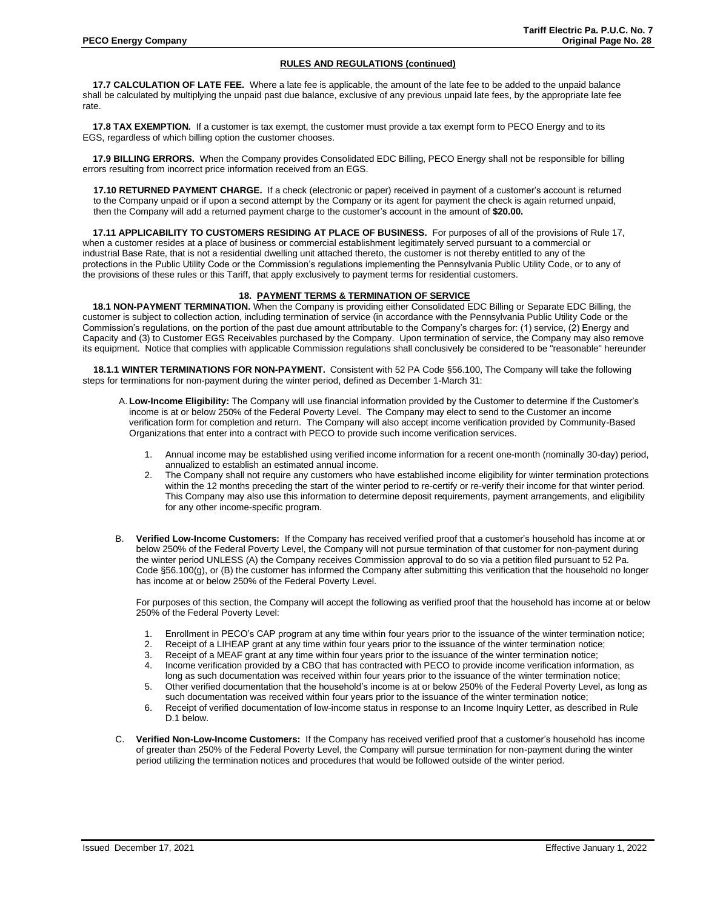## RULES AND REGULATIONS (continued)

**17.7 CALCULATION OF LATE FEE.** Where a late fee is applicable, the amount of the late fee to be added to the unpaid balance shall be calculated by multiplying the unpaid past due balance, exclusive of any previous unpaid late fees, by the appropriate late fee rate.

**17.8 TAX EXEMPTION.** If a customer is tax exempt, the customer must provide a tax exempt form to PECO Energy and to its EGS, regardless of which billing option the customer chooses.

**17.9 BILLING ERRORS.** When the Company provides Consolidated EDC Billing, PECO Energy shall not be responsible for billing errors resulting from incorrect price information received from an EGS.

**17.10 RETURNED PAYMENT CHARGE.** If a check (electronic or paper) received in payment of a customer's account is returned to the Company unpaid or if upon a second attempt by the Company or its agent for payment the check is again returned unpaid, then the Company will add a returned payment charge to the customer's account in the amount of **$20.00.**

**17.11 APPLICABILITY TO CUSTOMERS RESIDING AT PLACE OF BUSINESS.** For purposes of all of the provisions of Rule 17, when a customer resides at a place of business or commercial establishment legitimately served pursuant to a commercial or industrial Base Rate, that is not a residential dwelling unit attached thereto, the customer is not thereby entitled to any of the protections in the Public Utility Code or the Commission's regulations implementing the Pennsylvania Public Utility Code, or to any of the provisions of these rules or this Tariff, that apply exclusively to payment terms for residential customers.

### 18. PAYMENT TERMS & TERMINATION OF SERVICE

**18.1 NON-PAYMENT TERMINATION.** When the Company is providing either Consolidated EDC Billing or Separate EDC Billing, the customer is subject to collection action, including termination of service (in accordance with the Pennsylvania Public Utility Code or the Commission's regulations, on the portion of the past due amount attributable to the Company's charges for: (1) service, (2) Energy and Capacity and (3) to Customer EGS Receivables purchased by the Company. Upon termination of service, the Company may also remove its equipment. Notice that complies with applicable Commission regulations shall conclusively be considered to be "reasonable" hereunder

**18.1.1 WINTER TERMINATIONS FOR NON-PAYMENT.** Consistent with 52 PA Code §56.100, The Company will take the following steps for terminations for non-payment during the winter period, defined as December 1-March 31:

A. **Low-Income Eligibility:** The Company will use financial information provided by the Customer to determine if the Customer's income is at or below 250% of the Federal Poverty Level. The Company may elect to send to the Customer an income verification form for completion and return. The Company will also accept income verification provided by Community-Based Organizations that enter into a contract with PECO to provide such income verification services.

1. Annual income may be established using verified income information for a recent one-month (nominally 30-day) period, annualized to establish an estimated annual income.
2. The Company shall not require any customers who have established income eligibility for winter termination protections within the 12 months preceding the start of the winter period to re-certify or re-verify their income for that winter period. This Company may also use this information to determine deposit requirements, payment arrangements, and eligibility for any other income-specific program.

B. **Verified Low-Income Customers:** If the Company has received verified proof that a customer's household has income at or below 250% of the Federal Poverty Level, the Company will not pursue termination of that customer for non-payment during the winter period UNLESS (A) the Company receives Commission approval to do so via a petition filed pursuant to 52 Pa. Code §56.100(g), or (B) the customer has informed the Company after submitting this verification that the household no longer has income at or below 250% of the Federal Poverty Level.

For purposes of this section, the Company will accept the following as verified proof that the household has income at or below 250% of the Federal Poverty Level:

1. Enrollment in PECO's CAP program at any time within four years prior to the issuance of the winter termination notice;
2. Receipt of a LIHEAP grant at any time within four years prior to the issuance of the winter termination notice;
3. Receipt of a MEAF grant at any time within four years prior to the issuance of the winter termination notice;
4. Income verification provided by a CBO that has contracted with PECO to provide income verification information, as long as such documentation was received within four years prior to the issuance of the winter termination notice;
5. Other verified documentation that the household's income is at or below 250% of the Federal Poverty Level, as long as such documentation was received within four years prior to the issuance of the winter termination notice;
6. Receipt of verified documentation of low-income status in response to an Income Inquiry Letter, as described in Rule D.1 below.

C. **Verified Non-Low-Income Customers:** If the Company has received verified proof that a customer's household has income of greater than 250% of the Federal Poverty Level, the Company will pursue termination for non-payment during the winter period utilizing the termination notices and procedures that would be followed outside of the winter period.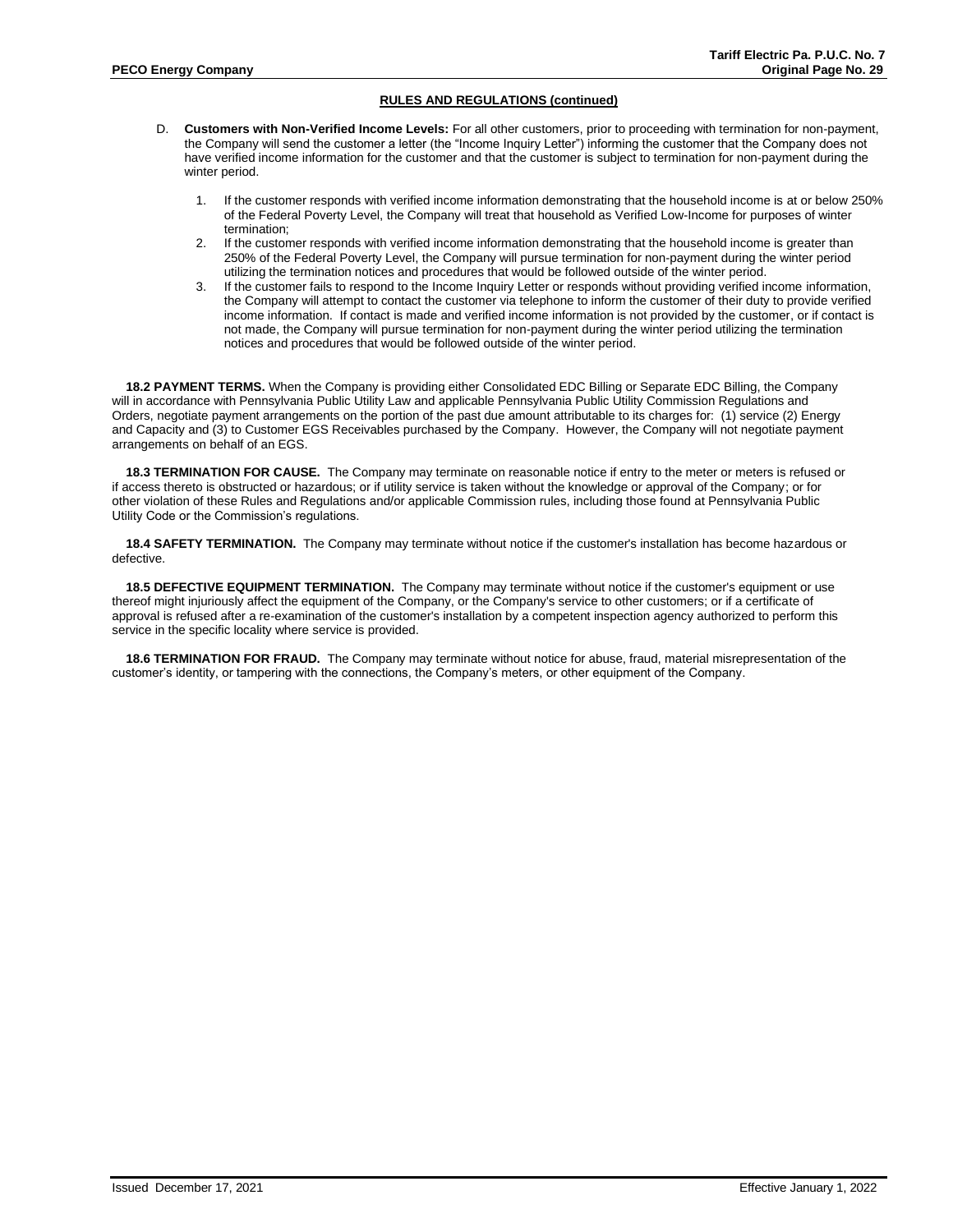**RULES AND REGULATIONS (continued)**

D. **Customers with Non-Verified Income Levels:** For all other customers, prior to proceeding with termination for non-payment, the Company will send the customer a letter (the "Income Inquiry Letter") informing the customer that the Company does not have verified income information for the customer and that the customer is subject to termination for non-payment during the winter period.

1. If the customer responds with verified income information demonstrating that the household income is at or below 250% of the Federal Poverty Level, the Company will treat that household as Verified Low-Income for purposes of winter termination;
2. If the customer responds with verified income information demonstrating that the household income is greater than 250% of the Federal Poverty Level, the Company will pursue termination for non-payment during the winter period utilizing the termination notices and procedures that would be followed outside of the winter period.
3. If the customer fails to respond to the Income Inquiry Letter or responds without providing verified income information, the Company will attempt to contact the customer via telephone to inform the customer of their duty to provide verified income information. If contact is made and verified income information is not provided by the customer, or if contact is not made, the Company will pursue termination for non-payment during the winter period utilizing the termination notices and procedures that would be followed outside of the winter period.

**18.2 PAYMENT TERMS.** When the Company is providing either Consolidated EDC Billing or Separate EDC Billing, the Company will in accordance with Pennsylvania Public Utility Law and applicable Pennsylvania Public Utility Commission Regulations and Orders, negotiate payment arrangements on the portion of the past due amount attributable to its charges for: (1) service (2) Energy and Capacity and (3) to Customer EGS Receivables purchased by the Company. However, the Company will not negotiate payment arrangements on behalf of an EGS.

**18.3 TERMINATION FOR CAUSE.** The Company may terminate on reasonable notice if entry to the meter or meters is refused or if access thereto is obstructed or hazardous; or if utility service is taken without the knowledge or approval of the Company; or for other violation of these Rules and Regulations and/or applicable Commission rules, including those found at Pennsylvania Public Utility Code or the Commission's regulations.

**18.4 SAFETY TERMINATION.** The Company may terminate without notice if the customer's installation has become hazardous or defective.

**18.5 DEFECTIVE EQUIPMENT TERMINATION.** The Company may terminate without notice if the customer's equipment or use thereof might injuriously affect the equipment of the Company, or the Company's service to other customers; or if a certificate of approval is refused after a re-examination of the customer's installation by a competent inspection agency authorized to perform this service in the specific locality where service is provided.

**18.6 TERMINATION FOR FRAUD.** The Company may terminate without notice for abuse, fraud, material misrepresentation of the customer's identity, or tampering with the connections, the Company's meters, or other equipment of the Company.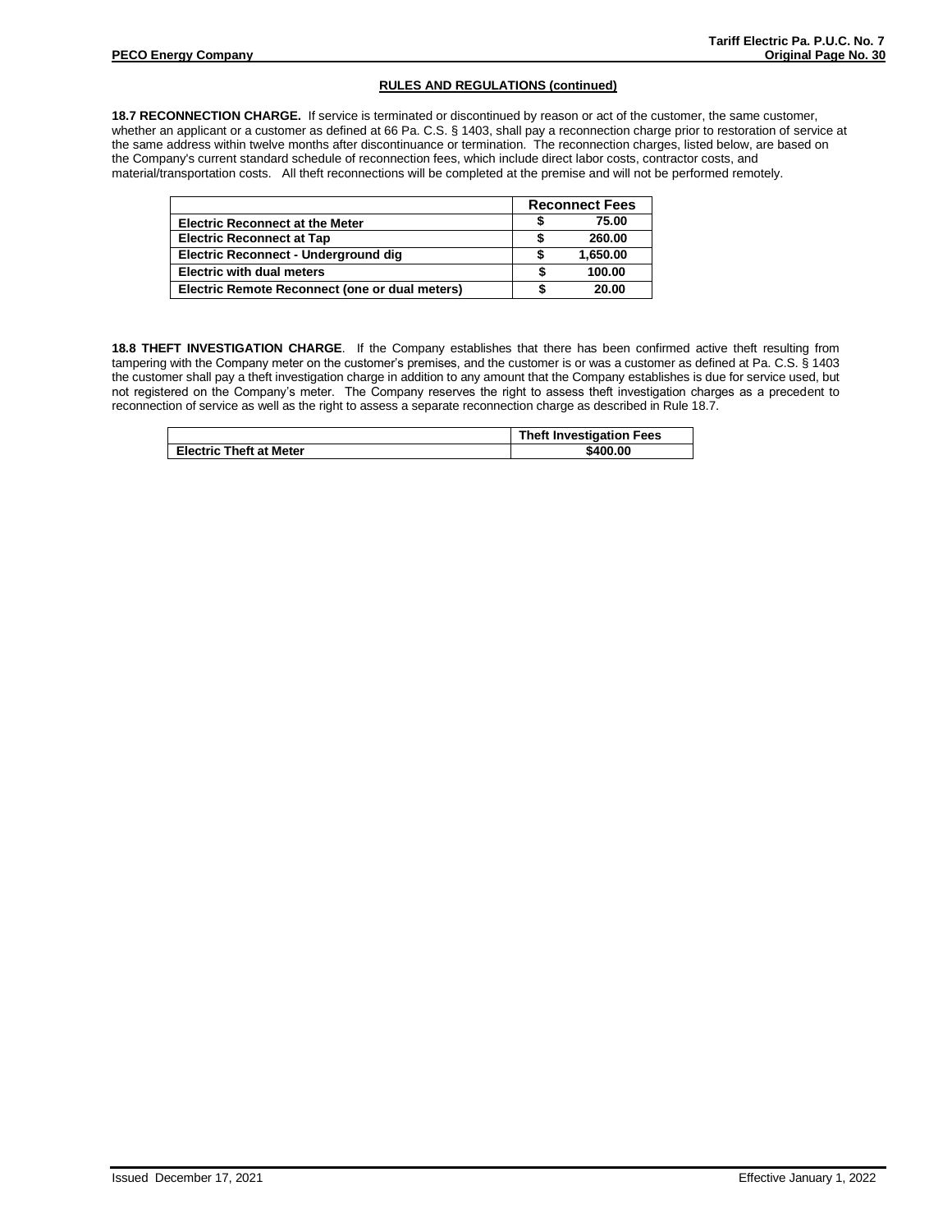## RULES AND REGULATIONS (continued)

**18.7 RECONNECTION CHARGE.** If service is terminated or discontinued by reason or act of the customer, the same customer, whether an applicant or a customer as defined at 66 Pa. C.S. § 1403, shall pay a reconnection charge prior to restoration of service at the same address within twelve months after discontinuance or termination. The reconnection charges, listed below, are based on the Company's current standard schedule of reconnection fees, which include direct labor costs, contractor costs, and material/transportation costs. All theft reconnections will be completed at the premise and will not be performed remotely.

| | Reconnect Fees |
|---|---|
| **Electric Reconnect at the Meter** | **$ 75.00** |
| **Electric Reconnect at Tap** | **$ 260.00** |
| **Electric Reconnect - Underground dig** | **$ 1,650.00** |
| **Electric with dual meters** | **$ 100.00** |
| **Electric Remote Reconnect (one or dual meters)** | **$ 20.00** |

**18.8 THEFT INVESTIGATION CHARGE**. If the Company establishes that there has been confirmed active theft resulting from tampering with the Company meter on the customer's premises, and the customer is or was a customer as defined at Pa. C.S. § 1403 the customer shall pay a theft investigation charge in addition to any amount that the Company establishes is due for service used, but not registered on the Company's meter. The Company reserves the right to assess theft investigation charges as a precedent to reconnection of service as well as the right to assess a separate reconnection charge as described in Rule 18.7.

| | Theft Investigation Fees |
|---|---|
| **Electric Theft at Meter** | **$400.00** |

Issued December 17, 2021 Effective January 1, 2022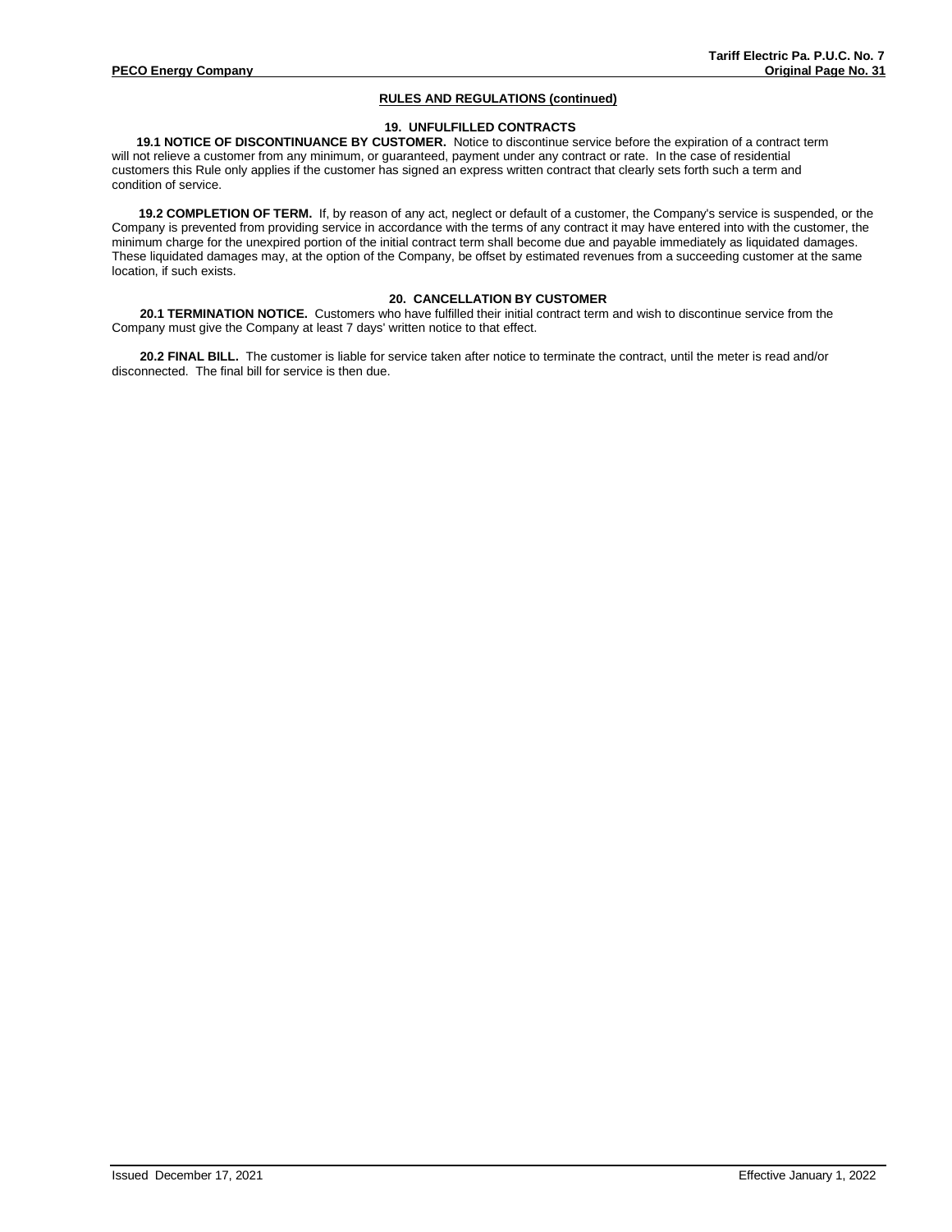## RULES AND REGULATIONS (continued)

### 19. UNFULFILLED CONTRACTS

**19.1 NOTICE OF DISCONTINUANCE BY CUSTOMER.** Notice to discontinue service before the expiration of a contract term will not relieve a customer from any minimum, or guaranteed, payment under any contract or rate. In the case of residential customers this Rule only applies if the customer has signed an express written contract that clearly sets forth such a term and condition of service.

**19.2 COMPLETION OF TERM.** If, by reason of any act, neglect or default of a customer, the Company's service is suspended, or the Company is prevented from providing service in accordance with the terms of any contract it may have entered into with the customer, the minimum charge for the unexpired portion of the initial contract term shall become due and payable immediately as liquidated damages. These liquidated damages may, at the option of the Company, be offset by estimated revenues from a succeeding customer at the same location, if such exists.

### 20. CANCELLATION BY CUSTOMER

**20.1 TERMINATION NOTICE.** Customers who have fulfilled their initial contract term and wish to discontinue service from the Company must give the Company at least 7 days' written notice to that effect.

**20.2 FINAL BILL.** The customer is liable for service taken after notice to terminate the contract, until the meter is read and/or disconnected. The final bill for service is then due.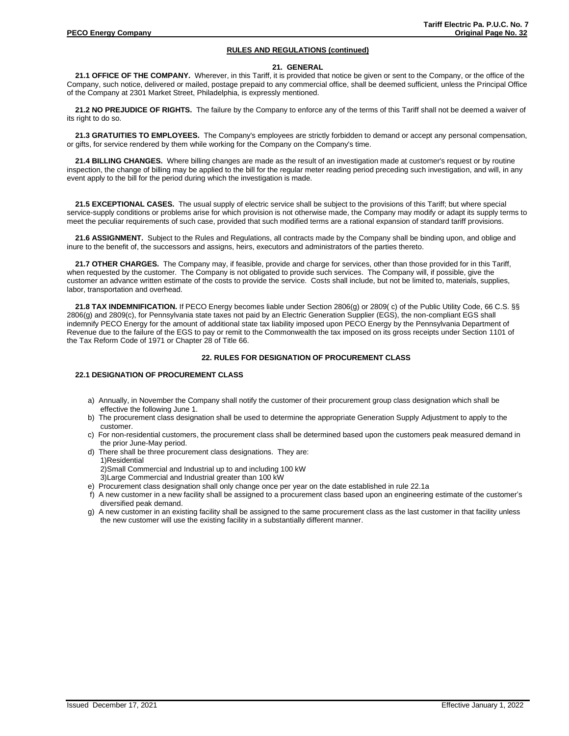## RULES AND REGULATIONS (continued)

### 21. GENERAL

**21.1 OFFICE OF THE COMPANY.** Wherever, in this Tariff, it is provided that notice be given or sent to the Company, or the office of the Company, such notice, delivered or mailed, postage prepaid to any commercial office, shall be deemed sufficient, unless the Principal Office of the Company at 2301 Market Street, Philadelphia, is expressly mentioned.

**21.2 NO PREJUDICE OF RIGHTS.** The failure by the Company to enforce any of the terms of this Tariff shall not be deemed a waiver of its right to do so.

**21.3 GRATUITIES TO EMPLOYEES.** The Company's employees are strictly forbidden to demand or accept any personal compensation, or gifts, for service rendered by them while working for the Company on the Company's time.

**21.4 BILLING CHANGES.** Where billing changes are made as the result of an investigation made at customer's request or by routine inspection, the change of billing may be applied to the bill for the regular meter reading period preceding such investigation, and will, in any event apply to the bill for the period during which the investigation is made.

**21.5 EXCEPTIONAL CASES.** The usual supply of electric service shall be subject to the provisions of this Tariff; but where special service-supply conditions or problems arise for which provision is not otherwise made, the Company may modify or adapt its supply terms to meet the peculiar requirements of such case, provided that such modified terms are a rational expansion of standard tariff provisions.

**21.6 ASSIGNMENT.** Subject to the Rules and Regulations, all contracts made by the Company shall be binding upon, and oblige and inure to the benefit of, the successors and assigns, heirs, executors and administrators of the parties thereto.

**21.7 OTHER CHARGES.** The Company may, if feasible, provide and charge for services, other than those provided for in this Tariff, when requested by the customer. The Company is not obligated to provide such services. The Company will, if possible, give the customer an advance written estimate of the costs to provide the service. Costs shall include, but not be limited to, materials, supplies, labor, transportation and overhead.

**21.8 TAX INDEMNIFICATION.** If PECO Energy becomes liable under Section 2806(g) or 2809( c) of the Public Utility Code, 66 C.S. §§ 2806(g) and 2809(c), for Pennsylvania state taxes not paid by an Electric Generation Supplier (EGS), the non-compliant EGS shall indemnify PECO Energy for the amount of additional state tax liability imposed upon PECO Energy by the Pennsylvania Department of Revenue due to the failure of the EGS to pay or remit to the Commonwealth the tax imposed on its gross receipts under Section 1101 of the Tax Reform Code of 1971 or Chapter 28 of Title 66.

### 22. RULES FOR DESIGNATION OF PROCUREMENT CLASS

**22.1 DESIGNATION OF PROCUREMENT CLASS**

a) Annually, in November the Company shall notify the customer of their procurement group class designation which shall be effective the following June 1.
b) The procurement class designation shall be used to determine the appropriate Generation Supply Adjustment to apply to the customer.
c) For non-residential customers, the procurement class shall be determined based upon the customers peak measured demand in the prior June-May period.
d) There shall be three procurement class designations. They are:
   1)Residential
   2)Small Commercial and Industrial up to and including 100 kW
   3)Large Commercial and Industrial greater than 100 kW
e) Procurement class designation shall only change once per year on the date established in rule 22.1a
f) A new customer in a new facility shall be assigned to a procurement class based upon an engineering estimate of the customer's diversified peak demand.
g) A new customer in an existing facility shall be assigned to the same procurement class as the last customer in that facility unless the new customer will use the existing facility in a substantially different manner.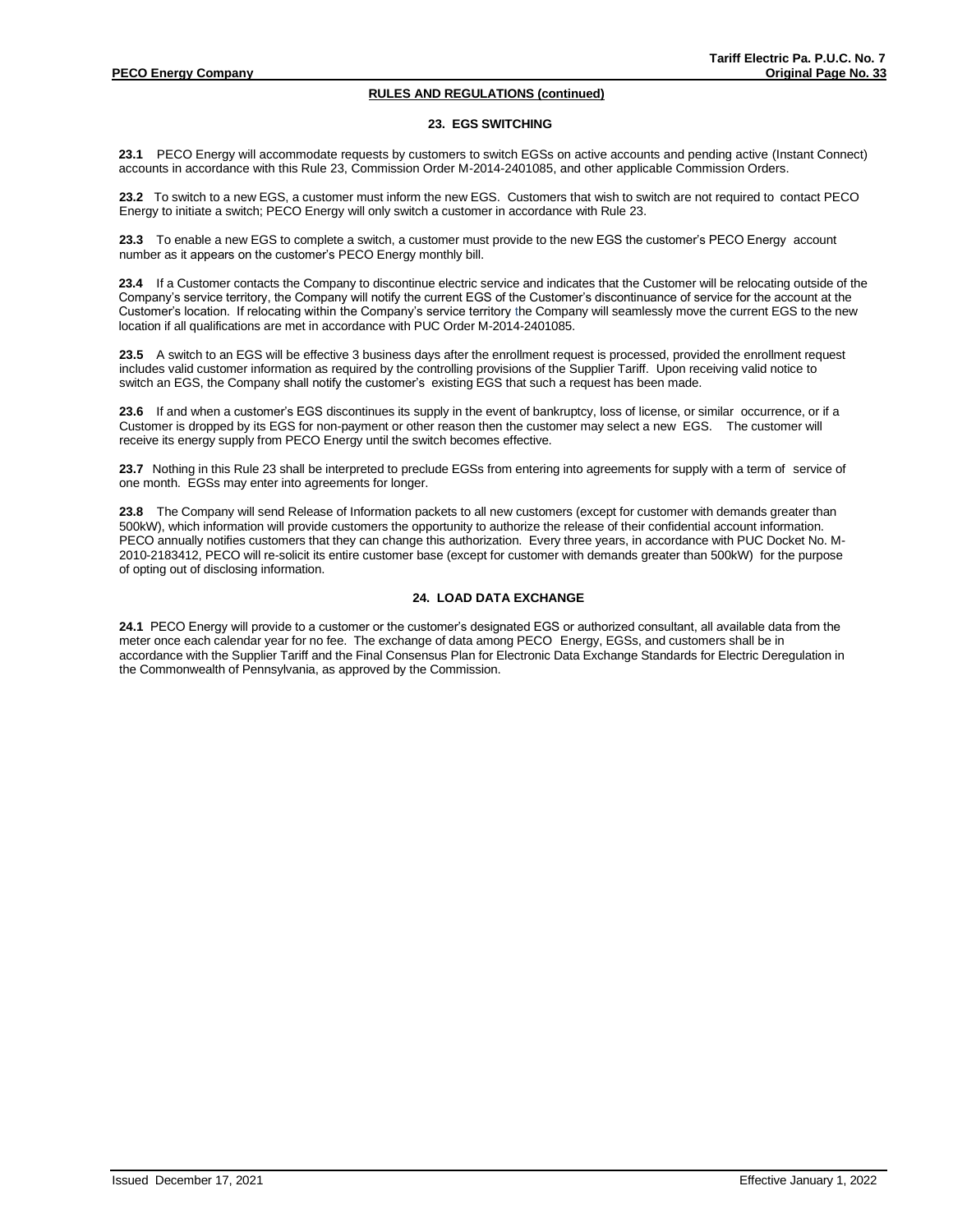## RULES AND REGULATIONS (continued)

### 23. EGS SWITCHING

**23.1** PECO Energy will accommodate requests by customers to switch EGSs on active accounts and pending active (Instant Connect) accounts in accordance with this Rule 23, Commission Order M-2014-2401085, and other applicable Commission Orders.

**23.2** To switch to a new EGS, a customer must inform the new EGS. Customers that wish to switch are not required to contact PECO Energy to initiate a switch; PECO Energy will only switch a customer in accordance with Rule 23.

**23.3** To enable a new EGS to complete a switch, a customer must provide to the new EGS the customer's PECO Energy account number as it appears on the customer's PECO Energy monthly bill.

**23.4** If a Customer contacts the Company to discontinue electric service and indicates that the Customer will be relocating outside of the Company's service territory, the Company will notify the current EGS of the Customer's discontinuance of service for the account at the Customer's location. If relocating within the Company's service territory the Company will seamlessly move the current EGS to the new location if all qualifications are met in accordance with PUC Order M-2014-2401085.

**23.5** A switch to an EGS will be effective 3 business days after the enrollment request is processed, provided the enrollment request includes valid customer information as required by the controlling provisions of the Supplier Tariff. Upon receiving valid notice to switch an EGS, the Company shall notify the customer's existing EGS that such a request has been made.

**23.6** If and when a customer's EGS discontinues its supply in the event of bankruptcy, loss of license, or similar occurrence, or if a Customer is dropped by its EGS for non-payment or other reason then the customer may select a new EGS. The customer will receive its energy supply from PECO Energy until the switch becomes effective.

**23.7** Nothing in this Rule 23 shall be interpreted to preclude EGSs from entering into agreements for supply with a term of service of one month. EGSs may enter into agreements for longer.

**23.8** The Company will send Release of Information packets to all new customers (except for customer with demands greater than 500kW), which information will provide customers the opportunity to authorize the release of their confidential account information. PECO annually notifies customers that they can change this authorization. Every three years, in accordance with PUC Docket No. M-2010-2183412, PECO will re-solicit its entire customer base (except for customer with demands greater than 500kW) for the purpose of opting out of disclosing information.

### 24. LOAD DATA EXCHANGE

**24.1** PECO Energy will provide to a customer or the customer's designated EGS or authorized consultant, all available data from the meter once each calendar year for no fee. The exchange of data among PECO Energy, EGSs, and customers shall be in accordance with the Supplier Tariff and the Final Consensus Plan for Electronic Data Exchange Standards for Electric Deregulation in the Commonwealth of Pennsylvania, as approved by the Commission.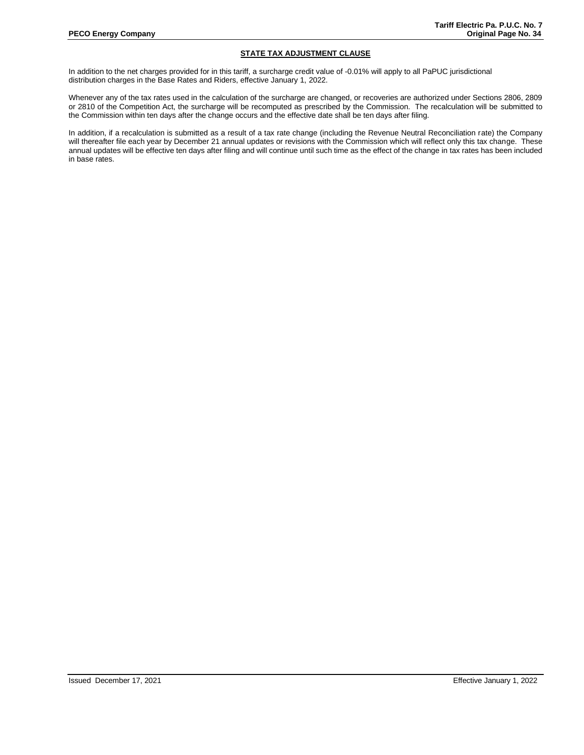## STATE TAX ADJUSTMENT CLAUSE

In addition to the net charges provided for in this tariff, a surcharge credit value of -0.01% will apply to all PaPUC jurisdictional distribution charges in the Base Rates and Riders, effective January 1, 2022.

Whenever any of the tax rates used in the calculation of the surcharge are changed, or recoveries are authorized under Sections 2806, 2809 or 2810 of the Competition Act, the surcharge will be recomputed as prescribed by the Commission. The recalculation will be submitted to the Commission within ten days after the change occurs and the effective date shall be ten days after filing.

In addition, if a recalculation is submitted as a result of a tax rate change (including the Revenue Neutral Reconciliation rate) the Company will thereafter file each year by December 21 annual updates or revisions with the Commission which will reflect only this tax change. These annual updates will be effective ten days after filing and will continue until such time as the effect of the change in tax rates has been included in base rates.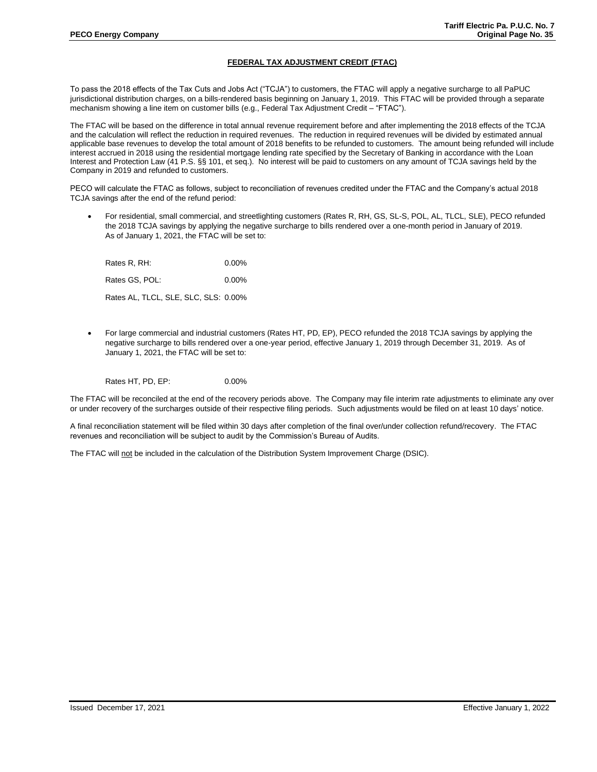## FEDERAL TAX ADJUSTMENT CREDIT (FTAC)

To pass the 2018 effects of the Tax Cuts and Jobs Act ("TCJA") to customers, the FTAC will apply a negative surcharge to all PaPUC jurisdictional distribution charges, on a bills-rendered basis beginning on January 1, 2019. This FTAC will be provided through a separate mechanism showing a line item on customer bills (e.g., Federal Tax Adjustment Credit – "FTAC").

The FTAC will be based on the difference in total annual revenue requirement before and after implementing the 2018 effects of the TCJA and the calculation will reflect the reduction in required revenues. The reduction in required revenues will be divided by estimated annual applicable base revenues to develop the total amount of 2018 benefits to be refunded to customers. The amount being refunded will include interest accrued in 2018 using the residential mortgage lending rate specified by the Secretary of Banking in accordance with the Loan Interest and Protection Law (41 P.S. §§ 101, et seq.). No interest will be paid to customers on any amount of TCJA savings held by the Company in 2019 and refunded to customers.

PECO will calculate the FTAC as follows, subject to reconciliation of revenues credited under the FTAC and the Company's actual 2018 TCJA savings after the end of the refund period:

- For residential, small commercial, and streetlighting customers (Rates R, RH, GS, SL-S, POL, AL, TLCL, SLE), PECO refunded the 2018 TCJA savings by applying the negative surcharge to bills rendered over a one-month period in January of 2019. As of January 1, 2021, the FTAC will be set to:

  Rates R, RH: 0.00%

  Rates GS, POL: 0.00%

  Rates AL, TLCL, SLE, SLC, SLS: 0.00%

- For large commercial and industrial customers (Rates HT, PD, EP), PECO refunded the 2018 TCJA savings by applying the negative surcharge to bills rendered over a one-year period, effective January 1, 2019 through December 31, 2019. As of January 1, 2021, the FTAC will be set to:

  Rates HT, PD, EP: 0.00%

The FTAC will be reconciled at the end of the recovery periods above. The Company may file interim rate adjustments to eliminate any over or under recovery of the surcharges outside of their respective filing periods. Such adjustments would be filed on at least 10 days' notice.

A final reconciliation statement will be filed within 30 days after completion of the final over/under collection refund/recovery. The FTAC revenues and reconciliation will be subject to audit by the Commission's Bureau of Audits.

The FTAC will not be included in the calculation of the Distribution System Improvement Charge (DSIC).

Issued December 17, 2021 Effective January 1, 2022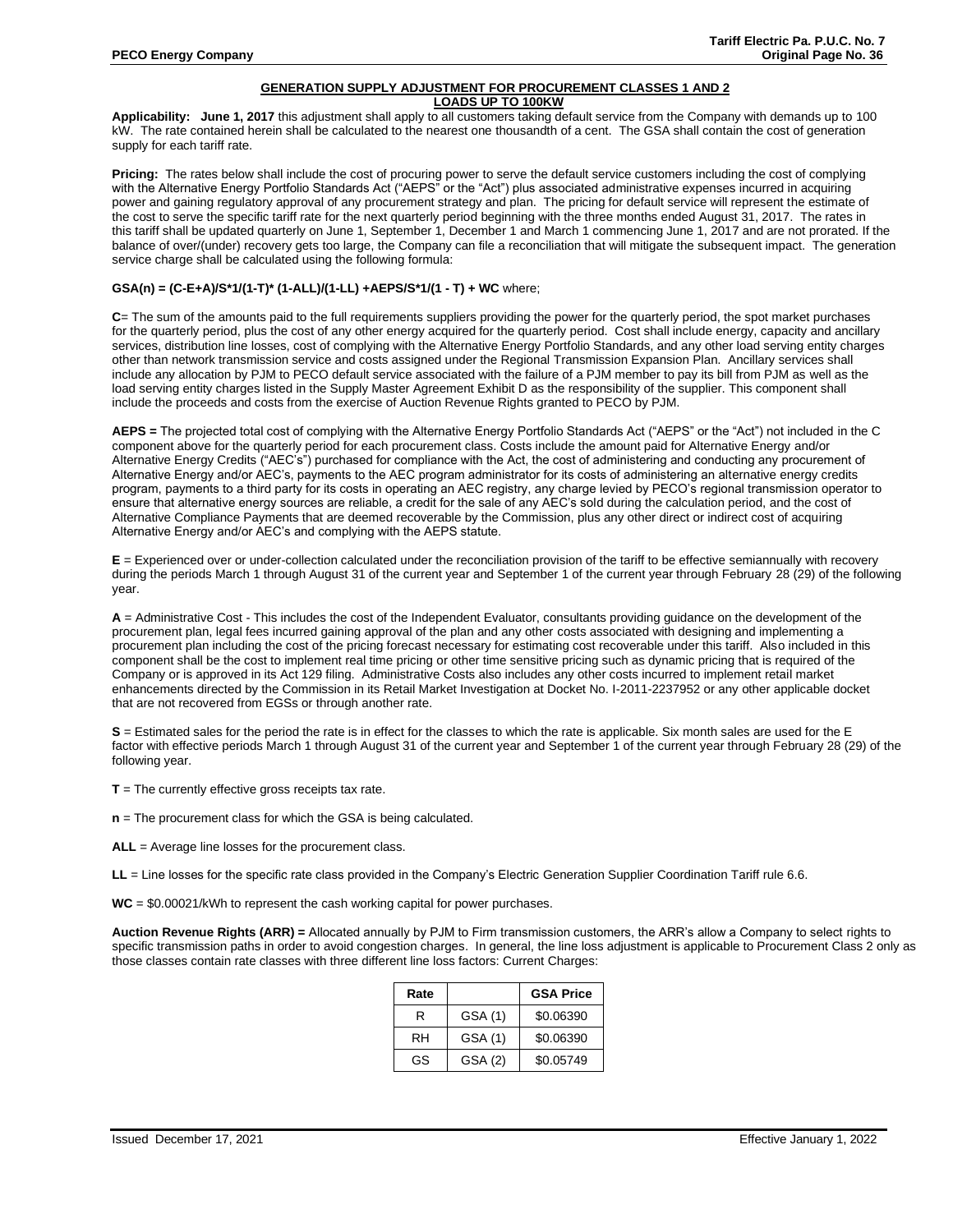## GENERATION SUPPLY ADJUSTMENT FOR PROCUREMENT CLASSES 1 AND 2
### LOADS UP TO 100KW

**Applicability: June 1, 2017** this adjustment shall apply to all customers taking default service from the Company with demands up to 100 kW. The rate contained herein shall be calculated to the nearest one thousandth of a cent. The GSA shall contain the cost of generation supply for each tariff rate.

**Pricing:** The rates below shall include the cost of procuring power to serve the default service customers including the cost of complying with the Alternative Energy Portfolio Standards Act ("AEPS" or the "Act") plus associated administrative expenses incurred in acquiring power and gaining regulatory approval of any procurement strategy and plan. The pricing for default service will represent the estimate of the cost to serve the specific tariff rate for the next quarterly period beginning with the three months ended August 31, 2017. The rates in this tariff shall be updated quarterly on June 1, September 1, December 1 and March 1 commencing June 1, 2017 and are not prorated. If the balance of over/(under) recovery gets too large, the Company can file a reconciliation that will mitigate the subsequent impact. The generation service charge shall be calculated using the following formula:

**GSA(n) = (C-E+A)/S*1/(1-T)* (1-ALL)/(1-LL) +AEPS/S*1/(1 - T) + WC** where;

$$GSA(n) = (C-E+A)/S \times 1/(1-T) \times (1-ALL)/(1-LL) + AEPS/S \times 1/(1-T) + WC$$

**C**= The sum of the amounts paid to the full requirements suppliers providing the power for the quarterly period, the spot market purchases for the quarterly period, plus the cost of any other energy acquired for the quarterly period. Cost shall include energy, capacity and ancillary services, distribution line losses, cost of complying with the Alternative Energy Portfolio Standards, and any other load serving entity charges other than network transmission service and costs assigned under the Regional Transmission Expansion Plan. Ancillary services shall include any allocation by PJM to PECO default service associated with the failure of a PJM member to pay its bill from PJM as well as the load serving entity charges listed in the Supply Master Agreement Exhibit D as the responsibility of the supplier. This component shall include the proceeds and costs from the exercise of Auction Revenue Rights granted to PECO by PJM.

**AEPS =** The projected total cost of complying with the Alternative Energy Portfolio Standards Act ("AEPS" or the "Act") not included in the C component above for the quarterly period for each procurement class. Costs include the amount paid for Alternative Energy and/or Alternative Energy Credits ("AEC's") purchased for compliance with the Act, the cost of administering and conducting any procurement of Alternative Energy and/or AEC's, payments to the AEC program administrator for its costs of administering an alternative energy credits program, payments to a third party for its costs in operating an AEC registry, any charge levied by PECO's regional transmission operator to ensure that alternative energy sources are reliable, a credit for the sale of any AEC's sold during the calculation period, and the cost of Alternative Compliance Payments that are deemed recoverable by the Commission, plus any other direct or indirect cost of acquiring Alternative Energy and/or AEC's and complying with the AEPS statute.

**E** = Experienced over or under-collection calculated under the reconciliation provision of the tariff to be effective semiannually with recovery during the periods March 1 through August 31 of the current year and September 1 of the current year through February 28 (29) of the following year.

**A** = Administrative Cost - This includes the cost of the Independent Evaluator, consultants providing guidance on the development of the procurement plan, legal fees incurred gaining approval of the plan and any other costs associated with designing and implementing a procurement plan including the cost of the pricing forecast necessary for estimating cost recoverable under this tariff. Also included in this component shall be the cost to implement real time pricing or other time sensitive pricing such as dynamic pricing that is required of the Company or is approved in its Act 129 filing. Administrative Costs also includes any other costs incurred to implement retail market enhancements directed by the Commission in its Retail Market Investigation at Docket No. I-2011-2237952 or any other applicable docket that are not recovered from EGSs or through another rate.

**S** = Estimated sales for the period the rate is in effect for the classes to which the rate is applicable. Six month sales are used for the E factor with effective periods March 1 through August 31 of the current year and September 1 of the current year through February 28 (29) of the following year.

**T** = The currently effective gross receipts tax rate.

**n** = The procurement class for which the GSA is being calculated.

**ALL** = Average line losses for the procurement class.

**LL** = Line losses for the specific rate class provided in the Company's Electric Generation Supplier Coordination Tariff rule 6.6.

**WC** = $0.00021/kWh to represent the cash working capital for power purchases.

**Auction Revenue Rights (ARR) =** Allocated annually by PJM to Firm transmission customers, the ARR's allow a Company to select rights to specific transmission paths in order to avoid congestion charges. In general, the line loss adjustment is applicable to Procurement Class 2 only as those classes contain rate classes with three different line loss factors: Current Charges:

| Rate | | GSA Price |
|---|---|---|
| R | GSA (1) | $0.06390 |
| RH | GSA (1) | $0.06390 |
| GS | GSA (2) | $0.05749 |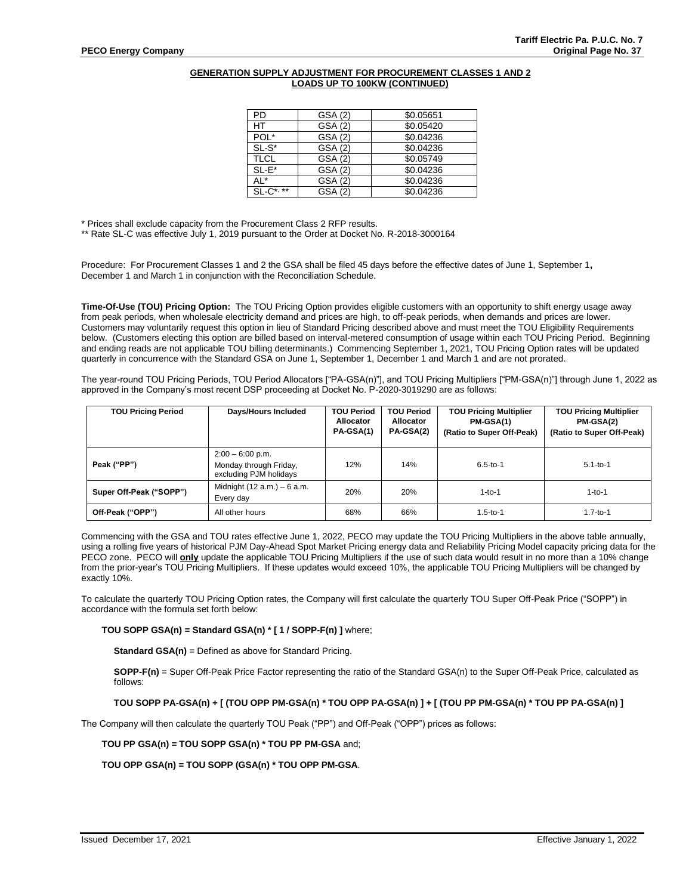**GENERATION SUPPLY ADJUSTMENT FOR PROCUREMENT CLASSES 1 AND 2 LOADS UP TO 100KW (CONTINUED)**

| | | |
|---|---|---|
| PD | GSA (2) | $0.05651 |
| HT | GSA (2) | $0.05420 |
| POL* | GSA (2) | $0.04236 |
| SL-S* | GSA (2) | $0.04236 |
| TLCL | GSA (2) | $0.05749 |
| SL-E* | GSA (2) | $0.04236 |
| AL* | GSA (2) | $0.04236 |
| SL-C*, ** | GSA (2) | $0.04236 |

\* Prices shall exclude capacity from the Procurement Class 2 RFP results.
\** Rate SL-C was effective July 1, 2019 pursuant to the Order at Docket No. R-2018-3000164

Procedure: For Procurement Classes 1 and 2 the GSA shall be filed 45 days before the effective dates of June 1, September 1, December 1 and March 1 in conjunction with the Reconciliation Schedule.

**Time-Of-Use (TOU) Pricing Option:** The TOU Pricing Option provides eligible customers with an opportunity to shift energy usage away from peak periods, when wholesale electricity demand and prices are high, to off-peak periods, when demands and prices are lower. Customers may voluntarily request this option in lieu of Standard Pricing described above and must meet the TOU Eligibility Requirements below. (Customers electing this option are billed based on interval-metered consumption of usage within each TOU Pricing Period. Beginning and ending reads are not applicable TOU billing determinants.) Commencing September 1, 2021, TOU Pricing Option rates will be updated quarterly in concurrence with the Standard GSA on June 1, September 1, December 1 and March 1 and are not prorated.

The year-round TOU Pricing Periods, TOU Period Allocators ["PA-GSA(n)"], and TOU Pricing Multipliers ["PM-GSA(n)"] through June 1, 2022 as approved in the Company's most recent DSP proceeding at Docket No. P-2020-3019290 are as follows:

| TOU Pricing Period | Days/Hours Included | TOU Period Allocator PA-GSA(1) | TOU Period Allocator PA-GSA(2) | TOU Pricing Multiplier PM-GSA(1) (Ratio to Super Off-Peak) | TOU Pricing Multiplier PM-GSA(2) (Ratio to Super Off-Peak) |
|---|---|---|---|---|---|
| **Peak ("PP")** | 2:00 – 6:00 p.m. Monday through Friday, excluding PJM holidays | 12% | 14% | 6.5-to-1 | 5.1-to-1 |
| **Super Off-Peak ("SOPP")** | Midnight (12 a.m.) – 6 a.m. Every day | 20% | 20% | 1-to-1 | 1-to-1 |
| **Off-Peak ("OPP")** | All other hours | 68% | 66% | 1.5-to-1 | 1.7-to-1 |

Commencing with the GSA and TOU rates effective June 1, 2022, PECO may update the TOU Pricing Multipliers in the above table annually, using a rolling five years of historical PJM Day-Ahead Spot Market Pricing energy data and Reliability Pricing Model capacity pricing data for the PECO zone. PECO will **only** update the applicable TOU Pricing Multipliers if the use of such data would result in no more than a 10% change from the prior-year's TOU Pricing Multipliers. If these updates would exceed 10%, the applicable TOU Pricing Multipliers will be changed by exactly 10%.

To calculate the quarterly TOU Pricing Option rates, the Company will first calculate the quarterly TOU Super Off-Peak Price ("SOPP") in accordance with the formula set forth below:

**TOU SOPP GSA(n) = Standard GSA(n) * [ 1 / SOPP-F(n) ]** where;

**Standard GSA(n)** = Defined as above for Standard Pricing.

**SOPP-F(n)** = Super Off-Peak Price Factor representing the ratio of the Standard GSA(n) to the Super Off-Peak Price, calculated as follows:

**TOU SOPP PA-GSA(n) + [ (TOU OPP PM-GSA(n) * TOU OPP PA-GSA(n) ] + [ (TOU PP PM-GSA(n) * TOU PP PA-GSA(n) ]**

The Company will then calculate the quarterly TOU Peak ("PP") and Off-Peak ("OPP") prices as follows:

**TOU PP GSA(n) = TOU SOPP GSA(n) * TOU PP PM-GSA** and;

**TOU OPP GSA(n) = TOU SOPP (GSA(n) * TOU OPP PM-GSA**.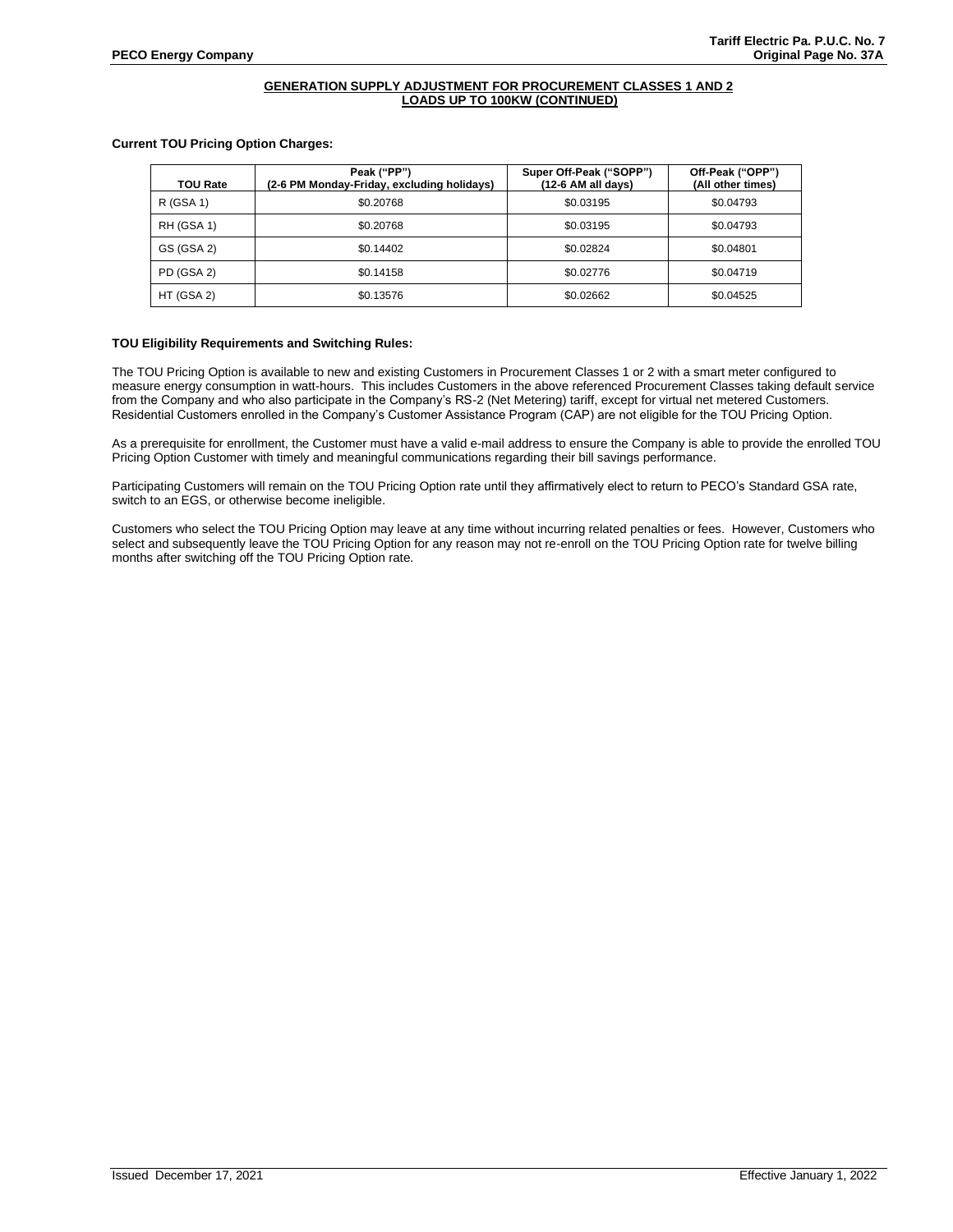## GENERATION SUPPLY ADJUSTMENT FOR PROCUREMENT CLASSES 1 AND 2 LOADS UP TO 100KW (CONTINUED)

**Current TOU Pricing Option Charges:**

| TOU Rate | Peak (“PP”) (2-6 PM Monday-Friday, excluding holidays) | Super Off-Peak (“SOPP”) (12-6 AM all days) | Off-Peak (“OPP”) (All other times) |
|---|---|---|---|
| R (GSA 1) | $0.20768 | $0.03195 | $0.04793 |
| RH (GSA 1) | $0.20768 | $0.03195 | $0.04793 |
| GS (GSA 2) | $0.14402 | $0.02824 | $0.04801 |
| PD (GSA 2) | $0.14158 | $0.02776 | $0.04719 |
| HT (GSA 2) | $0.13576 | $0.02662 | $0.04525 |

**TOU Eligibility Requirements and Switching Rules:**

The TOU Pricing Option is available to new and existing Customers in Procurement Classes 1 or 2 with a smart meter configured to measure energy consumption in watt-hours. This includes Customers in the above referenced Procurement Classes taking default service from the Company and who also participate in the Company’s RS-2 (Net Metering) tariff, except for virtual net metered Customers. Residential Customers enrolled in the Company’s Customer Assistance Program (CAP) are not eligible for the TOU Pricing Option.

As a prerequisite for enrollment, the Customer must have a valid e-mail address to ensure the Company is able to provide the enrolled TOU Pricing Option Customer with timely and meaningful communications regarding their bill savings performance.

Participating Customers will remain on the TOU Pricing Option rate until they affirmatively elect to return to PECO’s Standard GSA rate, switch to an EGS, or otherwise become ineligible.

Customers who select the TOU Pricing Option may leave at any time without incurring related penalties or fees. However, Customers who select and subsequently leave the TOU Pricing Option for any reason may not re-enroll on the TOU Pricing Option rate for twelve billing months after switching off the TOU Pricing Option rate.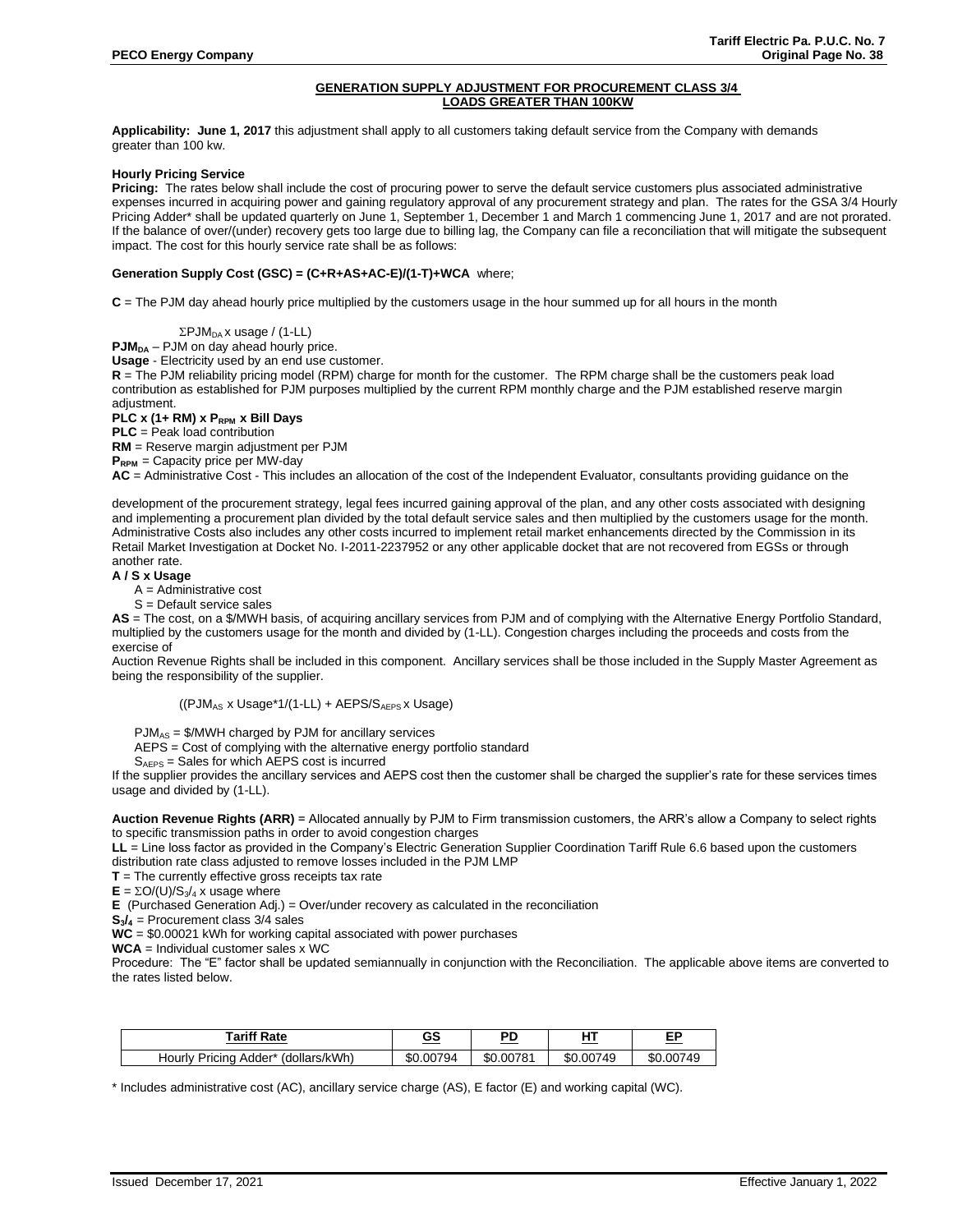## GENERATION SUPPLY ADJUSTMENT FOR PROCUREMENT CLASS 3/4 LOADS GREATER THAN 100KW

**Applicability: June 1, 2017** this adjustment shall apply to all customers taking default service from the Company with demands greater than 100 kw.

**Hourly Pricing Service**

**Pricing:** The rates below shall include the cost of procuring power to serve the default service customers plus associated administrative expenses incurred in acquiring power and gaining regulatory approval of any procurement strategy and plan. The rates for the GSA 3/4 Hourly Pricing Adder* shall be updated quarterly on June 1, September 1, December 1 and March 1 commencing June 1, 2017 and are not prorated. If the balance of over/(under) recovery gets too large due to billing lag, the Company can file a reconciliation that will mitigate the subsequent impact. The cost for this hourly service rate shall be as follows:

**Generation Supply Cost (GSC) = (C+R+AS+AC-E)/(1-T)+WCA** where;

**C** = The PJM day ahead hourly price multiplied by the customers usage in the hour summed up for all hours in the month

$\Sigma PJM_{DA}$ x usage / (1-LL)

**$PJM_{DA}$** – PJM on day ahead hourly price.

**Usage** - Electricity used by an end use customer.

**R** = The PJM reliability pricing model (RPM) charge for month for the customer. The RPM charge shall be the customers peak load contribution as established for PJM purposes multiplied by the current RPM monthly charge and the PJM established reserve margin adjustment.

**PLC x (1+ RM) x $P_{RPM}$ x Bill Days**

**PLC** = Peak load contribution

**RM** = Reserve margin adjustment per PJM

**$P_{RPM}$** = Capacity price per MW-day

**AC** = Administrative Cost - This includes an allocation of the cost of the Independent Evaluator, consultants providing guidance on the

development of the procurement strategy, legal fees incurred gaining approval of the plan, and any other costs associated with designing and implementing a procurement plan divided by the total default service sales and then multiplied by the customers usage for the month. Administrative Costs also includes any other costs incurred to implement retail market enhancements directed by the Commission in its Retail Market Investigation at Docket No. I-2011-2237952 or any other applicable docket that are not recovered from EGSs or through another rate.

**A / S x Usage**

A = Administrative cost

S = Default service sales

**AS** = The cost, on a $/MWH basis, of acquiring ancillary services from PJM and of complying with the Alternative Energy Portfolio Standard, multiplied by the customers usage for the month and divided by (1-LL). Congestion charges including the proceeds and costs from the exercise of

Auction Revenue Rights shall be included in this component. Ancillary services shall be those included in the Supply Master Agreement as being the responsibility of the supplier.

(($PJM_{AS}$ x Usage*1/(1-LL) + AEPS/$S_{AEPS}$ x Usage)

$PJM_{AS}$ = $/MWH charged by PJM for ancillary services

AEPS = Cost of complying with the alternative energy portfolio standard

$S_{AEPS}$ = Sales for which AEPS cost is incurred

If the supplier provides the ancillary services and AEPS cost then the customer shall be charged the supplier's rate for these services times usage and divided by (1-LL).

**Auction Revenue Rights (ARR)** = Allocated annually by PJM to Firm transmission customers, the ARR's allow a Company to select rights to specific transmission paths in order to avoid congestion charges

**LL** = Line loss factor as provided in the Company's Electric Generation Supplier Coordination Tariff Rule 6.6 based upon the customers distribution rate class adjusted to remove losses included in the PJM LMP

**T** = The currently effective gross receipts tax rate

**E** = $\Sigma O/(U)/S_{3/4}$ x usage where

**E** (Purchased Generation Adj.) = Over/under recovery as calculated in the reconciliation

**$S_{3/4}$** = Procurement class 3/4 sales

**WC** = $0.00021 kWh for working capital associated with power purchases

**WCA** = Individual customer sales x WC

Procedure: The "E" factor shall be updated semiannually in conjunction with the Reconciliation. The applicable above items are converted to the rates listed below.

| Tariff Rate | GS | PD | HT | EP |
|---|---|---|---|---|
| Hourly Pricing Adder* (dollars/kWh) | $0.00794 | $0.00781 | $0.00749 | $0.00749 |

* Includes administrative cost (AC), ancillary service charge (AS), E factor (E) and working capital (WC).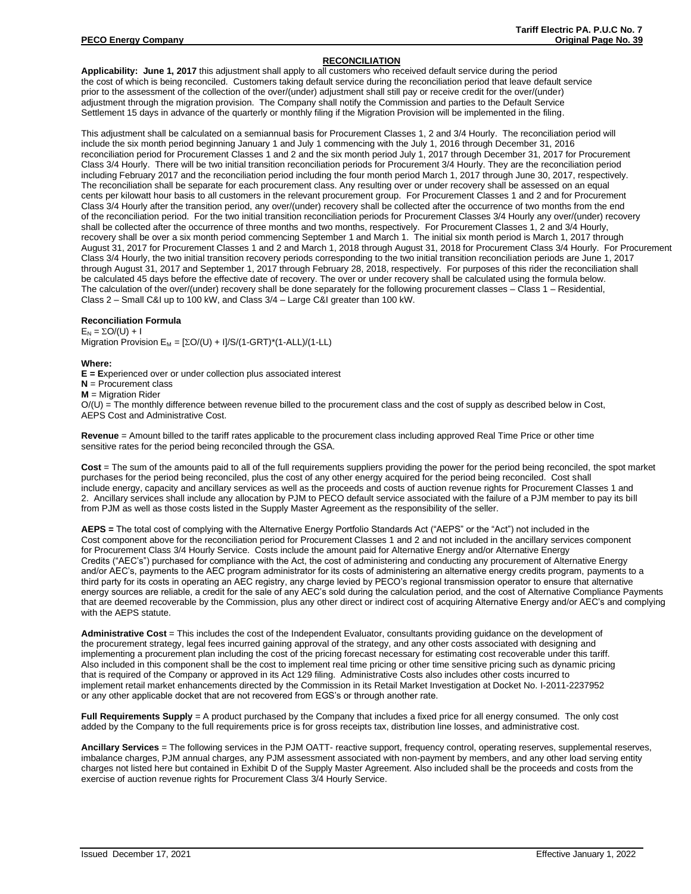## RECONCILIATION

**Applicability: June 1, 2017** this adjustment shall apply to all customers who received default service during the period the cost of which is being reconciled. Customers taking default service during the reconciliation period that leave default service prior to the assessment of the collection of the over/(under) adjustment shall still pay or receive credit for the over/(under) adjustment through the migration provision. The Company shall notify the Commission and parties to the Default Service Settlement 15 days in advance of the quarterly or monthly filing if the Migration Provision will be implemented in the filing.

This adjustment shall be calculated on a semiannual basis for Procurement Classes 1, 2 and 3/4 Hourly. The reconciliation period will include the six month period beginning January 1 and July 1 commencing with the July 1, 2016 through December 31, 2016 reconciliation period for Procurement Classes 1 and 2 and the six month period July 1, 2017 through December 31, 2017 for Procurement Class 3/4 Hourly. There will be two initial transition reconciliation periods for Procurement 3/4 Hourly. They are the reconciliation period including February 2017 and the reconciliation period including the four month period March 1, 2017 through June 30, 2017, respectively. The reconciliation shall be separate for each procurement class. Any resulting over or under recovery shall be assessed on an equal cents per kilowatt hour basis to all customers in the relevant procurement group. For Procurement Classes 1 and 2 and for Procurement Class 3/4 Hourly after the transition period, any over/(under) recovery shall be collected after the occurrence of two months from the end of the reconciliation period. For the two initial transition reconciliation periods for Procurement Classes 3/4 Hourly any over/(under) recovery shall be collected after the occurrence of three months and two months, respectively. For Procurement Classes 1, 2 and 3/4 Hourly, recovery shall be over a six month period commencing September 1 and March 1. The initial six month period is March 1, 2017 through August 31, 2017 for Procurement Classes 1 and 2 and March 1, 2018 through August 31, 2018 for Procurement Class 3/4 Hourly. For Procurement Class 3/4 Hourly, the two initial transition recovery periods corresponding to the two initial transition reconciliation periods are June 1, 2017 through August 31, 2017 and September 1, 2017 through February 28, 2018, respectively. For purposes of this rider the reconciliation shall be calculated 45 days before the effective date of recovery. The over or under recovery shall be calculated using the formula below. The calculation of the over/(under) recovery shall be done separately for the following procurement classes – Class 1 – Residential, Class 2 – Small C&I up to 100 kW, and Class 3/4 – Large C&I greater than 100 kW.

**Reconciliation Formula**

$E_N = \Sigma O/(U) + I$

Migration Provision $E_M = [\Sigma O/(U) + I]/S/(1\text{-}GRT)*(1\text{-}ALL)/(1\text{-}LL)$

**Where:**

**E = E**xperienced over or under collection plus associated interest

**N** = Procurement class

**M** = Migration Rider

O/(U) = The monthly difference between revenue billed to the procurement class and the cost of supply as described below in Cost, AEPS Cost and Administrative Cost.

**Revenue** = Amount billed to the tariff rates applicable to the procurement class including approved Real Time Price or other time sensitive rates for the period being reconciled through the GSA.

**Cost** = The sum of the amounts paid to all of the full requirements suppliers providing the power for the period being reconciled, the spot market purchases for the period being reconciled, plus the cost of any other energy acquired for the period being reconciled. Cost shall include energy, capacity and ancillary services as well as the proceeds and costs of auction revenue rights for Procurement Classes 1 and 2. Ancillary services shall include any allocation by PJM to PECO default service associated with the failure of a PJM member to pay its bill from PJM as well as those costs listed in the Supply Master Agreement as the responsibility of the seller.

**AEPS =** The total cost of complying with the Alternative Energy Portfolio Standards Act ("AEPS" or the "Act") not included in the Cost component above for the reconciliation period for Procurement Classes 1 and 2 and not included in the ancillary services component for Procurement Class 3/4 Hourly Service. Costs include the amount paid for Alternative Energy and/or Alternative Energy Credits ("AEC's") purchased for compliance with the Act, the cost of administering and conducting any procurement of Alternative Energy and/or AEC's, payments to the AEC program administrator for its costs of administering an alternative energy credits program, payments to a third party for its costs in operating an AEC registry, any charge levied by PECO's regional transmission operator to ensure that alternative energy sources are reliable, a credit for the sale of any AEC's sold during the calculation period, and the cost of Alternative Compliance Payments that are deemed recoverable by the Commission, plus any other direct or indirect cost of acquiring Alternative Energy and/or AEC's and complying with the AEPS statute.

**Administrative Cost** = This includes the cost of the Independent Evaluator, consultants providing guidance on the development of the procurement strategy, legal fees incurred gaining approval of the strategy, and any other costs associated with designing and implementing a procurement plan including the cost of the pricing forecast necessary for estimating cost recoverable under this tariff. Also included in this component shall be the cost to implement real time pricing or other time sensitive pricing such as dynamic pricing that is required of the Company or approved in its Act 129 filing. Administrative Costs also includes other costs incurred to implement retail market enhancements directed by the Commission in its Retail Market Investigation at Docket No. I-2011-2237952 or any other applicable docket that are not recovered from EGS's or through another rate.

**Full Requirements Supply** = A product purchased by the Company that includes a fixed price for all energy consumed. The only cost added by the Company to the full requirements price is for gross receipts tax, distribution line losses, and administrative cost.

**Ancillary Services** = The following services in the PJM OATT- reactive support, frequency control, operating reserves, supplemental reserves, imbalance charges, PJM annual charges, any PJM assessment associated with non-payment by members, and any other load serving entity charges not listed here but contained in Exhibit D of the Supply Master Agreement. Also included shall be the proceeds and costs from the exercise of auction revenue rights for Procurement Class 3/4 Hourly Service.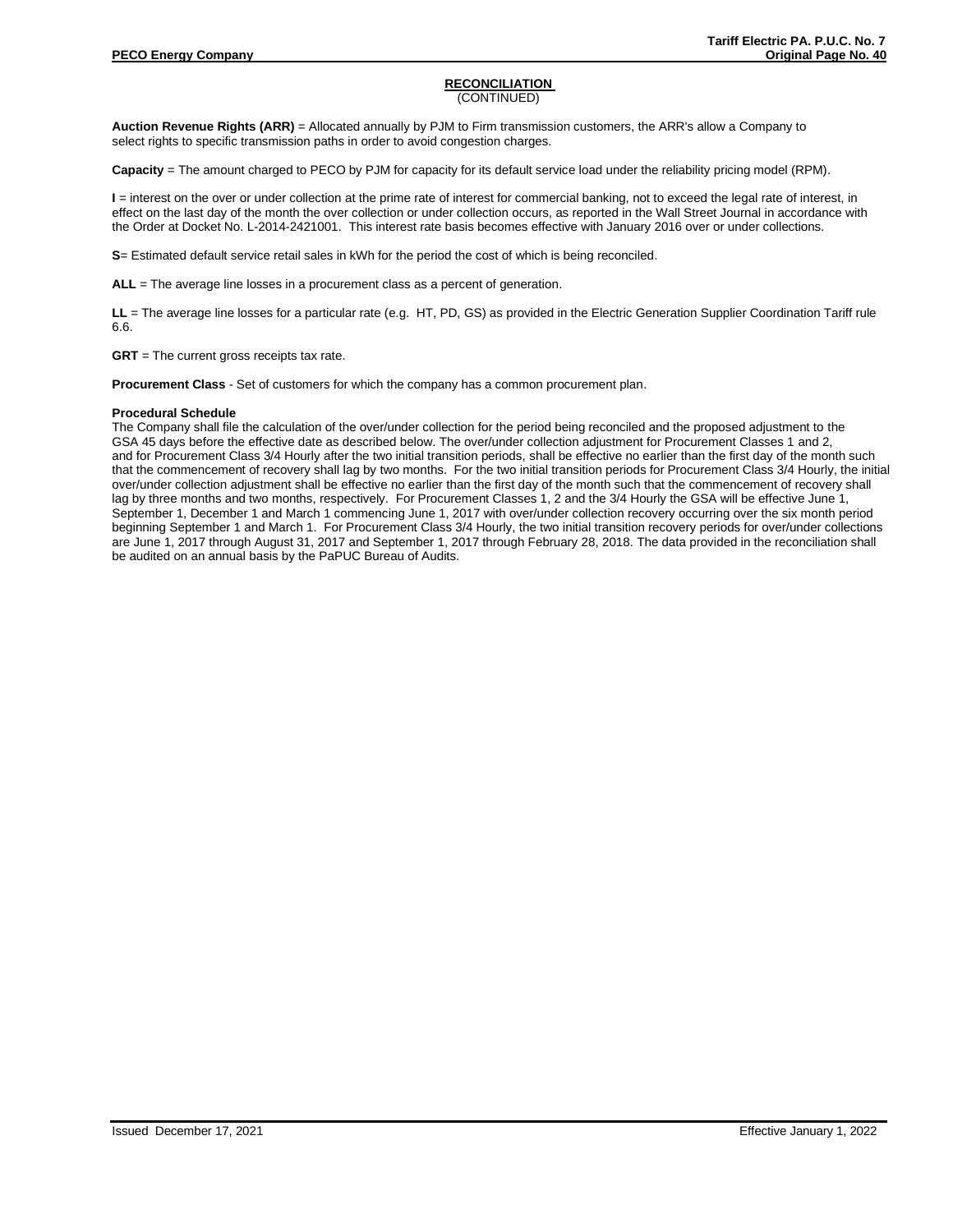## RECONCILIATION
(CONTINUED)

**Auction Revenue Rights (ARR)** = Allocated annually by PJM to Firm transmission customers, the ARR's allow a Company to select rights to specific transmission paths in order to avoid congestion charges.

**Capacity** = The amount charged to PECO by PJM for capacity for its default service load under the reliability pricing model (RPM).

**I** = interest on the over or under collection at the prime rate of interest for commercial banking, not to exceed the legal rate of interest, in effect on the last day of the month the over collection or under collection occurs, as reported in the Wall Street Journal in accordance with the Order at Docket No. L-2014-2421001. This interest rate basis becomes effective with January 2016 over or under collections.

**S**= Estimated default service retail sales in kWh for the period the cost of which is being reconciled.

**ALL** = The average line losses in a procurement class as a percent of generation.

**LL** = The average line losses for a particular rate (e.g. HT, PD, GS) as provided in the Electric Generation Supplier Coordination Tariff rule 6.6.

**GRT** = The current gross receipts tax rate.

**Procurement Class** - Set of customers for which the company has a common procurement plan.

**Procedural Schedule**

The Company shall file the calculation of the over/under collection for the period being reconciled and the proposed adjustment to the GSA 45 days before the effective date as described below. The over/under collection adjustment for Procurement Classes 1 and 2, and for Procurement Class 3/4 Hourly after the two initial transition periods, shall be effective no earlier than the first day of the month such that the commencement of recovery shall lag by two months. For the two initial transition periods for Procurement Class 3/4 Hourly, the initial over/under collection adjustment shall be effective no earlier than the first day of the month such that the commencement of recovery shall lag by three months and two months, respectively. For Procurement Classes 1, 2 and the 3/4 Hourly the GSA will be effective June 1, September 1, December 1 and March 1 commencing June 1, 2017 with over/under collection recovery occurring over the six month period beginning September 1 and March 1. For Procurement Class 3/4 Hourly, the two initial transition recovery periods for over/under collections are June 1, 2017 through August 31, 2017 and September 1, 2017 through February 28, 2018. The data provided in the reconciliation shall be audited on an annual basis by the PaPUC Bureau of Audits.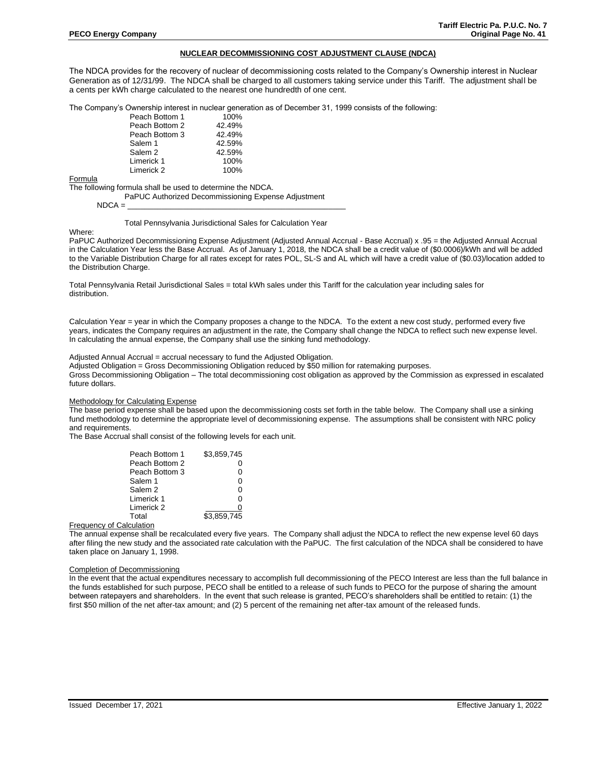## NUCLEAR DECOMMISSIONING COST ADJUSTMENT CLAUSE (NDCA)

The NDCA provides for the recovery of nuclear of decommissioning costs related to the Company's Ownership interest in Nuclear Generation as of 12/31/99. The NDCA shall be charged to all customers taking service under this Tariff. The adjustment shall be a cents per kWh charge calculated to the nearest one hundredth of one cent.

The Company's Ownership interest in nuclear generation as of December 31, 1999 consists of the following:

| Unit | Ownership |
|---|---|
| Peach Bottom 1 | 100% |
| Peach Bottom 2 | 42.49% |
| Peach Bottom 3 | 42.49% |
| Salem 1 | 42.59% |
| Salem 2 | 42.59% |
| Limerick 1 | 100% |
| Limerick 2 | 100% |

Formula

The following formula shall be used to determine the NDCA.

$$NDCA = \frac{\text{PaPUC Authorized Decommissioning Expense Adjustment}}{\text{Total Pennsylvania Jurisdictional Sales for Calculation Year}}$$

Where:

PaPUC Authorized Decommissioning Expense Adjustment (Adjusted Annual Accrual - Base Accrual) x .95 = the Adjusted Annual Accrual in the Calculation Year less the Base Accrual. As of January 1, 2018, the NDCA shall be a credit value of ($0.0006)/kWh and will be added to the Variable Distribution Charge for all rates except for rates POL, SL-S and AL which will have a credit value of ($0.03)/location added to the Distribution Charge.

Total Pennsylvania Retail Jurisdictional Sales = total kWh sales under this Tariff for the calculation year including sales for distribution.

Calculation Year = year in which the Company proposes a change to the NDCA. To the extent a new cost study, performed every five years, indicates the Company requires an adjustment in the rate, the Company shall change the NDCA to reflect such new expense level. In calculating the annual expense, the Company shall use the sinking fund methodology.

Adjusted Annual Accrual = accrual necessary to fund the Adjusted Obligation.

Adjusted Obligation = Gross Decommissioning Obligation reduced by $50 million for ratemaking purposes.

Gross Decommissioning Obligation – The total decommissioning cost obligation as approved by the Commission as expressed in escalated future dollars.

Methodology for Calculating Expense

The base period expense shall be based upon the decommissioning costs set forth in the table below. The Company shall use a sinking fund methodology to determine the appropriate level of decommissioning expense. The assumptions shall be consistent with NRC policy and requirements.

The Base Accrual shall consist of the following levels for each unit.

| Unit | Base Accrual |
|---|---|
| Peach Bottom 1 | $3,859,745 |
| Peach Bottom 2 | 0 |
| Peach Bottom 3 | 0 |
| Salem 1 | 0 |
| Salem 2 | 0 |
| Limerick 1 | 0 |
| Limerick 2 | 0 |
| Total | $3,859,745 |

Frequency of Calculation

The annual expense shall be recalculated every five years. The Company shall adjust the NDCA to reflect the new expense level 60 days after filing the new study and the associated rate calculation with the PaPUC. The first calculation of the NDCA shall be considered to have taken place on January 1, 1998.

Completion of Decommissioning

In the event that the actual expenditures necessary to accomplish full decommissioning of the PECO Interest are less than the full balance in the funds established for such purpose, PECO shall be entitled to a release of such funds to PECO for the purpose of sharing the amount between ratepayers and shareholders. In the event that such release is granted, PECO's shareholders shall be entitled to retain: (1) the first $50 million of the net after-tax amount; and (2) 5 percent of the remaining net after-tax amount of the released funds.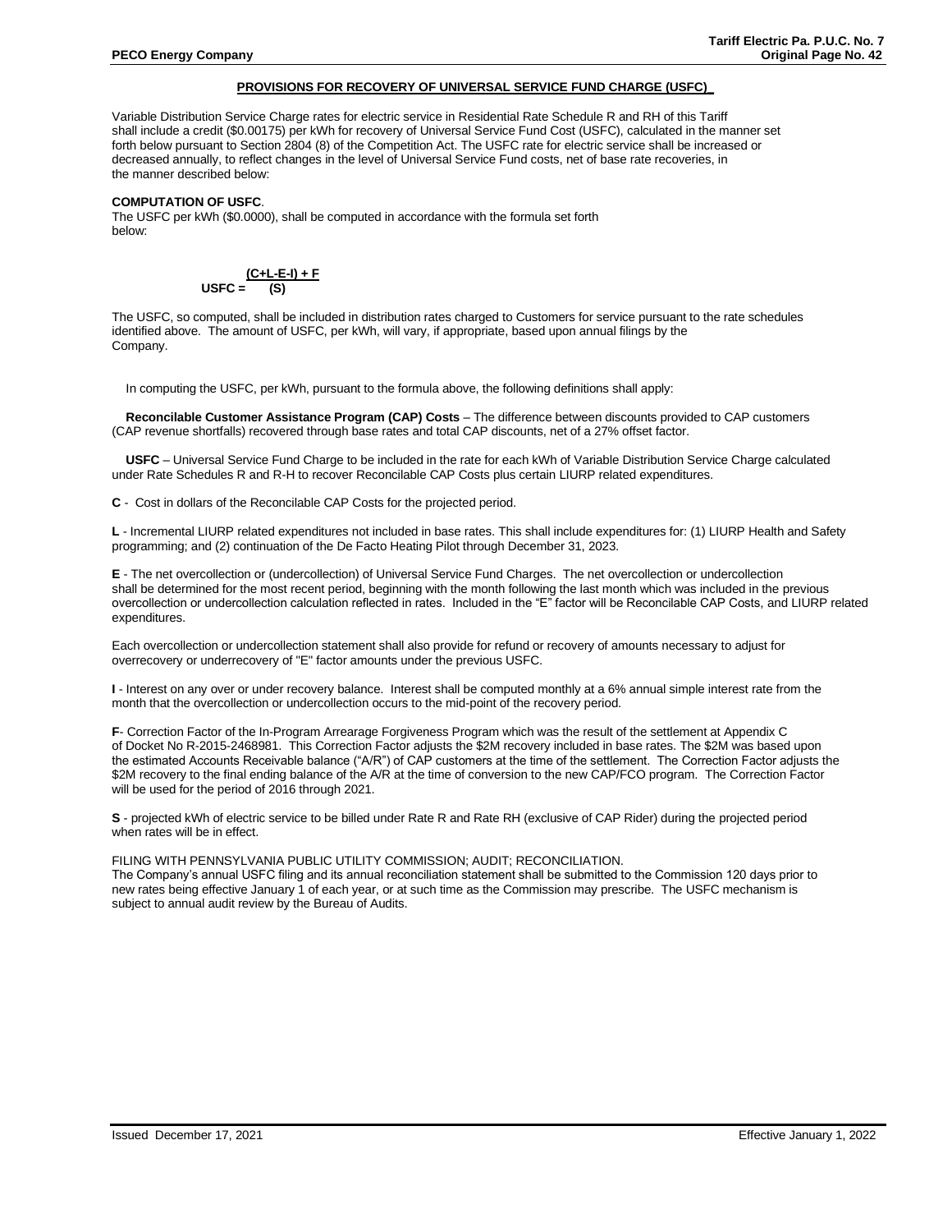## PROVISIONS FOR RECOVERY OF UNIVERSAL SERVICE FUND CHARGE (USFC)

Variable Distribution Service Charge rates for electric service in Residential Rate Schedule R and RH of this Tariff shall include a credit ($0.00175) per kWh for recovery of Universal Service Fund Cost (USFC), calculated in the manner set forth below pursuant to Section 2804 (8) of the Competition Act. The USFC rate for electric service shall be increased or decreased annually, to reflect changes in the level of Universal Service Fund costs, net of base rate recoveries, in the manner described below:

**COMPUTATION OF USFC**.

The USFC per kWh ($0.0000), shall be computed in accordance with the formula set forth below:

$$USFC = \frac{(C+L-E-I) + F}{(S)}$$

The USFC, so computed, shall be included in distribution rates charged to Customers for service pursuant to the rate schedules identified above. The amount of USFC, per kWh, will vary, if appropriate, based upon annual filings by the Company.

In computing the USFC, per kWh, pursuant to the formula above, the following definitions shall apply:

**Reconcilable Customer Assistance Program (CAP) Costs** – The difference between discounts provided to CAP customers (CAP revenue shortfalls) recovered through base rates and total CAP discounts, net of a 27% offset factor.

**USFC** – Universal Service Fund Charge to be included in the rate for each kWh of Variable Distribution Service Charge calculated under Rate Schedules R and R-H to recover Reconcilable CAP Costs plus certain LIURP related expenditures.

**C** - Cost in dollars of the Reconcilable CAP Costs for the projected period.

**L** - Incremental LIURP related expenditures not included in base rates. This shall include expenditures for: (1) LIURP Health and Safety programming; and (2) continuation of the De Facto Heating Pilot through December 31, 2023.

**E** - The net overcollection or (undercollection) of Universal Service Fund Charges. The net overcollection or undercollection shall be determined for the most recent period, beginning with the month following the last month which was included in the previous overcollection or undercollection calculation reflected in rates. Included in the "E" factor will be Reconcilable CAP Costs, and LIURP related expenditures.

Each overcollection or undercollection statement shall also provide for refund or recovery of amounts necessary to adjust for overrecovery or underrecovery of "E" factor amounts under the previous USFC.

**I** - Interest on any over or under recovery balance. Interest shall be computed monthly at a 6% annual simple interest rate from the month that the overcollection or undercollection occurs to the mid-point of the recovery period.

**F**- Correction Factor of the In-Program Arrearage Forgiveness Program which was the result of the settlement at Appendix C of Docket No R-2015-2468981. This Correction Factor adjusts the $2M recovery included in base rates. The $2M was based upon the estimated Accounts Receivable balance ("A/R") of CAP customers at the time of the settlement. The Correction Factor adjusts the $2M recovery to the final ending balance of the A/R at the time of conversion to the new CAP/FCO program. The Correction Factor will be used for the period of 2016 through 2021.

**S** - projected kWh of electric service to be billed under Rate R and Rate RH (exclusive of CAP Rider) during the projected period when rates will be in effect.

FILING WITH PENNSYLVANIA PUBLIC UTILITY COMMISSION; AUDIT; RECONCILIATION.

The Company's annual USFC filing and its annual reconciliation statement shall be submitted to the Commission 120 days prior to new rates being effective January 1 of each year, or at such time as the Commission may prescribe. The USFC mechanism is subject to annual audit review by the Bureau of Audits.

Issued December 17, 2021 Effective January 1, 2022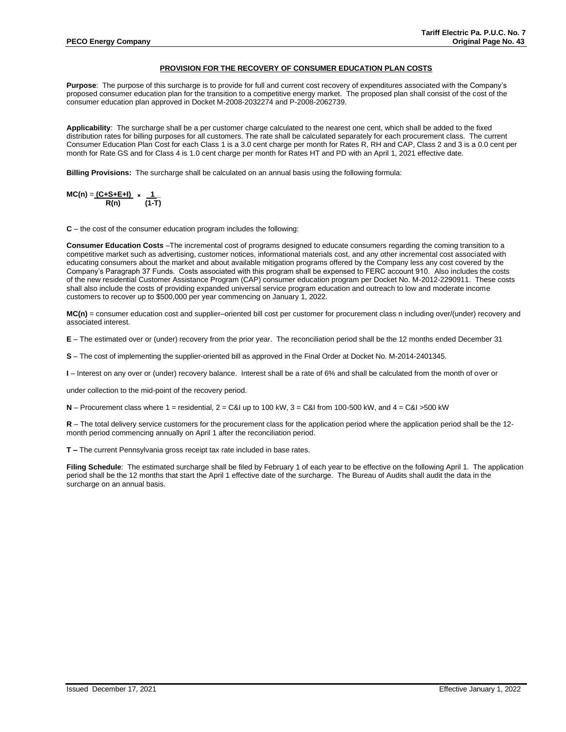## PROVISION FOR THE RECOVERY OF CONSUMER EDUCATION PLAN COSTS

**Purpose**: The purpose of this surcharge is to provide for full and current cost recovery of expenditures associated with the Company's proposed consumer education plan for the transition to a competitive energy market. The proposed plan shall consist of the cost of the consumer education plan approved in Docket M-2008-2032274 and P-2008-2062739.

**Applicability**: The surcharge shall be a per customer charge calculated to the nearest one cent, which shall be added to the fixed distribution rates for billing purposes for all customers. The rate shall be calculated separately for each procurement class. The current Consumer Education Plan Cost for each Class 1 is a 3.0 cent charge per month for Rates R, RH and CAP, Class 2 and 3 is a 0.0 cent per month for Rate GS and for Class 4 is 1.0 cent charge per month for Rates HT and PD with an April 1, 2021 effective date.

**Billing Provisions:** The surcharge shall be calculated on an annual basis using the following formula:

$$MC(n) = \frac{(C+S+E+I)}{R(n)} \times \frac{1}{(1-T)}$$

**C** – the cost of the consumer education program includes the following:

**Consumer Education Costs** –The incremental cost of programs designed to educate consumers regarding the coming transition to a competitive market such as advertising, customer notices, informational materials cost, and any other incremental cost associated with educating consumers about the market and about available mitigation programs offered by the Company less any cost covered by the Company's Paragraph 37 Funds. Costs associated with this program shall be expensed to FERC account 910. Also includes the costs of the new residential Customer Assistance Program (CAP) consumer education program per Docket No. M-2012-2290911. These costs shall also include the costs of providing expanded universal service program education and outreach to low and moderate income customers to recover up to $500,000 per year commencing on January 1, 2022.

**MC(n)** = consumer education cost and supplier–oriented bill cost per customer for procurement class n including over/(under) recovery and associated interest.

**E** – The estimated over or (under) recovery from the prior year. The reconciliation period shall be the 12 months ended December 31

**S** – The cost of implementing the supplier-oriented bill as approved in the Final Order at Docket No. M-2014-2401345.

**I** – Interest on any over or (under) recovery balance. Interest shall be a rate of 6% and shall be calculated from the month of over or under collection to the mid-point of the recovery period.

**N** – Procurement class where 1 = residential, 2 = C&I up to 100 kW, 3 = C&I from 100-500 kW, and 4 = C&I >500 kW

**R** – The total delivery service customers for the procurement class for the application period where the application period shall be the 12-month period commencing annually on April 1 after the reconciliation period.

**T –** The current Pennsylvania gross receipt tax rate included in base rates.

**Filing Schedule**: The estimated surcharge shall be filed by February 1 of each year to be effective on the following April 1. The application period shall be the 12 months that start the April 1 effective date of the surcharge. The Bureau of Audits shall audit the data in the surcharge on an annual basis.

Issued December 17, 2021 Effective January 1, 2022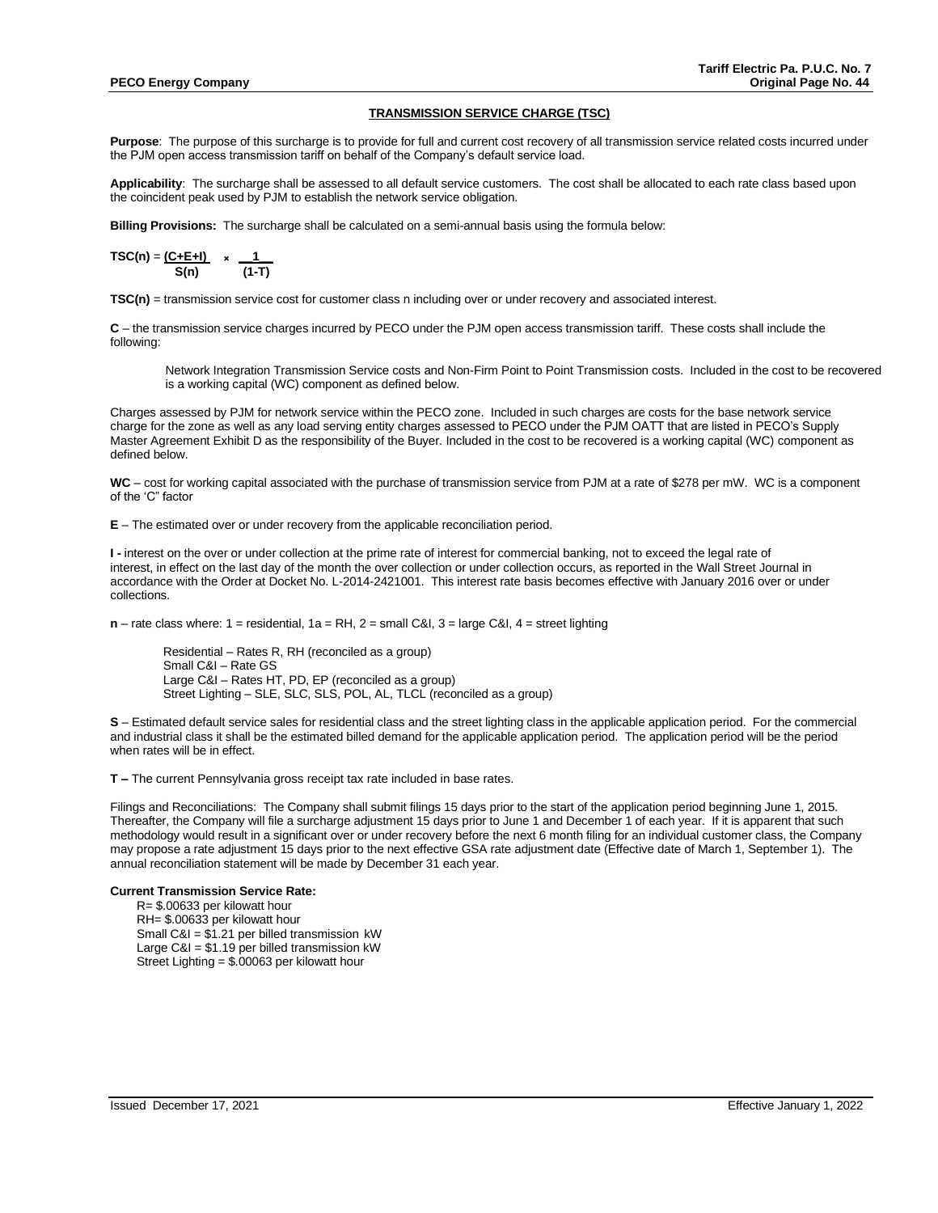## TRANSMISSION SERVICE CHARGE (TSC)

**Purpose**: The purpose of this surcharge is to provide for full and current cost recovery of all transmission service related costs incurred under the PJM open access transmission tariff on behalf of the Company's default service load.

**Applicability**: The surcharge shall be assessed to all default service customers. The cost shall be allocated to each rate class based upon the coincident peak used by PJM to establish the network service obligation.

**Billing Provisions:** The surcharge shall be calculated on a semi-annual basis using the formula below:

$$TSC(n) = \frac{(C+E+I)}{S(n)} \times \frac{1}{(1-T)}$$

**TSC(n)** = transmission service cost for customer class n including over or under recovery and associated interest.

**C** – the transmission service charges incurred by PECO under the PJM open access transmission tariff. These costs shall include the following:

> Network Integration Transmission Service costs and Non-Firm Point to Point Transmission costs. Included in the cost to be recovered is a working capital (WC) component as defined below.

Charges assessed by PJM for network service within the PECO zone. Included in such charges are costs for the base network service charge for the zone as well as any load serving entity charges assessed to PECO under the PJM OATT that are listed in PECO's Supply Master Agreement Exhibit D as the responsibility of the Buyer. Included in the cost to be recovered is a working capital (WC) component as defined below.

**WC** – cost for working capital associated with the purchase of transmission service from PJM at a rate of $278 per mW. WC is a component of the 'C" factor

**E** – The estimated over or under recovery from the applicable reconciliation period.

**I -** interest on the over or under collection at the prime rate of interest for commercial banking, not to exceed the legal rate of interest, in effect on the last day of the month the over collection or under collection occurs, as reported in the Wall Street Journal in accordance with the Order at Docket No. L-2014-2421001. This interest rate basis becomes effective with January 2016 over or under collections.

**n** – rate class where: 1 = residential, 1a = RH, 2 = small C&I, 3 = large C&I, 4 = street lighting

> Residential – Rates R, RH (reconciled as a group)
> Small C&I – Rate GS
> Large C&I – Rates HT, PD, EP (reconciled as a group)
> Street Lighting – SLE, SLC, SLS, POL, AL, TLCL (reconciled as a group)

**S** – Estimated default service sales for residential class and the street lighting class in the applicable application period. For the commercial and industrial class it shall be the estimated billed demand for the applicable application period. The application period will be the period when rates will be in effect.

**T –** The current Pennsylvania gross receipt tax rate included in base rates.

Filings and Reconciliations: The Company shall submit filings 15 days prior to the start of the application period beginning June 1, 2015. Thereafter, the Company will file a surcharge adjustment 15 days prior to June 1 and December 1 of each year. If it is apparent that such methodology would result in a significant over or under recovery before the next 6 month filing for an individual customer class, the Company may propose a rate adjustment 15 days prior to the next effective GSA rate adjustment date (Effective date of March 1, September 1). The annual reconciliation statement will be made by December 31 each year.

**Current Transmission Service Rate:**

R= $.00633 per kilowatt hour
RH= $.00633 per kilowatt hour
Small C&I = $1.21 per billed transmission kW
Large C&I = $1.19 per billed transmission kW
Street Lighting = $.00063 per kilowatt hour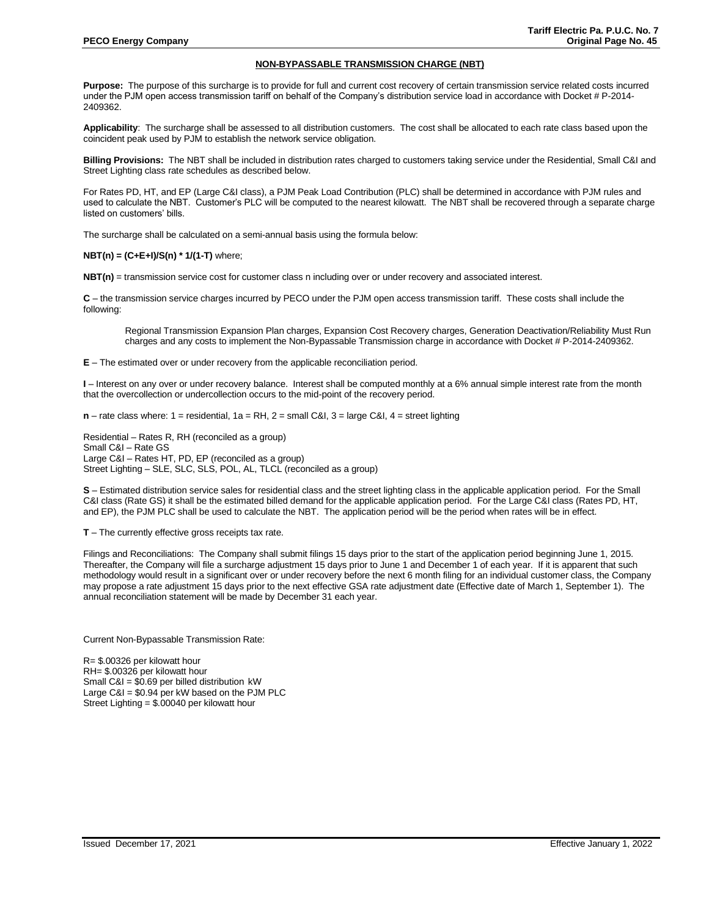## NON-BYPASSABLE TRANSMISSION CHARGE (NBT)

**Purpose:** The purpose of this surcharge is to provide for full and current cost recovery of certain transmission service related costs incurred under the PJM open access transmission tariff on behalf of the Company's distribution service load in accordance with Docket # P-2014-2409362.

**Applicability**: The surcharge shall be assessed to all distribution customers. The cost shall be allocated to each rate class based upon the coincident peak used by PJM to establish the network service obligation.

**Billing Provisions:** The NBT shall be included in distribution rates charged to customers taking service under the Residential, Small C&I and Street Lighting class rate schedules as described below.

For Rates PD, HT, and EP (Large C&I class), a PJM Peak Load Contribution (PLC) shall be determined in accordance with PJM rules and used to calculate the NBT. Customer's PLC will be computed to the nearest kilowatt. The NBT shall be recovered through a separate charge listed on customers' bills.

The surcharge shall be calculated on a semi-annual basis using the formula below:

**NBT(n) = (C+E+I)/S(n) * 1/(1-T)** where;

$$NBT(n) = (C+E+I)/S(n) \times 1/(1-T)$$

**NBT(n)** = transmission service cost for customer class n including over or under recovery and associated interest.

**C** – the transmission service charges incurred by PECO under the PJM open access transmission tariff. These costs shall include the following:

> Regional Transmission Expansion Plan charges, Expansion Cost Recovery charges, Generation Deactivation/Reliability Must Run charges and any costs to implement the Non-Bypassable Transmission charge in accordance with Docket # P-2014-2409362.

**E** – The estimated over or under recovery from the applicable reconciliation period.

**I** – Interest on any over or under recovery balance. Interest shall be computed monthly at a 6% annual simple interest rate from the month that the overcollection or undercollection occurs to the mid-point of the recovery period.

**n** – rate class where: 1 = residential, 1a = RH, 2 = small C&I, 3 = large C&I, 4 = street lighting

Residential – Rates R, RH (reconciled as a group)
Small C&I – Rate GS
Large C&I – Rates HT, PD, EP (reconciled as a group)
Street Lighting – SLE, SLC, SLS, POL, AL, TLCL (reconciled as a group)

**S** – Estimated distribution service sales for residential class and the street lighting class in the applicable application period. For the Small C&I class (Rate GS) it shall be the estimated billed demand for the applicable application period. For the Large C&I class (Rates PD, HT, and EP), the PJM PLC shall be used to calculate the NBT. The application period will be the period when rates will be in effect.

**T** – The currently effective gross receipts tax rate.

Filings and Reconciliations: The Company shall submit filings 15 days prior to the start of the application period beginning June 1, 2015. Thereafter, the Company will file a surcharge adjustment 15 days prior to June 1 and December 1 of each year. If it is apparent that such methodology would result in a significant over or under recovery before the next 6 month filing for an individual customer class, the Company may propose a rate adjustment 15 days prior to the next effective GSA rate adjustment date (Effective date of March 1, September 1). The annual reconciliation statement will be made by December 31 each year.

Current Non-Bypassable Transmission Rate:

R= $.00326 per kilowatt hour
RH= $.00326 per kilowatt hour
Small C&I = $0.69 per billed distribution kW
Large C&I = $0.94 per kW based on the PJM PLC
Street Lighting = $.00040 per kilowatt hour

Issued December 17, 2021 Effective January 1, 2022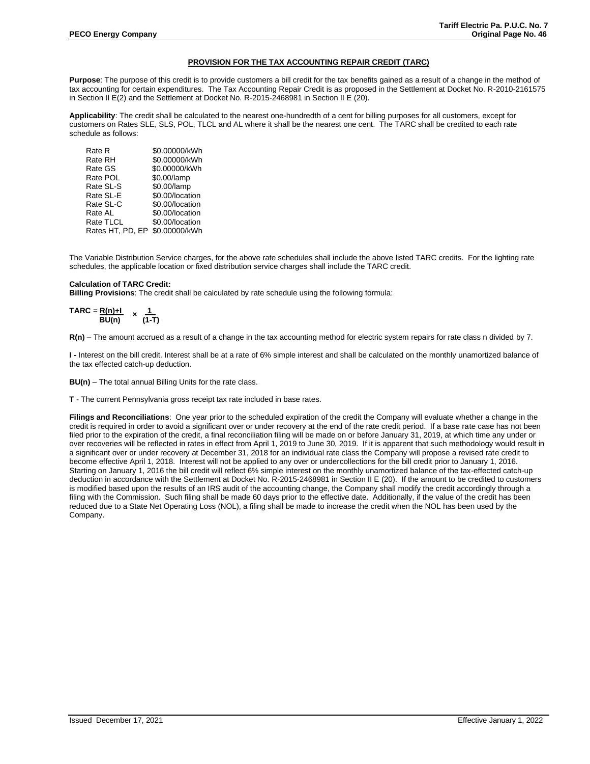## PROVISION FOR THE TAX ACCOUNTING REPAIR CREDIT (TARC)

**Purpose**: The purpose of this credit is to provide customers a bill credit for the tax benefits gained as a result of a change in the method of tax accounting for certain expenditures. The Tax Accounting Repair Credit is as proposed in the Settlement at Docket No. R-2010-2161575 in Section II E(2) and the Settlement at Docket No. R-2015-2468981 in Section II E (20).

**Applicability**: The credit shall be calculated to the nearest one-hundredth of a cent for billing purposes for all customers, except for customers on Rates SLE, SLS, POL, TLCL and AL where it shall be the nearest one cent. The TARC shall be credited to each rate schedule as follows:

| | |
|---|---|
| Rate R | \$0.00000/kWh |
| Rate RH | \$0.00000/kWh |
| Rate GS | \$0.00000/kWh |
| Rate POL | \$0.00/lamp |
| Rate SL-S | \$0.00/lamp |
| Rate SL-E | \$0.00/location |
| Rate SL-C | \$0.00/location |
| Rate AL | \$0.00/location |
| Rate TLCL | \$0.00/location |
| Rates HT, PD, EP | \$0.00000/kWh |

The Variable Distribution Service charges, for the above rate schedules shall include the above listed TARC credits. For the lighting rate schedules, the applicable location or fixed distribution service charges shall include the TARC credit.

**Calculation of TARC Credit:**

**Billing Provisions**: The credit shall be calculated by rate schedule using the following formula:

$$\textbf{TARC} = \frac{\textbf{R(n)+I}}{\textbf{BU(n)}} \times \frac{\textbf{1}}{\textbf{(1-T)}}$$

**R(n)** – The amount accrued as a result of a change in the tax accounting method for electric system repairs for rate class n divided by 7.

**I -** Interest on the bill credit. Interest shall be at a rate of 6% simple interest and shall be calculated on the monthly unamortized balance of the tax effected catch-up deduction.

**BU(n)** – The total annual Billing Units for the rate class.

**T** - The current Pennsylvania gross receipt tax rate included in base rates.

**Filings and Reconciliations**: One year prior to the scheduled expiration of the credit the Company will evaluate whether a change in the credit is required in order to avoid a significant over or under recovery at the end of the rate credit period. If a base rate case has not been filed prior to the expiration of the credit, a final reconciliation filing will be made on or before January 31, 2019, at which time any under or over recoveries will be reflected in rates in effect from April 1, 2019 to June 30, 2019. If it is apparent that such methodology would result in a significant over or under recovery at December 31, 2018 for an individual rate class the Company will propose a revised rate credit to become effective April 1, 2018. Interest will not be applied to any over or undercollections for the bill credit prior to January 1, 2016. Starting on January 1, 2016 the bill credit will reflect 6% simple interest on the monthly unamortized balance of the tax-effected catch-up deduction in accordance with the Settlement at Docket No. R-2015-2468981 in Section II E (20). If the amount to be credited to customers is modified based upon the results of an IRS audit of the accounting change, the Company shall modify the credit accordingly through a filing with the Commission. Such filing shall be made 60 days prior to the effective date. Additionally, if the value of the credit has been reduced due to a State Net Operating Loss (NOL), a filing shall be made to increase the credit when the NOL has been used by the Company.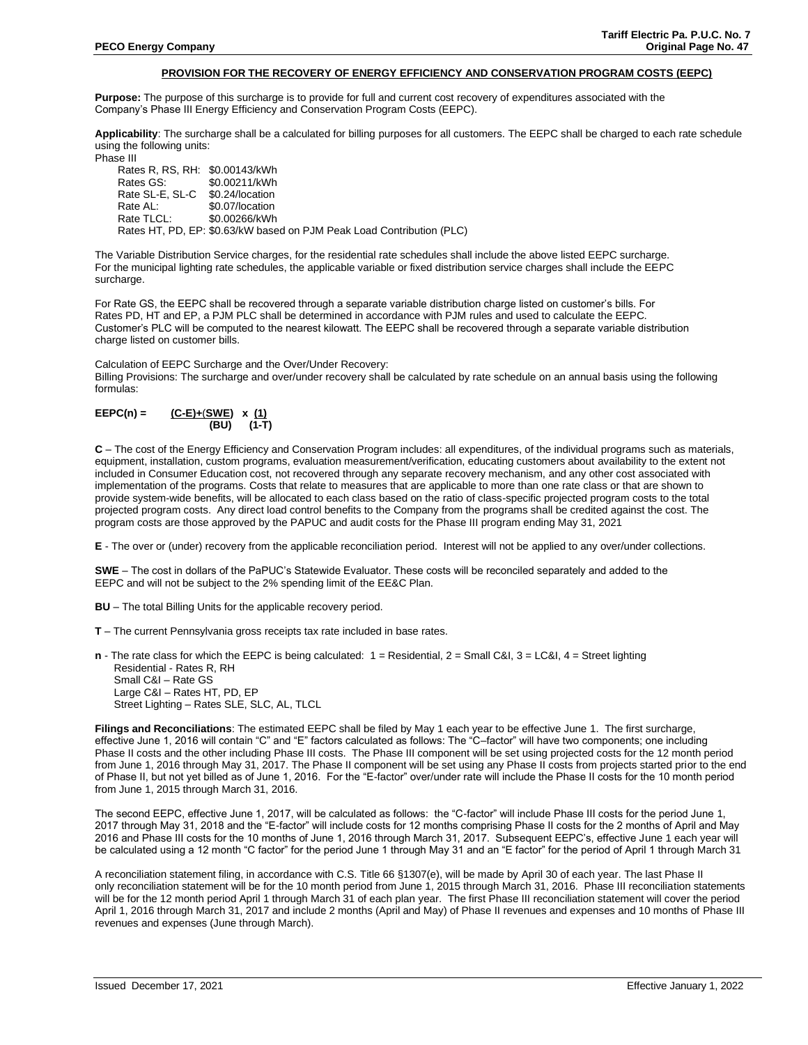## PROVISION FOR THE RECOVERY OF ENERGY EFFICIENCY AND CONSERVATION PROGRAM COSTS (EEPC)

**Purpose:** The purpose of this surcharge is to provide for full and current cost recovery of expenditures associated with the Company's Phase III Energy Efficiency and Conservation Program Costs (EEPC).

**Applicability**: The surcharge shall be a calculated for billing purposes for all customers. The EEPC shall be charged to each rate schedule using the following units:

Phase III

| | |
|---|---|
| Rates R, RS, RH: | \$0.00143/kWh |
| Rates GS: | \$0.00211/kWh |
| Rate SL-E, SL-C | \$0.24/location |
| Rate AL: | \$0.07/location |
| Rate TLCL: | \$0.00266/kWh |

Rates HT, PD, EP: \$0.63/kW based on PJM Peak Load Contribution (PLC)

The Variable Distribution Service charges, for the residential rate schedules shall include the above listed EEPC surcharge. For the municipal lighting rate schedules, the applicable variable or fixed distribution service charges shall include the EEPC surcharge.

For Rate GS, the EEPC shall be recovered through a separate variable distribution charge listed on customer's bills. For Rates PD, HT and EP, a PJM PLC shall be determined in accordance with PJM rules and used to calculate the EEPC. Customer's PLC will be computed to the nearest kilowatt. The EEPC shall be recovered through a separate variable distribution charge listed on customer bills.

Calculation of EEPC Surcharge and the Over/Under Recovery:

Billing Provisions: The surcharge and over/under recovery shall be calculated by rate schedule on an annual basis using the following formulas:

$$EEPC(n) = \frac{(C-E)+(SWE)}{(BU)} \times \frac{(1)}{(1-T)}$$

**C** – The cost of the Energy Efficiency and Conservation Program includes: all expenditures, of the individual programs such as materials, equipment, installation, custom programs, evaluation measurement/verification, educating customers about availability to the extent not included in Consumer Education cost, not recovered through any separate recovery mechanism, and any other cost associated with implementation of the programs. Costs that relate to measures that are applicable to more than one rate class or that are shown to provide system-wide benefits, will be allocated to each class based on the ratio of class-specific projected program costs to the total projected program costs. Any direct load control benefits to the Company from the programs shall be credited against the cost. The program costs are those approved by the PAPUC and audit costs for the Phase III program ending May 31, 2021

**E** - The over or (under) recovery from the applicable reconciliation period. Interest will not be applied to any over/under collections.

**SWE** – The cost in dollars of the PaPUC's Statewide Evaluator. These costs will be reconciled separately and added to the EEPC and will not be subject to the 2% spending limit of the EE&C Plan.

**BU** – The total Billing Units for the applicable recovery period.

**T** – The current Pennsylvania gross receipts tax rate included in base rates.

**n** - The rate class for which the EEPC is being calculated: 1 = Residential, 2 = Small C&I, 3 = LC&I, 4 = Street lighting
- Residential - Rates R, RH
- Small C&I – Rate GS
- Large C&I – Rates HT, PD, EP
- Street Lighting – Rates SLE, SLC, AL, TLCL

**Filings and Reconciliations**: The estimated EEPC shall be filed by May 1 each year to be effective June 1. The first surcharge, effective June 1, 2016 will contain "C" and "E" factors calculated as follows: The "C–factor" will have two components; one including Phase II costs and the other including Phase III costs. The Phase III component will be set using projected costs for the 12 month period from June 1, 2016 through May 31, 2017. The Phase II component will be set using any Phase II costs from projects started prior to the end of Phase II, but not yet billed as of June 1, 2016. For the "E-factor" over/under rate will include the Phase II costs for the 10 month period from June 1, 2015 through March 31, 2016.

The second EEPC, effective June 1, 2017, will be calculated as follows: the "C-factor" will include Phase III costs for the period June 1, 2017 through May 31, 2018 and the "E-factor" will include costs for 12 months comprising Phase II costs for the 2 months of April and May 2016 and Phase III costs for the 10 months of June 1, 2016 through March 31, 2017. Subsequent EEPC's, effective June 1 each year will be calculated using a 12 month "C factor" for the period June 1 through May 31 and an "E factor" for the period of April 1 through March 31

A reconciliation statement filing, in accordance with C.S. Title 66 §1307(e), will be made by April 30 of each year. The last Phase II only reconciliation statement will be for the 10 month period from June 1, 2015 through March 31, 2016. Phase III reconciliation statements will be for the 12 month period April 1 through March 31 of each plan year. The first Phase III reconciliation statement will cover the period April 1, 2016 through March 31, 2017 and include 2 months (April and May) of Phase II revenues and expenses and 10 months of Phase III revenues and expenses (June through March).

Issued December 17, 2021 Effective January 1, 2022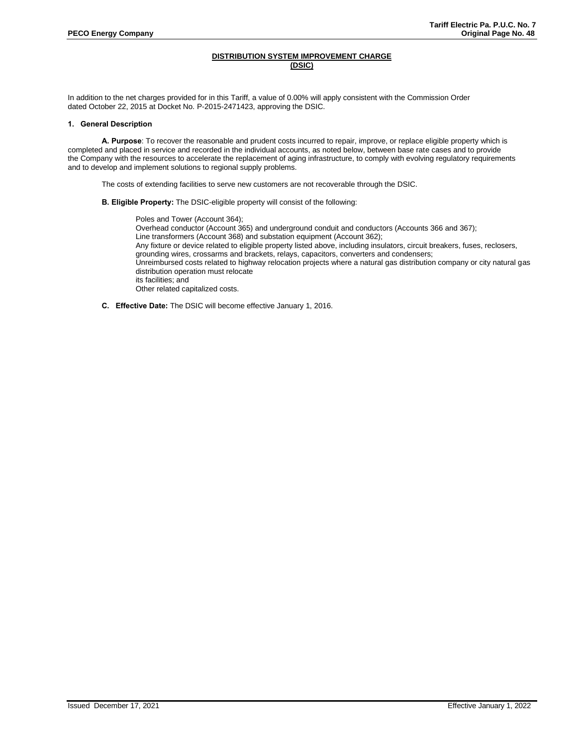## DISTRIBUTION SYSTEM IMPROVEMENT CHARGE (DSIC)

In addition to the net charges provided for in this Tariff, a value of 0.00% will apply consistent with the Commission Order dated October 22, 2015 at Docket No. P-2015-2471423, approving the DSIC.

### 1. General Description

**A. Purpose**: To recover the reasonable and prudent costs incurred to repair, improve, or replace eligible property which is completed and placed in service and recorded in the individual accounts, as noted below, between base rate cases and to provide the Company with the resources to accelerate the replacement of aging infrastructure, to comply with evolving regulatory requirements and to develop and implement solutions to regional supply problems.

The costs of extending facilities to serve new customers are not recoverable through the DSIC.

**B. Eligible Property:** The DSIC-eligible property will consist of the following:

Poles and Tower (Account 364);
Overhead conductor (Account 365) and underground conduit and conductors (Accounts 366 and 367);
Line transformers (Account 368) and substation equipment (Account 362);
Any fixture or device related to eligible property listed above, including insulators, circuit breakers, fuses, reclosers, grounding wires, crossarms and brackets, relays, capacitors, converters and condensers;
Unreimbursed costs related to highway relocation projects where a natural gas distribution company or city natural gas distribution operation must relocate
its facilities; and
Other related capitalized costs.

**C. Effective Date:** The DSIC will become effective January 1, 2016.

Issued December 17, 2021 Effective January 1, 2022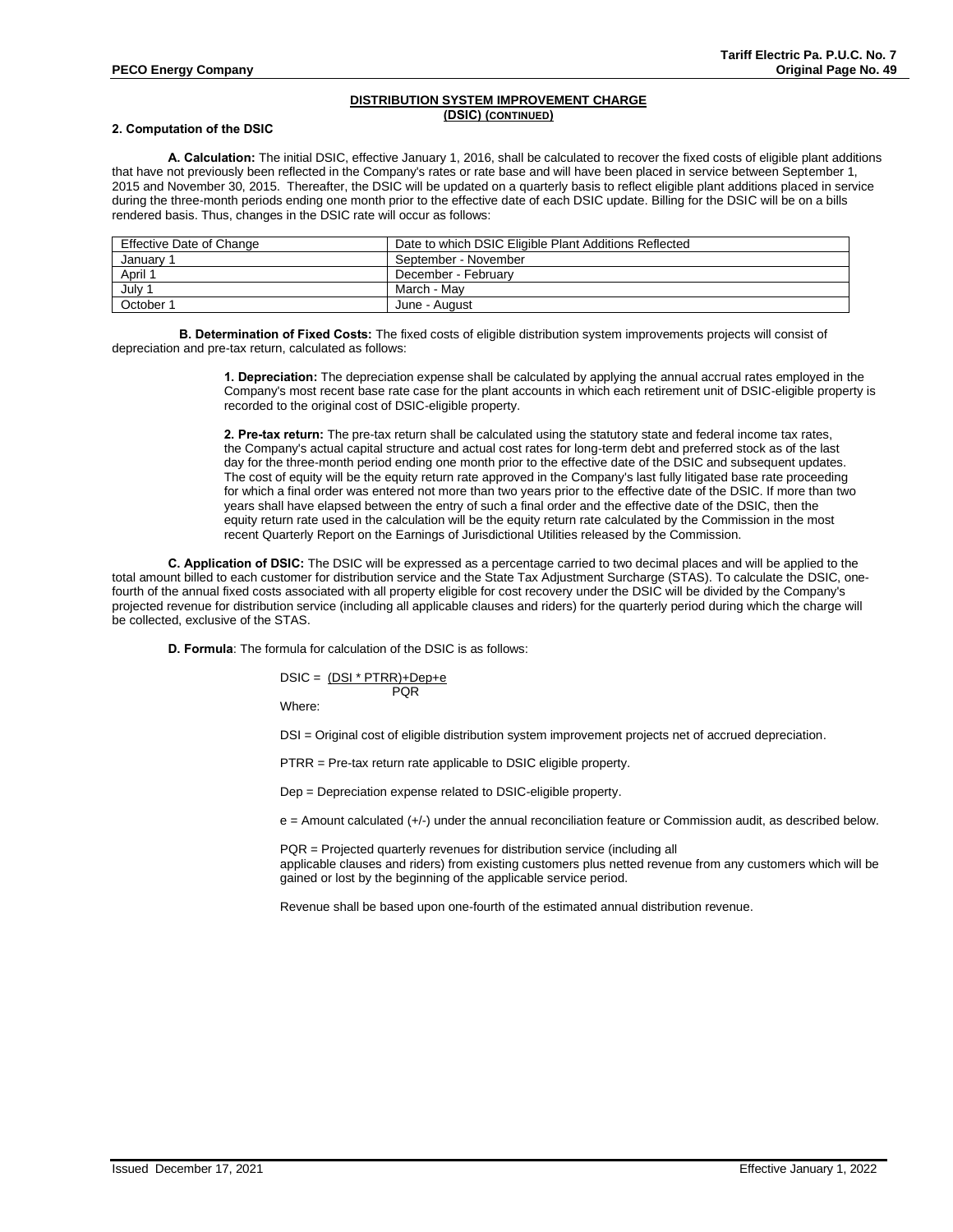## DISTRIBUTION SYSTEM IMPROVEMENT CHARGE (DSIC) (CONTINUED)

### 2. Computation of the DSIC

**A. Calculation:** The initial DSIC, effective January 1, 2016, shall be calculated to recover the fixed costs of eligible plant additions that have not previously been reflected in the Company's rates or rate base and will have been placed in service between September 1, 2015 and November 30, 2015. Thereafter, the DSIC will be updated on a quarterly basis to reflect eligible plant additions placed in service during the three-month periods ending one month prior to the effective date of each DSIC update. Billing for the DSIC will be on a bills rendered basis. Thus, changes in the DSIC rate will occur as follows:

| Effective Date of Change | Date to which DSIC Eligible Plant Additions Reflected |
|---|---|
| January 1 | September - November |
| April 1 | December - February |
| July 1 | March - May |
| October 1 | June - August |

**B. Determination of Fixed Costs:** The fixed costs of eligible distribution system improvements projects will consist of depreciation and pre-tax return, calculated as follows:

**1. Depreciation:** The depreciation expense shall be calculated by applying the annual accrual rates employed in the Company's most recent base rate case for the plant accounts in which each retirement unit of DSIC-eligible property is recorded to the original cost of DSIC-eligible property.

**2. Pre-tax return:** The pre-tax return shall be calculated using the statutory state and federal income tax rates, the Company's actual capital structure and actual cost rates for long-term debt and preferred stock as of the last day for the three-month period ending one month prior to the effective date of the DSIC and subsequent updates. The cost of equity will be the equity return rate approved in the Company's last fully litigated base rate proceeding for which a final order was entered not more than two years prior to the effective date of the DSIC. If more than two years shall have elapsed between the entry of such a final order and the effective date of the DSIC, then the equity return rate used in the calculation will be the equity return rate calculated by the Commission in the most recent Quarterly Report on the Earnings of Jurisdictional Utilities released by the Commission.

**C. Application of DSIC:** The DSIC will be expressed as a percentage carried to two decimal places and will be applied to the total amount billed to each customer for distribution service and the State Tax Adjustment Surcharge (STAS). To calculate the DSIC, one-fourth of the annual fixed costs associated with all property eligible for cost recovery under the DSIC will be divided by the Company's projected revenue for distribution service (including all applicable clauses and riders) for the quarterly period during which the charge will be collected, exclusive of the STAS.

**D. Formula**: The formula for calculation of the DSIC is as follows:

$$DSIC = \frac{(DSI * PTRR) + Dep + e}{PQR}$$

Where:

DSI = Original cost of eligible distribution system improvement projects net of accrued depreciation.

PTRR = Pre-tax return rate applicable to DSIC eligible property.

Dep = Depreciation expense related to DSIC-eligible property.

e = Amount calculated (+/-) under the annual reconciliation feature or Commission audit, as described below.

PQR = Projected quarterly revenues for distribution service (including all applicable clauses and riders) from existing customers plus netted revenue from any customers which will be gained or lost by the beginning of the applicable service period.

Revenue shall be based upon one-fourth of the estimated annual distribution revenue.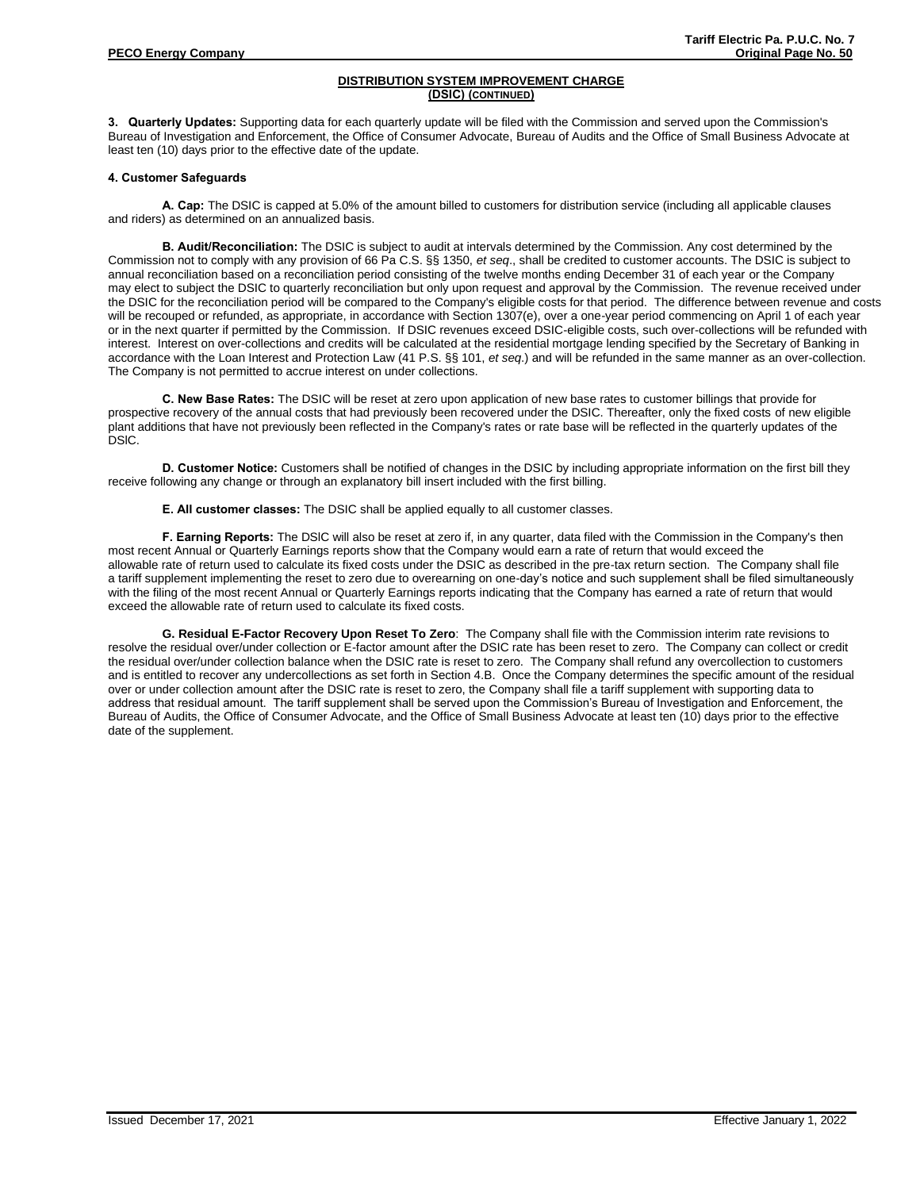## DISTRIBUTION SYSTEM IMPROVEMENT CHARGE (DSIC) (CONTINUED)

**3. Quarterly Updates:** Supporting data for each quarterly update will be filed with the Commission and served upon the Commission's Bureau of Investigation and Enforcement, the Office of Consumer Advocate, Bureau of Audits and the Office of Small Business Advocate at least ten (10) days prior to the effective date of the update.

**4. Customer Safeguards**

**A. Cap:** The DSIC is capped at 5.0% of the amount billed to customers for distribution service (including all applicable clauses and riders) as determined on an annualized basis.

**B. Audit/Reconciliation:** The DSIC is subject to audit at intervals determined by the Commission. Any cost determined by the Commission not to comply with any provision of 66 Pa C.S. §§ 1350, *et seq*., shall be credited to customer accounts. The DSIC is subject to annual reconciliation based on a reconciliation period consisting of the twelve months ending December 31 of each year or the Company may elect to subject the DSIC to quarterly reconciliation but only upon request and approval by the Commission. The revenue received under the DSIC for the reconciliation period will be compared to the Company's eligible costs for that period. The difference between revenue and costs will be recouped or refunded, as appropriate, in accordance with Section 1307(e), over a one-year period commencing on April 1 of each year or in the next quarter if permitted by the Commission. If DSIC revenues exceed DSIC-eligible costs, such over-collections will be refunded with interest. Interest on over-collections and credits will be calculated at the residential mortgage lending specified by the Secretary of Banking in accordance with the Loan Interest and Protection Law (41 P.S. §§ 101, *et seq*.) and will be refunded in the same manner as an over-collection. The Company is not permitted to accrue interest on under collections.

**C. New Base Rates:** The DSIC will be reset at zero upon application of new base rates to customer billings that provide for prospective recovery of the annual costs that had previously been recovered under the DSIC. Thereafter, only the fixed costs of new eligible plant additions that have not previously been reflected in the Company's rates or rate base will be reflected in the quarterly updates of the DSIC.

**D. Customer Notice:** Customers shall be notified of changes in the DSIC by including appropriate information on the first bill they receive following any change or through an explanatory bill insert included with the first billing.

**E. All customer classes:** The DSIC shall be applied equally to all customer classes.

**F. Earning Reports:** The DSIC will also be reset at zero if, in any quarter, data filed with the Commission in the Company's then most recent Annual or Quarterly Earnings reports show that the Company would earn a rate of return that would exceed the allowable rate of return used to calculate its fixed costs under the DSIC as described in the pre-tax return section. The Company shall file a tariff supplement implementing the reset to zero due to overearning on one-day's notice and such supplement shall be filed simultaneously with the filing of the most recent Annual or Quarterly Earnings reports indicating that the Company has earned a rate of return that would exceed the allowable rate of return used to calculate its fixed costs.

**G. Residual E-Factor Recovery Upon Reset To Zero**: The Company shall file with the Commission interim rate revisions to resolve the residual over/under collection or E-factor amount after the DSIC rate has been reset to zero. The Company can collect or credit the residual over/under collection balance when the DSIC rate is reset to zero. The Company shall refund any overcollection to customers and is entitled to recover any undercollections as set forth in Section 4.B. Once the Company determines the specific amount of the residual over or under collection amount after the DSIC rate is reset to zero, the Company shall file a tariff supplement with supporting data to address that residual amount. The tariff supplement shall be served upon the Commission's Bureau of Investigation and Enforcement, the Bureau of Audits, the Office of Consumer Advocate, and the Office of Small Business Advocate at least ten (10) days prior to the effective date of the supplement.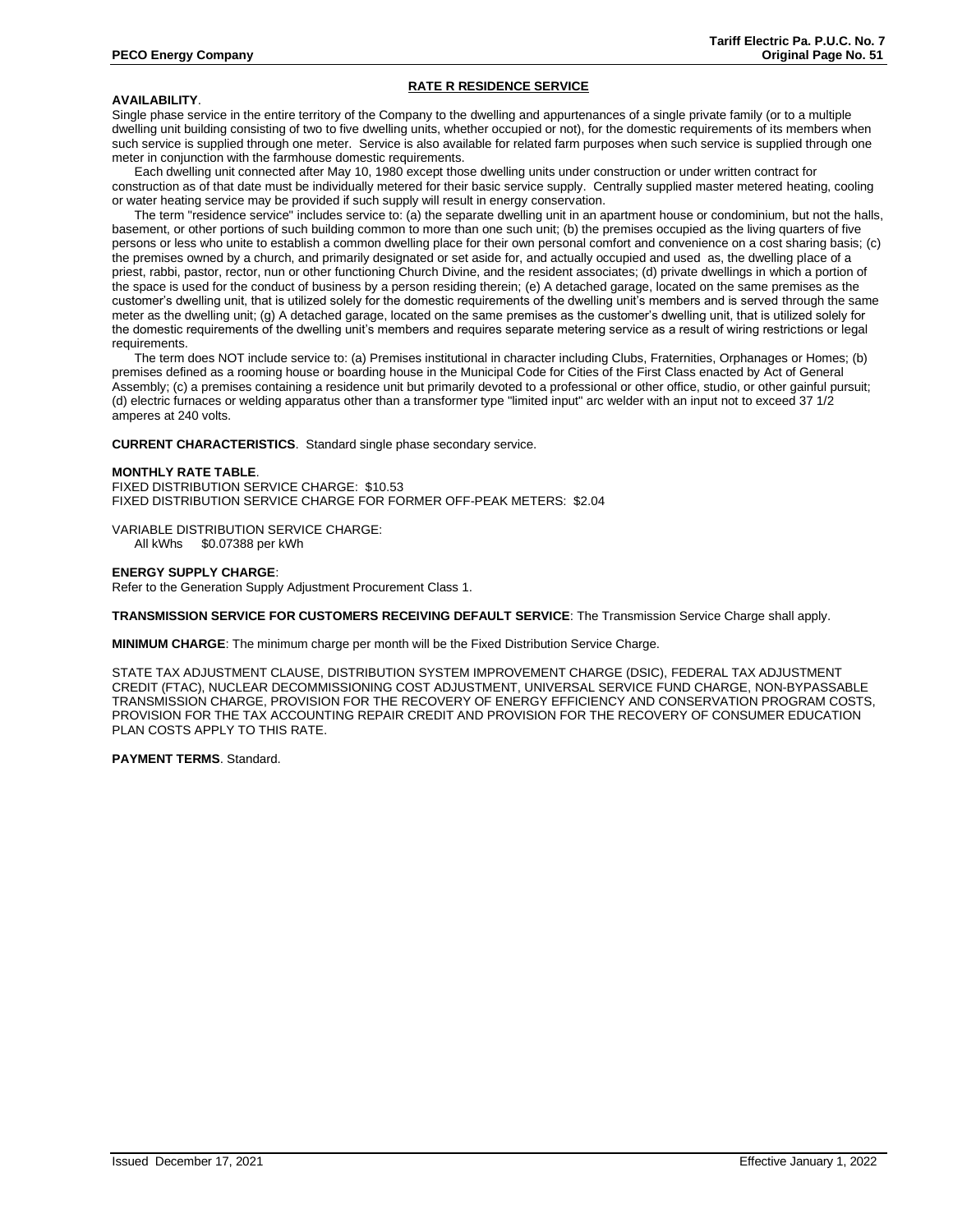## RATE R RESIDENCE SERVICE

**AVAILABILITY**.

Single phase service in the entire territory of the Company to the dwelling and appurtenances of a single private family (or to a multiple dwelling unit building consisting of two to five dwelling units, whether occupied or not), for the domestic requirements of its members when such service is supplied through one meter. Service is also available for related farm purposes when such service is supplied through one meter in conjunction with the farmhouse domestic requirements.

Each dwelling unit connected after May 10, 1980 except those dwelling units under construction or under written contract for construction as of that date must be individually metered for their basic service supply. Centrally supplied master metered heating, cooling or water heating service may be provided if such supply will result in energy conservation.

The term "residence service" includes service to: (a) the separate dwelling unit in an apartment house or condominium, but not the halls, basement, or other portions of such building common to more than one such unit; (b) the premises occupied as the living quarters of five persons or less who unite to establish a common dwelling place for their own personal comfort and convenience on a cost sharing basis; (c) the premises owned by a church, and primarily designated or set aside for, and actually occupied and used as, the dwelling place of a priest, rabbi, pastor, rector, nun or other functioning Church Divine, and the resident associates; (d) private dwellings in which a portion of the space is used for the conduct of business by a person residing therein; (e) A detached garage, located on the same premises as the customer's dwelling unit, that is utilized solely for the domestic requirements of the dwelling unit's members and is served through the same meter as the dwelling unit; (g) A detached garage, located on the same premises as the customer's dwelling unit, that is utilized solely for the domestic requirements of the dwelling unit's members and requires separate metering service as a result of wiring restrictions or legal requirements.

The term does NOT include service to: (a) Premises institutional in character including Clubs, Fraternities, Orphanages or Homes; (b) premises defined as a rooming house or boarding house in the Municipal Code for Cities of the First Class enacted by Act of General Assembly; (c) a premises containing a residence unit but primarily devoted to a professional or other office, studio, or other gainful pursuit; (d) electric furnaces or welding apparatus other than a transformer type "limited input" arc welder with an input not to exceed 37 1/2 amperes at 240 volts.

**CURRENT CHARACTERISTICS**. Standard single phase secondary service.

**MONTHLY RATE TABLE**.

FIXED DISTRIBUTION SERVICE CHARGE: $10.53

FIXED DISTRIBUTION SERVICE CHARGE FOR FORMER OFF-PEAK METERS: $2.04

VARIABLE DISTRIBUTION SERVICE CHARGE:

All kWhs $0.07388 per kWh

**ENERGY SUPPLY CHARGE**:

Refer to the Generation Supply Adjustment Procurement Class 1.

**TRANSMISSION SERVICE FOR CUSTOMERS RECEIVING DEFAULT SERVICE**: The Transmission Service Charge shall apply.

**MINIMUM CHARGE**: The minimum charge per month will be the Fixed Distribution Service Charge.

STATE TAX ADJUSTMENT CLAUSE, DISTRIBUTION SYSTEM IMPROVEMENT CHARGE (DSIC), FEDERAL TAX ADJUSTMENT CREDIT (FTAC), NUCLEAR DECOMMISSIONING COST ADJUSTMENT, UNIVERSAL SERVICE FUND CHARGE, NON-BYPASSABLE TRANSMISSION CHARGE, PROVISION FOR THE RECOVERY OF ENERGY EFFICIENCY AND CONSERVATION PROGRAM COSTS, PROVISION FOR THE TAX ACCOUNTING REPAIR CREDIT AND PROVISION FOR THE RECOVERY OF CONSUMER EDUCATION PLAN COSTS APPLY TO THIS RATE.

**PAYMENT TERMS**. Standard.

Issued December 17, 2021 Effective January 1, 2022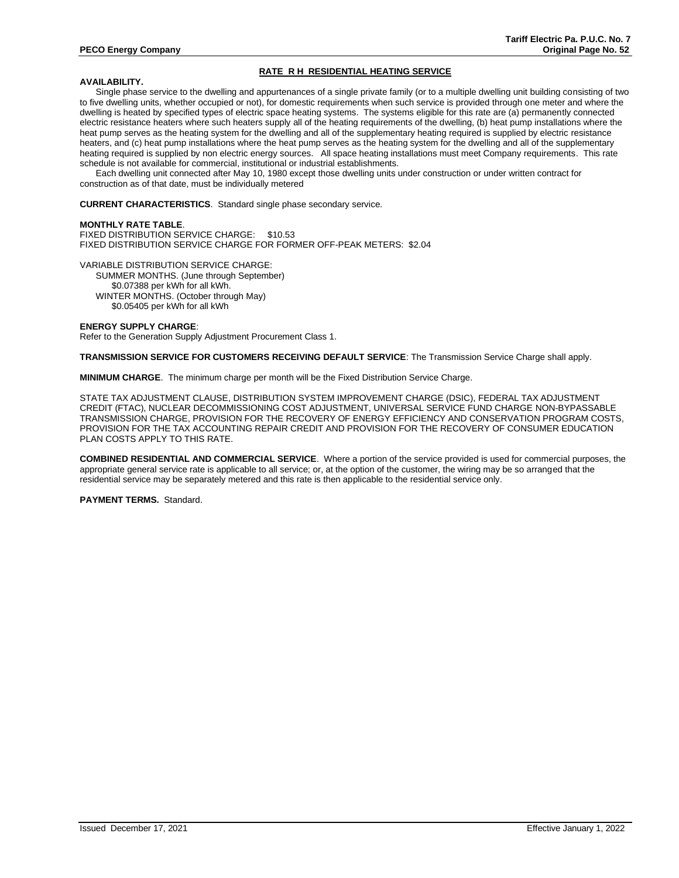## RATE R H RESIDENTIAL HEATING SERVICE

**AVAILABILITY.**

Single phase service to the dwelling and appurtenances of a single private family (or to a multiple dwelling unit building consisting of two to five dwelling units, whether occupied or not), for domestic requirements when such service is provided through one meter and where the dwelling is heated by specified types of electric space heating systems. The systems eligible for this rate are (a) permanently connected electric resistance heaters where such heaters supply all of the heating requirements of the dwelling, (b) heat pump installations where the heat pump serves as the heating system for the dwelling and all of the supplementary heating required is supplied by electric resistance heaters, and (c) heat pump installations where the heat pump serves as the heating system for the dwelling and all of the supplementary heating required is supplied by non electric energy sources. All space heating installations must meet Company requirements. This rate schedule is not available for commercial, institutional or industrial establishments.

Each dwelling unit connected after May 10, 1980 except those dwelling units under construction or under written contract for construction as of that date, must be individually metered

**CURRENT CHARACTERISTICS**. Standard single phase secondary service.

**MONTHLY RATE TABLE**.

FIXED DISTRIBUTION SERVICE CHARGE: $10.53

FIXED DISTRIBUTION SERVICE CHARGE FOR FORMER OFF-PEAK METERS: $2.04

VARIABLE DISTRIBUTION SERVICE CHARGE:

SUMMER MONTHS. (June through September)
$0.07388 per kWh for all kWh.

WINTER MONTHS. (October through May)
$0.05405 per kWh for all kWh

**ENERGY SUPPLY CHARGE**:

Refer to the Generation Supply Adjustment Procurement Class 1.

**TRANSMISSION SERVICE FOR CUSTOMERS RECEIVING DEFAULT SERVICE**: The Transmission Service Charge shall apply.

**MINIMUM CHARGE**. The minimum charge per month will be the Fixed Distribution Service Charge.

STATE TAX ADJUSTMENT CLAUSE, DISTRIBUTION SYSTEM IMPROVEMENT CHARGE (DSIC), FEDERAL TAX ADJUSTMENT CREDIT (FTAC), NUCLEAR DECOMMISSIONING COST ADJUSTMENT, UNIVERSAL SERVICE FUND CHARGE NON-BYPASSABLE TRANSMISSION CHARGE, PROVISION FOR THE RECOVERY OF ENERGY EFFICIENCY AND CONSERVATION PROGRAM COSTS, PROVISION FOR THE TAX ACCOUNTING REPAIR CREDIT AND PROVISION FOR THE RECOVERY OF CONSUMER EDUCATION PLAN COSTS APPLY TO THIS RATE.

**COMBINED RESIDENTIAL AND COMMERCIAL SERVICE**. Where a portion of the service provided is used for commercial purposes, the appropriate general service rate is applicable to all service; or, at the option of the customer, the wiring may be so arranged that the residential service may be separately metered and this rate is then applicable to the residential service only.

**PAYMENT TERMS.** Standard.

Issued December 17, 2021 Effective January 1, 2022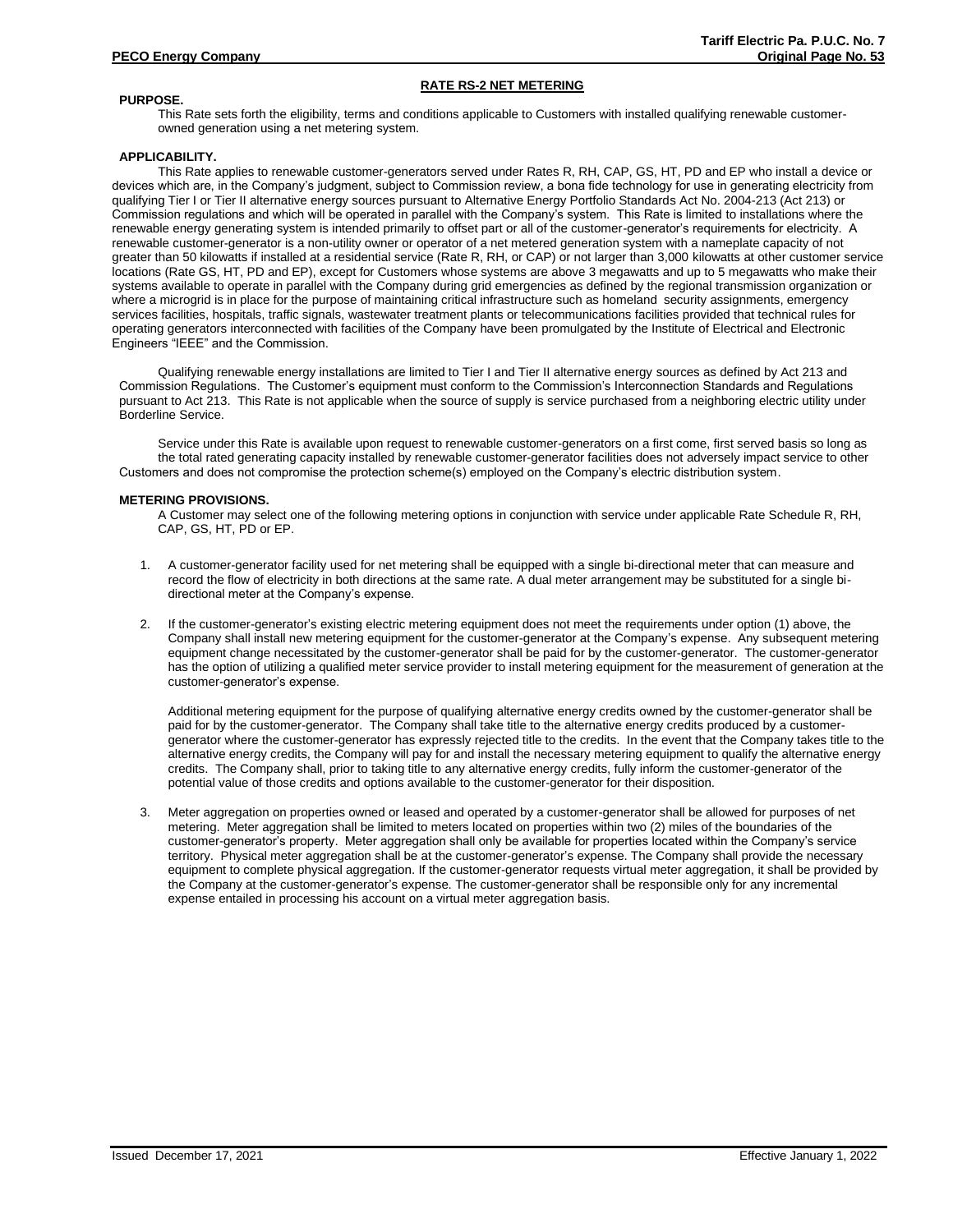## RATE RS-2 NET METERING

**PURPOSE.**

This Rate sets forth the eligibility, terms and conditions applicable to Customers with installed qualifying renewable customer-owned generation using a net metering system.

**APPLICABILITY.**

This Rate applies to renewable customer-generators served under Rates R, RH, CAP, GS, HT, PD and EP who install a device or devices which are, in the Company's judgment, subject to Commission review, a bona fide technology for use in generating electricity from qualifying Tier I or Tier II alternative energy sources pursuant to Alternative Energy Portfolio Standards Act No. 2004-213 (Act 213) or Commission regulations and which will be operated in parallel with the Company's system. This Rate is limited to installations where the renewable energy generating system is intended primarily to offset part or all of the customer-generator's requirements for electricity. A renewable customer-generator is a non-utility owner or operator of a net metered generation system with a nameplate capacity of not greater than 50 kilowatts if installed at a residential service (Rate R, RH, or CAP) or not larger than 3,000 kilowatts at other customer service locations (Rate GS, HT, PD and EP), except for Customers whose systems are above 3 megawatts and up to 5 megawatts who make their systems available to operate in parallel with the Company during grid emergencies as defined by the regional transmission organization or where a microgrid is in place for the purpose of maintaining critical infrastructure such as homeland security assignments, emergency services facilities, hospitals, traffic signals, wastewater treatment plants or telecommunications facilities provided that technical rules for operating generators interconnected with facilities of the Company have been promulgated by the Institute of Electrical and Electronic Engineers "IEEE" and the Commission.

Qualifying renewable energy installations are limited to Tier I and Tier II alternative energy sources as defined by Act 213 and Commission Regulations. The Customer's equipment must conform to the Commission's Interconnection Standards and Regulations pursuant to Act 213. This Rate is not applicable when the source of supply is service purchased from a neighboring electric utility under Borderline Service.

Service under this Rate is available upon request to renewable customer-generators on a first come, first served basis so long as the total rated generating capacity installed by renewable customer-generator facilities does not adversely impact service to other Customers and does not compromise the protection scheme(s) employed on the Company's electric distribution system.

**METERING PROVISIONS.**

A Customer may select one of the following metering options in conjunction with service under applicable Rate Schedule R, RH, CAP, GS, HT, PD or EP.

1. A customer-generator facility used for net metering shall be equipped with a single bi-directional meter that can measure and record the flow of electricity in both directions at the same rate. A dual meter arrangement may be substituted for a single bi-directional meter at the Company's expense.

2. If the customer-generator's existing electric metering equipment does not meet the requirements under option (1) above, the Company shall install new metering equipment for the customer-generator at the Company's expense. Any subsequent metering equipment change necessitated by the customer-generator shall be paid for by the customer-generator. The customer-generator has the option of utilizing a qualified meter service provider to install metering equipment for the measurement of generation at the customer-generator's expense.

   Additional metering equipment for the purpose of qualifying alternative energy credits owned by the customer-generator shall be paid for by the customer-generator. The Company shall take title to the alternative energy credits produced by a customer-generator where the customer-generator has expressly rejected title to the credits. In the event that the Company takes title to the alternative energy credits, the Company will pay for and install the necessary metering equipment to qualify the alternative energy credits. The Company shall, prior to taking title to any alternative energy credits, fully inform the customer-generator of the potential value of those credits and options available to the customer-generator for their disposition.

3. Meter aggregation on properties owned or leased and operated by a customer-generator shall be allowed for purposes of net metering. Meter aggregation shall be limited to meters located on properties within two (2) miles of the boundaries of the customer-generator's property. Meter aggregation shall only be available for properties located within the Company's service territory. Physical meter aggregation shall be at the customer-generator's expense. The Company shall provide the necessary equipment to complete physical aggregation. If the customer-generator requests virtual meter aggregation, it shall be provided by the Company at the customer-generator's expense. The customer-generator shall be responsible only for any incremental expense entailed in processing his account on a virtual meter aggregation basis.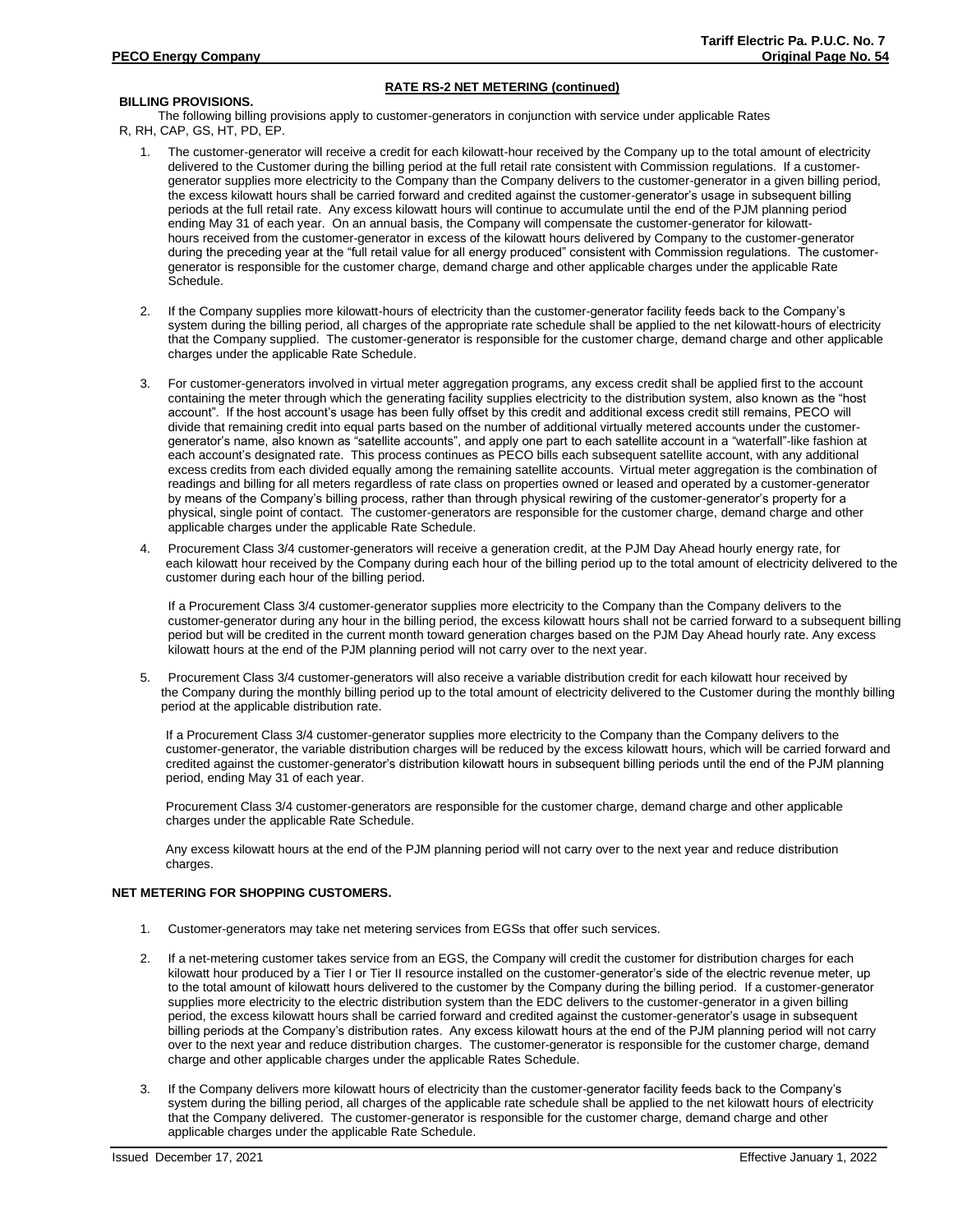## RATE RS-2 NET METERING (continued)

### BILLING PROVISIONS.

The following billing provisions apply to customer-generators in conjunction with service under applicable Rates R, RH, CAP, GS, HT, PD, EP.

1. The customer-generator will receive a credit for each kilowatt-hour received by the Company up to the total amount of electricity delivered to the Customer during the billing period at the full retail rate consistent with Commission regulations. If a customer-generator supplies more electricity to the Company than the Company delivers to the customer-generator in a given billing period, the excess kilowatt hours shall be carried forward and credited against the customer-generator's usage in subsequent billing periods at the full retail rate. Any excess kilowatt hours will continue to accumulate until the end of the PJM planning period ending May 31 of each year. On an annual basis, the Company will compensate the customer-generator for kilowatt-hours received from the customer-generator in excess of the kilowatt hours delivered by Company to the customer-generator during the preceding year at the "full retail value for all energy produced" consistent with Commission regulations. The customer-generator is responsible for the customer charge, demand charge and other applicable charges under the applicable Rate Schedule.

2. If the Company supplies more kilowatt-hours of electricity than the customer-generator facility feeds back to the Company's system during the billing period, all charges of the appropriate rate schedule shall be applied to the net kilowatt-hours of electricity that the Company supplied. The customer-generator is responsible for the customer charge, demand charge and other applicable charges under the applicable Rate Schedule.

3. For customer-generators involved in virtual meter aggregation programs, any excess credit shall be applied first to the account containing the meter through which the generating facility supplies electricity to the distribution system, also known as the "host account". If the host account's usage has been fully offset by this credit and additional excess credit still remains, PECO will divide that remaining credit into equal parts based on the number of additional virtually metered accounts under the customer-generator's name, also known as "satellite accounts", and apply one part to each satellite account in a "waterfall"-like fashion at each account's designated rate. This process continues as PECO bills each subsequent satellite account, with any additional excess credits from each divided equally among the remaining satellite accounts. Virtual meter aggregation is the combination of readings and billing for all meters regardless of rate class on properties owned or leased and operated by a customer-generator by means of the Company's billing process, rather than through physical rewiring of the customer-generator's property for a physical, single point of contact. The customer-generators are responsible for the customer charge, demand charge and other applicable charges under the applicable Rate Schedule.

4. Procurement Class 3/4 customer-generators will receive a generation credit, at the PJM Day Ahead hourly energy rate, for each kilowatt hour received by the Company during each hour of the billing period up to the total amount of electricity delivered to the customer during each hour of the billing period.

   If a Procurement Class 3/4 customer-generator supplies more electricity to the Company than the Company delivers to the customer-generator during any hour in the billing period, the excess kilowatt hours shall not be carried forward to a subsequent billing period but will be credited in the current month toward generation charges based on the PJM Day Ahead hourly rate. Any excess kilowatt hours at the end of the PJM planning period will not carry over to the next year.

5. Procurement Class 3/4 customer-generators will also receive a variable distribution credit for each kilowatt hour received by the Company during the monthly billing period up to the total amount of electricity delivered to the Customer during the monthly billing period at the applicable distribution rate.

   If a Procurement Class 3/4 customer-generator supplies more electricity to the Company than the Company delivers to the customer-generator, the variable distribution charges will be reduced by the excess kilowatt hours, which will be carried forward and credited against the customer-generator's distribution kilowatt hours in subsequent billing periods until the end of the PJM planning period, ending May 31 of each year.

   Procurement Class 3/4 customer-generators are responsible for the customer charge, demand charge and other applicable charges under the applicable Rate Schedule.

   Any excess kilowatt hours at the end of the PJM planning period will not carry over to the next year and reduce distribution charges.

### NET METERING FOR SHOPPING CUSTOMERS.

1. Customer-generators may take net metering services from EGSs that offer such services.

2. If a net-metering customer takes service from an EGS, the Company will credit the customer for distribution charges for each kilowatt hour produced by a Tier I or Tier II resource installed on the customer-generator's side of the electric revenue meter, up to the total amount of kilowatt hours delivered to the customer by the Company during the billing period. If a customer-generator supplies more electricity to the electric distribution system than the EDC delivers to the customer-generator in a given billing period, the excess kilowatt hours shall be carried forward and credited against the customer-generator's usage in subsequent billing periods at the Company's distribution rates. Any excess kilowatt hours at the end of the PJM planning period will not carry over to the next year and reduce distribution charges. The customer-generator is responsible for the customer charge, demand charge and other applicable charges under the applicable Rates Schedule.

3. If the Company delivers more kilowatt hours of electricity than the customer-generator facility feeds back to the Company's system during the billing period, all charges of the applicable rate schedule shall be applied to the net kilowatt hours of electricity that the Company delivered. The customer-generator is responsible for the customer charge, demand charge and other applicable charges under the applicable Rate Schedule.

Issued December 17, 2021 Effective January 1, 2022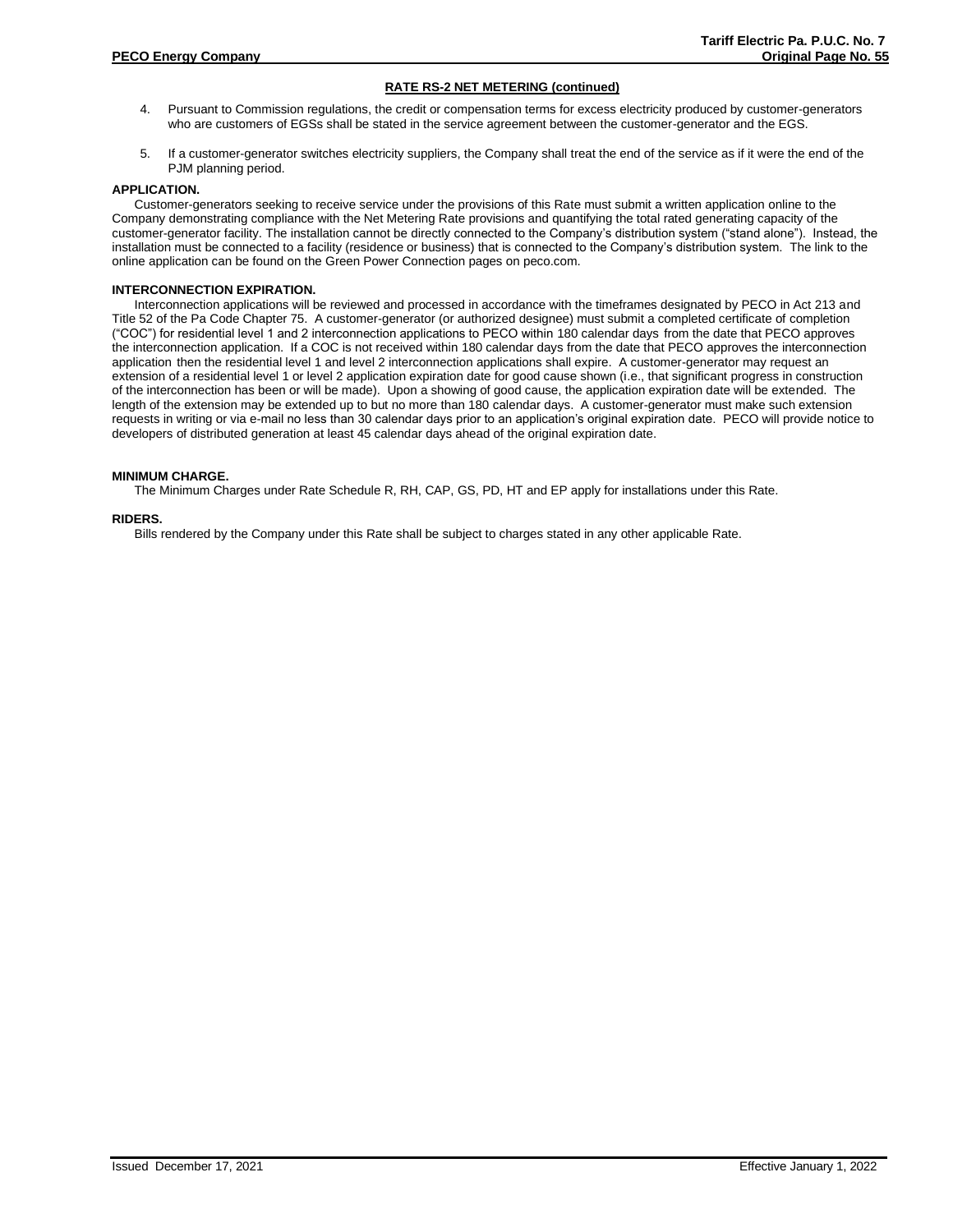**RATE RS-2 NET METERING (continued)**

4. Pursuant to Commission regulations, the credit or compensation terms for excess electricity produced by customer-generators who are customers of EGSs shall be stated in the service agreement between the customer-generator and the EGS.

5. If a customer-generator switches electricity suppliers, the Company shall treat the end of the service as if it were the end of the PJM planning period.

**APPLICATION.**

Customer-generators seeking to receive service under the provisions of this Rate must submit a written application online to the Company demonstrating compliance with the Net Metering Rate provisions and quantifying the total rated generating capacity of the customer-generator facility. The installation cannot be directly connected to the Company's distribution system ("stand alone"). Instead, the installation must be connected to a facility (residence or business) that is connected to the Company's distribution system. The link to the online application can be found on the Green Power Connection pages on peco.com.

**INTERCONNECTION EXPIRATION.**

Interconnection applications will be reviewed and processed in accordance with the timeframes designated by PECO in Act 213 and Title 52 of the Pa Code Chapter 75. A customer-generator (or authorized designee) must submit a completed certificate of completion ("COC") for residential level 1 and 2 interconnection applications to PECO within 180 calendar days from the date that PECO approves the interconnection application. If a COC is not received within 180 calendar days from the date that PECO approves the interconnection application then the residential level 1 and level 2 interconnection applications shall expire. A customer-generator may request an extension of a residential level 1 or level 2 application expiration date for good cause shown (i.e., that significant progress in construction of the interconnection has been or will be made). Upon a showing of good cause, the application expiration date will be extended. The length of the extension may be extended up to but no more than 180 calendar days. A customer-generator must make such extension requests in writing or via e-mail no less than 30 calendar days prior to an application's original expiration date. PECO will provide notice to developers of distributed generation at least 45 calendar days ahead of the original expiration date.

**MINIMUM CHARGE.**

The Minimum Charges under Rate Schedule R, RH, CAP, GS, PD, HT and EP apply for installations under this Rate.

**RIDERS.**

Bills rendered by the Company under this Rate shall be subject to charges stated in any other applicable Rate.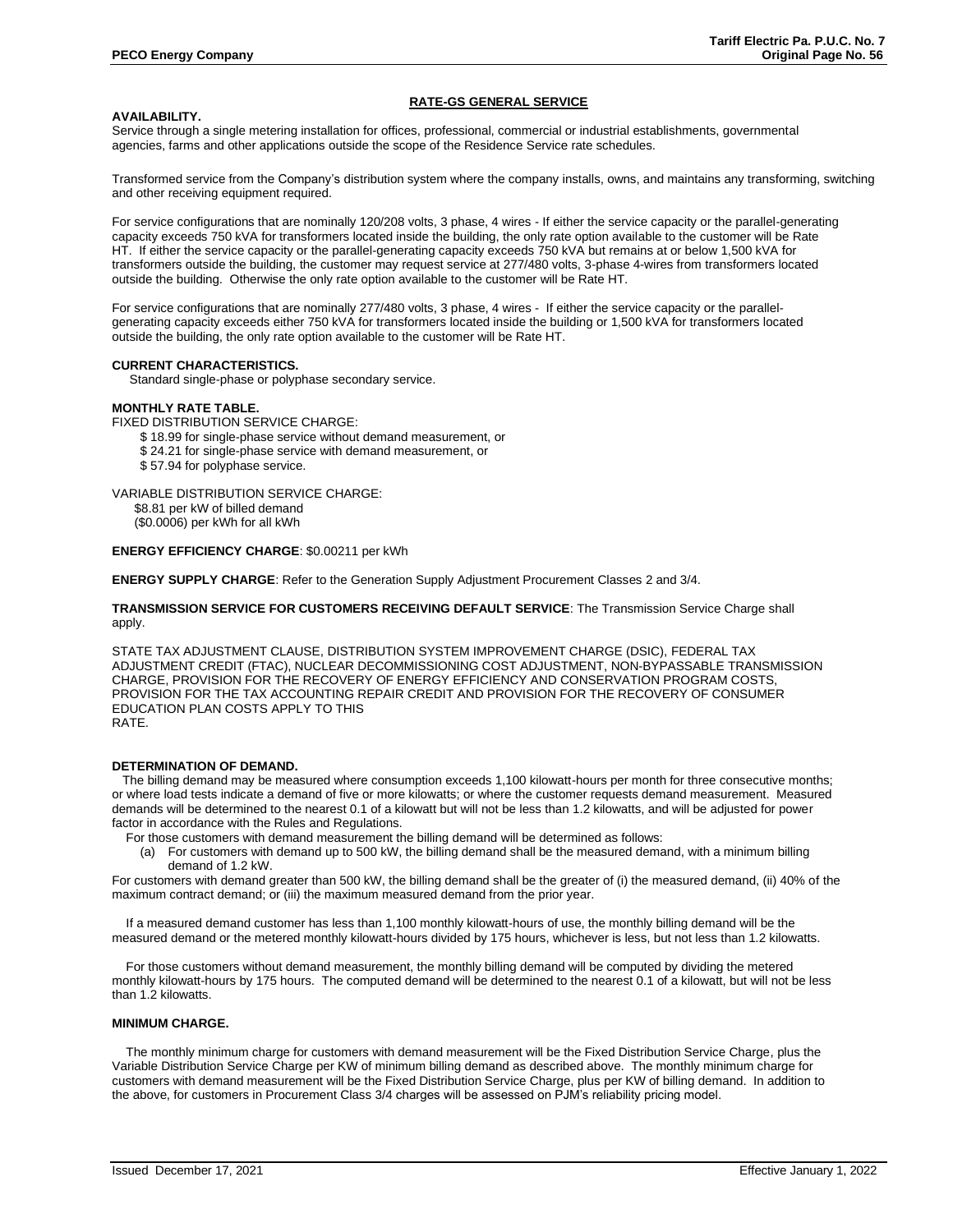## RATE-GS GENERAL SERVICE

**AVAILABILITY.**

Service through a single metering installation for offices, professional, commercial or industrial establishments, governmental agencies, farms and other applications outside the scope of the Residence Service rate schedules.

Transformed service from the Company's distribution system where the company installs, owns, and maintains any transforming, switching and other receiving equipment required.

For service configurations that are nominally 120/208 volts, 3 phase, 4 wires - If either the service capacity or the parallel-generating capacity exceeds 750 kVA for transformers located inside the building, the only rate option available to the customer will be Rate HT. If either the service capacity or the parallel-generating capacity exceeds 750 kVA but remains at or below 1,500 kVA for transformers outside the building, the customer may request service at 277/480 volts, 3-phase 4-wires from transformers located outside the building. Otherwise the only rate option available to the customer will be Rate HT.

For service configurations that are nominally 277/480 volts, 3 phase, 4 wires - If either the service capacity or the parallel-generating capacity exceeds either 750 kVA for transformers located inside the building or 1,500 kVA for transformers located outside the building, the only rate option available to the customer will be Rate HT.

**CURRENT CHARACTERISTICS.**

Standard single-phase or polyphase secondary service.

**MONTHLY RATE TABLE.**

FIXED DISTRIBUTION SERVICE CHARGE:

- $ 18.99 for single-phase service without demand measurement, or
- $ 24.21 for single-phase service with demand measurement, or
- $ 57.94 for polyphase service.

VARIABLE DISTRIBUTION SERVICE CHARGE:

- $8.81 per kW of billed demand
- ($0.0006) per kWh for all kWh

**ENERGY EFFICIENCY CHARGE**: $0.00211 per kWh

**ENERGY SUPPLY CHARGE**: Refer to the Generation Supply Adjustment Procurement Classes 2 and 3/4.

**TRANSMISSION SERVICE FOR CUSTOMERS RECEIVING DEFAULT SERVICE**: The Transmission Service Charge shall apply.

STATE TAX ADJUSTMENT CLAUSE, DISTRIBUTION SYSTEM IMPROVEMENT CHARGE (DSIC), FEDERAL TAX ADJUSTMENT CREDIT (FTAC), NUCLEAR DECOMMISSIONING COST ADJUSTMENT, NON-BYPASSABLE TRANSMISSION CHARGE, PROVISION FOR THE RECOVERY OF ENERGY EFFICIENCY AND CONSERVATION PROGRAM COSTS, PROVISION FOR THE TAX ACCOUNTING REPAIR CREDIT AND PROVISION FOR THE RECOVERY OF CONSUMER EDUCATION PLAN COSTS APPLY TO THIS RATE.

**DETERMINATION OF DEMAND.**

The billing demand may be measured where consumption exceeds 1,100 kilowatt-hours per month for three consecutive months; or where load tests indicate a demand of five or more kilowatts; or where the customer requests demand measurement. Measured demands will be determined to the nearest 0.1 of a kilowatt but will not be less than 1.2 kilowatts, and will be adjusted for power factor in accordance with the Rules and Regulations.

For those customers with demand measurement the billing demand will be determined as follows:

(a) For customers with demand up to 500 kW, the billing demand shall be the measured demand, with a minimum billing demand of 1.2 kW.

For customers with demand greater than 500 kW, the billing demand shall be the greater of (i) the measured demand, (ii) 40% of the maximum contract demand; or (iii) the maximum measured demand from the prior year.

If a measured demand customer has less than 1,100 monthly kilowatt-hours of use, the monthly billing demand will be the measured demand or the metered monthly kilowatt-hours divided by 175 hours, whichever is less, but not less than 1.2 kilowatts.

For those customers without demand measurement, the monthly billing demand will be computed by dividing the metered monthly kilowatt-hours by 175 hours. The computed demand will be determined to the nearest 0.1 of a kilowatt, but will not be less than 1.2 kilowatts.

**MINIMUM CHARGE.**

The monthly minimum charge for customers with demand measurement will be the Fixed Distribution Service Charge, plus the Variable Distribution Service Charge per KW of minimum billing demand as described above. The monthly minimum charge for customers with demand measurement will be the Fixed Distribution Service Charge, plus per KW of billing demand. In addition to the above, for customers in Procurement Class 3/4 charges will be assessed on PJM's reliability pricing model.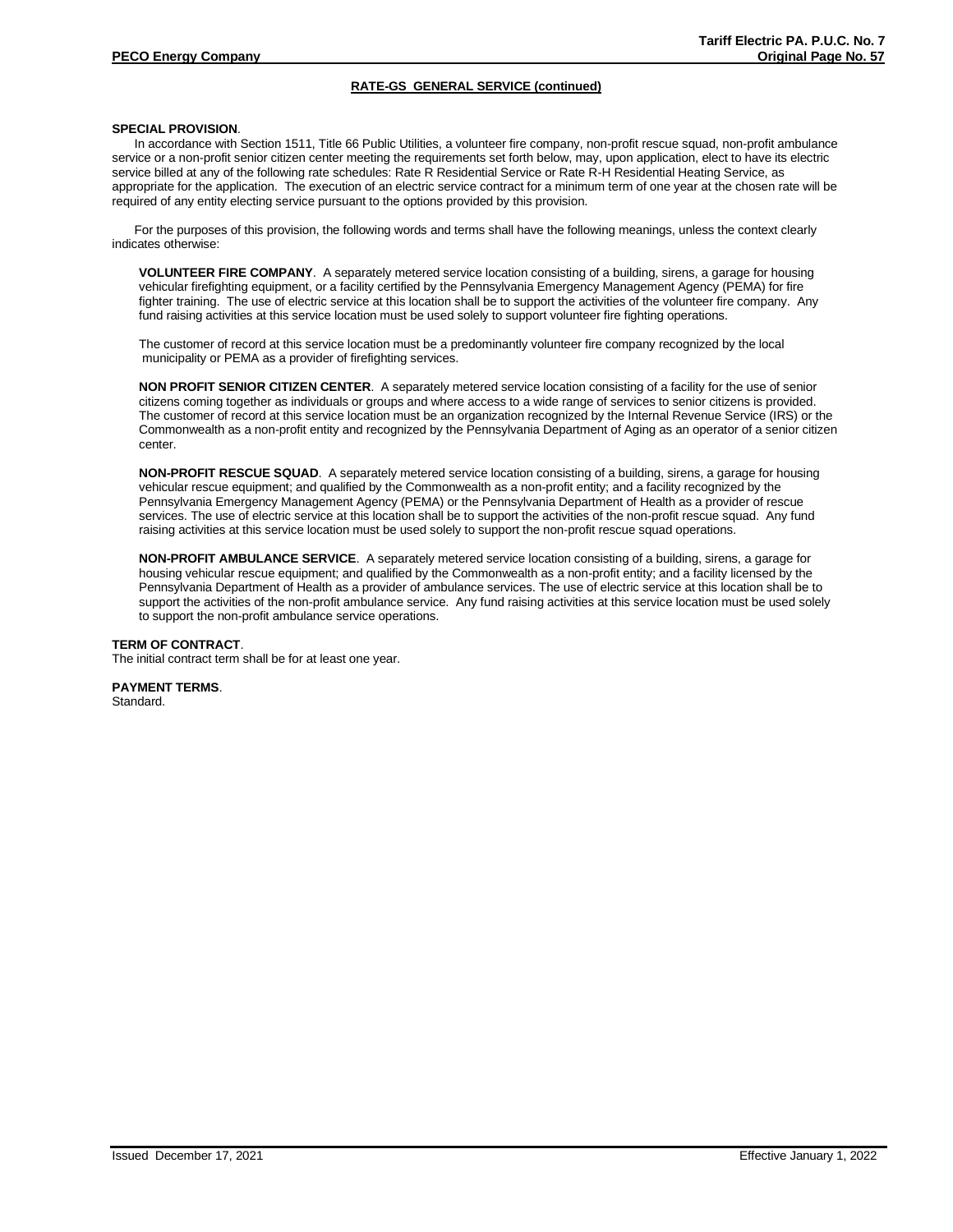## RATE-GS GENERAL SERVICE (continued)

**SPECIAL PROVISION**.

In accordance with Section 1511, Title 66 Public Utilities, a volunteer fire company, non-profit rescue squad, non-profit ambulance service or a non-profit senior citizen center meeting the requirements set forth below, may, upon application, elect to have its electric service billed at any of the following rate schedules: Rate R Residential Service or Rate R-H Residential Heating Service, as appropriate for the application. The execution of an electric service contract for a minimum term of one year at the chosen rate will be required of any entity electing service pursuant to the options provided by this provision.

For the purposes of this provision, the following words and terms shall have the following meanings, unless the context clearly indicates otherwise:

**VOLUNTEER FIRE COMPANY**. A separately metered service location consisting of a building, sirens, a garage for housing vehicular firefighting equipment, or a facility certified by the Pennsylvania Emergency Management Agency (PEMA) for fire fighter training. The use of electric service at this location shall be to support the activities of the volunteer fire company. Any fund raising activities at this service location must be used solely to support volunteer fire fighting operations.

The customer of record at this service location must be a predominantly volunteer fire company recognized by the local municipality or PEMA as a provider of firefighting services.

**NON PROFIT SENIOR CITIZEN CENTER**. A separately metered service location consisting of a facility for the use of senior citizens coming together as individuals or groups and where access to a wide range of services to senior citizens is provided. The customer of record at this service location must be an organization recognized by the Internal Revenue Service (IRS) or the Commonwealth as a non-profit entity and recognized by the Pennsylvania Department of Aging as an operator of a senior citizen center.

**NON-PROFIT RESCUE SQUAD**. A separately metered service location consisting of a building, sirens, a garage for housing vehicular rescue equipment; and qualified by the Commonwealth as a non-profit entity; and a facility recognized by the Pennsylvania Emergency Management Agency (PEMA) or the Pennsylvania Department of Health as a provider of rescue services. The use of electric service at this location shall be to support the activities of the non-profit rescue squad. Any fund raising activities at this service location must be used solely to support the non-profit rescue squad operations.

**NON-PROFIT AMBULANCE SERVICE**. A separately metered service location consisting of a building, sirens, a garage for housing vehicular rescue equipment; and qualified by the Commonwealth as a non-profit entity; and a facility licensed by the Pennsylvania Department of Health as a provider of ambulance services. The use of electric service at this location shall be to support the activities of the non-profit ambulance service. Any fund raising activities at this service location must be used solely to support the non-profit ambulance service operations.

**TERM OF CONTRACT**.
The initial contract term shall be for at least one year.

**PAYMENT TERMS**.
Standard.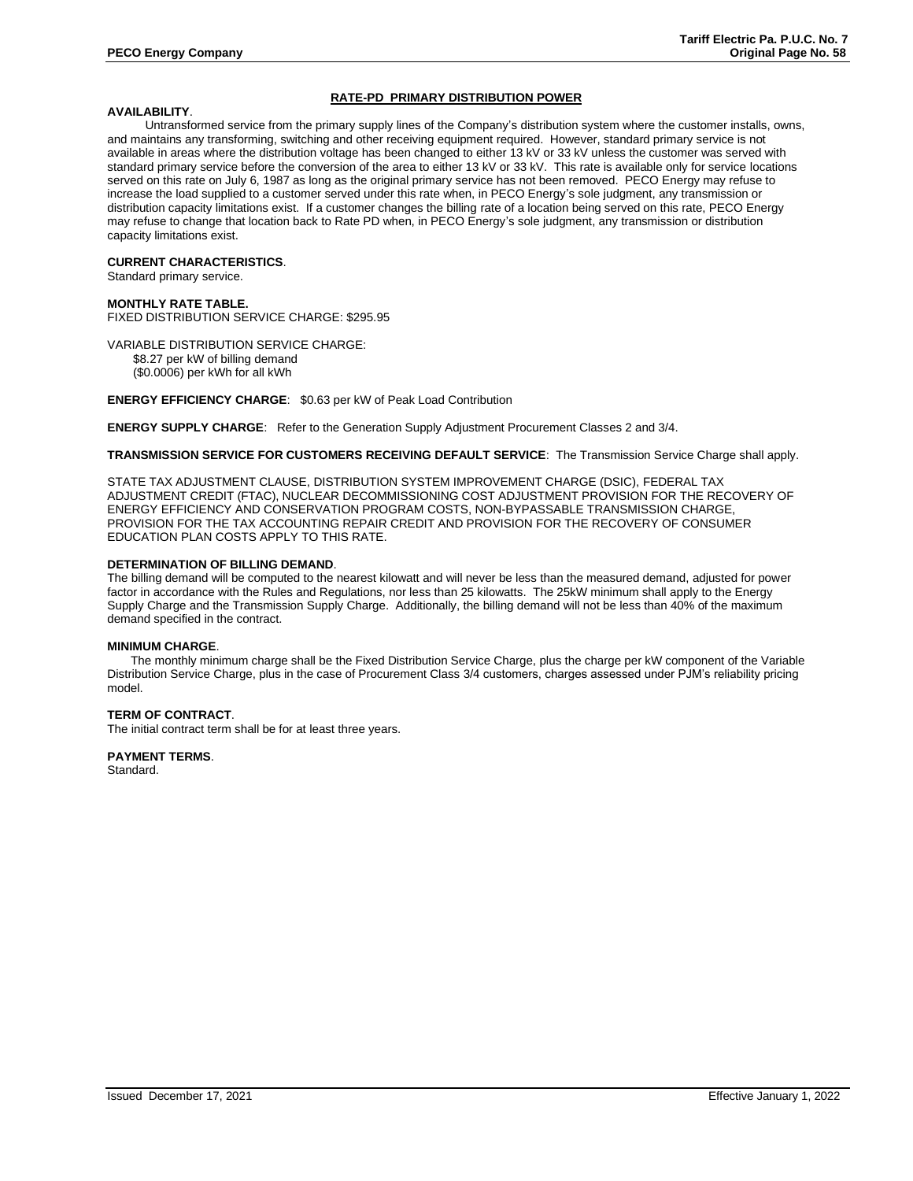## RATE-PD PRIMARY DISTRIBUTION POWER

**AVAILABILITY**.

Untransformed service from the primary supply lines of the Company's distribution system where the customer installs, owns, and maintains any transforming, switching and other receiving equipment required. However, standard primary service is not available in areas where the distribution voltage has been changed to either 13 kV or 33 kV unless the customer was served with standard primary service before the conversion of the area to either 13 kV or 33 kV. This rate is available only for service locations served on this rate on July 6, 1987 as long as the original primary service has not been removed. PECO Energy may refuse to increase the load supplied to a customer served under this rate when, in PECO Energy's sole judgment, any transmission or distribution capacity limitations exist. If a customer changes the billing rate of a location being served on this rate, PECO Energy may refuse to change that location back to Rate PD when, in PECO Energy's sole judgment, any transmission or distribution capacity limitations exist.

**CURRENT CHARACTERISTICS**.

Standard primary service.

**MONTHLY RATE TABLE.**

FIXED DISTRIBUTION SERVICE CHARGE: $295.95

VARIABLE DISTRIBUTION SERVICE CHARGE:

- $8.27 per kW of billing demand
- ($0.0006) per kWh for all kWh

**ENERGY EFFICIENCY CHARGE**: $0.63 per kW of Peak Load Contribution

**ENERGY SUPPLY CHARGE**: Refer to the Generation Supply Adjustment Procurement Classes 2 and 3/4.

**TRANSMISSION SERVICE FOR CUSTOMERS RECEIVING DEFAULT SERVICE**: The Transmission Service Charge shall apply.

STATE TAX ADJUSTMENT CLAUSE, DISTRIBUTION SYSTEM IMPROVEMENT CHARGE (DSIC), FEDERAL TAX ADJUSTMENT CREDIT (FTAC), NUCLEAR DECOMMISSIONING COST ADJUSTMENT PROVISION FOR THE RECOVERY OF ENERGY EFFICIENCY AND CONSERVATION PROGRAM COSTS, NON-BYPASSABLE TRANSMISSION CHARGE, PROVISION FOR THE TAX ACCOUNTING REPAIR CREDIT AND PROVISION FOR THE RECOVERY OF CONSUMER EDUCATION PLAN COSTS APPLY TO THIS RATE.

**DETERMINATION OF BILLING DEMAND**.

The billing demand will be computed to the nearest kilowatt and will never be less than the measured demand, adjusted for power factor in accordance with the Rules and Regulations, nor less than 25 kilowatts. The 25kW minimum shall apply to the Energy Supply Charge and the Transmission Supply Charge. Additionally, the billing demand will not be less than 40% of the maximum demand specified in the contract.

**MINIMUM CHARGE**.

The monthly minimum charge shall be the Fixed Distribution Service Charge, plus the charge per kW component of the Variable Distribution Service Charge, plus in the case of Procurement Class 3/4 customers, charges assessed under PJM's reliability pricing model.

**TERM OF CONTRACT**.

The initial contract term shall be for at least three years.

**PAYMENT TERMS**.

Standard.

Issued December 17, 2021 Effective January 1, 2022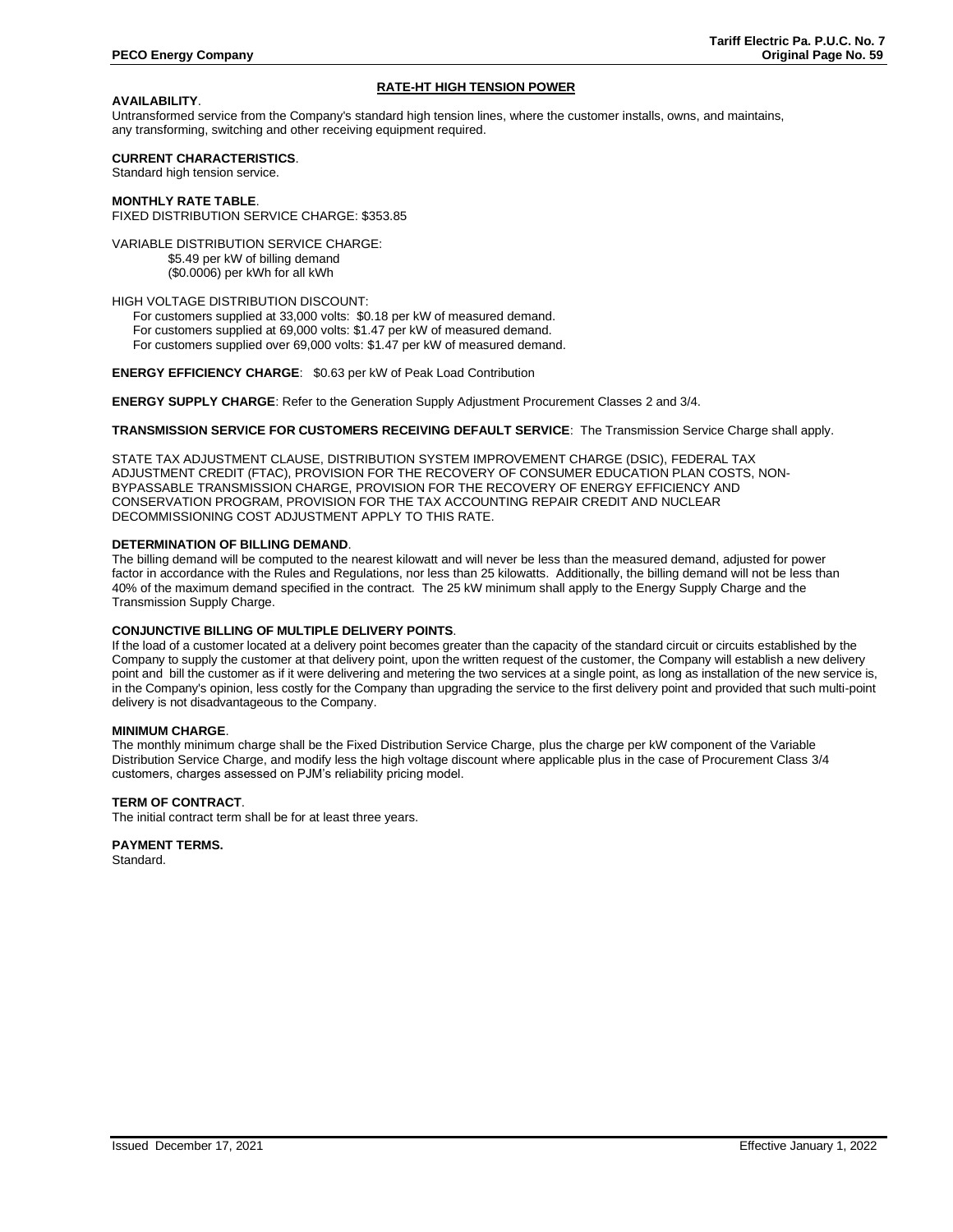# RATE-HT HIGH TENSION POWER

**AVAILABILITY**.
Untransformed service from the Company's standard high tension lines, where the customer installs, owns, and maintains, any transforming, switching and other receiving equipment required.

**CURRENT CHARACTERISTICS**.
Standard high tension service.

**MONTHLY RATE TABLE**.
FIXED DISTRIBUTION SERVICE CHARGE: $353.85

VARIABLE DISTRIBUTION SERVICE CHARGE:
$5.49 per kW of billing demand
($0.0006) per kWh for all kWh

HIGH VOLTAGE DISTRIBUTION DISCOUNT:
For customers supplied at 33,000 volts: $0.18 per kW of measured demand.
For customers supplied at 69,000 volts: $1.47 per kW of measured demand.
For customers supplied over 69,000 volts: $1.47 per kW of measured demand.

**ENERGY EFFICIENCY CHARGE**: $0.63 per kW of Peak Load Contribution

**ENERGY SUPPLY CHARGE**: Refer to the Generation Supply Adjustment Procurement Classes 2 and 3/4.

**TRANSMISSION SERVICE FOR CUSTOMERS RECEIVING DEFAULT SERVICE**: The Transmission Service Charge shall apply.

STATE TAX ADJUSTMENT CLAUSE, DISTRIBUTION SYSTEM IMPROVEMENT CHARGE (DSIC), FEDERAL TAX ADJUSTMENT CREDIT (FTAC), PROVISION FOR THE RECOVERY OF CONSUMER EDUCATION PLAN COSTS, NON-BYPASSABLE TRANSMISSION CHARGE, PROVISION FOR THE RECOVERY OF ENERGY EFFICIENCY AND CONSERVATION PROGRAM, PROVISION FOR THE TAX ACCOUNTING REPAIR CREDIT AND NUCLEAR DECOMMISSIONING COST ADJUSTMENT APPLY TO THIS RATE.

**DETERMINATION OF BILLING DEMAND**.
The billing demand will be computed to the nearest kilowatt and will never be less than the measured demand, adjusted for power factor in accordance with the Rules and Regulations, nor less than 25 kilowatts. Additionally, the billing demand will not be less than 40% of the maximum demand specified in the contract. The 25 kW minimum shall apply to the Energy Supply Charge and the Transmission Supply Charge.

**CONJUNCTIVE BILLING OF MULTIPLE DELIVERY POINTS**.
If the load of a customer located at a delivery point becomes greater than the capacity of the standard circuit or circuits established by the Company to supply the customer at that delivery point, upon the written request of the customer, the Company will establish a new delivery point and bill the customer as if it were delivering and metering the two services at a single point, as long as installation of the new service is, in the Company's opinion, less costly for the Company than upgrading the service to the first delivery point and provided that such multi-point delivery is not disadvantageous to the Company.

**MINIMUM CHARGE**.
The monthly minimum charge shall be the Fixed Distribution Service Charge, plus the charge per kW component of the Variable Distribution Service Charge, and modify less the high voltage discount where applicable plus in the case of Procurement Class 3/4 customers, charges assessed on PJM's reliability pricing model.

**TERM OF CONTRACT**.
The initial contract term shall be for at least three years.

**PAYMENT TERMS.**
Standard.

Issued December 17, 2021 Effective January 1, 2022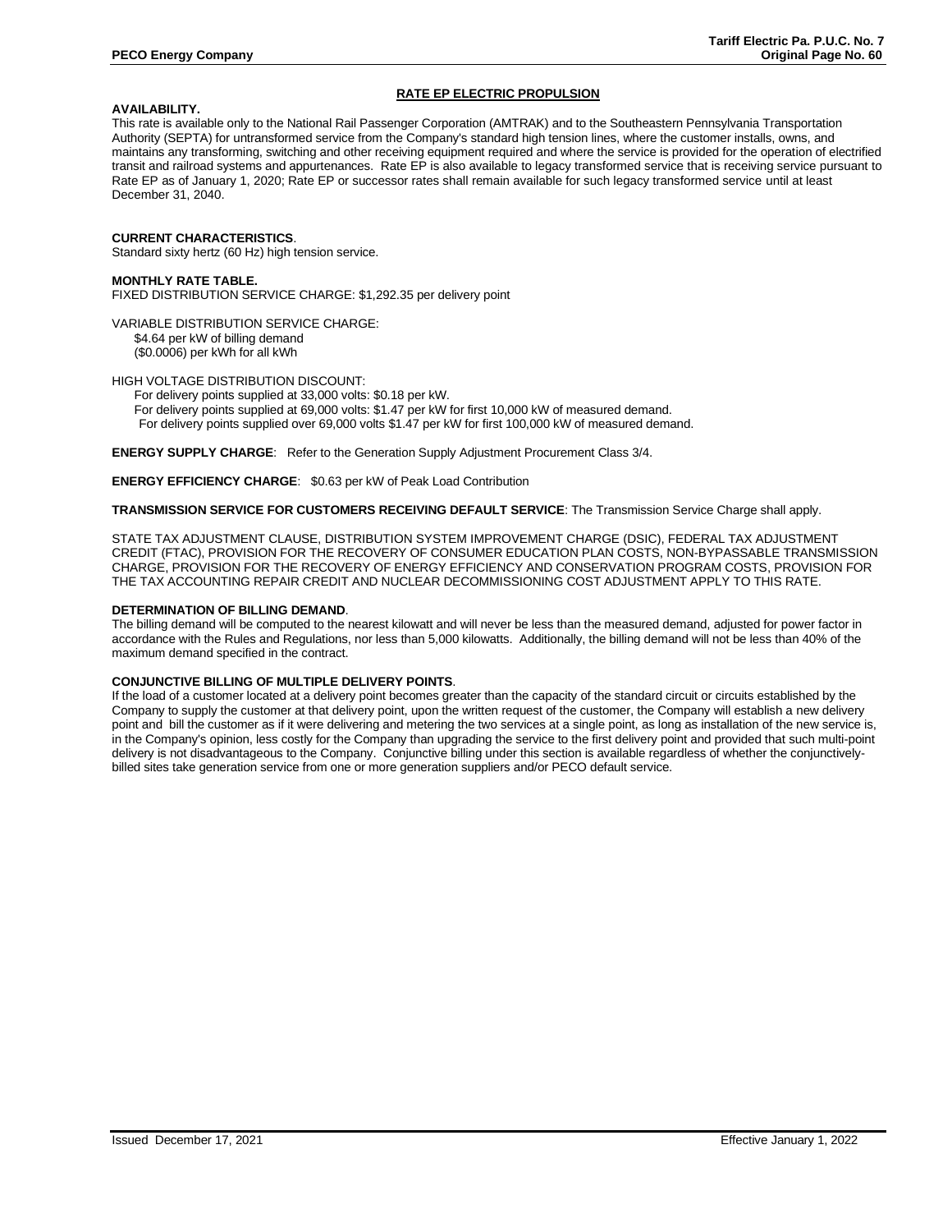## RATE EP ELECTRIC PROPULSION

**AVAILABILITY.**

This rate is available only to the National Rail Passenger Corporation (AMTRAK) and to the Southeastern Pennsylvania Transportation Authority (SEPTA) for untransformed service from the Company's standard high tension lines, where the customer installs, owns, and maintains any transforming, switching and other receiving equipment required and where the service is provided for the operation of electrified transit and railroad systems and appurtenances. Rate EP is also available to legacy transformed service that is receiving service pursuant to Rate EP as of January 1, 2020; Rate EP or successor rates shall remain available for such legacy transformed service until at least December 31, 2040.

**CURRENT CHARACTERISTICS**.

Standard sixty hertz (60 Hz) high tension service.

**MONTHLY RATE TABLE.**

FIXED DISTRIBUTION SERVICE CHARGE: $1,292.35 per delivery point

VARIABLE DISTRIBUTION SERVICE CHARGE:

- $4.64 per kW of billing demand
- ($0.0006) per kWh for all kWh

HIGH VOLTAGE DISTRIBUTION DISCOUNT:

- For delivery points supplied at 33,000 volts: $0.18 per kW.
- For delivery points supplied at 69,000 volts: $1.47 per kW for first 10,000 kW of measured demand.
- For delivery points supplied over 69,000 volts $1.47 per kW for first 100,000 kW of measured demand.

**ENERGY SUPPLY CHARGE**: Refer to the Generation Supply Adjustment Procurement Class 3/4.

**ENERGY EFFICIENCY CHARGE**: $0.63 per kW of Peak Load Contribution

**TRANSMISSION SERVICE FOR CUSTOMERS RECEIVING DEFAULT SERVICE**: The Transmission Service Charge shall apply.

STATE TAX ADJUSTMENT CLAUSE, DISTRIBUTION SYSTEM IMPROVEMENT CHARGE (DSIC), FEDERAL TAX ADJUSTMENT CREDIT (FTAC), PROVISION FOR THE RECOVERY OF CONSUMER EDUCATION PLAN COSTS, NON-BYPASSABLE TRANSMISSION CHARGE, PROVISION FOR THE RECOVERY OF ENERGY EFFICIENCY AND CONSERVATION PROGRAM COSTS, PROVISION FOR THE TAX ACCOUNTING REPAIR CREDIT AND NUCLEAR DECOMMISSIONING COST ADJUSTMENT APPLY TO THIS RATE.

**DETERMINATION OF BILLING DEMAND**.

The billing demand will be computed to the nearest kilowatt and will never be less than the measured demand, adjusted for power factor in accordance with the Rules and Regulations, nor less than 5,000 kilowatts. Additionally, the billing demand will not be less than 40% of the maximum demand specified in the contract.

**CONJUNCTIVE BILLING OF MULTIPLE DELIVERY POINTS**.

If the load of a customer located at a delivery point becomes greater than the capacity of the standard circuit or circuits established by the Company to supply the customer at that delivery point, upon the written request of the customer, the Company will establish a new delivery point and bill the customer as if it were delivering and metering the two services at a single point, as long as installation of the new service is, in the Company's opinion, less costly for the Company than upgrading the service to the first delivery point and provided that such multi-point delivery is not disadvantageous to the Company. Conjunctive billing under this section is available regardless of whether the conjunctively-billed sites take generation service from one or more generation suppliers and/or PECO default service.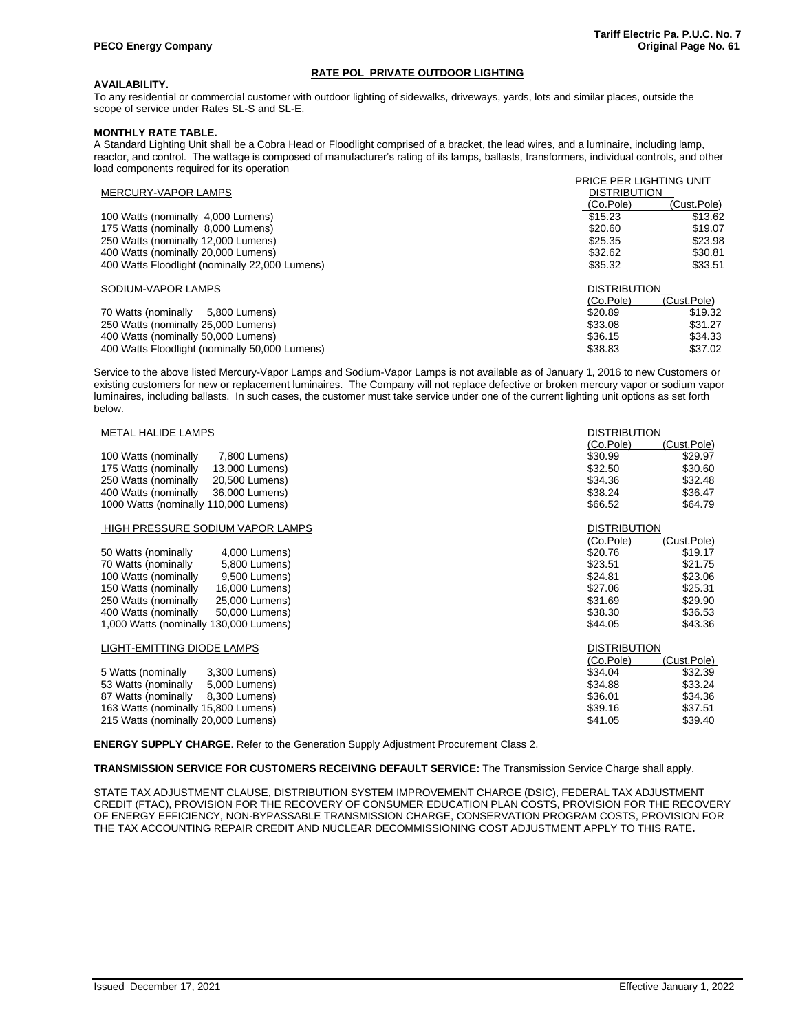## RATE POL PRIVATE OUTDOOR LIGHTING

**AVAILABILITY.**

To any residential or commercial customer with outdoor lighting of sidewalks, driveways, yards, lots and similar places, outside the scope of service under Rates SL-S and SL-E.

**MONTHLY RATE TABLE.**

A Standard Lighting Unit shall be a Cobra Head or Floodlight comprised of a bracket, the lead wires, and a luminaire, including lamp, reactor, and control. The wattage is composed of manufacturer's rating of its lamps, ballasts, transformers, individual controls, and other load components required for its operation

| | PRICE PER LIGHTING UNIT | |
|---|---|---|
| MERCURY-VAPOR LAMPS | DISTRIBUTION | |
| | (Co.Pole) | (Cust.Pole) |
| 100 Watts (nominally 4,000 Lumens) | $15.23 | $13.62 |
| 175 Watts (nominally 8,000 Lumens) | $20.60 | $19.07 |
| 250 Watts (nominally 12,000 Lumens) | $25.35 | $23.98 |
| 400 Watts (nominally 20,000 Lumens) | $32.62 | $30.81 |
| 400 Watts Floodlight (nominally 22,000 Lumens) | $35.32 | $33.51 |

| SODIUM-VAPOR LAMPS | DISTRIBUTION | |
|---|---|---|
| | (Co.Pole) | (Cust.Pole) |
| 70 Watts (nominally 5,800 Lumens) | $20.89 | $19.32 |
| 250 Watts (nominally 25,000 Lumens) | $33.08 | $31.27 |
| 400 Watts (nominally 50,000 Lumens) | $36.15 | $34.33 |
| 400 Watts Floodlight (nominally 50,000 Lumens) | $38.83 | $37.02 |

Service to the above listed Mercury-Vapor Lamps and Sodium-Vapor Lamps is not available as of January 1, 2016 to new Customers or existing customers for new or replacement luminaires. The Company will not replace defective or broken mercury vapor or sodium vapor luminaires, including ballasts. In such cases, the customer must take service under one of the current lighting unit options as set forth below.

| METAL HALIDE LAMPS | DISTRIBUTION | |
|---|---|---|
| | (Co.Pole) | (Cust.Pole) |
| 100 Watts (nominally 7,800 Lumens) | $30.99 | $29.97 |
| 175 Watts (nominally 13,000 Lumens) | $32.50 | $30.60 |
| 250 Watts (nominally 20,500 Lumens) | $34.36 | $32.48 |
| 400 Watts (nominally 36,000 Lumens) | $38.24 | $36.47 |
| 1000 Watts (nominally 110,000 Lumens) | $66.52 | $64.79 |

| HIGH PRESSURE SODIUM VAPOR LAMPS | DISTRIBUTION | |
|---|---|---|
| | (Co.Pole) | (Cust.Pole) |
| 50 Watts (nominally 4,000 Lumens) | $20.76 | $19.17 |
| 70 Watts (nominally 5,800 Lumens) | $23.51 | $21.75 |
| 100 Watts (nominally 9,500 Lumens) | $24.81 | $23.06 |
| 150 Watts (nominally 16,000 Lumens) | $27.06 | $25.31 |
| 250 Watts (nominally 25,000 Lumens) | $31.69 | $29.90 |
| 400 Watts (nominally 50,000 Lumens) | $38.30 | $36.53 |
| 1,000 Watts (nominally 130,000 Lumens) | $44.05 | $43.36 |

| LIGHT-EMITTING DIODE LAMPS | DISTRIBUTION | |
|---|---|---|
| | (Co.Pole) | (Cust.Pole) |
| 5 Watts (nominally 3,300 Lumens) | $34.04 | $32.39 |
| 53 Watts (nominally 5,000 Lumens) | $34.88 | $33.24 |
| 87 Watts (nominally 8,300 Lumens) | $36.01 | $34.36 |
| 163 Watts (nominally 15,800 Lumens) | $39.16 | $37.51 |
| 215 Watts (nominally 20,000 Lumens) | $41.05 | $39.40 |

**ENERGY SUPPLY CHARGE**. Refer to the Generation Supply Adjustment Procurement Class 2.

**TRANSMISSION SERVICE FOR CUSTOMERS RECEIVING DEFAULT SERVICE:** The Transmission Service Charge shall apply.

STATE TAX ADJUSTMENT CLAUSE, DISTRIBUTION SYSTEM IMPROVEMENT CHARGE (DSIC), FEDERAL TAX ADJUSTMENT CREDIT (FTAC), PROVISION FOR THE RECOVERY OF CONSUMER EDUCATION PLAN COSTS, PROVISION FOR THE RECOVERY OF ENERGY EFFICIENCY, NON-BYPASSABLE TRANSMISSION CHARGE, CONSERVATION PROGRAM COSTS, PROVISION FOR THE TAX ACCOUNTING REPAIR CREDIT AND NUCLEAR DECOMMISSIONING COST ADJUSTMENT APPLY TO THIS RATE**.**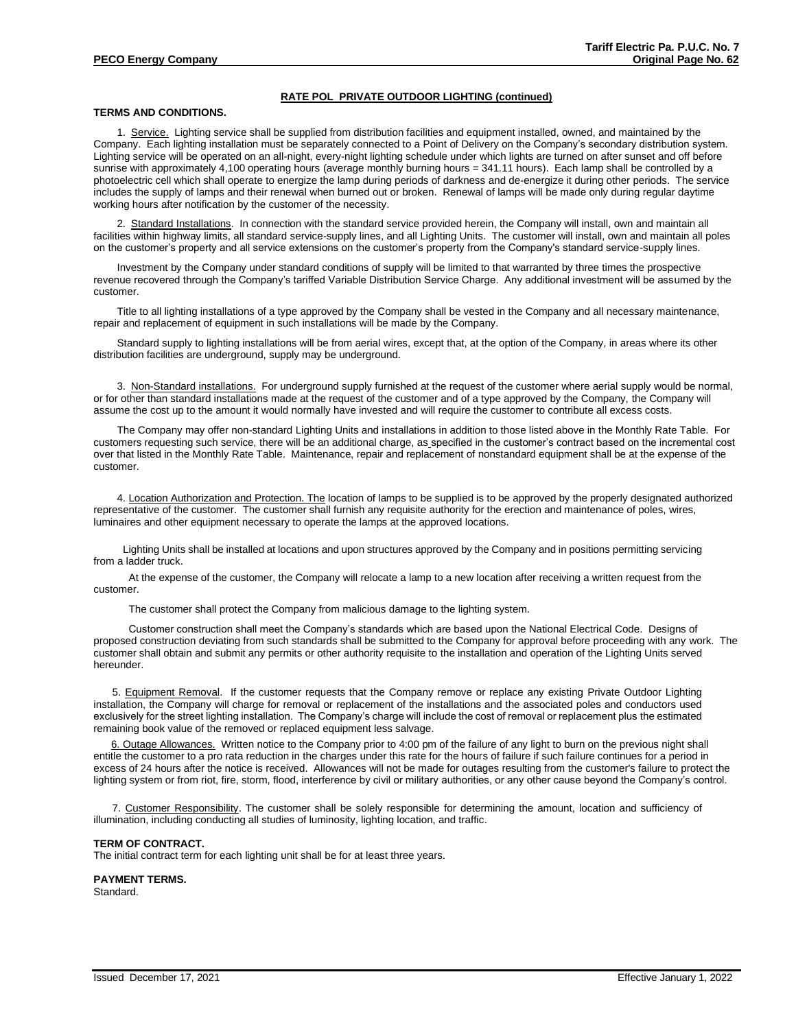## RATE POL PRIVATE OUTDOOR LIGHTING (continued)

**TERMS AND CONDITIONS.**

1. Service. Lighting service shall be supplied from distribution facilities and equipment installed, owned, and maintained by the Company. Each lighting installation must be separately connected to a Point of Delivery on the Company's secondary distribution system. Lighting service will be operated on an all-night, every-night lighting schedule under which lights are turned on after sunset and off before sunrise with approximately 4,100 operating hours (average monthly burning hours = 341.11 hours). Each lamp shall be controlled by a photoelectric cell which shall operate to energize the lamp during periods of darkness and de-energize it during other periods. The service includes the supply of lamps and their renewal when burned out or broken. Renewal of lamps will be made only during regular daytime working hours after notification by the customer of the necessity.

2. Standard Installations. In connection with the standard service provided herein, the Company will install, own and maintain all facilities within highway limits, all standard service-supply lines, and all Lighting Units. The customer will install, own and maintain all poles on the customer's property and all service extensions on the customer's property from the Company's standard service-supply lines.

Investment by the Company under standard conditions of supply will be limited to that warranted by three times the prospective revenue recovered through the Company's tariffed Variable Distribution Service Charge. Any additional investment will be assumed by the customer.

Title to all lighting installations of a type approved by the Company shall be vested in the Company and all necessary maintenance, repair and replacement of equipment in such installations will be made by the Company.

Standard supply to lighting installations will be from aerial wires, except that, at the option of the Company, in areas where its other distribution facilities are underground, supply may be underground.

3. Non-Standard installations. For underground supply furnished at the request of the customer where aerial supply would be normal, or for other than standard installations made at the request of the customer and of a type approved by the Company, the Company will assume the cost up to the amount it would normally have invested and will require the customer to contribute all excess costs.

The Company may offer non-standard Lighting Units and installations in addition to those listed above in the Monthly Rate Table. For customers requesting such service, there will be an additional charge, as specified in the customer's contract based on the incremental cost over that listed in the Monthly Rate Table. Maintenance, repair and replacement of nonstandard equipment shall be at the expense of the customer.

4. Location Authorization and Protection. The location of lamps to be supplied is to be approved by the properly designated authorized representative of the customer. The customer shall furnish any requisite authority for the erection and maintenance of poles, wires, luminaires and other equipment necessary to operate the lamps at the approved locations.

Lighting Units shall be installed at locations and upon structures approved by the Company and in positions permitting servicing from a ladder truck.

At the expense of the customer, the Company will relocate a lamp to a new location after receiving a written request from the customer.

The customer shall protect the Company from malicious damage to the lighting system.

Customer construction shall meet the Company's standards which are based upon the National Electrical Code. Designs of proposed construction deviating from such standards shall be submitted to the Company for approval before proceeding with any work. The customer shall obtain and submit any permits or other authority requisite to the installation and operation of the Lighting Units served hereunder.

5. Equipment Removal. If the customer requests that the Company remove or replace any existing Private Outdoor Lighting installation, the Company will charge for removal or replacement of the installations and the associated poles and conductors used exclusively for the street lighting installation. The Company's charge will include the cost of removal or replacement plus the estimated remaining book value of the removed or replaced equipment less salvage.

6. Outage Allowances. Written notice to the Company prior to 4:00 pm of the failure of any light to burn on the previous night shall entitle the customer to a pro rata reduction in the charges under this rate for the hours of failure if such failure continues for a period in excess of 24 hours after the notice is received. Allowances will not be made for outages resulting from the customer's failure to protect the lighting system or from riot, fire, storm, flood, interference by civil or military authorities, or any other cause beyond the Company's control.

7. Customer Responsibility. The customer shall be solely responsible for determining the amount, location and sufficiency of illumination, including conducting all studies of luminosity, lighting location, and traffic.

**TERM OF CONTRACT.**
The initial contract term for each lighting unit shall be for at least three years.

**PAYMENT TERMS.**
Standard.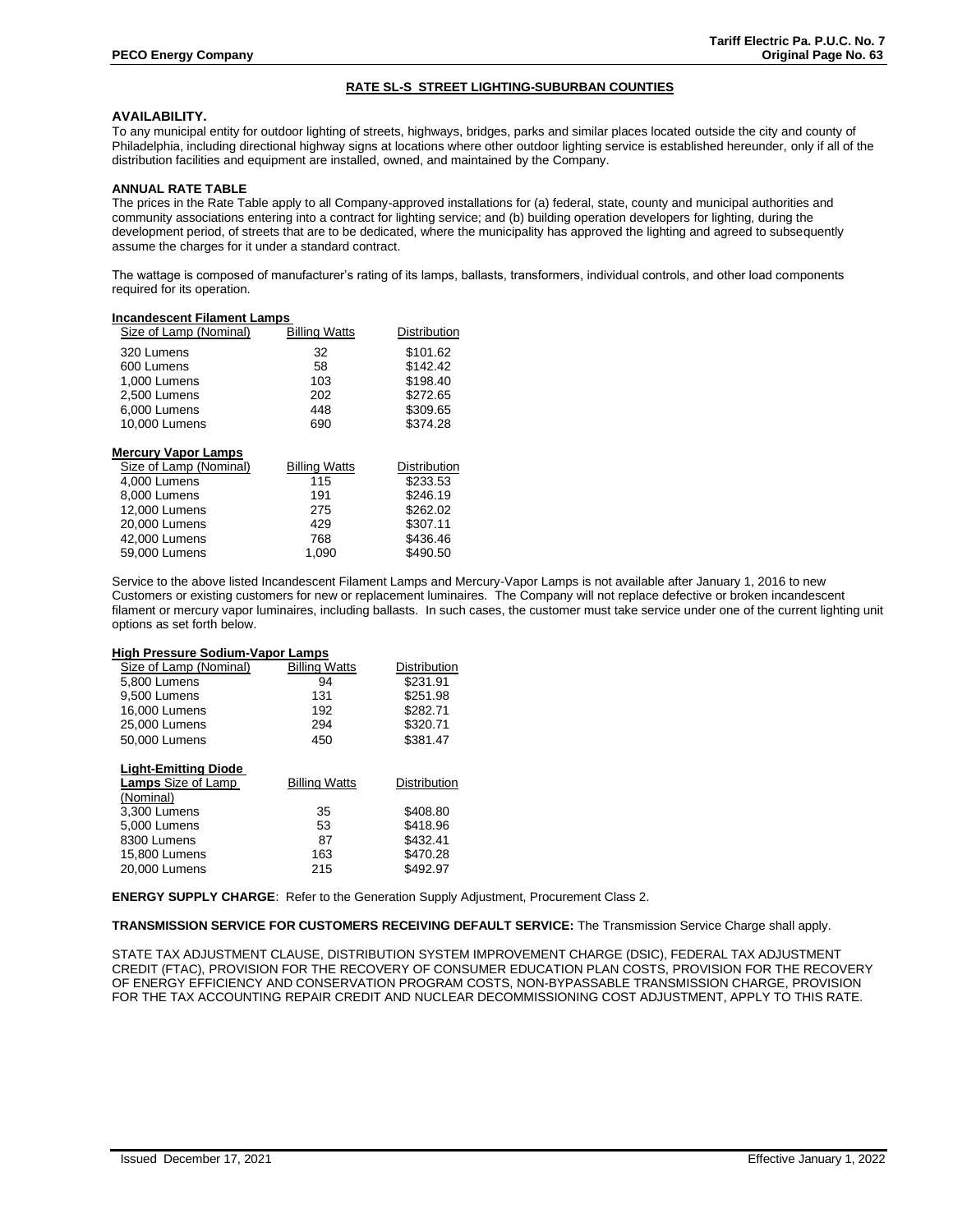## RATE SL-S STREET LIGHTING-SUBURBAN COUNTIES

**AVAILABILITY.**

To any municipal entity for outdoor lighting of streets, highways, bridges, parks and similar places located outside the city and county of Philadelphia, including directional highway signs at locations where other outdoor lighting service is established hereunder, only if all of the distribution facilities and equipment are installed, owned, and maintained by the Company.

**ANNUAL RATE TABLE**

The prices in the Rate Table apply to all Company-approved installations for (a) federal, state, county and municipal authorities and community associations entering into a contract for lighting service; and (b) building operation developers for lighting, during the development period, of streets that are to be dedicated, where the municipality has approved the lighting and agreed to subsequently assume the charges for it under a standard contract.

The wattage is composed of manufacturer's rating of its lamps, ballasts, transformers, individual controls, and other load components required for its operation.

**Incandescent Filament Lamps**

| Size of Lamp (Nominal) | Billing Watts | Distribution |
|---|---|---|
| 320 Lumens | 32 | $101.62 |
| 600 Lumens | 58 | $142.42 |
| 1,000 Lumens | 103 | $198.40 |
| 2,500 Lumens | 202 | $272.65 |
| 6,000 Lumens | 448 | $309.65 |
| 10,000 Lumens | 690 | $374.28 |

**Mercury Vapor Lamps**

| Size of Lamp (Nominal) | Billing Watts | Distribution |
|---|---|---|
| 4,000 Lumens | 115 | $233.53 |
| 8,000 Lumens | 191 | $246.19 |
| 12,000 Lumens | 275 | $262.02 |
| 20,000 Lumens | 429 | $307.11 |
| 42,000 Lumens | 768 | $436.46 |
| 59,000 Lumens | 1,090 | $490.50 |

Service to the above listed Incandescent Filament Lamps and Mercury-Vapor Lamps is not available after January 1, 2016 to new Customers or existing customers for new or replacement luminaires. The Company will not replace defective or broken incandescent filament or mercury vapor luminaires, including ballasts. In such cases, the customer must take service under one of the current lighting unit options as set forth below.

**High Pressure Sodium-Vapor Lamps**

| Size of Lamp (Nominal) | Billing Watts | Distribution |
|---|---|---|
| 5,800 Lumens | 94 | $231.91 |
| 9,500 Lumens | 131 | $251.98 |
| 16,000 Lumens | 192 | $282.71 |
| 25,000 Lumens | 294 | $320.71 |
| 50,000 Lumens | 450 | $381.47 |

**Light-Emitting Diode Lamps**

| Size of Lamp (Nominal) | Billing Watts | Distribution |
|---|---|---|
| 3,300 Lumens | 35 | $408.80 |
| 5,000 Lumens | 53 | $418.96 |
| 8300 Lumens | 87 | $432.41 |
| 15,800 Lumens | 163 | $470.28 |
| 20,000 Lumens | 215 | $492.97 |

**ENERGY SUPPLY CHARGE**: Refer to the Generation Supply Adjustment, Procurement Class 2.

**TRANSMISSION SERVICE FOR CUSTOMERS RECEIVING DEFAULT SERVICE:** The Transmission Service Charge shall apply.

STATE TAX ADJUSTMENT CLAUSE, DISTRIBUTION SYSTEM IMPROVEMENT CHARGE (DSIC), FEDERAL TAX ADJUSTMENT CREDIT (FTAC), PROVISION FOR THE RECOVERY OF CONSUMER EDUCATION PLAN COSTS, PROVISION FOR THE RECOVERY OF ENERGY EFFICIENCY AND CONSERVATION PROGRAM COSTS, NON-BYPASSABLE TRANSMISSION CHARGE, PROVISION FOR THE TAX ACCOUNTING REPAIR CREDIT AND NUCLEAR DECOMMISSIONING COST ADJUSTMENT, APPLY TO THIS RATE.

Issued December 17, 2021 Effective January 1, 2022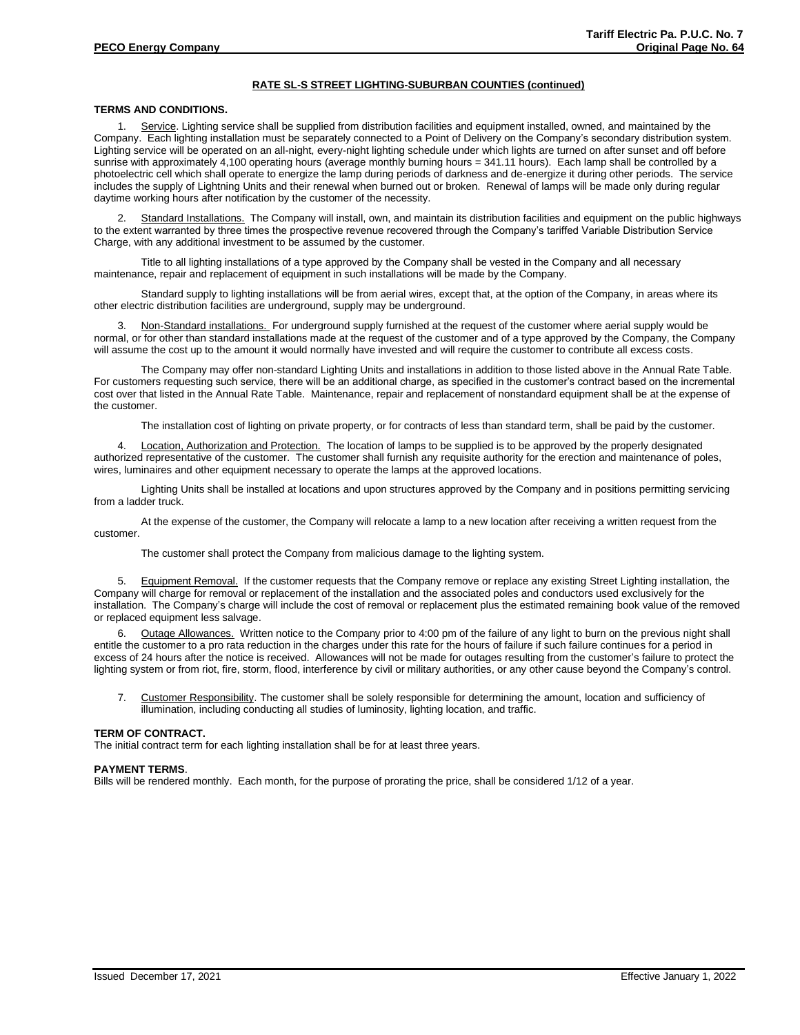## RATE SL-S STREET LIGHTING-SUBURBAN COUNTIES (continued)

**TERMS AND CONDITIONS.**

1. Service. Lighting service shall be supplied from distribution facilities and equipment installed, owned, and maintained by the Company. Each lighting installation must be separately connected to a Point of Delivery on the Company's secondary distribution system. Lighting service will be operated on an all-night, every-night lighting schedule under which lights are turned on after sunset and off before sunrise with approximately 4,100 operating hours (average monthly burning hours = 341.11 hours). Each lamp shall be controlled by a photoelectric cell which shall operate to energize the lamp during periods of darkness and de-energize it during other periods. The service includes the supply of Lightning Units and their renewal when burned out or broken. Renewal of lamps will be made only during regular daytime working hours after notification by the customer of the necessity.

2. Standard Installations. The Company will install, own, and maintain its distribution facilities and equipment on the public highways to the extent warranted by three times the prospective revenue recovered through the Company's tariffed Variable Distribution Service Charge, with any additional investment to be assumed by the customer.

Title to all lighting installations of a type approved by the Company shall be vested in the Company and all necessary maintenance, repair and replacement of equipment in such installations will be made by the Company.

Standard supply to lighting installations will be from aerial wires, except that, at the option of the Company, in areas where its other electric distribution facilities are underground, supply may be underground.

3. Non-Standard installations. For underground supply furnished at the request of the customer where aerial supply would be normal, or for other than standard installations made at the request of the customer and of a type approved by the Company, the Company will assume the cost up to the amount it would normally have invested and will require the customer to contribute all excess costs.

The Company may offer non-standard Lighting Units and installations in addition to those listed above in the Annual Rate Table. For customers requesting such service, there will be an additional charge, as specified in the customer's contract based on the incremental cost over that listed in the Annual Rate Table. Maintenance, repair and replacement of nonstandard equipment shall be at the expense of the customer.

The installation cost of lighting on private property, or for contracts of less than standard term, shall be paid by the customer.

4. Location, Authorization and Protection. The location of lamps to be supplied is to be approved by the properly designated authorized representative of the customer. The customer shall furnish any requisite authority for the erection and maintenance of poles, wires, luminaires and other equipment necessary to operate the lamps at the approved locations.

Lighting Units shall be installed at locations and upon structures approved by the Company and in positions permitting servicing from a ladder truck.

At the expense of the customer, the Company will relocate a lamp to a new location after receiving a written request from the customer.

The customer shall protect the Company from malicious damage to the lighting system.

5. Equipment Removal. If the customer requests that the Company remove or replace any existing Street Lighting installation, the Company will charge for removal or replacement of the installation and the associated poles and conductors used exclusively for the installation. The Company's charge will include the cost of removal or replacement plus the estimated remaining book value of the removed or replaced equipment less salvage.

6. Outage Allowances. Written notice to the Company prior to 4:00 pm of the failure of any light to burn on the previous night shall entitle the customer to a pro rata reduction in the charges under this rate for the hours of failure if such failure continues for a period in excess of 24 hours after the notice is received. Allowances will not be made for outages resulting from the customer's failure to protect the lighting system or from riot, fire, storm, flood, interference by civil or military authorities, or any other cause beyond the Company's control.

7. Customer Responsibility. The customer shall be solely responsible for determining the amount, location and sufficiency of illumination, including conducting all studies of luminosity, lighting location, and traffic.

**TERM OF CONTRACT.**
The initial contract term for each lighting installation shall be for at least three years.

**PAYMENT TERMS**.
Bills will be rendered monthly. Each month, for the purpose of prorating the price, shall be considered 1/12 of a year.

Issued December 17, 2021 Effective January 1, 2022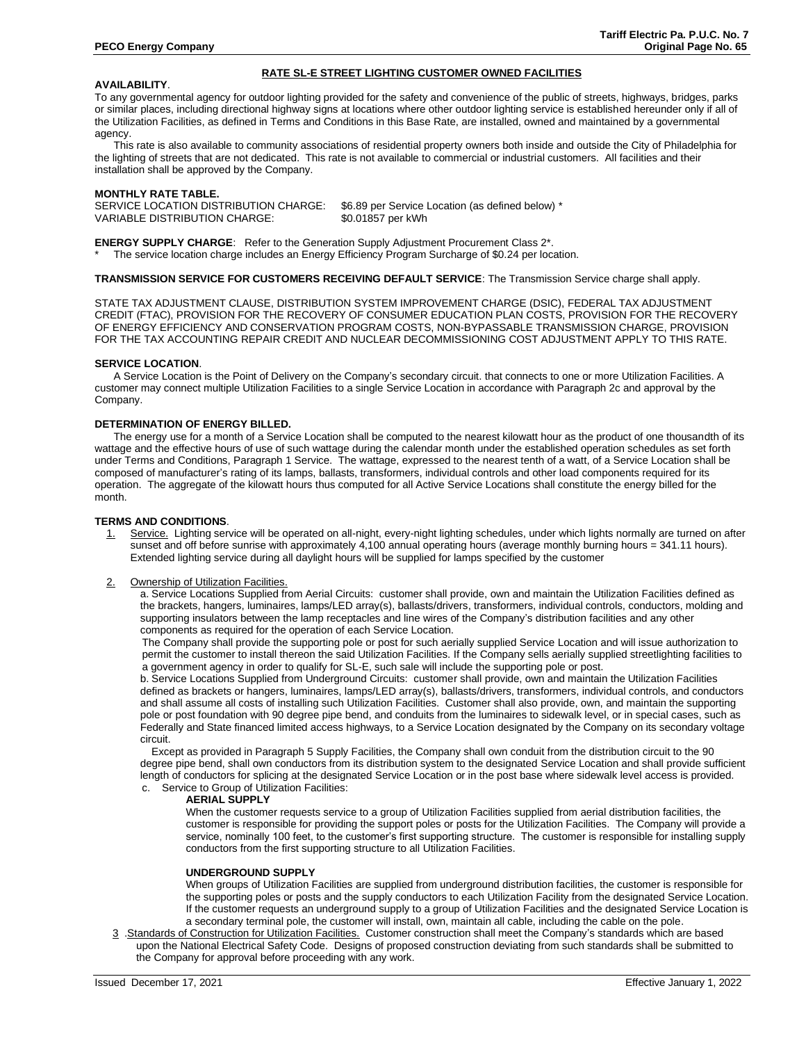## RATE SL-E STREET LIGHTING CUSTOMER OWNED FACILITIES

**AVAILABILITY**.

To any governmental agency for outdoor lighting provided for the safety and convenience of the public of streets, highways, bridges, parks or similar places, including directional highway signs at locations where other outdoor lighting service is established hereunder only if all of the Utilization Facilities, as defined in Terms and Conditions in this Base Rate, are installed, owned and maintained by a governmental agency.

This rate is also available to community associations of residential property owners both inside and outside the City of Philadelphia for the lighting of streets that are not dedicated. This rate is not available to commercial or industrial customers. All facilities and their installation shall be approved by the Company.

**MONTHLY RATE TABLE.**

SERVICE LOCATION DISTRIBUTION CHARGE: $6.89 per Service Location (as defined below) *
VARIABLE DISTRIBUTION CHARGE: $0.01857 per kWh

**ENERGY SUPPLY CHARGE**: Refer to the Generation Supply Adjustment Procurement Class 2*.

\* The service location charge includes an Energy Efficiency Program Surcharge of $0.24 per location.

**TRANSMISSION SERVICE FOR CUSTOMERS RECEIVING DEFAULT SERVICE**: The Transmission Service charge shall apply.

STATE TAX ADJUSTMENT CLAUSE, DISTRIBUTION SYSTEM IMPROVEMENT CHARGE (DSIC), FEDERAL TAX ADJUSTMENT CREDIT (FTAC), PROVISION FOR THE RECOVERY OF CONSUMER EDUCATION PLAN COSTS, PROVISION FOR THE RECOVERY OF ENERGY EFFICIENCY AND CONSERVATION PROGRAM COSTS, NON-BYPASSABLE TRANSMISSION CHARGE, PROVISION FOR THE TAX ACCOUNTING REPAIR CREDIT AND NUCLEAR DECOMMISSIONING COST ADJUSTMENT APPLY TO THIS RATE.

**SERVICE LOCATION**.

A Service Location is the Point of Delivery on the Company's secondary circuit. that connects to one or more Utilization Facilities. A customer may connect multiple Utilization Facilities to a single Service Location in accordance with Paragraph 2c and approval by the Company.

**DETERMINATION OF ENERGY BILLED.**

The energy use for a month of a Service Location shall be computed to the nearest kilowatt hour as the product of one thousandth of its wattage and the effective hours of use of such wattage during the calendar month under the established operation schedules as set forth under Terms and Conditions, Paragraph 1 Service. The wattage, expressed to the nearest tenth of a watt, of a Service Location shall be composed of manufacturer's rating of its lamps, ballasts, transformers, individual controls and other load components required for its operation. The aggregate of the kilowatt hours thus computed for all Active Service Locations shall constitute the energy billed for the month.

**TERMS AND CONDITIONS**.

1. Service. Lighting service will be operated on all-night, every-night lighting schedules, under which lights normally are turned on after sunset and off before sunrise with approximately 4,100 annual operating hours (average monthly burning hours = 341.11 hours). Extended lighting service during all daylight hours will be supplied for lamps specified by the customer

2. Ownership of Utilization Facilities.

   a. Service Locations Supplied from Aerial Circuits: customer shall provide, own and maintain the Utilization Facilities defined as the brackets, hangers, luminaires, lamps/LED array(s), ballasts/drivers, transformers, individual controls, conductors, molding and supporting insulators between the lamp receptacles and line wires of the Company's distribution facilities and any other components as required for the operation of each Service Location.

   The Company shall provide the supporting pole or post for such aerially supplied Service Location and will issue authorization to permit the customer to install thereon the said Utilization Facilities. If the Company sells aerially supplied streetlighting facilities to a government agency in order to qualify for SL-E, such sale will include the supporting pole or post.

   b. Service Locations Supplied from Underground Circuits: customer shall provide, own and maintain the Utilization Facilities defined as brackets or hangers, luminaires, lamps/LED array(s), ballasts/drivers, transformers, individual controls, and conductors and shall assume all costs of installing such Utilization Facilities. Customer shall also provide, own, and maintain the supporting pole or post foundation with 90 degree pipe bend, and conduits from the luminaires to sidewalk level, or in special cases, such as Federally and State financed limited access highways, to a Service Location designated by the Company on its secondary voltage circuit.

   Except as provided in Paragraph 5 Supply Facilities, the Company shall own conduit from the distribution circuit to the 90 degree pipe bend, shall own conductors from its distribution system to the designated Service Location and shall provide sufficient length of conductors for splicing at the designated Service Location or in the post base where sidewalk level access is provided.

   c. Service to Group of Utilization Facilities:

   **AERIAL SUPPLY**

   When the customer requests service to a group of Utilization Facilities supplied from aerial distribution facilities, the customer is responsible for providing the support poles or posts for the Utilization Facilities. The Company will provide a service, nominally 100 feet, to the customer's first supporting structure. The customer is responsible for installing supply conductors from the first supporting structure to all Utilization Facilities.

   **UNDERGROUND SUPPLY**

   When groups of Utilization Facilities are supplied from underground distribution facilities, the customer is responsible for the supporting poles or posts and the supply conductors to each Utilization Facility from the designated Service Location. If the customer requests an underground supply to a group of Utilization Facilities and the designated Service Location is a secondary terminal pole, the customer will install, own, maintain all cable, including the cable on the pole.

3. Standards of Construction for Utilization Facilities. Customer construction shall meet the Company's standards which are based upon the National Electrical Safety Code. Designs of proposed construction deviating from such standards shall be submitted to the Company for approval before proceeding with any work.

Issued December 17, 2021 Effective January 1, 2022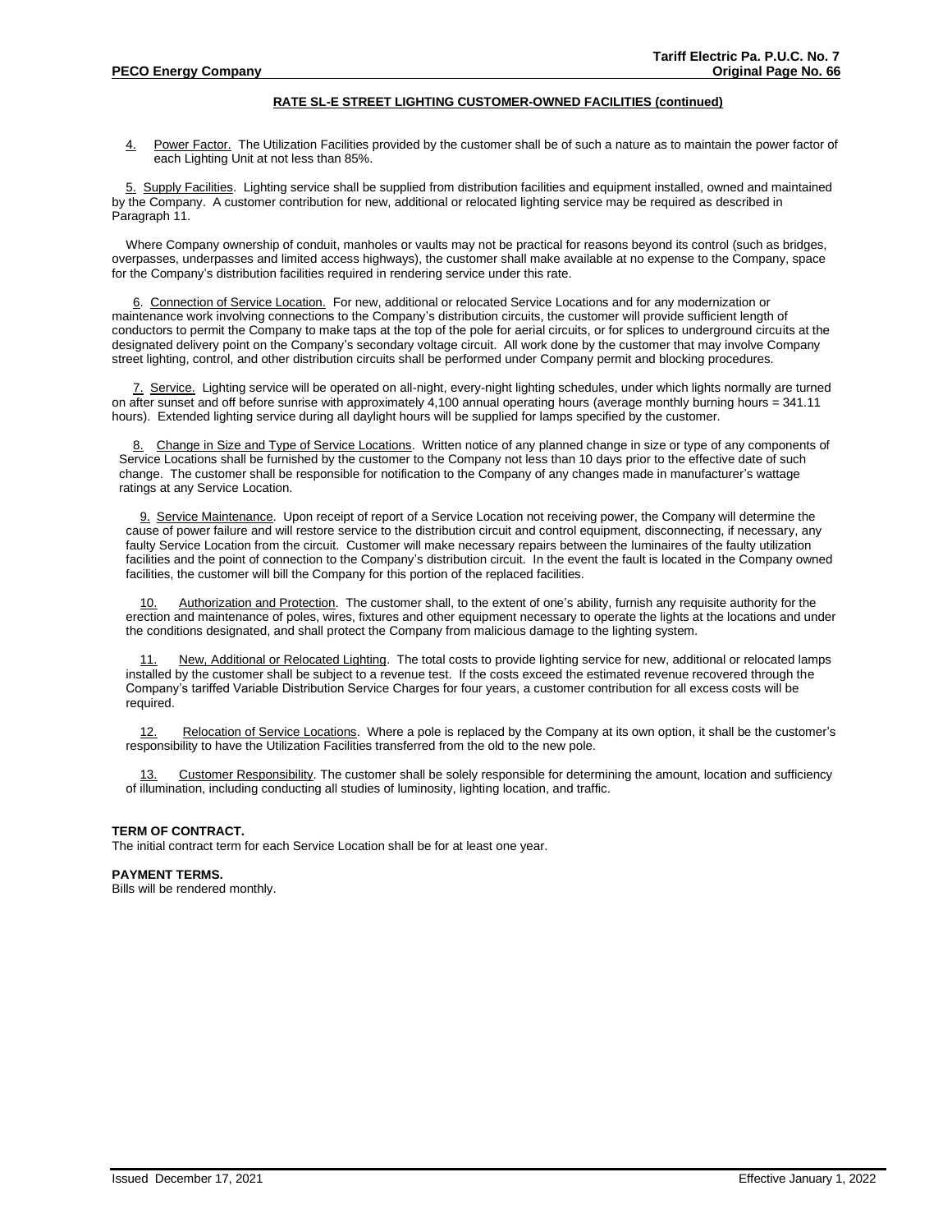## RATE SL-E STREET LIGHTING CUSTOMER-OWNED FACILITIES (continued)

4. Power Factor. The Utilization Facilities provided by the customer shall be of such a nature as to maintain the power factor of each Lighting Unit at not less than 85%.

5. Supply Facilities. Lighting service shall be supplied from distribution facilities and equipment installed, owned and maintained by the Company. A customer contribution for new, additional or relocated lighting service may be required as described in Paragraph 11.

Where Company ownership of conduit, manholes or vaults may not be practical for reasons beyond its control (such as bridges, overpasses, underpasses and limited access highways), the customer shall make available at no expense to the Company, space for the Company's distribution facilities required in rendering service under this rate.

6. Connection of Service Location. For new, additional or relocated Service Locations and for any modernization or maintenance work involving connections to the Company's distribution circuits, the customer will provide sufficient length of conductors to permit the Company to make taps at the top of the pole for aerial circuits, or for splices to underground circuits at the designated delivery point on the Company's secondary voltage circuit. All work done by the customer that may involve Company street lighting, control, and other distribution circuits shall be performed under Company permit and blocking procedures.

7. Service. Lighting service will be operated on all-night, every-night lighting schedules, under which lights normally are turned on after sunset and off before sunrise with approximately 4,100 annual operating hours (average monthly burning hours = 341.11 hours). Extended lighting service during all daylight hours will be supplied for lamps specified by the customer.

8. Change in Size and Type of Service Locations. Written notice of any planned change in size or type of any components of Service Locations shall be furnished by the customer to the Company not less than 10 days prior to the effective date of such change. The customer shall be responsible for notification to the Company of any changes made in manufacturer's wattage ratings at any Service Location.

9. Service Maintenance. Upon receipt of report of a Service Location not receiving power, the Company will determine the cause of power failure and will restore service to the distribution circuit and control equipment, disconnecting, if necessary, any faulty Service Location from the circuit. Customer will make necessary repairs between the luminaires of the faulty utilization facilities and the point of connection to the Company's distribution circuit. In the event the fault is located in the Company owned facilities, the customer will bill the Company for this portion of the replaced facilities.

10. Authorization and Protection. The customer shall, to the extent of one's ability, furnish any requisite authority for the erection and maintenance of poles, wires, fixtures and other equipment necessary to operate the lights at the locations and under the conditions designated, and shall protect the Company from malicious damage to the lighting system.

11. New, Additional or Relocated Lighting. The total costs to provide lighting service for new, additional or relocated lamps installed by the customer shall be subject to a revenue test. If the costs exceed the estimated revenue recovered through the Company's tariffed Variable Distribution Service Charges for four years, a customer contribution for all excess costs will be required.

12. Relocation of Service Locations. Where a pole is replaced by the Company at its own option, it shall be the customer's responsibility to have the Utilization Facilities transferred from the old to the new pole.

13. Customer Responsibility. The customer shall be solely responsible for determining the amount, location and sufficiency of illumination, including conducting all studies of luminosity, lighting location, and traffic.

**TERM OF CONTRACT.**
The initial contract term for each Service Location shall be for at least one year.

**PAYMENT TERMS.**
Bills will be rendered monthly.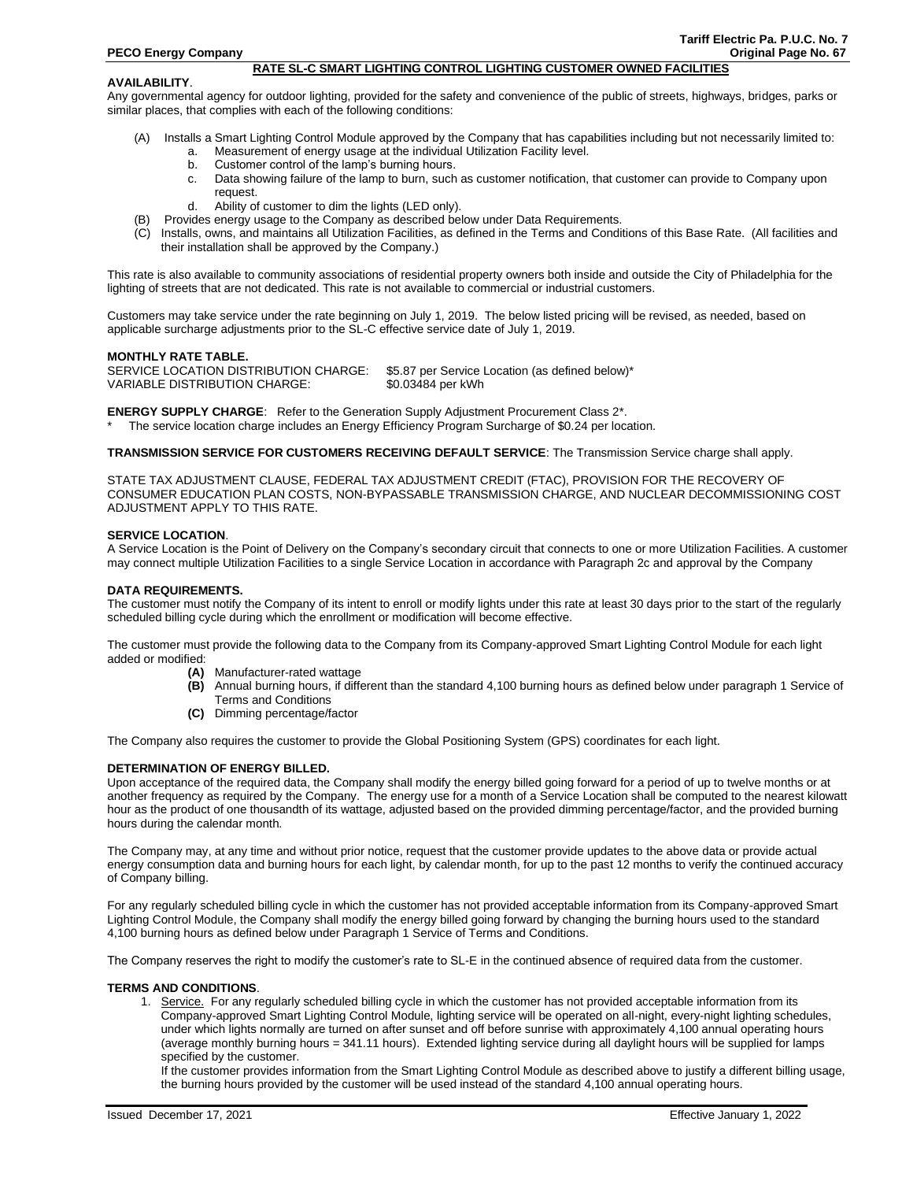## RATE SL-C SMART LIGHTING CONTROL LIGHTING CUSTOMER OWNED FACILITIES

**AVAILABILITY**.

Any governmental agency for outdoor lighting, provided for the safety and convenience of the public of streets, highways, bridges, parks or similar places, that complies with each of the following conditions:

- (A) Installs a Smart Lighting Control Module approved by the Company that has capabilities including but not necessarily limited to:
  - a. Measurement of energy usage at the individual Utilization Facility level.
  - b. Customer control of the lamp's burning hours.
  - c. Data showing failure of the lamp to burn, such as customer notification, that customer can provide to Company upon request.
  - d. Ability of customer to dim the lights (LED only).
- (B) Provides energy usage to the Company as described below under Data Requirements.
- (C) Installs, owns, and maintains all Utilization Facilities, as defined in the Terms and Conditions of this Base Rate. (All facilities and their installation shall be approved by the Company.)

This rate is also available to community associations of residential property owners both inside and outside the City of Philadelphia for the lighting of streets that are not dedicated. This rate is not available to commercial or industrial customers.

Customers may take service under the rate beginning on July 1, 2019. The below listed pricing will be revised, as needed, based on applicable surcharge adjustments prior to the SL-C effective service date of July 1, 2019.

**MONTHLY RATE TABLE.**

SERVICE LOCATION DISTRIBUTION CHARGE: $5.87 per Service Location (as defined below)*
VARIABLE DISTRIBUTION CHARGE: $0.03484 per kWh

**ENERGY SUPPLY CHARGE**: Refer to the Generation Supply Adjustment Procurement Class 2*.

\* The service location charge includes an Energy Efficiency Program Surcharge of $0.24 per location.

**TRANSMISSION SERVICE FOR CUSTOMERS RECEIVING DEFAULT SERVICE**: The Transmission Service charge shall apply.

STATE TAX ADJUSTMENT CLAUSE, FEDERAL TAX ADJUSTMENT CREDIT (FTAC), PROVISION FOR THE RECOVERY OF CONSUMER EDUCATION PLAN COSTS, NON-BYPASSABLE TRANSMISSION CHARGE, AND NUCLEAR DECOMMISSIONING COST ADJUSTMENT APPLY TO THIS RATE.

**SERVICE LOCATION**.

A Service Location is the Point of Delivery on the Company's secondary circuit that connects to one or more Utilization Facilities. A customer may connect multiple Utilization Facilities to a single Service Location in accordance with Paragraph 2c and approval by the Company

**DATA REQUIREMENTS.**

The customer must notify the Company of its intent to enroll or modify lights under this rate at least 30 days prior to the start of the regularly scheduled billing cycle during which the enrollment or modification will become effective.

The customer must provide the following data to the Company from its Company-approved Smart Lighting Control Module for each light added or modified:

- **(A)** Manufacturer-rated wattage
- **(B)** Annual burning hours, if different than the standard 4,100 burning hours as defined below under paragraph 1 Service of Terms and Conditions
- **(C)** Dimming percentage/factor

The Company also requires the customer to provide the Global Positioning System (GPS) coordinates for each light.

**DETERMINATION OF ENERGY BILLED.**

Upon acceptance of the required data, the Company shall modify the energy billed going forward for a period of up to twelve months or at another frequency as required by the Company. The energy use for a month of a Service Location shall be computed to the nearest kilowatt hour as the product of one thousandth of its wattage, adjusted based on the provided dimming percentage/factor, and the provided burning hours during the calendar month.

The Company may, at any time and without prior notice, request that the customer provide updates to the above data or provide actual energy consumption data and burning hours for each light, by calendar month, for up to the past 12 months to verify the continued accuracy of Company billing.

For any regularly scheduled billing cycle in which the customer has not provided acceptable information from its Company-approved Smart Lighting Control Module, the Company shall modify the energy billed going forward by changing the burning hours used to the standard 4,100 burning hours as defined below under Paragraph 1 Service of Terms and Conditions.

The Company reserves the right to modify the customer's rate to SL-E in the continued absence of required data from the customer.

**TERMS AND CONDITIONS**.

1. Service. For any regularly scheduled billing cycle in which the customer has not provided acceptable information from its Company-approved Smart Lighting Control Module, lighting service will be operated on all-night, every-night lighting schedules, under which lights normally are turned on after sunset and off before sunrise with approximately 4,100 annual operating hours (average monthly burning hours = 341.11 hours). Extended lighting service during all daylight hours will be supplied for lamps specified by the customer.
   If the customer provides information from the Smart Lighting Control Module as described above to justify a different billing usage, the burning hours provided by the customer will be used instead of the standard 4,100 annual operating hours.

Issued December 17, 2021 Effective January 1, 2022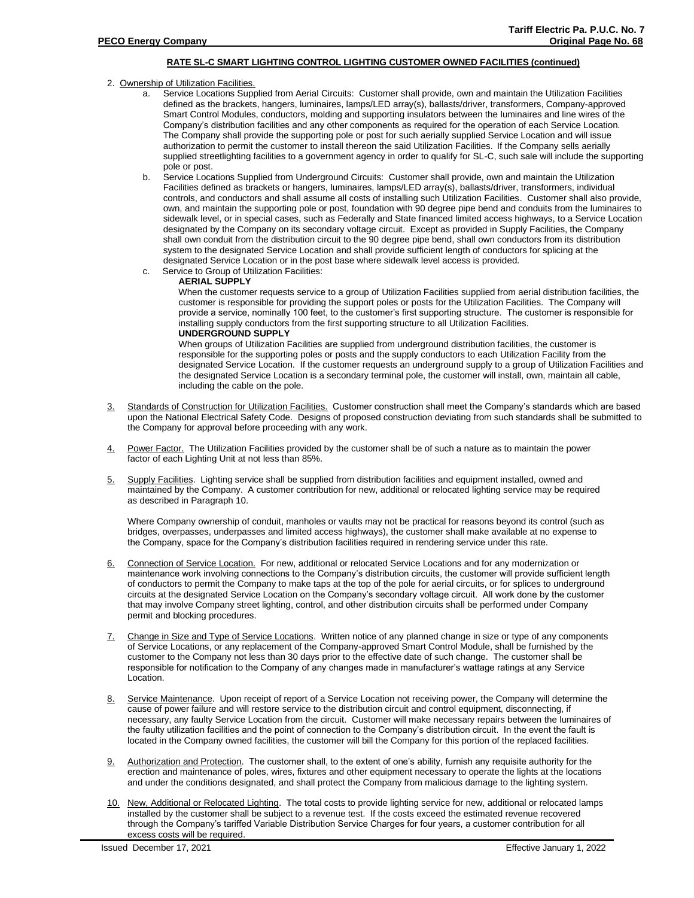## RATE SL-C SMART LIGHTING CONTROL LIGHTING CUSTOMER OWNED FACILITIES (continued)

2. Ownership of Utilization Facilities.
   a. Service Locations Supplied from Aerial Circuits: Customer shall provide, own and maintain the Utilization Facilities defined as the brackets, hangers, luminaires, lamps/LED array(s), ballasts/driver, transformers, Company-approved Smart Control Modules, conductors, molding and supporting insulators between the luminaires and line wires of the Company's distribution facilities and any other components as required for the operation of each Service Location. The Company shall provide the supporting pole or post for such aerially supplied Service Location and will issue authorization to permit the customer to install thereon the said Utilization Facilities. If the Company sells aerially supplied streetlighting facilities to a government agency in order to qualify for SL-C, such sale will include the supporting pole or post.
   b. Service Locations Supplied from Underground Circuits: Customer shall provide, own and maintain the Utilization Facilities defined as brackets or hangers, luminaires, lamps/LED array(s), ballasts/driver, transformers, individual controls, and conductors and shall assume all costs of installing such Utilization Facilities. Customer shall also provide, own, and maintain the supporting pole or post, foundation with 90 degree pipe bend and conduits from the luminaires to sidewalk level, or in special cases, such as Federally and State financed limited access highways, to a Service Location designated by the Company on its secondary voltage circuit. Except as provided in Supply Facilities, the Company shall own conduit from the distribution circuit to the 90 degree pipe bend, shall own conductors from its distribution system to the designated Service Location and shall provide sufficient length of conductors for splicing at the designated Service Location or in the post base where sidewalk level access is provided.
   c. Service to Group of Utilization Facilities:

      **AERIAL SUPPLY**

      When the customer requests service to a group of Utilization Facilities supplied from aerial distribution facilities, the customer is responsible for providing the support poles or posts for the Utilization Facilities. The Company will provide a service, nominally 100 feet, to the customer's first supporting structure. The customer is responsible for installing supply conductors from the first supporting structure to all Utilization Facilities.

      **UNDERGROUND SUPPLY**

      When groups of Utilization Facilities are supplied from underground distribution facilities, the customer is responsible for the supporting poles or posts and the supply conductors to each Utilization Facility from the designated Service Location. If the customer requests an underground supply to a group of Utilization Facilities and the designated Service Location is a secondary terminal pole, the customer will install, own, maintain all cable, including the cable on the pole.

3. Standards of Construction for Utilization Facilities. Customer construction shall meet the Company's standards which are based upon the National Electrical Safety Code. Designs of proposed construction deviating from such standards shall be submitted to the Company for approval before proceeding with any work.

4. Power Factor. The Utilization Facilities provided by the customer shall be of such a nature as to maintain the power factor of each Lighting Unit at not less than 85%.

5. Supply Facilities. Lighting service shall be supplied from distribution facilities and equipment installed, owned and maintained by the Company. A customer contribution for new, additional or relocated lighting service may be required as described in Paragraph 10.

   Where Company ownership of conduit, manholes or vaults may not be practical for reasons beyond its control (such as bridges, overpasses, underpasses and limited access highways), the customer shall make available at no expense to the Company, space for the Company's distribution facilities required in rendering service under this rate.

6. Connection of Service Location. For new, additional or relocated Service Locations and for any modernization or maintenance work involving connections to the Company's distribution circuits, the customer will provide sufficient length of conductors to permit the Company to make taps at the top of the pole for aerial circuits, or for splices to underground circuits at the designated Service Location on the Company's secondary voltage circuit. All work done by the customer that may involve Company street lighting, control, and other distribution circuits shall be performed under Company permit and blocking procedures.

7. Change in Size and Type of Service Locations. Written notice of any planned change in size or type of any components of Service Locations, or any replacement of the Company-approved Smart Control Module, shall be furnished by the customer to the Company not less than 30 days prior to the effective date of such change. The customer shall be responsible for notification to the Company of any changes made in manufacturer's wattage ratings at any Service Location.

8. Service Maintenance. Upon receipt of report of a Service Location not receiving power, the Company will determine the cause of power failure and will restore service to the distribution circuit and control equipment, disconnecting, if necessary, any faulty Service Location from the circuit. Customer will make necessary repairs between the luminaires of the faulty utilization facilities and the point of connection to the Company's distribution circuit. In the event the fault is located in the Company owned facilities, the customer will bill the Company for this portion of the replaced facilities.

9. Authorization and Protection. The customer shall, to the extent of one's ability, furnish any requisite authority for the erection and maintenance of poles, wires, fixtures and other equipment necessary to operate the lights at the locations and under the conditions designated, and shall protect the Company from malicious damage to the lighting system.

10. New, Additional or Relocated Lighting. The total costs to provide lighting service for new, additional or relocated lamps installed by the customer shall be subject to a revenue test. If the costs exceed the estimated revenue recovered through the Company's tariffed Variable Distribution Service Charges for four years, a customer contribution for all excess costs will be required.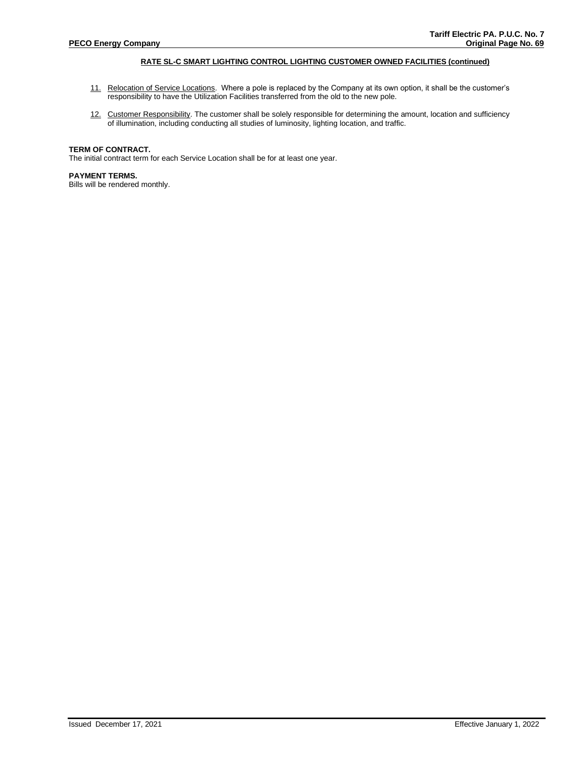## RATE SL-C SMART LIGHTING CONTROL LIGHTING CUSTOMER OWNED FACILITIES (continued)

11. Relocation of Service Locations. Where a pole is replaced by the Company at its own option, it shall be the customer's responsibility to have the Utilization Facilities transferred from the old to the new pole.

12. Customer Responsibility. The customer shall be solely responsible for determining the amount, location and sufficiency of illumination, including conducting all studies of luminosity, lighting location, and traffic.

**TERM OF CONTRACT.**
The initial contract term for each Service Location shall be for at least one year.

**PAYMENT TERMS.**
Bills will be rendered monthly.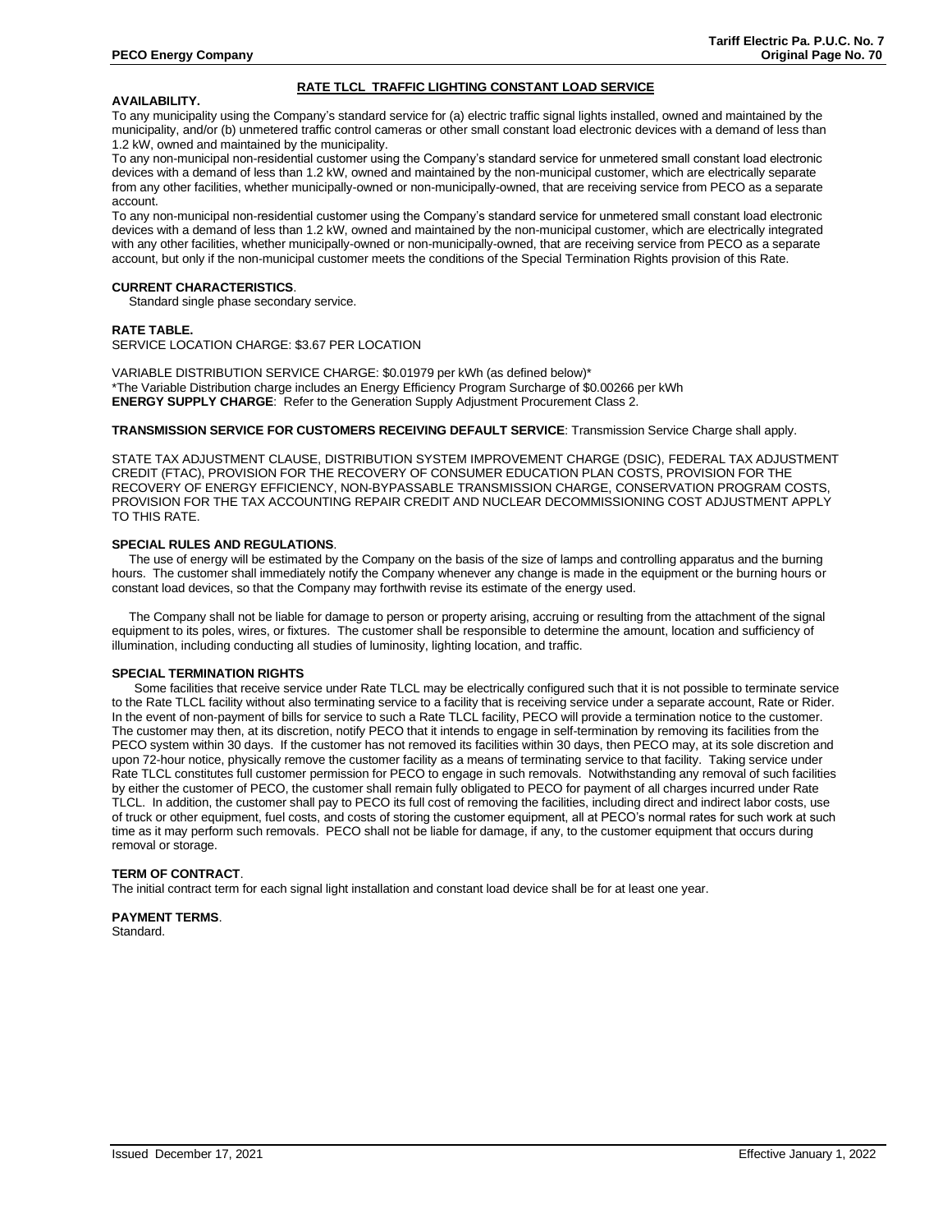## RATE TLCL TRAFFIC LIGHTING CONSTANT LOAD SERVICE

**AVAILABILITY.**

To any municipality using the Company's standard service for (a) electric traffic signal lights installed, owned and maintained by the municipality, and/or (b) unmetered traffic control cameras or other small constant load electronic devices with a demand of less than 1.2 kW, owned and maintained by the municipality.

To any non-municipal non-residential customer using the Company's standard service for unmetered small constant load electronic devices with a demand of less than 1.2 kW, owned and maintained by the non-municipal customer, which are electrically separate from any other facilities, whether municipally-owned or non-municipally-owned, that are receiving service from PECO as a separate account.

To any non-municipal non-residential customer using the Company's standard service for unmetered small constant load electronic devices with a demand of less than 1.2 kW, owned and maintained by the non-municipal customer, which are electrically integrated with any other facilities, whether municipally-owned or non-municipally-owned, that are receiving service from PECO as a separate account, but only if the non-municipal customer meets the conditions of the Special Termination Rights provision of this Rate.

**CURRENT CHARACTERISTICS**.

Standard single phase secondary service.

**RATE TABLE.**

SERVICE LOCATION CHARGE: $3.67 PER LOCATION

VARIABLE DISTRIBUTION SERVICE CHARGE: $0.01979 per kWh (as defined below)*

*The Variable Distribution charge includes an Energy Efficiency Program Surcharge of $0.00266 per kWh

**ENERGY SUPPLY CHARGE**: Refer to the Generation Supply Adjustment Procurement Class 2.

**TRANSMISSION SERVICE FOR CUSTOMERS RECEIVING DEFAULT SERVICE**: Transmission Service Charge shall apply.

STATE TAX ADJUSTMENT CLAUSE, DISTRIBUTION SYSTEM IMPROVEMENT CHARGE (DSIC), FEDERAL TAX ADJUSTMENT CREDIT (FTAC), PROVISION FOR THE RECOVERY OF CONSUMER EDUCATION PLAN COSTS, PROVISION FOR THE RECOVERY OF ENERGY EFFICIENCY, NON-BYPASSABLE TRANSMISSION CHARGE, CONSERVATION PROGRAM COSTS, PROVISION FOR THE TAX ACCOUNTING REPAIR CREDIT AND NUCLEAR DECOMMISSIONING COST ADJUSTMENT APPLY TO THIS RATE.

**SPECIAL RULES AND REGULATIONS**.

The use of energy will be estimated by the Company on the basis of the size of lamps and controlling apparatus and the burning hours. The customer shall immediately notify the Company whenever any change is made in the equipment or the burning hours or constant load devices, so that the Company may forthwith revise its estimate of the energy used.

The Company shall not be liable for damage to person or property arising, accruing or resulting from the attachment of the signal equipment to its poles, wires, or fixtures. The customer shall be responsible to determine the amount, location and sufficiency of illumination, including conducting all studies of luminosity, lighting location, and traffic.

**SPECIAL TERMINATION RIGHTS**

Some facilities that receive service under Rate TLCL may be electrically configured such that it is not possible to terminate service to the Rate TLCL facility without also terminating service to a facility that is receiving service under a separate account, Rate or Rider. In the event of non-payment of bills for service to such a Rate TLCL facility, PECO will provide a termination notice to the customer. The customer may then, at its discretion, notify PECO that it intends to engage in self-termination by removing its facilities from the PECO system within 30 days. If the customer has not removed its facilities within 30 days, then PECO may, at its sole discretion and upon 72-hour notice, physically remove the customer facility as a means of terminating service to that facility. Taking service under Rate TLCL constitutes full customer permission for PECO to engage in such removals. Notwithstanding any removal of such facilities by either the customer of PECO, the customer shall remain fully obligated to PECO for payment of all charges incurred under Rate TLCL. In addition, the customer shall pay to PECO its full cost of removing the facilities, including direct and indirect labor costs, use of truck or other equipment, fuel costs, and costs of storing the customer equipment, all at PECO's normal rates for such work at such time as it may perform such removals. PECO shall not be liable for damage, if any, to the customer equipment that occurs during removal or storage.

**TERM OF CONTRACT**.

The initial contract term for each signal light installation and constant load device shall be for at least one year.

**PAYMENT TERMS**.

Standard.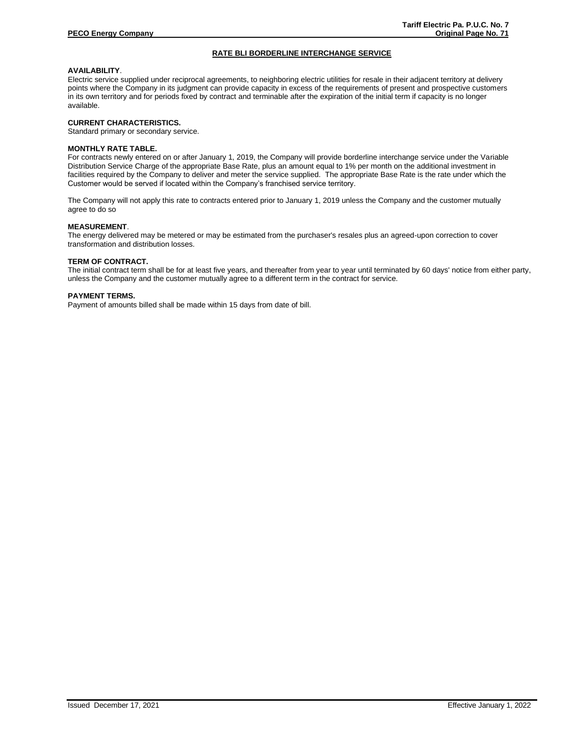## RATE BLI BORDERLINE INTERCHANGE SERVICE

**AVAILABILITY**.

Electric service supplied under reciprocal agreements, to neighboring electric utilities for resale in their adjacent territory at delivery points where the Company in its judgment can provide capacity in excess of the requirements of present and prospective customers in its own territory and for periods fixed by contract and terminable after the expiration of the initial term if capacity is no longer available.

**CURRENT CHARACTERISTICS.**

Standard primary or secondary service.

**MONTHLY RATE TABLE.**

For contracts newly entered on or after January 1, 2019, the Company will provide borderline interchange service under the Variable Distribution Service Charge of the appropriate Base Rate, plus an amount equal to 1% per month on the additional investment in facilities required by the Company to deliver and meter the service supplied. The appropriate Base Rate is the rate under which the Customer would be served if located within the Company's franchised service territory.

The Company will not apply this rate to contracts entered prior to January 1, 2019 unless the Company and the customer mutually agree to do so

**MEASUREMENT**.

The energy delivered may be metered or may be estimated from the purchaser's resales plus an agreed-upon correction to cover transformation and distribution losses.

**TERM OF CONTRACT.**

The initial contract term shall be for at least five years, and thereafter from year to year until terminated by 60 days' notice from either party, unless the Company and the customer mutually agree to a different term in the contract for service.

**PAYMENT TERMS.**

Payment of amounts billed shall be made within 15 days from date of bill.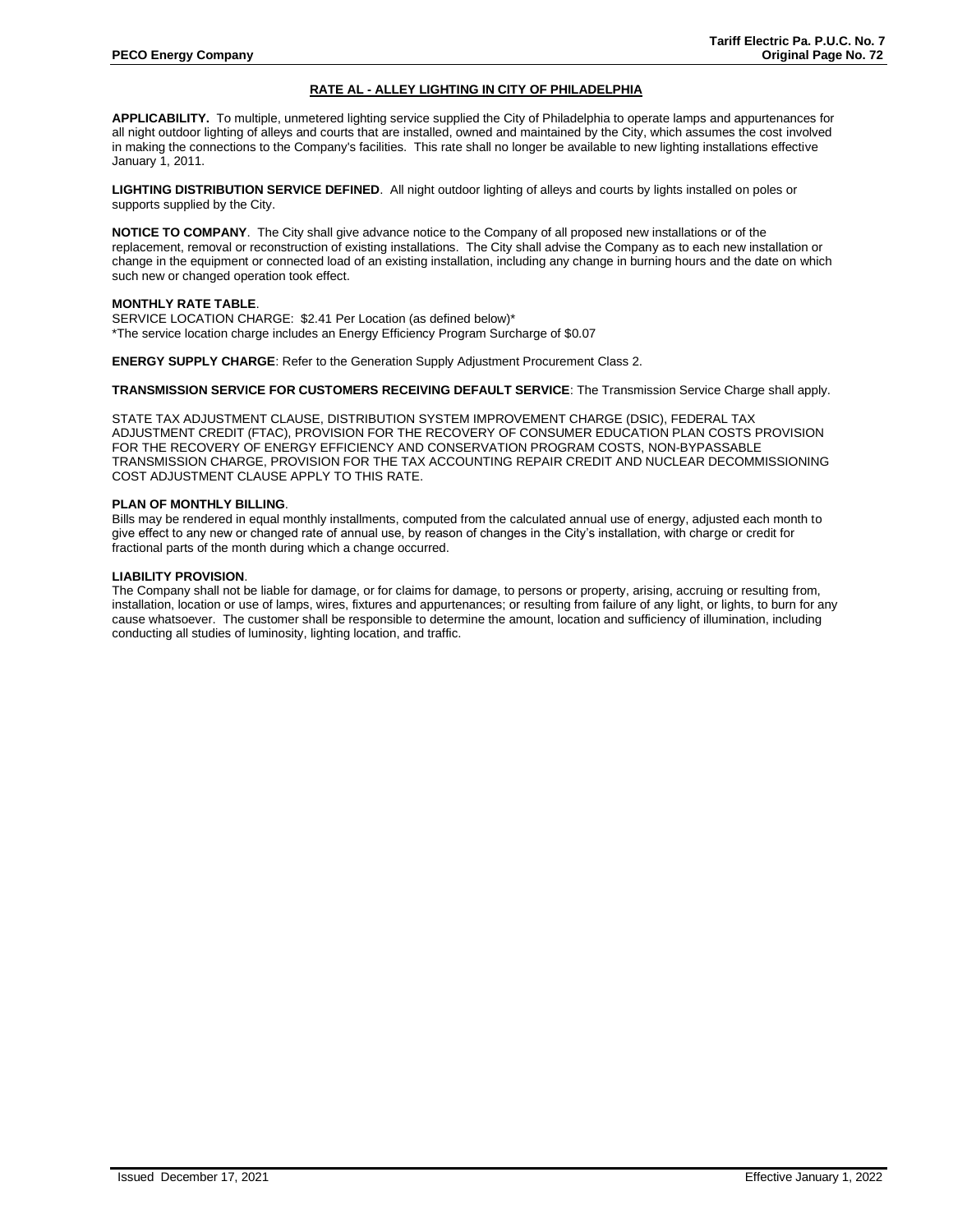## RATE AL - ALLEY LIGHTING IN CITY OF PHILADELPHIA

**APPLICABILITY.** To multiple, unmetered lighting service supplied the City of Philadelphia to operate lamps and appurtenances for all night outdoor lighting of alleys and courts that are installed, owned and maintained by the City, which assumes the cost involved in making the connections to the Company's facilities. This rate shall no longer be available to new lighting installations effective January 1, 2011.

**LIGHTING DISTRIBUTION SERVICE DEFINED**. All night outdoor lighting of alleys and courts by lights installed on poles or supports supplied by the City.

**NOTICE TO COMPANY**. The City shall give advance notice to the Company of all proposed new installations or of the replacement, removal or reconstruction of existing installations. The City shall advise the Company as to each new installation or change in the equipment or connected load of an existing installation, including any change in burning hours and the date on which such new or changed operation took effect.

**MONTHLY RATE TABLE**.

SERVICE LOCATION CHARGE: $2.41 Per Location (as defined below)*

*The service location charge includes an Energy Efficiency Program Surcharge of $0.07

**ENERGY SUPPLY CHARGE**: Refer to the Generation Supply Adjustment Procurement Class 2.

**TRANSMISSION SERVICE FOR CUSTOMERS RECEIVING DEFAULT SERVICE**: The Transmission Service Charge shall apply.

STATE TAX ADJUSTMENT CLAUSE, DISTRIBUTION SYSTEM IMPROVEMENT CHARGE (DSIC), FEDERAL TAX ADJUSTMENT CREDIT (FTAC), PROVISION FOR THE RECOVERY OF CONSUMER EDUCATION PLAN COSTS PROVISION FOR THE RECOVERY OF ENERGY EFFICIENCY AND CONSERVATION PROGRAM COSTS, NON-BYPASSABLE TRANSMISSION CHARGE, PROVISION FOR THE TAX ACCOUNTING REPAIR CREDIT AND NUCLEAR DECOMMISSIONING COST ADJUSTMENT CLAUSE APPLY TO THIS RATE.

**PLAN OF MONTHLY BILLING**.

Bills may be rendered in equal monthly installments, computed from the calculated annual use of energy, adjusted each month to give effect to any new or changed rate of annual use, by reason of changes in the City's installation, with charge or credit for fractional parts of the month during which a change occurred.

**LIABILITY PROVISION**.

The Company shall not be liable for damage, or for claims for damage, to persons or property, arising, accruing or resulting from, installation, location or use of lamps, wires, fixtures and appurtenances; or resulting from failure of any light, or lights, to burn for any cause whatsoever. The customer shall be responsible to determine the amount, location and sufficiency of illumination, including conducting all studies of luminosity, lighting location, and traffic.

Issued December 17, 2021 Effective January 1, 2022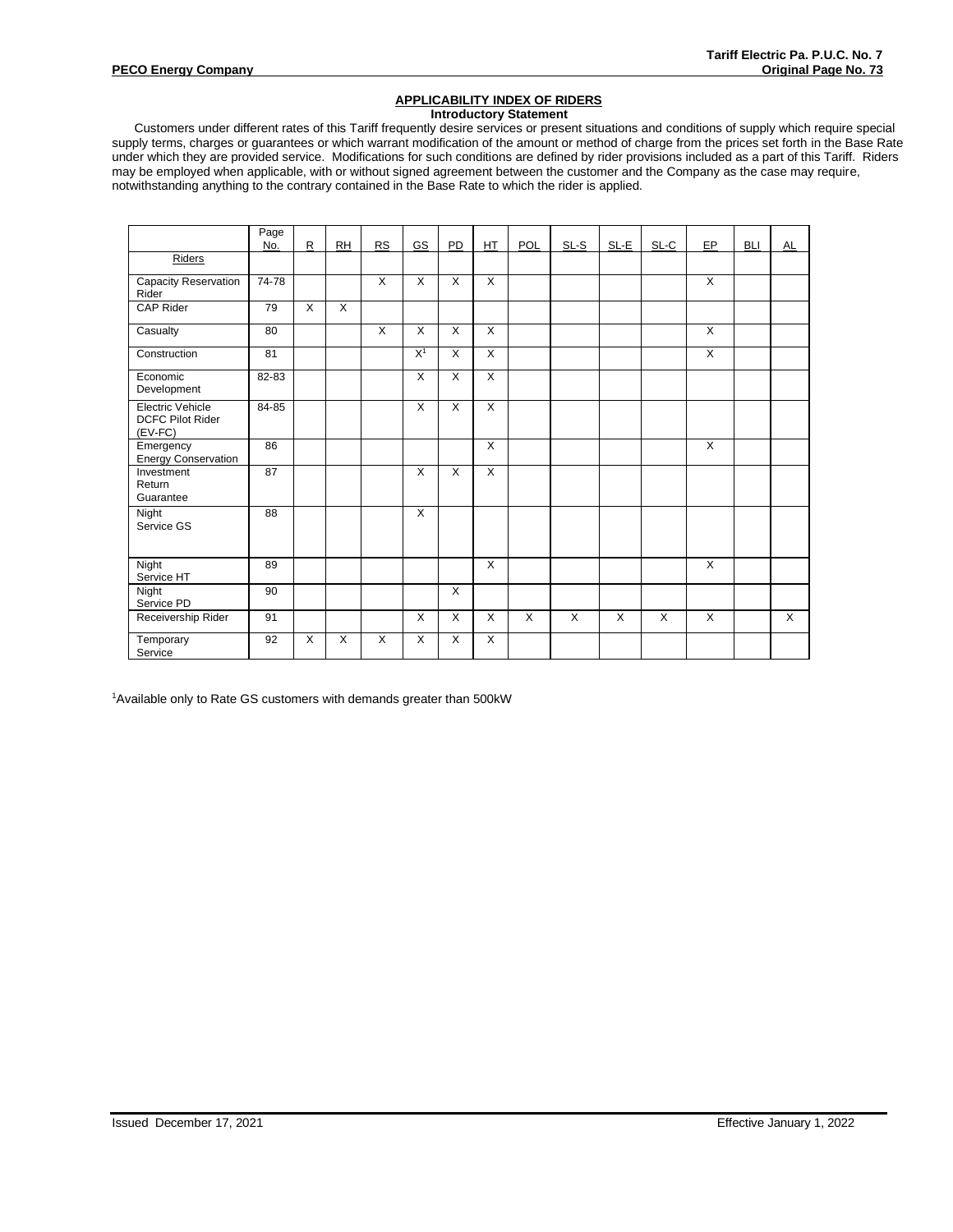## APPLICABILITY INDEX OF RIDERS

**Introductory Statement**

Customers under different rates of this Tariff frequently desire services or present situations and conditions of supply which require special supply terms, charges or guarantees or which warrant modification of the amount or method of charge from the prices set forth in the Base Rate under which they are provided service. Modifications for such conditions are defined by rider provisions included as a part of this Tariff. Riders may be employed when applicable, with or without signed agreement between the customer and the Company as the case may require, notwithstanding anything to the contrary contained in the Base Rate to which the rider is applied.

| Riders | Page No. | R | RH | RS | GS | PD | HT | POL | SL-S | SL-E | SL-C | EP | BLI | AL |
|---|---|---|---|---|---|---|---|---|---|---|---|---|---|---|
| Capacity Reservation Rider | 74-78 | | | X | X | X | X | | | | | X | | |
| CAP Rider | 79 | X | X | | | | | | | | | | | |
| Casualty | 80 | | | X | X | X | X | | | | | X | | |
| Construction | 81 | | | | X[1] | X | X | | | | | X | | |
| Economic Development | 82-83 | | | | X | X | X | | | | | | | |
| Electric Vehicle DCFC Pilot Rider (EV-FC) | 84-85 | | | | X | X | X | | | | | | | |
| Emergency Energy Conservation | 86 | | | | | | X | | | | | X | | |
| Investment Return Guarantee | 87 | | | | X | X | X | | | | | | | |
| Night Service GS | 88 | | | | X | | | | | | | | | |
| Night Service HT | 89 | | | | | | X | | | | | X | | |
| Night Service PD | 90 | | | | | X | | | | | | | | |
| Receivership Rider | 91 | | | | X | X | X | X | X | X | X | X | | X |
| Temporary Service | 92 | X | X | X | X | X | X | | | | | | | |

[1]Available only to Rate GS customers with demands greater than 500kW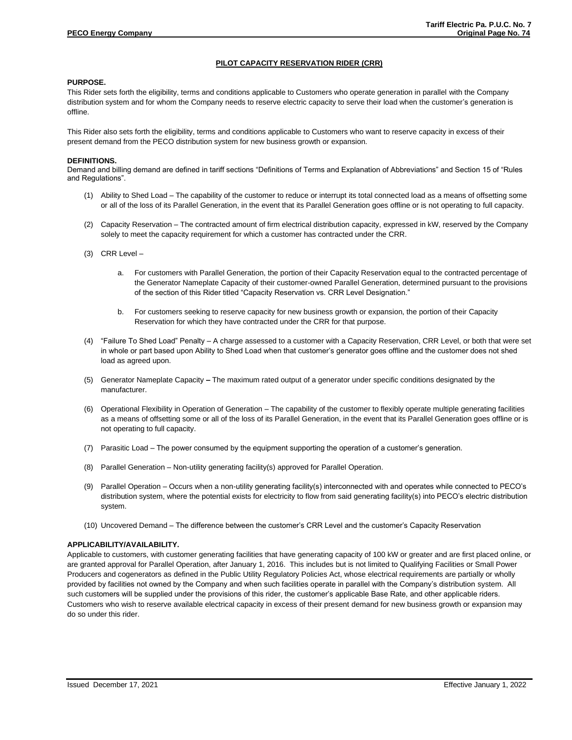# PILOT CAPACITY RESERVATION RIDER (CRR)

**PURPOSE.**

This Rider sets forth the eligibility, terms and conditions applicable to Customers who operate generation in parallel with the Company distribution system and for whom the Company needs to reserve electric capacity to serve their load when the customer's generation is offline.

This Rider also sets forth the eligibility, terms and conditions applicable to Customers who want to reserve capacity in excess of their present demand from the PECO distribution system for new business growth or expansion.

**DEFINITIONS.**

Demand and billing demand are defined in tariff sections "Definitions of Terms and Explanation of Abbreviations" and Section 15 of "Rules and Regulations".

(1) Ability to Shed Load – The capability of the customer to reduce or interrupt its total connected load as a means of offsetting some or all of the loss of its Parallel Generation, in the event that its Parallel Generation goes offline or is not operating to full capacity.

(2) Capacity Reservation – The contracted amount of firm electrical distribution capacity, expressed in kW, reserved by the Company solely to meet the capacity requirement for which a customer has contracted under the CRR.

(3) CRR Level –

a. For customers with Parallel Generation, the portion of their Capacity Reservation equal to the contracted percentage of the Generator Nameplate Capacity of their customer-owned Parallel Generation, determined pursuant to the provisions of the section of this Rider titled "Capacity Reservation vs. CRR Level Designation."

b. For customers seeking to reserve capacity for new business growth or expansion, the portion of their Capacity Reservation for which they have contracted under the CRR for that purpose.

(4) "Failure To Shed Load" Penalty – A charge assessed to a customer with a Capacity Reservation, CRR Level, or both that were set in whole or part based upon Ability to Shed Load when that customer's generator goes offline and the customer does not shed load as agreed upon.

(5) Generator Nameplate Capacity **–** The maximum rated output of a generator under specific conditions designated by the manufacturer.

(6) Operational Flexibility in Operation of Generation – The capability of the customer to flexibly operate multiple generating facilities as a means of offsetting some or all of the loss of its Parallel Generation, in the event that its Parallel Generation goes offline or is not operating to full capacity.

(7) Parasitic Load – The power consumed by the equipment supporting the operation of a customer's generation.

(8) Parallel Generation – Non-utility generating facility(s) approved for Parallel Operation.

(9) Parallel Operation – Occurs when a non-utility generating facility(s) interconnected with and operates while connected to PECO's distribution system, where the potential exists for electricity to flow from said generating facility(s) into PECO's electric distribution system.

(10) Uncovered Demand – The difference between the customer's CRR Level and the customer's Capacity Reservation

**APPLICABILITY/AVAILABILITY.**

Applicable to customers, with customer generating facilities that have generating capacity of 100 kW or greater and are first placed online, or are granted approval for Parallel Operation, after January 1, 2016. This includes but is not limited to Qualifying Facilities or Small Power Producers and cogenerators as defined in the Public Utility Regulatory Policies Act, whose electrical requirements are partially or wholly provided by facilities not owned by the Company and when such facilities operate in parallel with the Company's distribution system. All such customers will be supplied under the provisions of this rider, the customer's applicable Base Rate, and other applicable riders. Customers who wish to reserve available electrical capacity in excess of their present demand for new business growth or expansion may do so under this rider.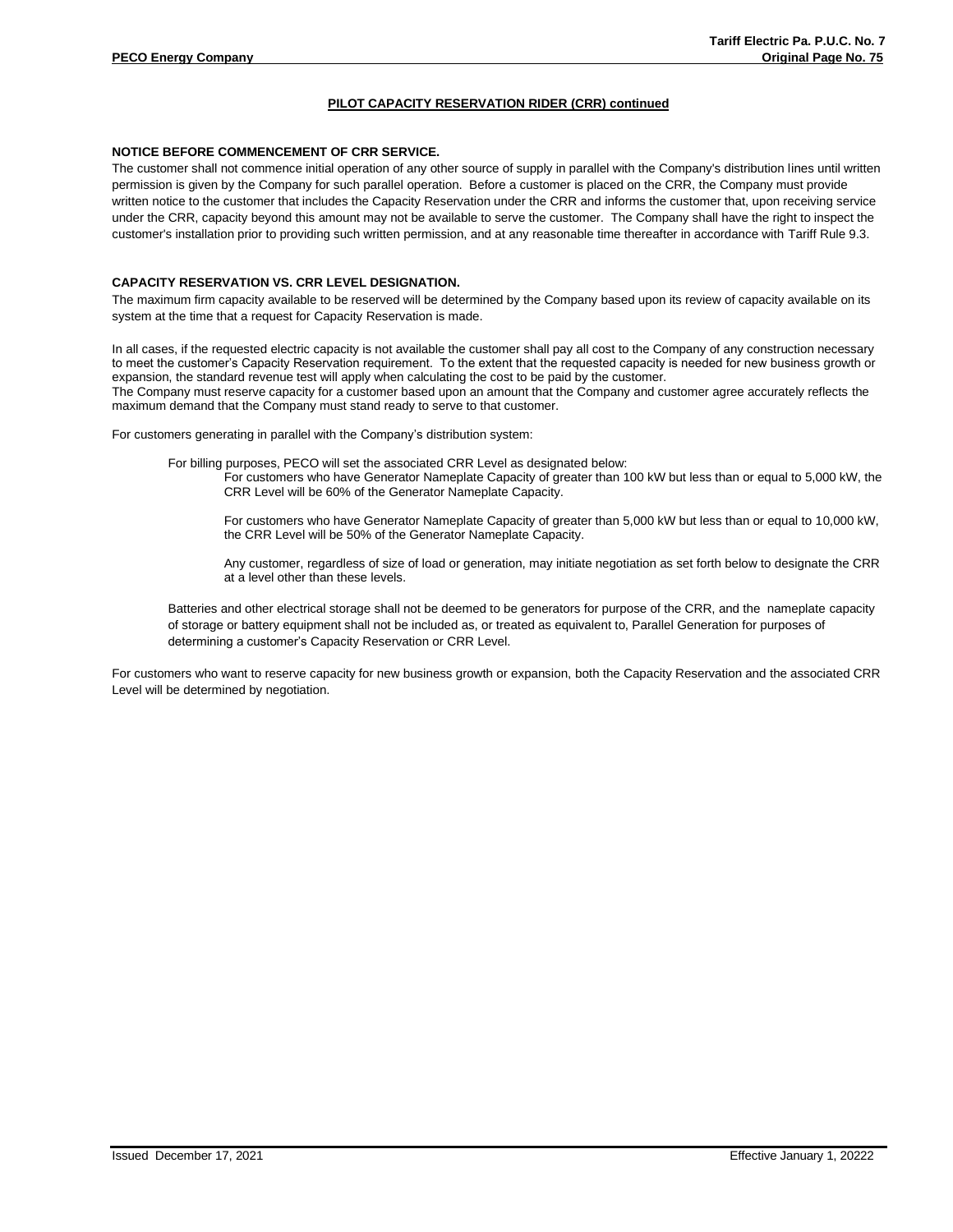## PILOT CAPACITY RESERVATION RIDER (CRR) continued

**NOTICE BEFORE COMMENCEMENT OF CRR SERVICE.**

The customer shall not commence initial operation of any other source of supply in parallel with the Company's distribution lines until written permission is given by the Company for such parallel operation. Before a customer is placed on the CRR, the Company must provide written notice to the customer that includes the Capacity Reservation under the CRR and informs the customer that, upon receiving service under the CRR, capacity beyond this amount may not be available to serve the customer. The Company shall have the right to inspect the customer's installation prior to providing such written permission, and at any reasonable time thereafter in accordance with Tariff Rule 9.3.

**CAPACITY RESERVATION VS. CRR LEVEL DESIGNATION.**

The maximum firm capacity available to be reserved will be determined by the Company based upon its review of capacity available on its system at the time that a request for Capacity Reservation is made.

In all cases, if the requested electric capacity is not available the customer shall pay all cost to the Company of any construction necessary to meet the customer's Capacity Reservation requirement. To the extent that the requested capacity is needed for new business growth or expansion, the standard revenue test will apply when calculating the cost to be paid by the customer.
The Company must reserve capacity for a customer based upon an amount that the Company and customer agree accurately reflects the maximum demand that the Company must stand ready to serve to that customer.

For customers generating in parallel with the Company's distribution system:

For billing purposes, PECO will set the associated CRR Level as designated below:

For customers who have Generator Nameplate Capacity of greater than 100 kW but less than or equal to 5,000 kW, the CRR Level will be 60% of the Generator Nameplate Capacity.

For customers who have Generator Nameplate Capacity of greater than 5,000 kW but less than or equal to 10,000 kW, the CRR Level will be 50% of the Generator Nameplate Capacity.

Any customer, regardless of size of load or generation, may initiate negotiation as set forth below to designate the CRR at a level other than these levels.

Batteries and other electrical storage shall not be deemed to be generators for purpose of the CRR, and the nameplate capacity of storage or battery equipment shall not be included as, or treated as equivalent to, Parallel Generation for purposes of determining a customer's Capacity Reservation or CRR Level.

For customers who want to reserve capacity for new business growth or expansion, both the Capacity Reservation and the associated CRR Level will be determined by negotiation.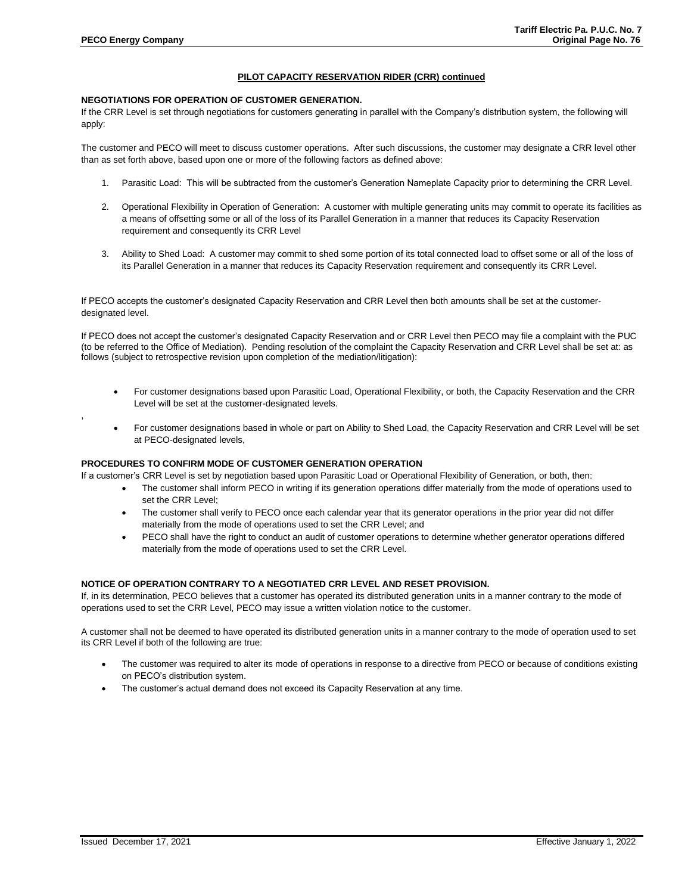## PILOT CAPACITY RESERVATION RIDER (CRR) continued

**NEGOTIATIONS FOR OPERATION OF CUSTOMER GENERATION.**

If the CRR Level is set through negotiations for customers generating in parallel with the Company's distribution system, the following will apply:

The customer and PECO will meet to discuss customer operations. After such discussions, the customer may designate a CRR level other than as set forth above, based upon one or more of the following factors as defined above:

1. Parasitic Load: This will be subtracted from the customer's Generation Nameplate Capacity prior to determining the CRR Level.
2. Operational Flexibility in Operation of Generation: A customer with multiple generating units may commit to operate its facilities as a means of offsetting some or all of the loss of its Parallel Generation in a manner that reduces its Capacity Reservation requirement and consequently its CRR Level
3. Ability to Shed Load: A customer may commit to shed some portion of its total connected load to offset some or all of the loss of its Parallel Generation in a manner that reduces its Capacity Reservation requirement and consequently its CRR Level.

If PECO accepts the customer's designated Capacity Reservation and CRR Level then both amounts shall be set at the customer-designated level.

If PECO does not accept the customer's designated Capacity Reservation and or CRR Level then PECO may file a complaint with the PUC (to be referred to the Office of Mediation). Pending resolution of the complaint the Capacity Reservation and CRR Level shall be set at: as follows (subject to retrospective revision upon completion of the mediation/litigation):

- For customer designations based upon Parasitic Load, Operational Flexibility, or both, the Capacity Reservation and the CRR Level will be set at the customer-designated levels.

,

- For customer designations based in whole or part on Ability to Shed Load, the Capacity Reservation and CRR Level will be set at PECO-designated levels,

**PROCEDURES TO CONFIRM MODE OF CUSTOMER GENERATION OPERATION**

If a customer's CRR Level is set by negotiation based upon Parasitic Load or Operational Flexibility of Generation, or both, then:

- The customer shall inform PECO in writing if its generation operations differ materially from the mode of operations used to set the CRR Level;
- The customer shall verify to PECO once each calendar year that its generator operations in the prior year did not differ materially from the mode of operations used to set the CRR Level; and
- PECO shall have the right to conduct an audit of customer operations to determine whether generator operations differed materially from the mode of operations used to set the CRR Level.

**NOTICE OF OPERATION CONTRARY TO A NEGOTIATED CRR LEVEL AND RESET PROVISION.**

If, in its determination, PECO believes that a customer has operated its distributed generation units in a manner contrary to the mode of operations used to set the CRR Level, PECO may issue a written violation notice to the customer.

A customer shall not be deemed to have operated its distributed generation units in a manner contrary to the mode of operation used to set its CRR Level if both of the following are true:

- The customer was required to alter its mode of operations in response to a directive from PECO or because of conditions existing on PECO's distribution system.
- The customer's actual demand does not exceed its Capacity Reservation at any time.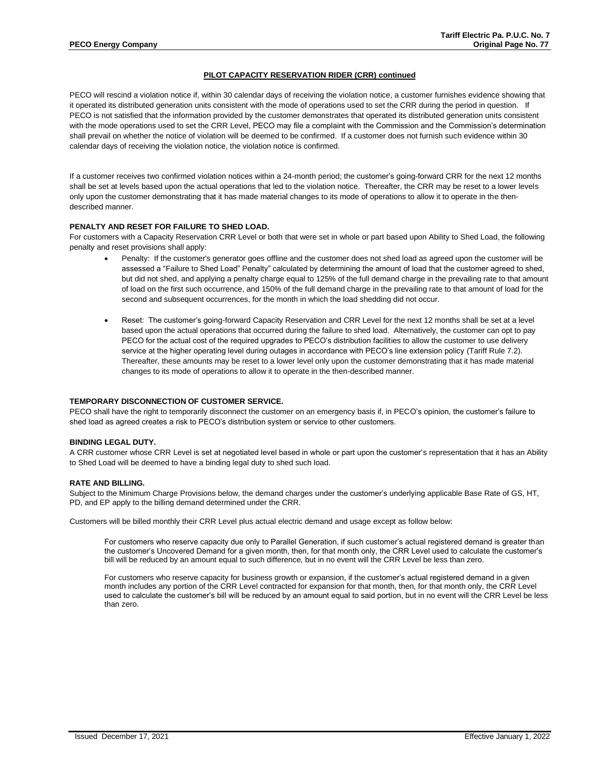## PILOT CAPACITY RESERVATION RIDER (CRR) continued

PECO will rescind a violation notice if, within 30 calendar days of receiving the violation notice, a customer furnishes evidence showing that it operated its distributed generation units consistent with the mode of operations used to set the CRR during the period in question. If PECO is not satisfied that the information provided by the customer demonstrates that operated its distributed generation units consistent with the mode operations used to set the CRR Level, PECO may file a complaint with the Commission and the Commission's determination shall prevail on whether the notice of violation will be deemed to be confirmed. If a customer does not furnish such evidence within 30 calendar days of receiving the violation notice, the violation notice is confirmed.

If a customer receives two confirmed violation notices within a 24-month period; the customer's going-forward CRR for the next 12 months shall be set at levels based upon the actual operations that led to the violation notice. Thereafter, the CRR may be reset to a lower levels only upon the customer demonstrating that it has made material changes to its mode of operations to allow it to operate in the then-described manner.

**PENALTY AND RESET FOR FAILURE TO SHED LOAD.**
For customers with a Capacity Reservation CRR Level or both that were set in whole or part based upon Ability to Shed Load, the following penalty and reset provisions shall apply:

- Penalty: If the customer's generator goes offline and the customer does not shed load as agreed upon the customer will be assessed a "Failure to Shed Load" Penalty" calculated by determining the amount of load that the customer agreed to shed, but did not shed, and applying a penalty charge equal to 125% of the full demand charge in the prevailing rate to that amount of load on the first such occurrence, and 150% of the full demand charge in the prevailing rate to that amount of load for the second and subsequent occurrences, for the month in which the load shedding did not occur.

- Reset: The customer's going-forward Capacity Reservation and CRR Level for the next 12 months shall be set at a level based upon the actual operations that occurred during the failure to shed load. Alternatively, the customer can opt to pay PECO for the actual cost of the required upgrades to PECO's distribution facilities to allow the customer to use delivery service at the higher operating level during outages in accordance with PECO's line extension policy (Tariff Rule 7.2). Thereafter, these amounts may be reset to a lower level only upon the customer demonstrating that it has made material changes to its mode of operations to allow it to operate in the then-described manner.

**TEMPORARY DISCONNECTION OF CUSTOMER SERVICE.**
PECO shall have the right to temporarily disconnect the customer on an emergency basis if, in PECO's opinion, the customer's failure to shed load as agreed creates a risk to PECO's distribution system or service to other customers.

**BINDING LEGAL DUTY.**
A CRR customer whose CRR Level is set at negotiated level based in whole or part upon the customer's representation that it has an Ability to Shed Load will be deemed to have a binding legal duty to shed such load.

**RATE AND BILLING.**
Subject to the Minimum Charge Provisions below, the demand charges under the customer's underlying applicable Base Rate of GS, HT, PD, and EP apply to the billing demand determined under the CRR.

Customers will be billed monthly their CRR Level plus actual electric demand and usage except as follow below:

> For customers who reserve capacity due only to Parallel Generation, if such customer's actual registered demand is greater than the customer's Uncovered Demand for a given month, then, for that month only, the CRR Level used to calculate the customer's bill will be reduced by an amount equal to such difference, but in no event will the CRR Level be less than zero.
>
> For customers who reserve capacity for business growth or expansion, if the customer's actual registered demand in a given month includes any portion of the CRR Level contracted for expansion for that month, then, for that month only, the CRR Level used to calculate the customer's bill will be reduced by an amount equal to said portion, but in no event will the CRR Level be less than zero.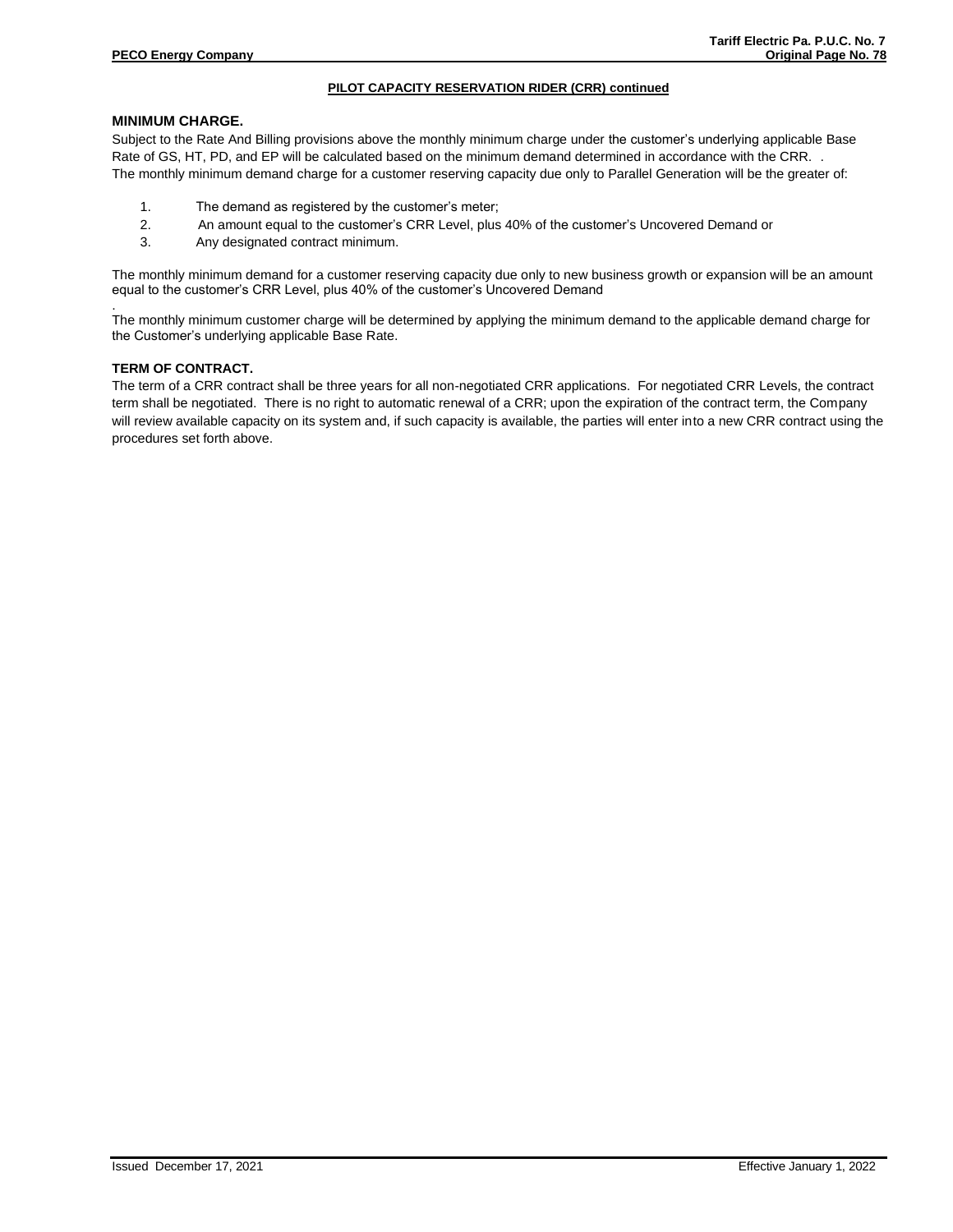**PILOT CAPACITY RESERVATION RIDER (CRR) continued**

**MINIMUM CHARGE.**

Subject to the Rate And Billing provisions above the monthly minimum charge under the customer's underlying applicable Base Rate of GS, HT, PD, and EP will be calculated based on the minimum demand determined in accordance with the CRR. .
The monthly minimum demand charge for a customer reserving capacity due only to Parallel Generation will be the greater of:

1. The demand as registered by the customer's meter;
2. An amount equal to the customer's CRR Level, plus 40% of the customer's Uncovered Demand or
3. Any designated contract minimum.

The monthly minimum demand for a customer reserving capacity due only to new business growth or expansion will be an amount equal to the customer's CRR Level, plus 40% of the customer's Uncovered Demand
.
The monthly minimum customer charge will be determined by applying the minimum demand to the applicable demand charge for the Customer's underlying applicable Base Rate.

**TERM OF CONTRACT.**

The term of a CRR contract shall be three years for all non-negotiated CRR applications. For negotiated CRR Levels, the contract term shall be negotiated. There is no right to automatic renewal of a CRR; upon the expiration of the contract term, the Company will review available capacity on its system and, if such capacity is available, the parties will enter into a new CRR contract using the procedures set forth above.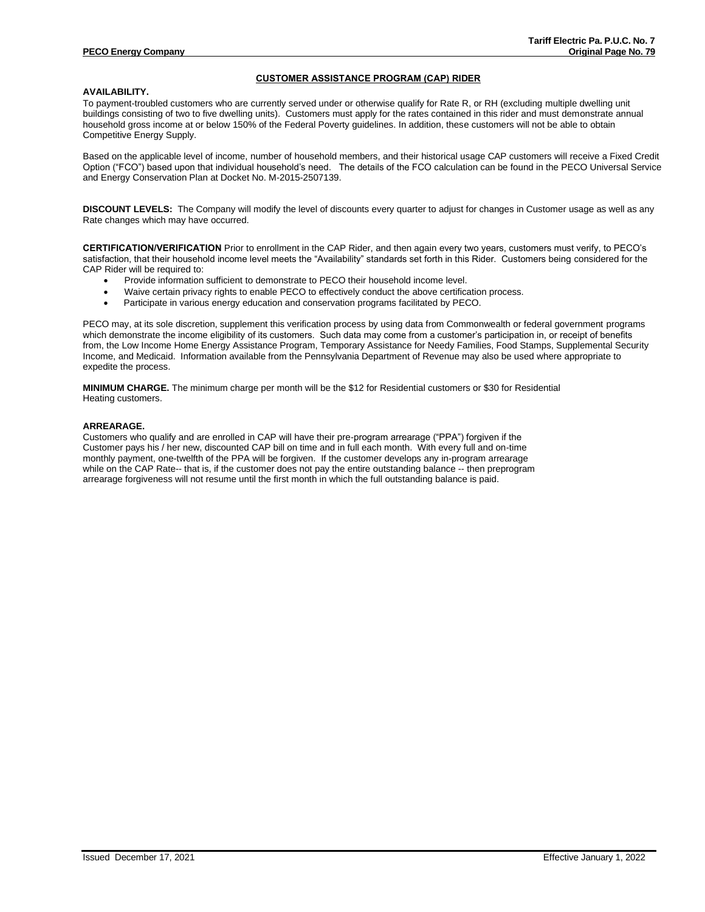## CUSTOMER ASSISTANCE PROGRAM (CAP) RIDER

**AVAILABILITY.**
To payment-troubled customers who are currently served under or otherwise qualify for Rate R, or RH (excluding multiple dwelling unit buildings consisting of two to five dwelling units). Customers must apply for the rates contained in this rider and must demonstrate annual household gross income at or below 150% of the Federal Poverty guidelines. In addition, these customers will not be able to obtain Competitive Energy Supply.

Based on the applicable level of income, number of household members, and their historical usage CAP customers will receive a Fixed Credit Option ("FCO") based upon that individual household's need. The details of the FCO calculation can be found in the PECO Universal Service and Energy Conservation Plan at Docket No. M-2015-2507139.

**DISCOUNT LEVELS:** The Company will modify the level of discounts every quarter to adjust for changes in Customer usage as well as any Rate changes which may have occurred.

**CERTIFICATION/VERIFICATION** Prior to enrollment in the CAP Rider, and then again every two years, customers must verify, to PECO's satisfaction, that their household income level meets the "Availability" standards set forth in this Rider. Customers being considered for the CAP Rider will be required to:

- Provide information sufficient to demonstrate to PECO their household income level.
- Waive certain privacy rights to enable PECO to effectively conduct the above certification process.
- Participate in various energy education and conservation programs facilitated by PECO.

PECO may, at its sole discretion, supplement this verification process by using data from Commonwealth or federal government programs which demonstrate the income eligibility of its customers. Such data may come from a customer's participation in, or receipt of benefits from, the Low Income Home Energy Assistance Program, Temporary Assistance for Needy Families, Food Stamps, Supplemental Security Income, and Medicaid. Information available from the Pennsylvania Department of Revenue may also be used where appropriate to expedite the process.

**MINIMUM CHARGE.** The minimum charge per month will be the $12 for Residential customers or $30 for Residential Heating customers.

**ARREARAGE.**
Customers who qualify and are enrolled in CAP will have their pre-program arrearage ("PPA") forgiven if the Customer pays his / her new, discounted CAP bill on time and in full each month. With every full and on-time monthly payment, one-twelfth of the PPA will be forgiven. If the customer develops any in-program arrearage while on the CAP Rate-- that is, if the customer does not pay the entire outstanding balance -- then preprogram arrearage forgiveness will not resume until the first month in which the full outstanding balance is paid.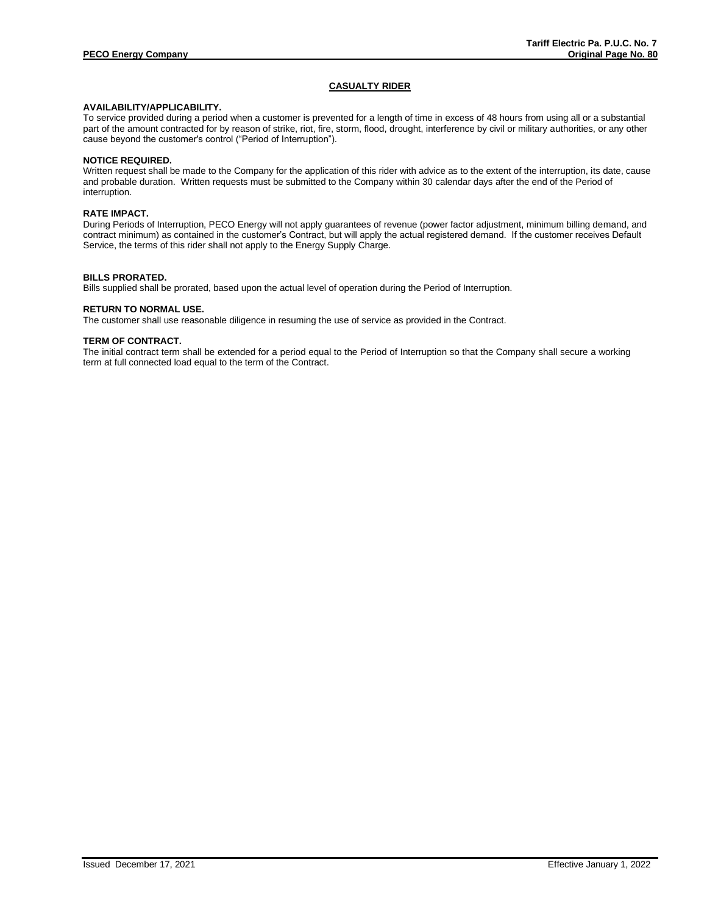# CASUALTY RIDER

**AVAILABILITY/APPLICABILITY.**
To service provided during a period when a customer is prevented for a length of time in excess of 48 hours from using all or a substantial part of the amount contracted for by reason of strike, riot, fire, storm, flood, drought, interference by civil or military authorities, or any other cause beyond the customer's control ("Period of Interruption").

**NOTICE REQUIRED.**
Written request shall be made to the Company for the application of this rider with advice as to the extent of the interruption, its date, cause and probable duration. Written requests must be submitted to the Company within 30 calendar days after the end of the Period of interruption.

**RATE IMPACT.**
During Periods of Interruption, PECO Energy will not apply guarantees of revenue (power factor adjustment, minimum billing demand, and contract minimum) as contained in the customer's Contract, but will apply the actual registered demand. If the customer receives Default Service, the terms of this rider shall not apply to the Energy Supply Charge.

**BILLS PRORATED.**
Bills supplied shall be prorated, based upon the actual level of operation during the Period of Interruption.

**RETURN TO NORMAL USE.**
The customer shall use reasonable diligence in resuming the use of service as provided in the Contract.

**TERM OF CONTRACT.**
The initial contract term shall be extended for a period equal to the Period of Interruption so that the Company shall secure a working term at full connected load equal to the term of the Contract.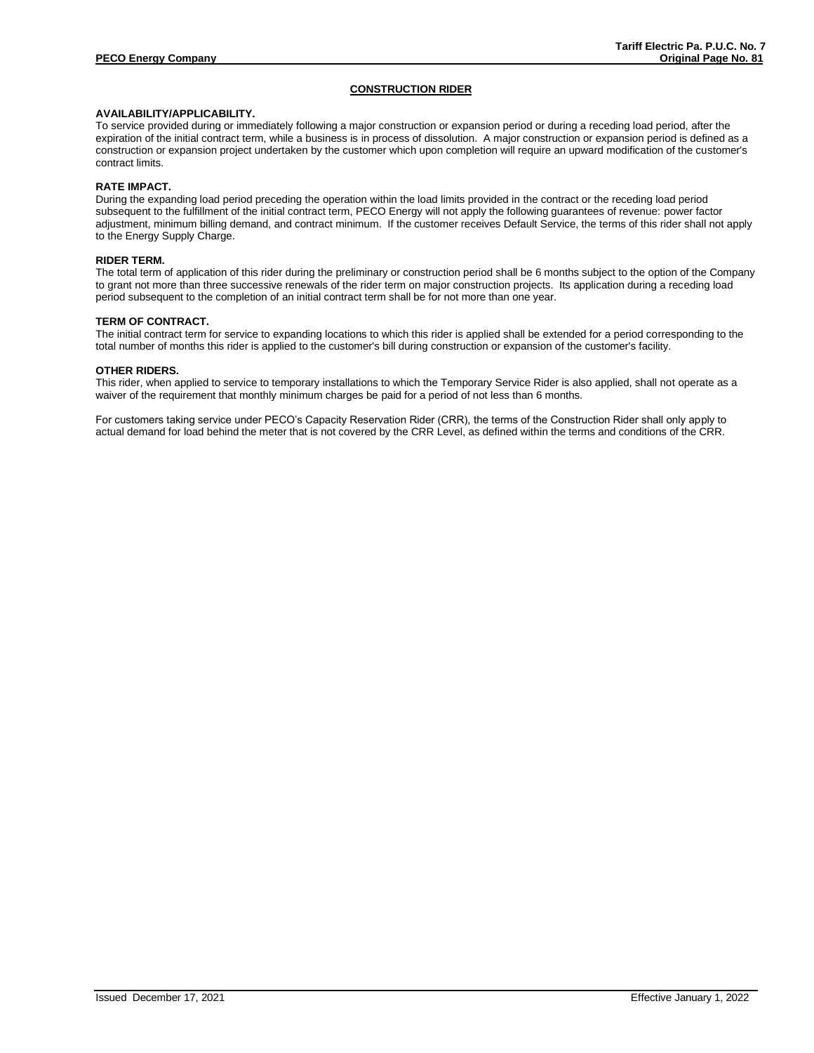## CONSTRUCTION RIDER

**AVAILABILITY/APPLICABILITY.**
To service provided during or immediately following a major construction or expansion period or during a receding load period, after the expiration of the initial contract term, while a business is in process of dissolution. A major construction or expansion period is defined as a construction or expansion project undertaken by the customer which upon completion will require an upward modification of the customer's contract limits.

**RATE IMPACT.**
During the expanding load period preceding the operation within the load limits provided in the contract or the receding load period subsequent to the fulfillment of the initial contract term, PECO Energy will not apply the following guarantees of revenue: power factor adjustment, minimum billing demand, and contract minimum. If the customer receives Default Service, the terms of this rider shall not apply to the Energy Supply Charge.

**RIDER TERM.**
The total term of application of this rider during the preliminary or construction period shall be 6 months subject to the option of the Company to grant not more than three successive renewals of the rider term on major construction projects. Its application during a receding load period subsequent to the completion of an initial contract term shall be for not more than one year.

**TERM OF CONTRACT.**
The initial contract term for service to expanding locations to which this rider is applied shall be extended for a period corresponding to the total number of months this rider is applied to the customer's bill during construction or expansion of the customer's facility.

**OTHER RIDERS.**
This rider, when applied to service to temporary installations to which the Temporary Service Rider is also applied, shall not operate as a waiver of the requirement that monthly minimum charges be paid for a period of not less than 6 months.

For customers taking service under PECO's Capacity Reservation Rider (CRR), the terms of the Construction Rider shall only apply to actual demand for load behind the meter that is not covered by the CRR Level, as defined within the terms and conditions of the CRR.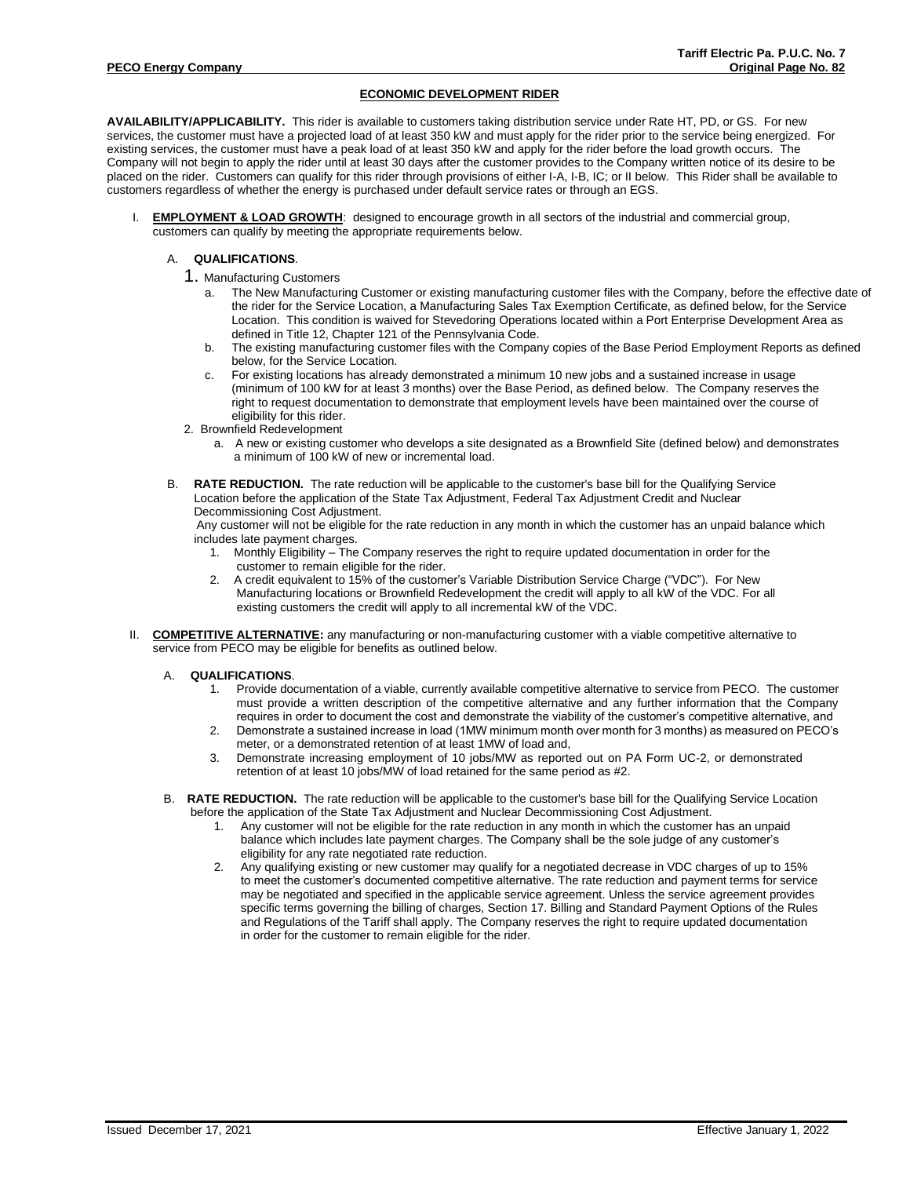## ECONOMIC DEVELOPMENT RIDER

**AVAILABILITY/APPLICABILITY.** This rider is available to customers taking distribution service under Rate HT, PD, or GS. For new services, the customer must have a projected load of at least 350 kW and must apply for the rider prior to the service being energized. For existing services, the customer must have a peak load of at least 350 kW and apply for the rider before the load growth occurs. The Company will not begin to apply the rider until at least 30 days after the customer provides to the Company written notice of its desire to be placed on the rider. Customers can qualify for this rider through provisions of either I-A, I-B, IC; or II below. This Rider shall be available to customers regardless of whether the energy is purchased under default service rates or through an EGS.

I. **EMPLOYMENT & LOAD GROWTH**: designed to encourage growth in all sectors of the industrial and commercial group, customers can qualify by meeting the appropriate requirements below.

A. **QUALIFICATIONS**.

1. Manufacturing Customers
   a. The New Manufacturing Customer or existing manufacturing customer files with the Company, before the effective date of the rider for the Service Location, a Manufacturing Sales Tax Exemption Certificate, as defined below, for the Service Location. This condition is waived for Stevedoring Operations located within a Port Enterprise Development Area as defined in Title 12, Chapter 121 of the Pennsylvania Code.
   b. The existing manufacturing customer files with the Company copies of the Base Period Employment Reports as defined below, for the Service Location.
   c. For existing locations has already demonstrated a minimum 10 new jobs and a sustained increase in usage (minimum of 100 kW for at least 3 months) over the Base Period, as defined below. The Company reserves the right to request documentation to demonstrate that employment levels have been maintained over the course of eligibility for this rider.
2. Brownfield Redevelopment
   a. A new or existing customer who develops a site designated as a Brownfield Site (defined below) and demonstrates a minimum of 100 kW of new or incremental load.

B. **RATE REDUCTION.** The rate reduction will be applicable to the customer's base bill for the Qualifying Service Location before the application of the State Tax Adjustment, Federal Tax Adjustment Credit and Nuclear Decommissioning Cost Adjustment.
Any customer will not be eligible for the rate reduction in any month in which the customer has an unpaid balance which includes late payment charges.

1. Monthly Eligibility – The Company reserves the right to require updated documentation in order for the customer to remain eligible for the rider.
2. A credit equivalent to 15% of the customer's Variable Distribution Service Charge ("VDC"). For New Manufacturing locations or Brownfield Redevelopment the credit will apply to all kW of the VDC. For all existing customers the credit will apply to all incremental kW of the VDC.

II. **COMPETITIVE ALTERNATIVE:** any manufacturing or non-manufacturing customer with a viable competitive alternative to service from PECO may be eligible for benefits as outlined below.

A. **QUALIFICATIONS**.

1. Provide documentation of a viable, currently available competitive alternative to service from PECO. The customer must provide a written description of the competitive alternative and any further information that the Company requires in order to document the cost and demonstrate the viability of the customer's competitive alternative, and
2. Demonstrate a sustained increase in load (1MW minimum month over month for 3 months) as measured on PECO's meter, or a demonstrated retention of at least 1MW of load and,
3. Demonstrate increasing employment of 10 jobs/MW as reported out on PA Form UC-2, or demonstrated retention of at least 10 jobs/MW of load retained for the same period as #2.

B. **RATE REDUCTION.** The rate reduction will be applicable to the customer's base bill for the Qualifying Service Location before the application of the State Tax Adjustment and Nuclear Decommissioning Cost Adjustment.

1. Any customer will not be eligible for the rate reduction in any month in which the customer has an unpaid balance which includes late payment charges. The Company shall be the sole judge of any customer's eligibility for any rate negotiated rate reduction.
2. Any qualifying existing or new customer may qualify for a negotiated decrease in VDC charges of up to 15% to meet the customer's documented competitive alternative. The rate reduction and payment terms for service may be negotiated and specified in the applicable service agreement. Unless the service agreement provides specific terms governing the billing of charges, Section 17. Billing and Standard Payment Options of the Rules and Regulations of the Tariff shall apply. The Company reserves the right to require updated documentation in order for the customer to remain eligible for the rider.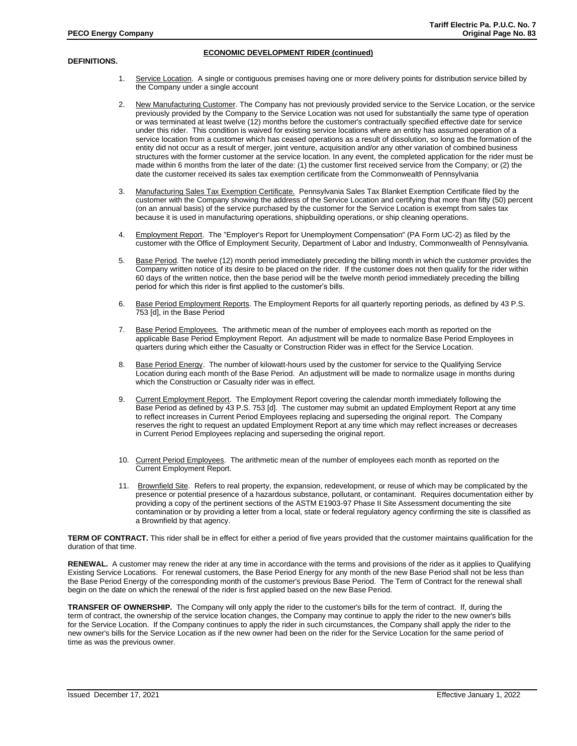## ECONOMIC DEVELOPMENT RIDER (continued)

**DEFINITIONS.**

1. Service Location. A single or contiguous premises having one or more delivery points for distribution service billed by the Company under a single account

2. New Manufacturing Customer. The Company has not previously provided service to the Service Location, or the service previously provided by the Company to the Service Location was not used for substantially the same type of operation or was terminated at least twelve (12) months before the customer's contractually specified effective date for service under this rider. This condition is waived for existing service locations where an entity has assumed operation of a service location from a customer which has ceased operations as a result of dissolution, so long as the formation of the entity did not occur as a result of merger, joint venture, acquisition and/or any other variation of combined business structures with the former customer at the service location. In any event, the completed application for the rider must be made within 6 months from the later of the date: (1) the customer first received service from the Company; or (2) the date the customer received its sales tax exemption certificate from the Commonwealth of Pennsylvania

3. Manufacturing Sales Tax Exemption Certificate. Pennsylvania Sales Tax Blanket Exemption Certificate filed by the customer with the Company showing the address of the Service Location and certifying that more than fifty (50) percent (on an annual basis) of the service purchased by the customer for the Service Location is exempt from sales tax because it is used in manufacturing operations, shipbuilding operations, or ship cleaning operations.

4. Employment Report. The "Employer's Report for Unemployment Compensation" (PA Form UC-2) as filed by the customer with the Office of Employment Security, Department of Labor and Industry, Commonwealth of Pennsylvania.

5. Base Period. The twelve (12) month period immediately preceding the billing month in which the customer provides the Company written notice of its desire to be placed on the rider. If the customer does not then qualify for the rider within 60 days of the written notice, then the base period will be the twelve month period immediately preceding the billing period for which this rider is first applied to the customer's bills.

6. Base Period Employment Reports. The Employment Reports for all quarterly reporting periods, as defined by 43 P.S. 753 [d], in the Base Period

7. Base Period Employees. The arithmetic mean of the number of employees each month as reported on the applicable Base Period Employment Report. An adjustment will be made to normalize Base Period Employees in quarters during which either the Casualty or Construction Rider was in effect for the Service Location.

8. Base Period Energy. The number of kilowatt-hours used by the customer for service to the Qualifying Service Location during each month of the Base Period. An adjustment will be made to normalize usage in months during which the Construction or Casualty rider was in effect.

9. Current Employment Report. The Employment Report covering the calendar month immediately following the Base Period as defined by 43 P.S. 753 [d]. The customer may submit an updated Employment Report at any time to reflect increases in Current Period Employees replacing and superseding the original report. The Company reserves the right to request an updated Employment Report at any time which may reflect increases or decreases in Current Period Employees replacing and superseding the original report.

10. Current Period Employees. The arithmetic mean of the number of employees each month as reported on the Current Employment Report.

11. Brownfield Site. Refers to real property, the expansion, redevelopment, or reuse of which may be complicated by the presence or potential presence of a hazardous substance, pollutant, or contaminant. Requires documentation either by providing a copy of the pertinent sections of the ASTM E1903-97 Phase II Site Assessment documenting the site contamination or by providing a letter from a local, state or federal regulatory agency confirming the site is classified as a Brownfield by that agency.

**TERM OF CONTRACT.** This rider shall be in effect for either a period of five years provided that the customer maintains qualification for the duration of that time.

**RENEWAL.** A customer may renew the rider at any time in accordance with the terms and provisions of the rider as it applies to Qualifying Existing Service Locations. For renewal customers, the Base Period Energy for any month of the new Base Period shall not be less than the Base Period Energy of the corresponding month of the customer's previous Base Period. The Term of Contract for the renewal shall begin on the date on which the renewal of the rider is first applied based on the new Base Period.

**TRANSFER OF OWNERSHIP.** The Company will only apply the rider to the customer's bills for the term of contract. If, during the term of contract, the ownership of the service location changes, the Company may continue to apply the rider to the new owner's bills for the Service Location. If the Company continues to apply the rider in such circumstances, the Company shall apply the rider to the new owner's bills for the Service Location as if the new owner had been on the rider for the Service Location for the same period of time as was the previous owner.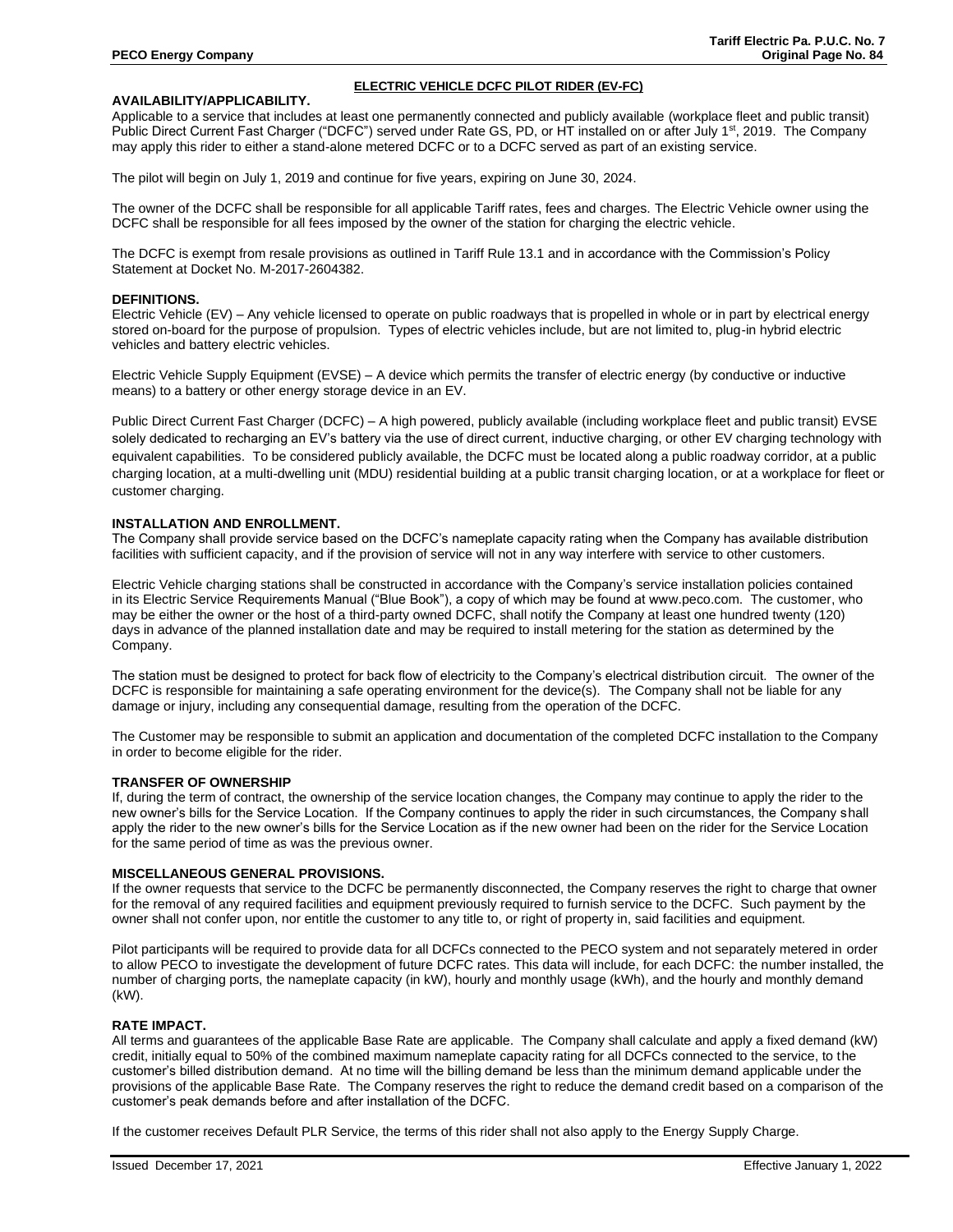## ELECTRIC VEHICLE DCFC PILOT RIDER (EV-FC)

**AVAILABILITY/APPLICABILITY.**

Applicable to a service that includes at least one permanently connected and publicly available (workplace fleet and public transit) Public Direct Current Fast Charger ("DCFC") served under Rate GS, PD, or HT installed on or after July 1st, 2019. The Company may apply this rider to either a stand-alone metered DCFC or to a DCFC served as part of an existing service.

The pilot will begin on July 1, 2019 and continue for five years, expiring on June 30, 2024.

The owner of the DCFC shall be responsible for all applicable Tariff rates, fees and charges. The Electric Vehicle owner using the DCFC shall be responsible for all fees imposed by the owner of the station for charging the electric vehicle.

The DCFC is exempt from resale provisions as outlined in Tariff Rule 13.1 and in accordance with the Commission's Policy Statement at Docket No. M-2017-2604382.

**DEFINITIONS.**

Electric Vehicle (EV) – Any vehicle licensed to operate on public roadways that is propelled in whole or in part by electrical energy stored on-board for the purpose of propulsion. Types of electric vehicles include, but are not limited to, plug-in hybrid electric vehicles and battery electric vehicles.

Electric Vehicle Supply Equipment (EVSE) – A device which permits the transfer of electric energy (by conductive or inductive means) to a battery or other energy storage device in an EV.

Public Direct Current Fast Charger (DCFC) – A high powered, publicly available (including workplace fleet and public transit) EVSE solely dedicated to recharging an EV's battery via the use of direct current, inductive charging, or other EV charging technology with equivalent capabilities. To be considered publicly available, the DCFC must be located along a public roadway corridor, at a public charging location, at a multi-dwelling unit (MDU) residential building at a public transit charging location, or at a workplace for fleet or customer charging.

**INSTALLATION AND ENROLLMENT.**

The Company shall provide service based on the DCFC's nameplate capacity rating when the Company has available distribution facilities with sufficient capacity, and if the provision of service will not in any way interfere with service to other customers.

Electric Vehicle charging stations shall be constructed in accordance with the Company's service installation policies contained in its Electric Service Requirements Manual ("Blue Book"), a copy of which may be found at www.peco.com. The customer, who may be either the owner or the host of a third-party owned DCFC, shall notify the Company at least one hundred twenty (120) days in advance of the planned installation date and may be required to install metering for the station as determined by the Company.

The station must be designed to protect for back flow of electricity to the Company's electrical distribution circuit. The owner of the DCFC is responsible for maintaining a safe operating environment for the device(s). The Company shall not be liable for any damage or injury, including any consequential damage, resulting from the operation of the DCFC.

The Customer may be responsible to submit an application and documentation of the completed DCFC installation to the Company in order to become eligible for the rider.

**TRANSFER OF OWNERSHIP**

If, during the term of contract, the ownership of the service location changes, the Company may continue to apply the rider to the new owner's bills for the Service Location. If the Company continues to apply the rider in such circumstances, the Company shall apply the rider to the new owner's bills for the Service Location as if the new owner had been on the rider for the Service Location for the same period of time as was the previous owner.

**MISCELLANEOUS GENERAL PROVISIONS.**

If the owner requests that service to the DCFC be permanently disconnected, the Company reserves the right to charge that owner for the removal of any required facilities and equipment previously required to furnish service to the DCFC. Such payment by the owner shall not confer upon, nor entitle the customer to any title to, or right of property in, said facilities and equipment.

Pilot participants will be required to provide data for all DCFCs connected to the PECO system and not separately metered in order to allow PECO to investigate the development of future DCFC rates. This data will include, for each DCFC: the number installed, the number of charging ports, the nameplate capacity (in kW), hourly and monthly usage (kWh), and the hourly and monthly demand (kW).

**RATE IMPACT.**

All terms and guarantees of the applicable Base Rate are applicable. The Company shall calculate and apply a fixed demand (kW) credit, initially equal to 50% of the combined maximum nameplate capacity rating for all DCFCs connected to the service, to the customer's billed distribution demand. At no time will the billing demand be less than the minimum demand applicable under the provisions of the applicable Base Rate. The Company reserves the right to reduce the demand credit based on a comparison of the customer's peak demands before and after installation of the DCFC.

If the customer receives Default PLR Service, the terms of this rider shall not also apply to the Energy Supply Charge.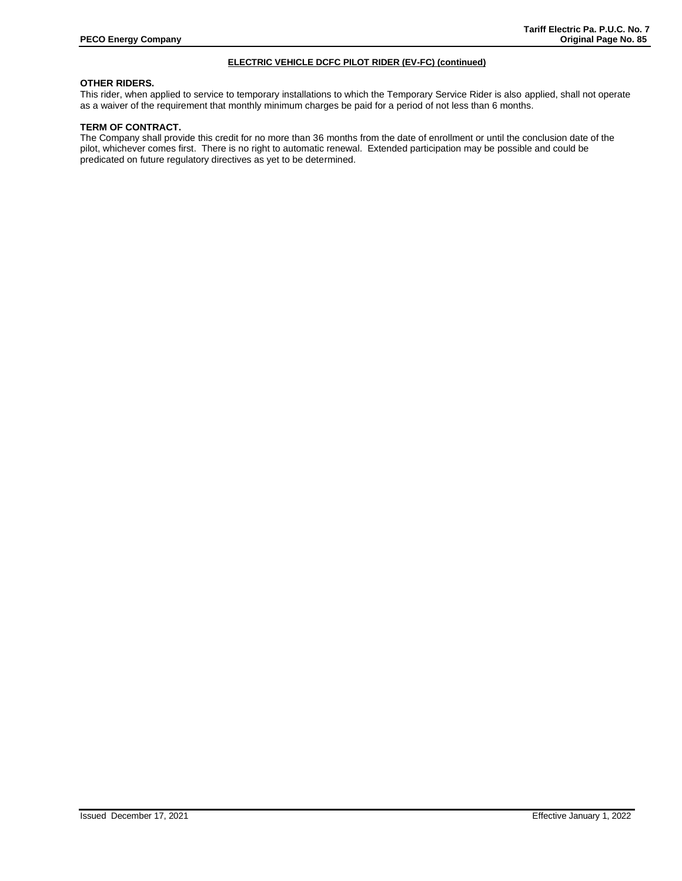## ELECTRIC VEHICLE DCFC PILOT RIDER (EV-FC) (continued)

**OTHER RIDERS.**

This rider, when applied to service to temporary installations to which the Temporary Service Rider is also applied, shall not operate as a waiver of the requirement that monthly minimum charges be paid for a period of not less than 6 months.

**TERM OF CONTRACT.**

The Company shall provide this credit for no more than 36 months from the date of enrollment or until the conclusion date of the pilot, whichever comes first. There is no right to automatic renewal. Extended participation may be possible and could be predicated on future regulatory directives as yet to be determined.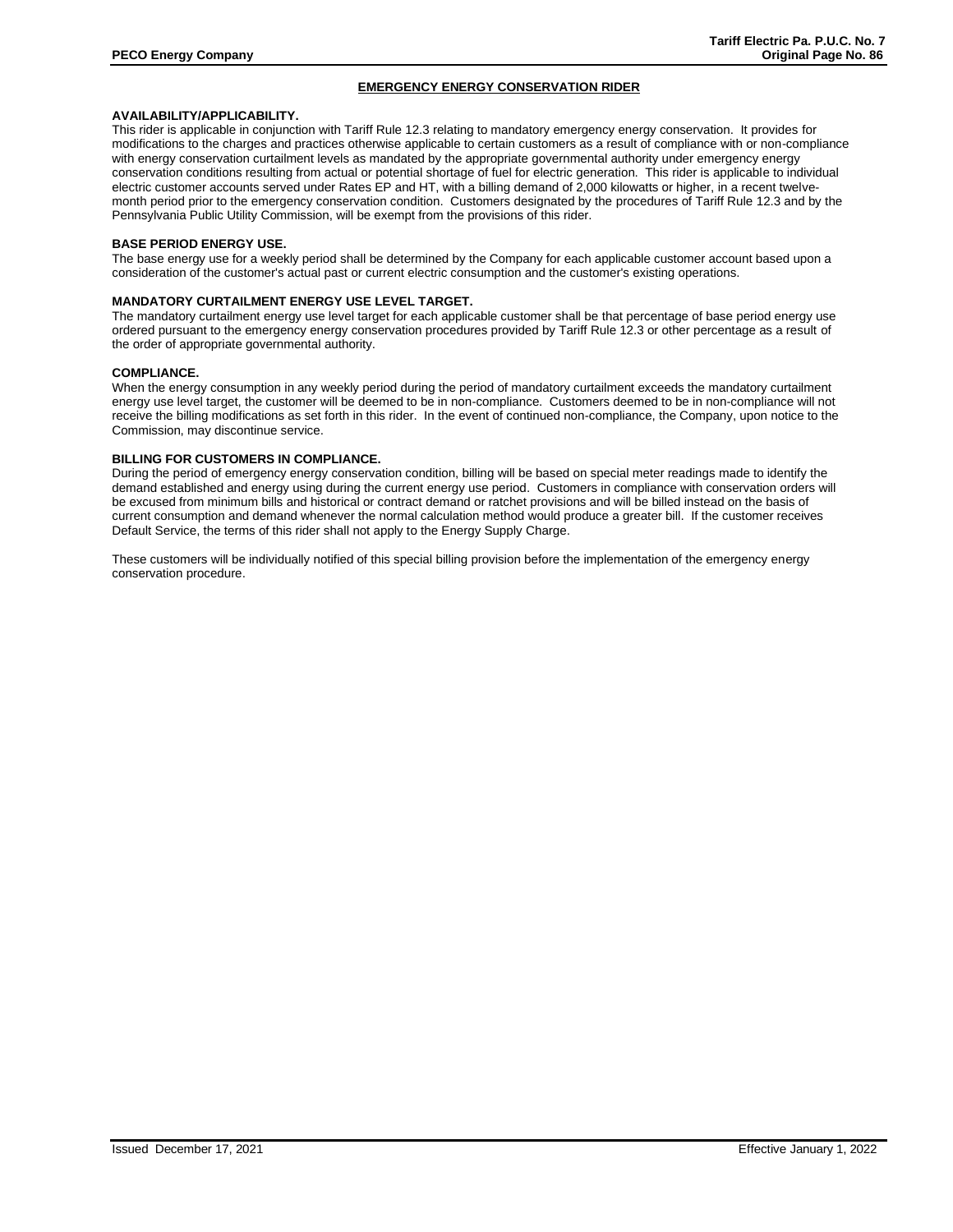## EMERGENCY ENERGY CONSERVATION RIDER

**AVAILABILITY/APPLICABILITY.**
This rider is applicable in conjunction with Tariff Rule 12.3 relating to mandatory emergency energy conservation. It provides for modifications to the charges and practices otherwise applicable to certain customers as a result of compliance with or non-compliance with energy conservation curtailment levels as mandated by the appropriate governmental authority under emergency energy conservation conditions resulting from actual or potential shortage of fuel for electric generation. This rider is applicable to individual electric customer accounts served under Rates EP and HT, with a billing demand of 2,000 kilowatts or higher, in a recent twelve-month period prior to the emergency conservation condition. Customers designated by the procedures of Tariff Rule 12.3 and by the Pennsylvania Public Utility Commission, will be exempt from the provisions of this rider.

**BASE PERIOD ENERGY USE.**
The base energy use for a weekly period shall be determined by the Company for each applicable customer account based upon a consideration of the customer's actual past or current electric consumption and the customer's existing operations.

**MANDATORY CURTAILMENT ENERGY USE LEVEL TARGET.**
The mandatory curtailment energy use level target for each applicable customer shall be that percentage of base period energy use ordered pursuant to the emergency energy conservation procedures provided by Tariff Rule 12.3 or other percentage as a result of the order of appropriate governmental authority.

**COMPLIANCE.**
When the energy consumption in any weekly period during the period of mandatory curtailment exceeds the mandatory curtailment energy use level target, the customer will be deemed to be in non-compliance. Customers deemed to be in non-compliance will not receive the billing modifications as set forth in this rider. In the event of continued non-compliance, the Company, upon notice to the Commission, may discontinue service.

**BILLING FOR CUSTOMERS IN COMPLIANCE.**
During the period of emergency energy conservation condition, billing will be based on special meter readings made to identify the demand established and energy using during the current energy use period. Customers in compliance with conservation orders will be excused from minimum bills and historical or contract demand or ratchet provisions and will be billed instead on the basis of current consumption and demand whenever the normal calculation method would produce a greater bill. If the customer receives Default Service, the terms of this rider shall not apply to the Energy Supply Charge.

These customers will be individually notified of this special billing provision before the implementation of the emergency energy conservation procedure.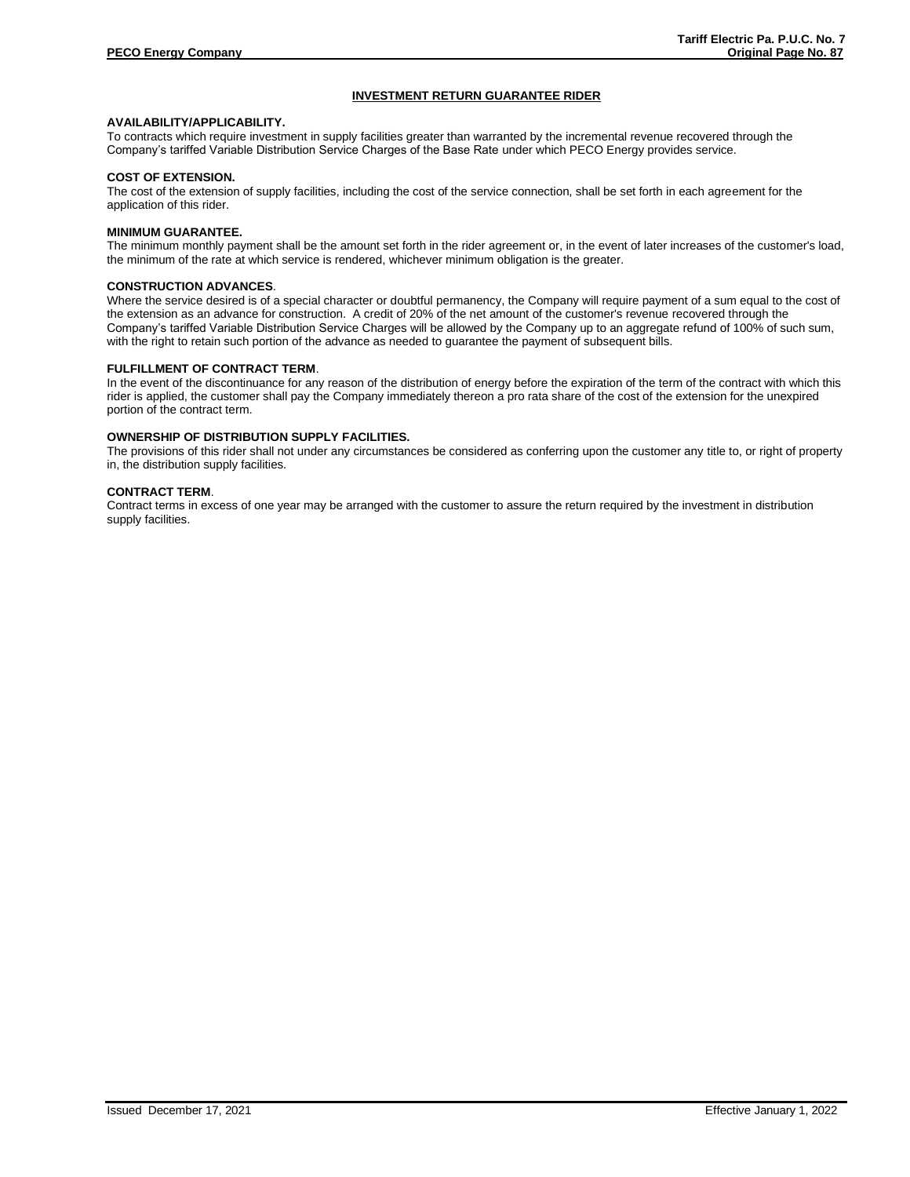# INVESTMENT RETURN GUARANTEE RIDER

**AVAILABILITY/APPLICABILITY.**
To contracts which require investment in supply facilities greater than warranted by the incremental revenue recovered through the Company's tariffed Variable Distribution Service Charges of the Base Rate under which PECO Energy provides service.

**COST OF EXTENSION.**
The cost of the extension of supply facilities, including the cost of the service connection, shall be set forth in each agreement for the application of this rider.

**MINIMUM GUARANTEE.**
The minimum monthly payment shall be the amount set forth in the rider agreement or, in the event of later increases of the customer's load, the minimum of the rate at which service is rendered, whichever minimum obligation is the greater.

**CONSTRUCTION ADVANCES**.
Where the service desired is of a special character or doubtful permanency, the Company will require payment of a sum equal to the cost of the extension as an advance for construction. A credit of 20% of the net amount of the customer's revenue recovered through the Company's tariffed Variable Distribution Service Charges will be allowed by the Company up to an aggregate refund of 100% of such sum, with the right to retain such portion of the advance as needed to guarantee the payment of subsequent bills.

**FULFILLMENT OF CONTRACT TERM**.
In the event of the discontinuance for any reason of the distribution of energy before the expiration of the term of the contract with which this rider is applied, the customer shall pay the Company immediately thereon a pro rata share of the cost of the extension for the unexpired portion of the contract term.

**OWNERSHIP OF DISTRIBUTION SUPPLY FACILITIES.**
The provisions of this rider shall not under any circumstances be considered as conferring upon the customer any title to, or right of property in, the distribution supply facilities.

**CONTRACT TERM**.
Contract terms in excess of one year may be arranged with the customer to assure the return required by the investment in distribution supply facilities.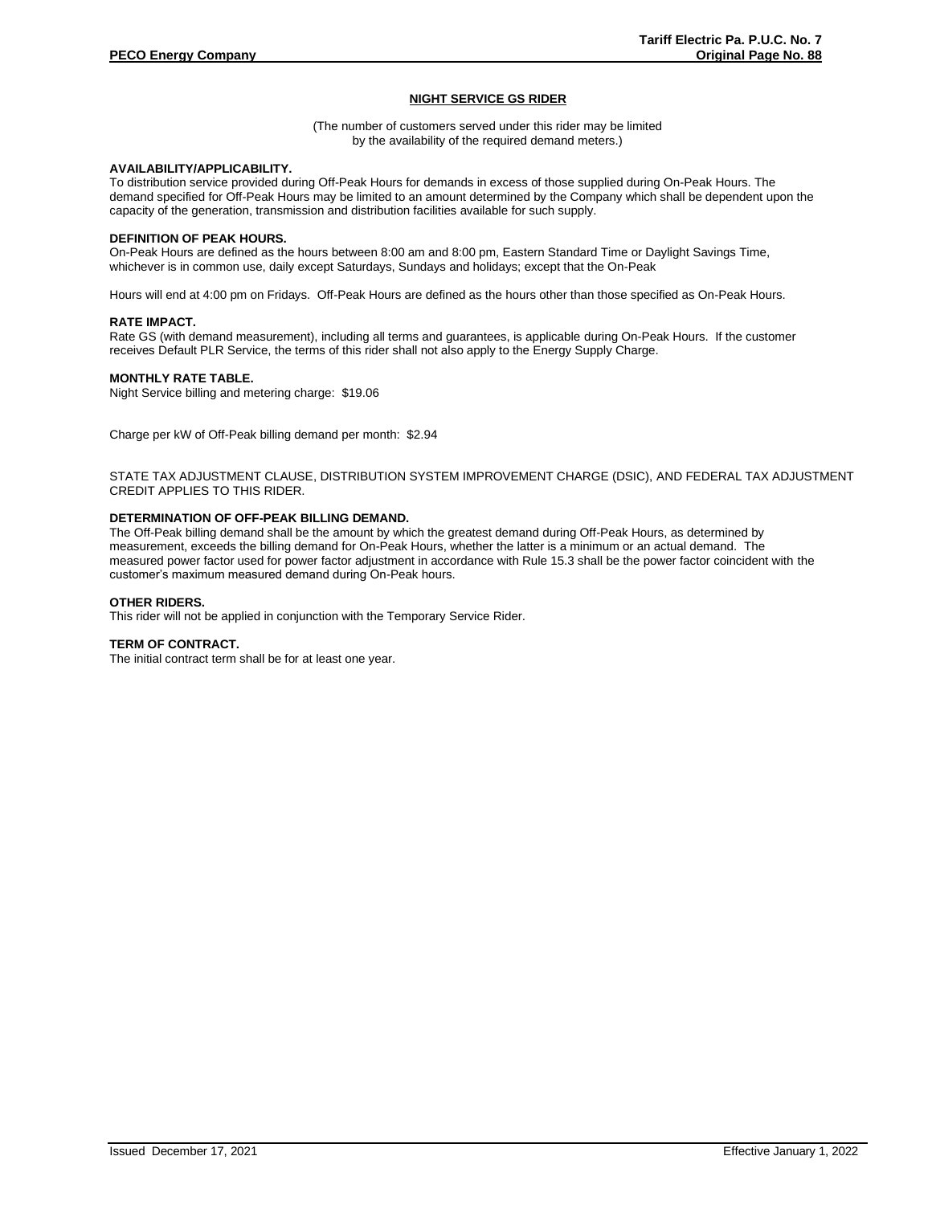## NIGHT SERVICE GS RIDER

(The number of customers served under this rider may be limited
by the availability of the required demand meters.)

**AVAILABILITY/APPLICABILITY.**
To distribution service provided during Off-Peak Hours for demands in excess of those supplied during On-Peak Hours. The demand specified for Off-Peak Hours may be limited to an amount determined by the Company which shall be dependent upon the capacity of the generation, transmission and distribution facilities available for such supply.

**DEFINITION OF PEAK HOURS.**
On-Peak Hours are defined as the hours between 8:00 am and 8:00 pm, Eastern Standard Time or Daylight Savings Time, whichever is in common use, daily except Saturdays, Sundays and holidays; except that the On-Peak

Hours will end at 4:00 pm on Fridays. Off-Peak Hours are defined as the hours other than those specified as On-Peak Hours.

**RATE IMPACT.**
Rate GS (with demand measurement), including all terms and guarantees, is applicable during On-Peak Hours. If the customer receives Default PLR Service, the terms of this rider shall not also apply to the Energy Supply Charge.

**MONTHLY RATE TABLE.**
Night Service billing and metering charge: $19.06

Charge per kW of Off-Peak billing demand per month: $2.94

STATE TAX ADJUSTMENT CLAUSE, DISTRIBUTION SYSTEM IMPROVEMENT CHARGE (DSIC), AND FEDERAL TAX ADJUSTMENT CREDIT APPLIES TO THIS RIDER.

**DETERMINATION OF OFF-PEAK BILLING DEMAND.**
The Off-Peak billing demand shall be the amount by which the greatest demand during Off-Peak Hours, as determined by measurement, exceeds the billing demand for On-Peak Hours, whether the latter is a minimum or an actual demand. The measured power factor used for power factor adjustment in accordance with Rule 15.3 shall be the power factor coincident with the customer's maximum measured demand during On-Peak hours.

**OTHER RIDERS.**
This rider will not be applied in conjunction with the Temporary Service Rider.

**TERM OF CONTRACT.**
The initial contract term shall be for at least one year.

Issued December 17, 2021 Effective January 1, 2022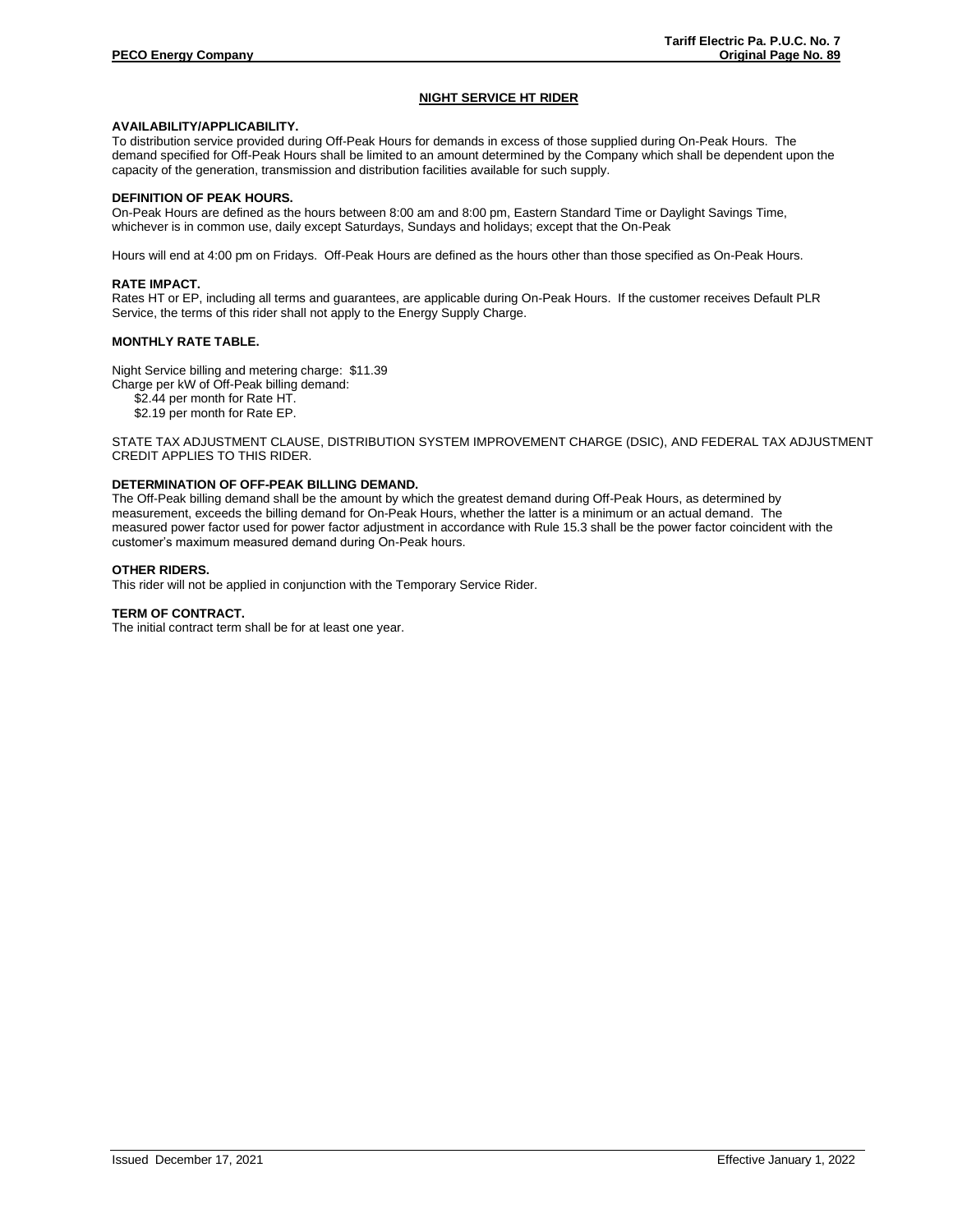# NIGHT SERVICE HT RIDER

**AVAILABILITY/APPLICABILITY.**
To distribution service provided during Off-Peak Hours for demands in excess of those supplied during On-Peak Hours. The demand specified for Off-Peak Hours shall be limited to an amount determined by the Company which shall be dependent upon the capacity of the generation, transmission and distribution facilities available for such supply.

**DEFINITION OF PEAK HOURS.**
On-Peak Hours are defined as the hours between 8:00 am and 8:00 pm, Eastern Standard Time or Daylight Savings Time, whichever is in common use, daily except Saturdays, Sundays and holidays; except that the On-Peak

Hours will end at 4:00 pm on Fridays. Off-Peak Hours are defined as the hours other than those specified as On-Peak Hours.

**RATE IMPACT.**
Rates HT or EP, including all terms and guarantees, are applicable during On-Peak Hours. If the customer receives Default PLR Service, the terms of this rider shall not apply to the Energy Supply Charge.

**MONTHLY RATE TABLE.**

Night Service billing and metering charge: $11.39
Charge per kW of Off-Peak billing demand:
- $2.44 per month for Rate HT.
- $2.19 per month for Rate EP.

STATE TAX ADJUSTMENT CLAUSE, DISTRIBUTION SYSTEM IMPROVEMENT CHARGE (DSIC), AND FEDERAL TAX ADJUSTMENT CREDIT APPLIES TO THIS RIDER.

**DETERMINATION OF OFF-PEAK BILLING DEMAND.**
The Off-Peak billing demand shall be the amount by which the greatest demand during Off-Peak Hours, as determined by measurement, exceeds the billing demand for On-Peak Hours, whether the latter is a minimum or an actual demand. The measured power factor used for power factor adjustment in accordance with Rule 15.3 shall be the power factor coincident with the customer's maximum measured demand during On-Peak hours.

**OTHER RIDERS.**
This rider will not be applied in conjunction with the Temporary Service Rider.

**TERM OF CONTRACT.**
The initial contract term shall be for at least one year.

Issued December 17, 2021 Effective January 1, 2022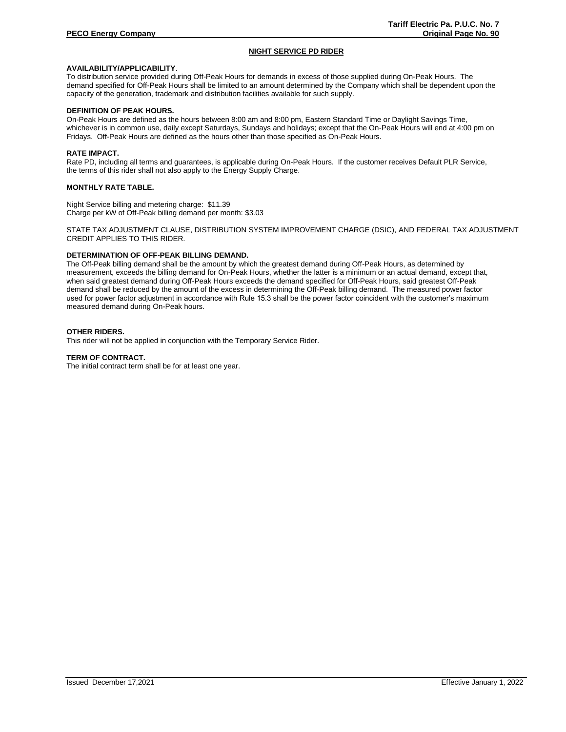## NIGHT SERVICE PD RIDER

**AVAILABILITY/APPLICABILITY**.
To distribution service provided during Off-Peak Hours for demands in excess of those supplied during On-Peak Hours. The demand specified for Off-Peak Hours shall be limited to an amount determined by the Company which shall be dependent upon the capacity of the generation, trademark and distribution facilities available for such supply.

**DEFINITION OF PEAK HOURS.**
On-Peak Hours are defined as the hours between 8:00 am and 8:00 pm, Eastern Standard Time or Daylight Savings Time, whichever is in common use, daily except Saturdays, Sundays and holidays; except that the On-Peak Hours will end at 4:00 pm on Fridays. Off-Peak Hours are defined as the hours other than those specified as On-Peak Hours.

**RATE IMPACT.**
Rate PD, including all terms and guarantees, is applicable during On-Peak Hours. If the customer receives Default PLR Service, the terms of this rider shall not also apply to the Energy Supply Charge.

**MONTHLY RATE TABLE.**

Night Service billing and metering charge: $11.39
Charge per kW of Off-Peak billing demand per month: $3.03

STATE TAX ADJUSTMENT CLAUSE, DISTRIBUTION SYSTEM IMPROVEMENT CHARGE (DSIC), AND FEDERAL TAX ADJUSTMENT CREDIT APPLIES TO THIS RIDER.

**DETERMINATION OF OFF-PEAK BILLING DEMAND.**
The Off-Peak billing demand shall be the amount by which the greatest demand during Off-Peak Hours, as determined by measurement, exceeds the billing demand for On-Peak Hours, whether the latter is a minimum or an actual demand, except that, when said greatest demand during Off-Peak Hours exceeds the demand specified for Off-Peak Hours, said greatest Off-Peak demand shall be reduced by the amount of the excess in determining the Off-Peak billing demand. The measured power factor used for power factor adjustment in accordance with Rule 15.3 shall be the power factor coincident with the customer's maximum measured demand during On-Peak hours.

**OTHER RIDERS.**
This rider will not be applied in conjunction with the Temporary Service Rider.

**TERM OF CONTRACT.**
The initial contract term shall be for at least one year.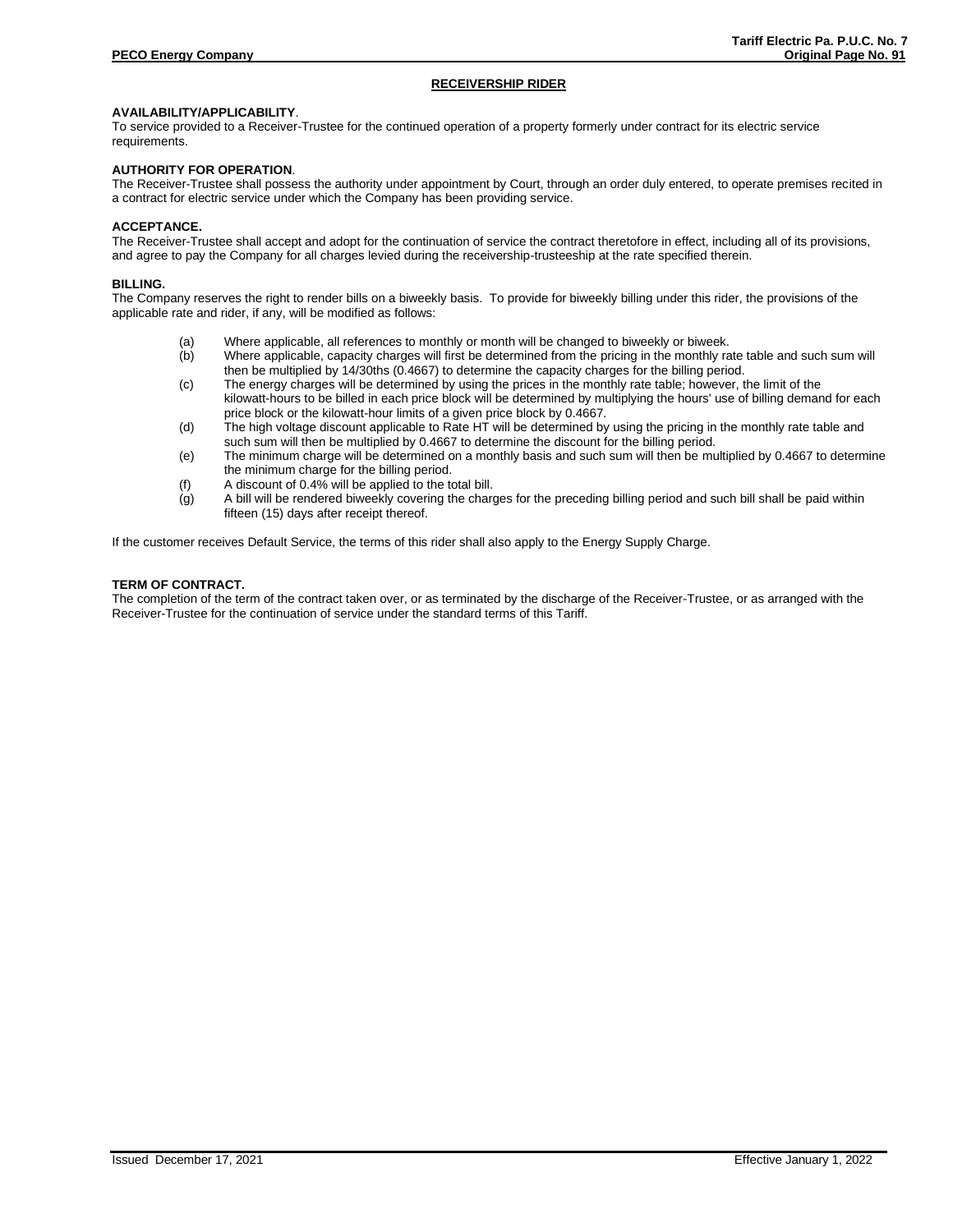## RECEIVERSHIP RIDER

**AVAILABILITY/APPLICABILITY**.
To service provided to a Receiver-Trustee for the continued operation of a property formerly under contract for its electric service requirements.

**AUTHORITY FOR OPERATION**.
The Receiver-Trustee shall possess the authority under appointment by Court, through an order duly entered, to operate premises recited in a contract for electric service under which the Company has been providing service.

**ACCEPTANCE.**
The Receiver-Trustee shall accept and adopt for the continuation of service the contract theretofore in effect, including all of its provisions, and agree to pay the Company for all charges levied during the receivership-trusteeship at the rate specified therein.

**BILLING.**
The Company reserves the right to render bills on a biweekly basis. To provide for biweekly billing under this rider, the provisions of the applicable rate and rider, if any, will be modified as follows:

(a) Where applicable, all references to monthly or month will be changed to biweekly or biweek.
(b) Where applicable, capacity charges will first be determined from the pricing in the monthly rate table and such sum will then be multiplied by 14/30ths (0.4667) to determine the capacity charges for the billing period.
(c) The energy charges will be determined by using the prices in the monthly rate table; however, the limit of the kilowatt-hours to be billed in each price block will be determined by multiplying the hours' use of billing demand for each price block or the kilowatt-hour limits of a given price block by 0.4667.
(d) The high voltage discount applicable to Rate HT will be determined by using the pricing in the monthly rate table and such sum will then be multiplied by 0.4667 to determine the discount for the billing period.
(e) The minimum charge will be determined on a monthly basis and such sum will then be multiplied by 0.4667 to determine the minimum charge for the billing period.
(f) A discount of 0.4% will be applied to the total bill.
(g) A bill will be rendered biweekly covering the charges for the preceding billing period and such bill shall be paid within fifteen (15) days after receipt thereof.

If the customer receives Default Service, the terms of this rider shall also apply to the Energy Supply Charge.

**TERM OF CONTRACT.**
The completion of the term of the contract taken over, or as terminated by the discharge of the Receiver-Trustee, or as arranged with the Receiver-Trustee for the continuation of service under the standard terms of this Tariff.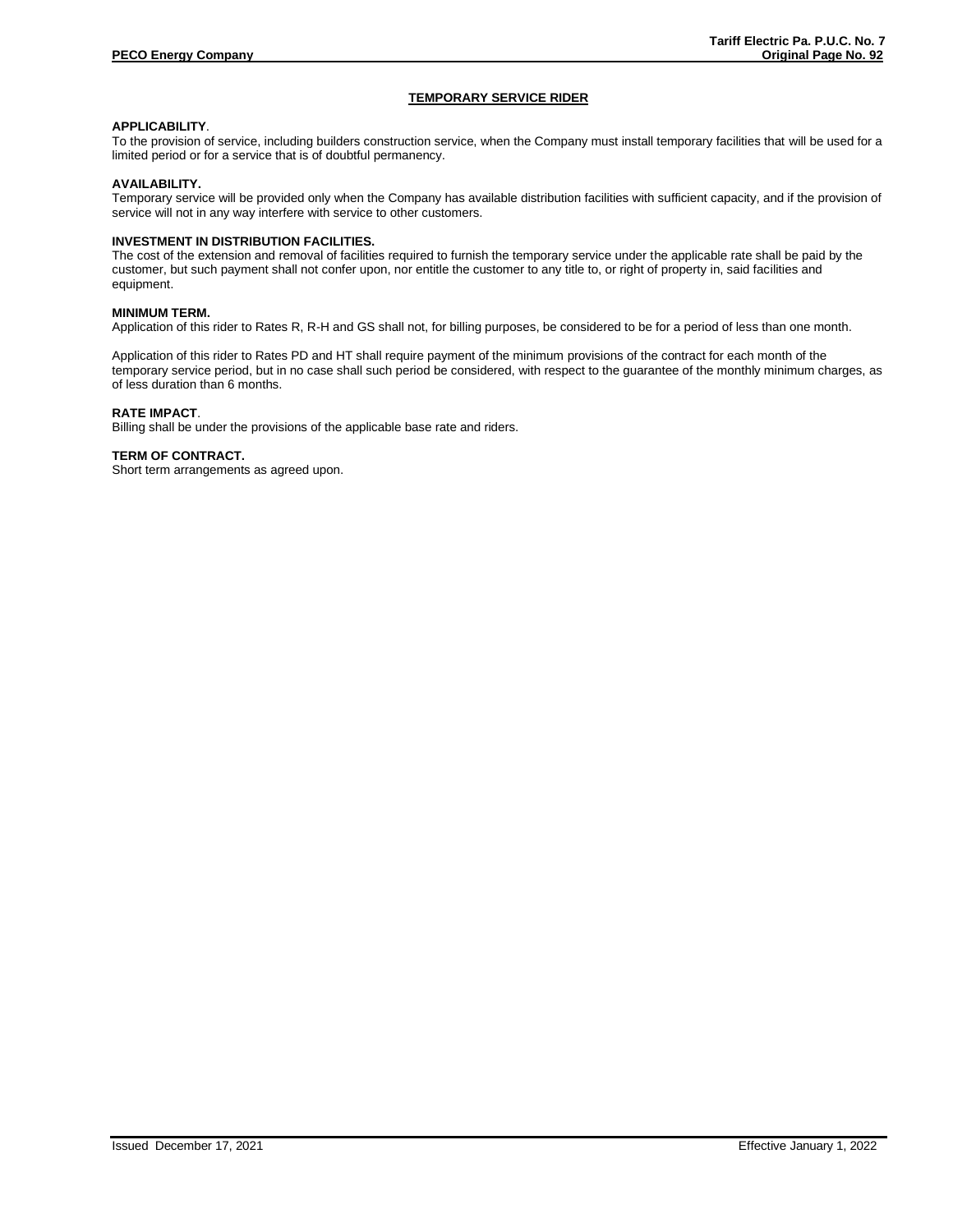## TEMPORARY SERVICE RIDER

**APPLICABILITY**.
To the provision of service, including builders construction service, when the Company must install temporary facilities that will be used for a limited period or for a service that is of doubtful permanency.

**AVAILABILITY.**
Temporary service will be provided only when the Company has available distribution facilities with sufficient capacity, and if the provision of service will not in any way interfere with service to other customers.

**INVESTMENT IN DISTRIBUTION FACILITIES.**
The cost of the extension and removal of facilities required to furnish the temporary service under the applicable rate shall be paid by the customer, but such payment shall not confer upon, nor entitle the customer to any title to, or right of property in, said facilities and equipment.

**MINIMUM TERM.**
Application of this rider to Rates R, R-H and GS shall not, for billing purposes, be considered to be for a period of less than one month.

Application of this rider to Rates PD and HT shall require payment of the minimum provisions of the contract for each month of the temporary service period, but in no case shall such period be considered, with respect to the guarantee of the monthly minimum charges, as of less duration than 6 months.

**RATE IMPACT**.
Billing shall be under the provisions of the applicable base rate and riders.

**TERM OF CONTRACT.**
Short term arrangements as agreed upon.